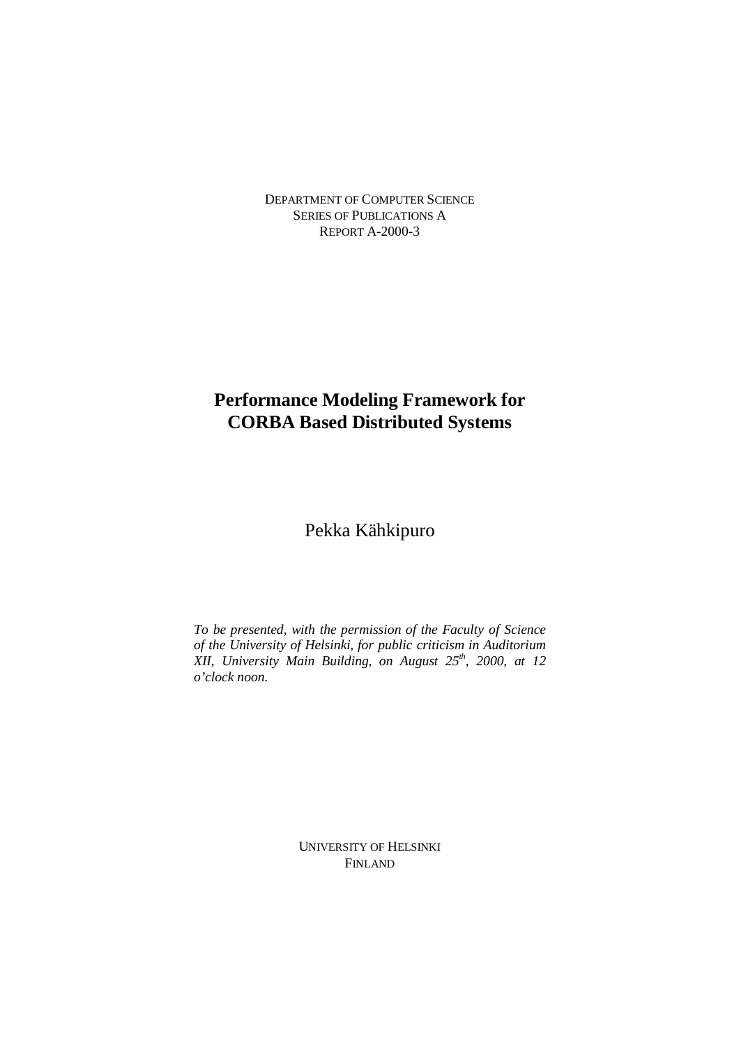DEPARTMENT OF COMPUTER SCIENCE
SERIES OF PUBLICATIONS A
REPORT A-2000-3

# Performance Modeling Framework for CORBA Based Distributed Systems

Pekka Kähkipuro

*To be presented, with the permission of the Faculty of Science of the University of Helsinki, for public criticism in Auditorium XII, University Main Building, on August 25th, 2000, at 12 o'clock noon.*

UNIVERSITY OF HELSINKI
FINLAND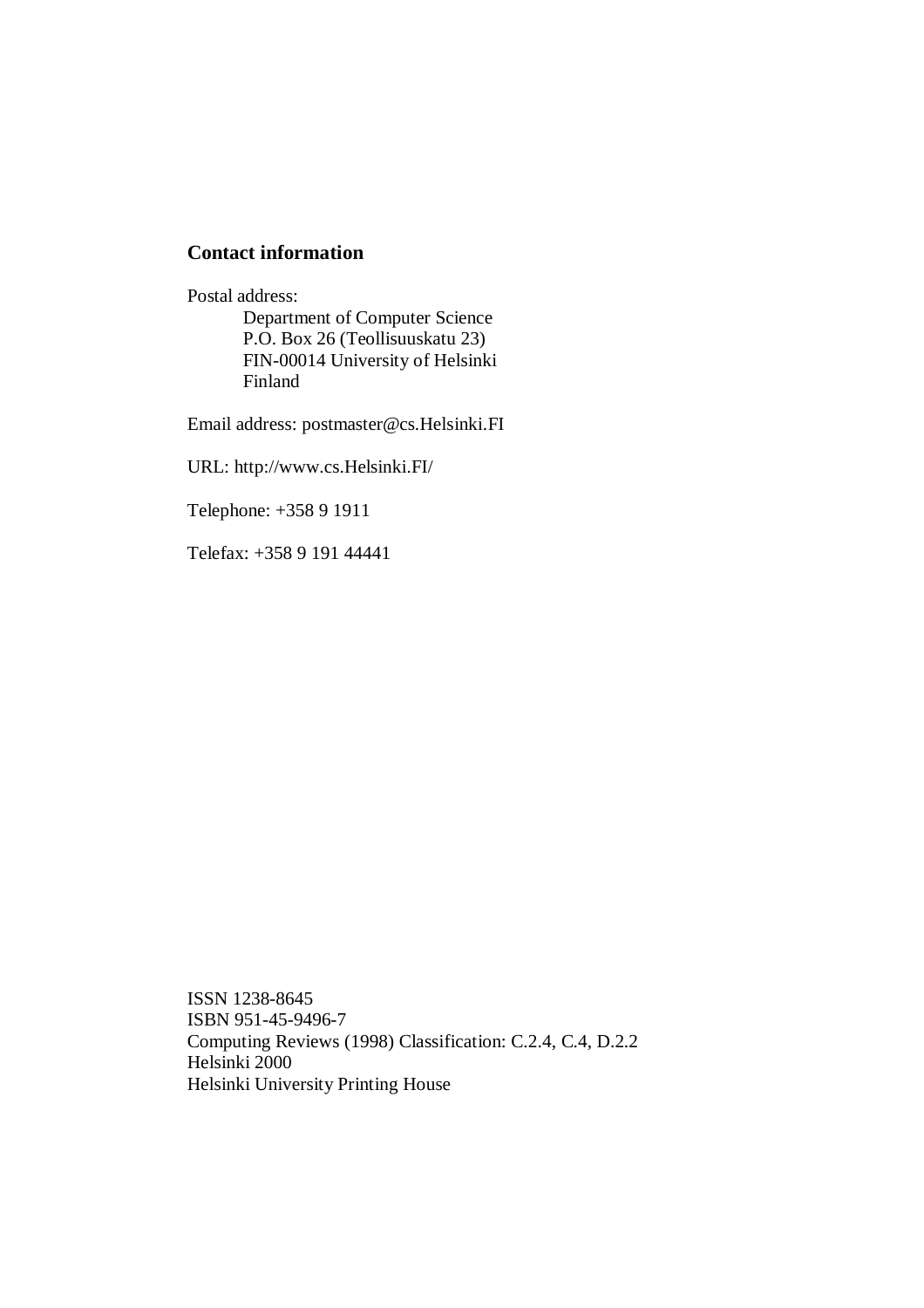**Contact information**

Postal address:

Department of Computer Science
P.O. Box 26 (Teollisuuskatu 23)
FIN-00014 University of Helsinki
Finland

Email address: postmaster@cs.Helsinki.FI

URL: http://www.cs.Helsinki.FI/

Telephone: +358 9 1911

Telefax: +358 9 191 44441

ISSN 1238-8645
ISBN 951-45-9496-7
Computing Reviews (1998) Classification: C.2.4, C.4, D.2.2
Helsinki 2000
Helsinki University Printing House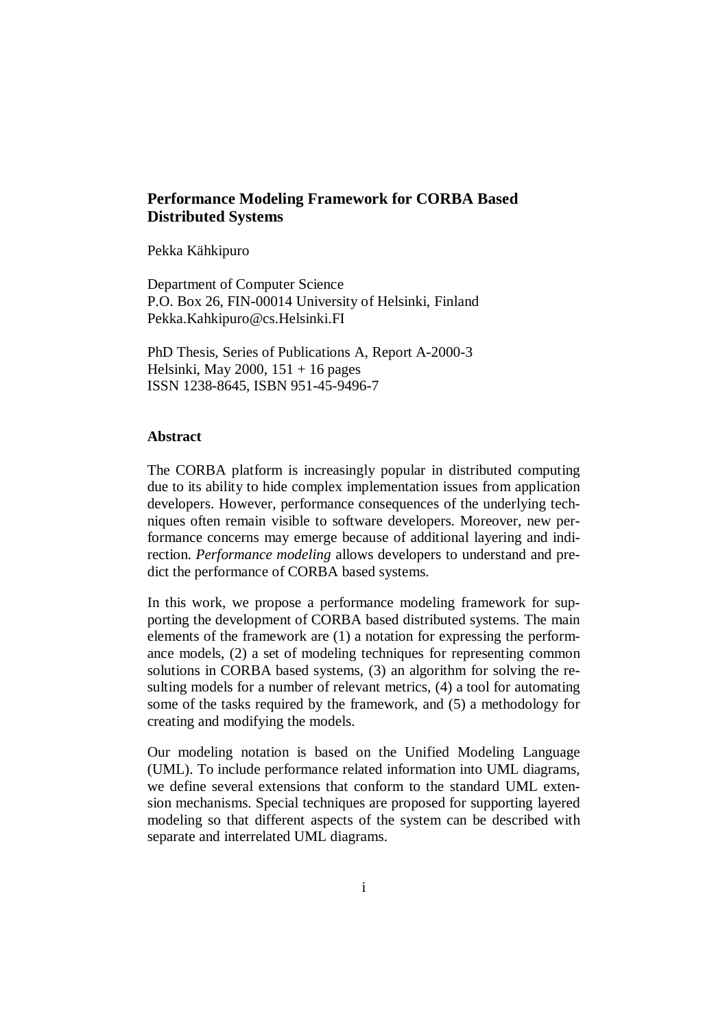**Performance Modeling Framework for CORBA Based Distributed Systems**

Pekka Kähkipuro

Department of Computer Science
P.O. Box 26, FIN-00014 University of Helsinki, Finland
Pekka.Kahkipuro@cs.Helsinki.FI

PhD Thesis, Series of Publications A, Report A-2000-3
Helsinki, May 2000, 151 + 16 pages
ISSN 1238-8645, ISBN 951-45-9496-7

**Abstract**

The CORBA platform is increasingly popular in distributed computing due to its ability to hide complex implementation issues from application developers. However, performance consequences of the underlying techniques often remain visible to software developers. Moreover, new performance concerns may emerge because of additional layering and indirection. *Performance modeling* allows developers to understand and predict the performance of CORBA based systems.

In this work, we propose a performance modeling framework for supporting the development of CORBA based distributed systems. The main elements of the framework are (1) a notation for expressing the performance models, (2) a set of modeling techniques for representing common solutions in CORBA based systems, (3) an algorithm for solving the resulting models for a number of relevant metrics, (4) a tool for automating some of the tasks required by the framework, and (5) a methodology for creating and modifying the models.

Our modeling notation is based on the Unified Modeling Language (UML). To include performance related information into UML diagrams, we define several extensions that conform to the standard UML extension mechanisms. Special techniques are proposed for supporting layered modeling so that different aspects of the system can be described with separate and interrelated UML diagrams.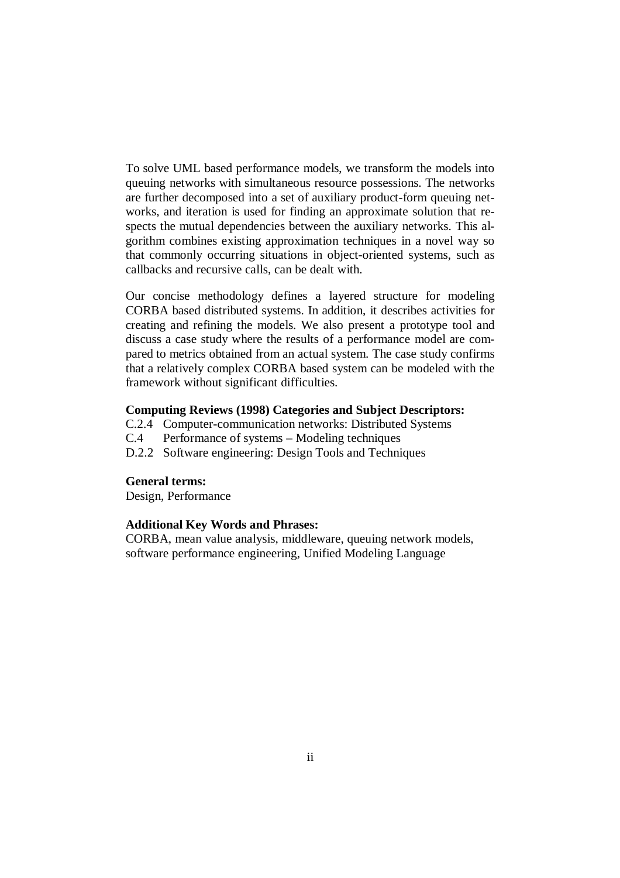To solve UML based performance models, we transform the models into queuing networks with simultaneous resource possessions. The networks are further decomposed into a set of auxiliary product-form queuing networks, and iteration is used for finding an approximate solution that respects the mutual dependencies between the auxiliary networks. This algorithm combines existing approximation techniques in a novel way so that commonly occurring situations in object-oriented systems, such as callbacks and recursive calls, can be dealt with.

Our concise methodology defines a layered structure for modeling CORBA based distributed systems. In addition, it describes activities for creating and refining the models. We also present a prototype tool and discuss a case study where the results of a performance model are compared to metrics obtained from an actual system. The case study confirms that a relatively complex CORBA based system can be modeled with the framework without significant difficulties.

**Computing Reviews (1998) Categories and Subject Descriptors:**

C.2.4 Computer-communication networks: Distributed Systems
C.4 Performance of systems – Modeling techniques
D.2.2 Software engineering: Design Tools and Techniques

**General terms:**

Design, Performance

**Additional Key Words and Phrases:**

CORBA, mean value analysis, middleware, queuing network models, software performance engineering, Unified Modeling Language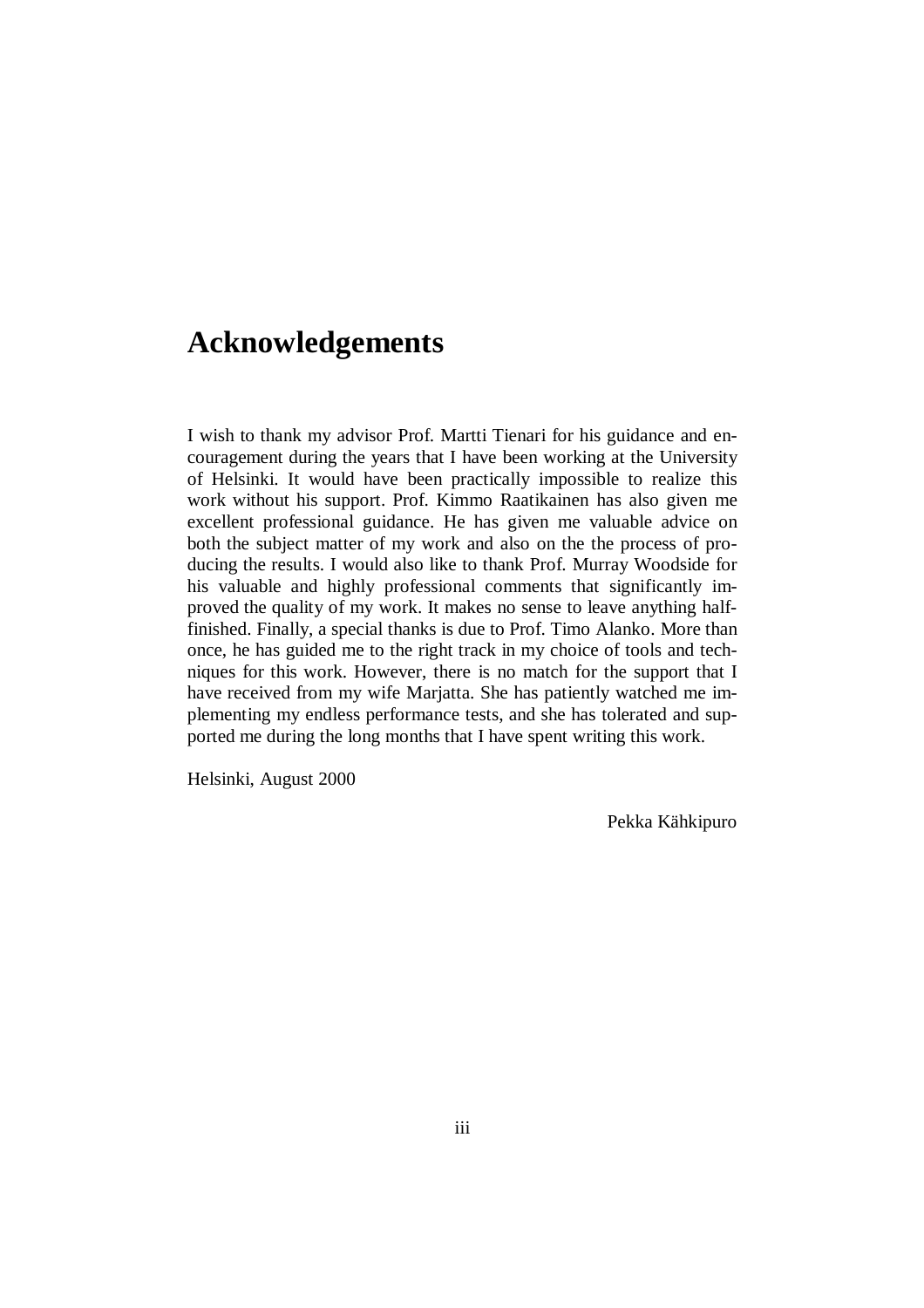# Acknowledgements

I wish to thank my advisor Prof. Martti Tienari for his guidance and encouragement during the years that I have been working at the University of Helsinki. It would have been practically impossible to realize this work without his support. Prof. Kimmo Raatikainen has also given me excellent professional guidance. He has given me valuable advice on both the subject matter of my work and also on the the process of producing the results. I would also like to thank Prof. Murray Woodside for his valuable and highly professional comments that significantly improved the quality of my work. It makes no sense to leave anything half-finished. Finally, a special thanks is due to Prof. Timo Alanko. More than once, he has guided me to the right track in my choice of tools and techniques for this work. However, there is no match for the support that I have received from my wife Marjatta. She has patiently watched me implementing my endless performance tests, and she has tolerated and supported me during the long months that I have spent writing this work.

Helsinki, August 2000

Pekka Kähkipuro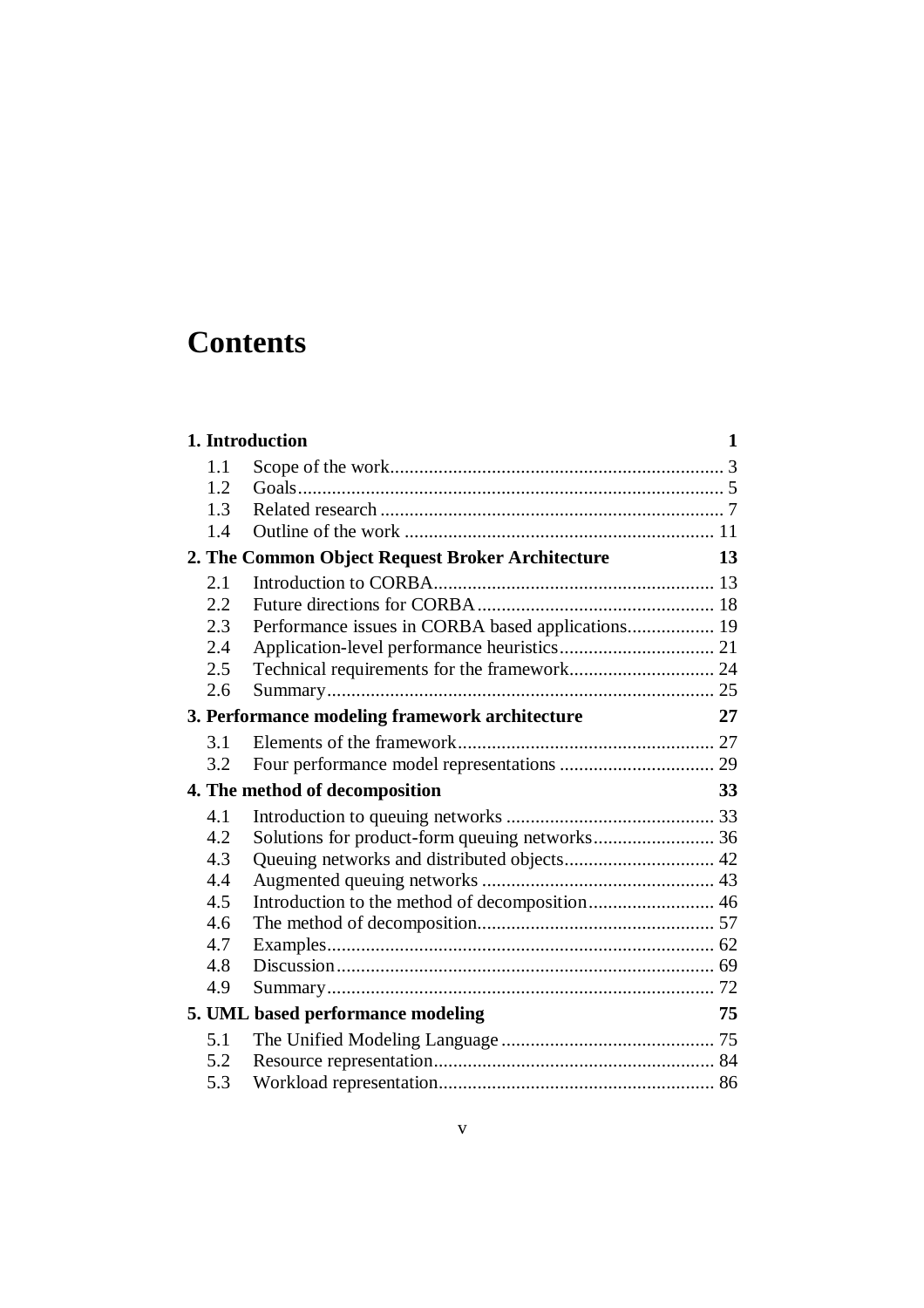# Contents

**1. Introduction** **1**

- 1.1 Scope of the work.................................................................... 3
- 1.2 Goals........................................................................................ 5
- 1.3 Related research ....................................................................... 7
- 1.4 Outline of the work ................................................................ 11

**2. The Common Object Request Broker Architecture** **13**

- 2.1 Introduction to CORBA.......................................................... 13
- 2.2 Future directions for CORBA................................................. 18
- 2.3 Performance issues in CORBA based applications.................. 19
- 2.4 Application-level performance heuristics................................ 21
- 2.5 Technical requirements for the framework.............................. 24
- 2.6 Summary................................................................................ 25

**3. Performance modeling framework architecture** **27**

- 3.1 Elements of the framework..................................................... 27
- 3.2 Four performance model representations ................................ 29

**4. The method of decomposition** **33**

- 4.1 Introduction to queuing networks ........................................... 33
- 4.2 Solutions for product-form queuing networks......................... 36
- 4.3 Queuing networks and distributed objects............................... 42
- 4.4 Augmented queuing networks ................................................ 43
- 4.5 Introduction to the method of decomposition.......................... 46
- 4.6 The method of decomposition................................................. 57
- 4.7 Examples................................................................................ 62
- 4.8 Discussion.............................................................................. 69
- 4.9 Summary................................................................................ 72

**5. UML based performance modeling** **75**

- 5.1 The Unified Modeling Language ............................................ 75
- 5.2 Resource representation.......................................................... 84
- 5.3 Workload representation......................................................... 86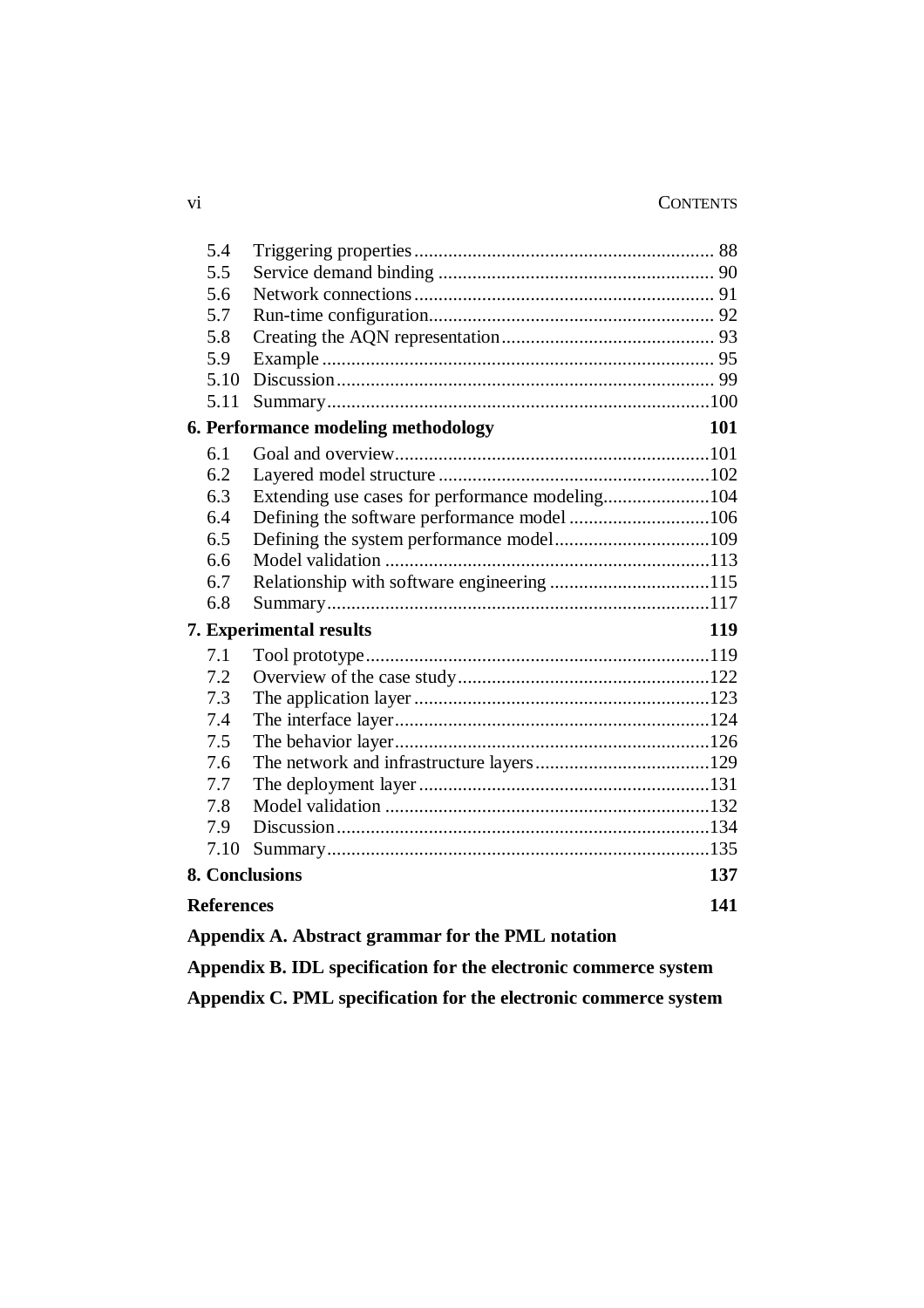5.4 Triggering properties ............................................................. 88
5.5 Service demand binding ......................................................... 90
5.6 Network connections ............................................................. 91
5.7 Run-time configuration........................................................... 92
5.8 Creating the AQN representation............................................ 93
5.9 Example ................................................................................. 95
5.10 Discussion ............................................................................. 99
5.11 Summary ...............................................................................100

**6. Performance modeling methodology 101**

6.1 Goal and overview.................................................................101
6.2 Layered model structure ........................................................102
6.3 Extending use cases for performance modeling......................104
6.4 Defining the software performance model .............................106
6.5 Defining the system performance model................................109
6.6 Model validation ...................................................................113
6.7 Relationship with software engineering .................................115
6.8 Summary ...............................................................................117

**7. Experimental results 119**

7.1 Tool prototype.......................................................................119
7.2 Overview of the case study....................................................122
7.3 The application layer .............................................................123
7.4 The interface layer.................................................................124
7.5 The behavior layer.................................................................126
7.6 The network and infrastructure layers....................................129
7.7 The deployment layer ............................................................131
7.8 Model validation ...................................................................132
7.9 Discussion .............................................................................134
7.10 Summary ...............................................................................135

**8. Conclusions 137**

**References 141**

**Appendix A. Abstract grammar for the PML notation**

**Appendix B. IDL specification for the electronic commerce system**

**Appendix C. PML specification for the electronic commerce system**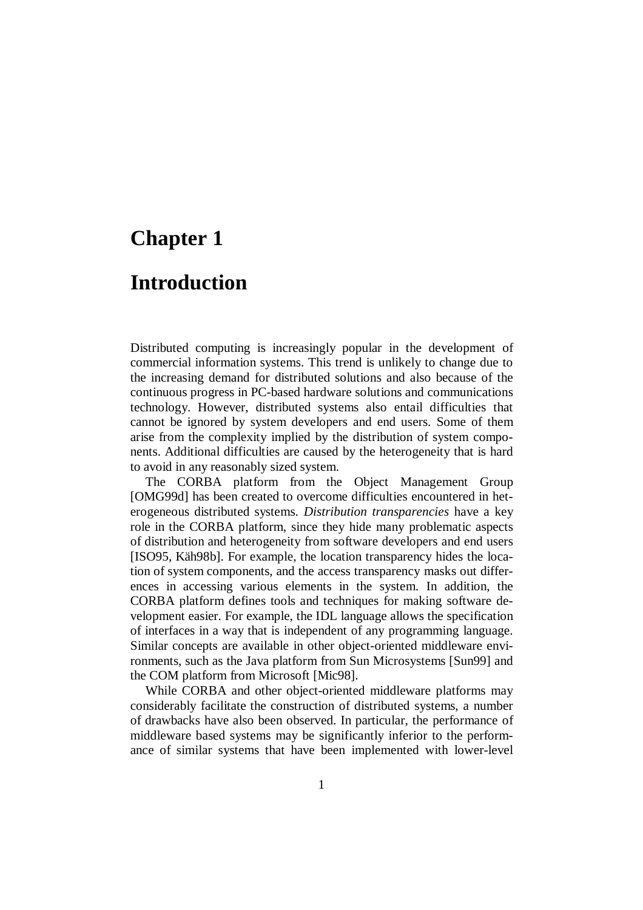# Chapter 1

# Introduction

Distributed computing is increasingly popular in the development of commercial information systems. This trend is unlikely to change due to the increasing demand for distributed solutions and also because of the continuous progress in PC-based hardware solutions and communications technology. However, distributed systems also entail difficulties that cannot be ignored by system developers and end users. Some of them arise from the complexity implied by the distribution of system components. Additional difficulties are caused by the heterogeneity that is hard to avoid in any reasonably sized system.

The CORBA platform from the Object Management Group [OMG99d] has been created to overcome difficulties encountered in heterogeneous distributed systems. *Distribution transparencies* have a key role in the CORBA platform, since they hide many problematic aspects of distribution and heterogeneity from software developers and end users [ISO95, Käh98b]. For example, the location transparency hides the location of system components, and the access transparency masks out differences in accessing various elements in the system. In addition, the CORBA platform defines tools and techniques for making software development easier. For example, the IDL language allows the specification of interfaces in a way that is independent of any programming language. Similar concepts are available in other object-oriented middleware environments, such as the Java platform from Sun Microsystems [Sun99] and the COM platform from Microsoft [Mic98].

While CORBA and other object-oriented middleware platforms may considerably facilitate the construction of distributed systems, a number of drawbacks have also been observed. In particular, the performance of middleware based systems may be significantly inferior to the performance of similar systems that have been implemented with lower-level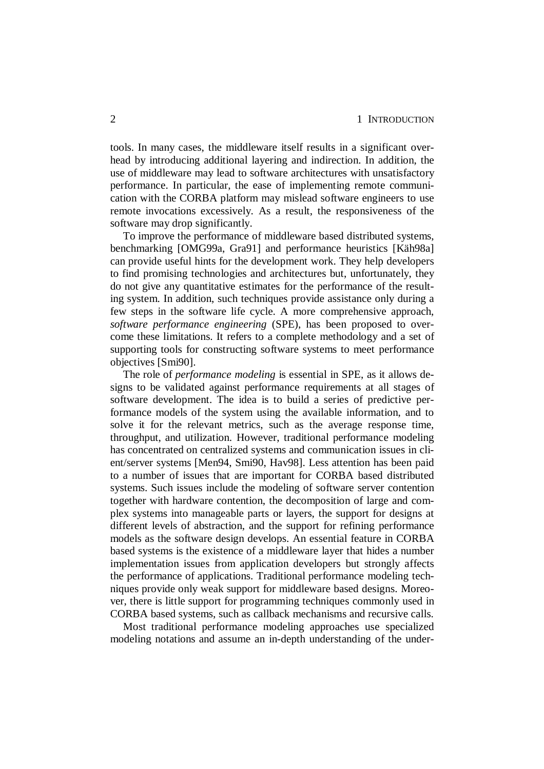tools. In many cases, the middleware itself results in a significant overhead by introducing additional layering and indirection. In addition, the use of middleware may lead to software architectures with unsatisfactory performance. In particular, the ease of implementing remote communication with the CORBA platform may mislead software engineers to use remote invocations excessively. As a result, the responsiveness of the software may drop significantly.

To improve the performance of middleware based distributed systems, benchmarking [OMG99a, Gra91] and performance heuristics [Käh98a] can provide useful hints for the development work. They help developers to find promising technologies and architectures but, unfortunately, they do not give any quantitative estimates for the performance of the resulting system. In addition, such techniques provide assistance only during a few steps in the software life cycle. A more comprehensive approach, *software performance engineering* (SPE), has been proposed to overcome these limitations. It refers to a complete methodology and a set of supporting tools for constructing software systems to meet performance objectives [Smi90].

The role of *performance modeling* is essential in SPE, as it allows designs to be validated against performance requirements at all stages of software development. The idea is to build a series of predictive performance models of the system using the available information, and to solve it for the relevant metrics, such as the average response time, throughput, and utilization. However, traditional performance modeling has concentrated on centralized systems and communication issues in client/server systems [Men94, Smi90, Hav98]. Less attention has been paid to a number of issues that are important for CORBA based distributed systems. Such issues include the modeling of software server contention together with hardware contention, the decomposition of large and complex systems into manageable parts or layers, the support for designs at different levels of abstraction, and the support for refining performance models as the software design develops. An essential feature in CORBA based systems is the existence of a middleware layer that hides a number implementation issues from application developers but strongly affects the performance of applications. Traditional performance modeling techniques provide only weak support for middleware based designs. Moreover, there is little support for programming techniques commonly used in CORBA based systems, such as callback mechanisms and recursive calls.

Most traditional performance modeling approaches use specialized modeling notations and assume an in-depth understanding of the under-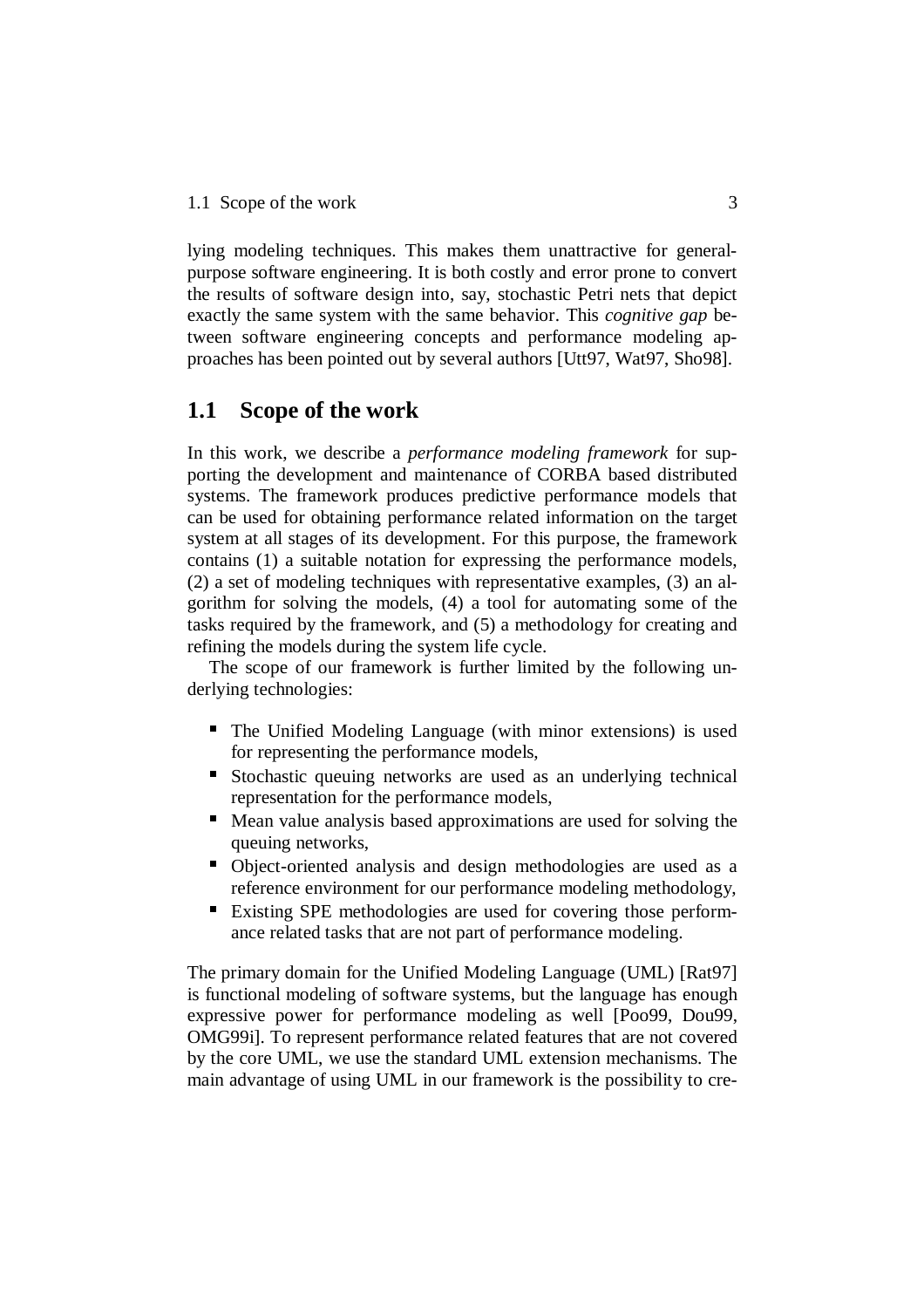lying modeling techniques. This makes them unattractive for general-purpose software engineering. It is both costly and error prone to convert the results of software design into, say, stochastic Petri nets that depict exactly the same system with the same behavior. This *cognitive gap* between software engineering concepts and performance modeling approaches has been pointed out by several authors [Utt97, Wat97, Sho98].

## 1.1 Scope of the work

In this work, we describe a *performance modeling framework* for supporting the development and maintenance of CORBA based distributed systems. The framework produces predictive performance models that can be used for obtaining performance related information on the target system at all stages of its development. For this purpose, the framework contains (1) a suitable notation for expressing the performance models, (2) a set of modeling techniques with representative examples, (3) an algorithm for solving the models, (4) a tool for automating some of the tasks required by the framework, and (5) a methodology for creating and refining the models during the system life cycle.

The scope of our framework is further limited by the following underlying technologies:

- The Unified Modeling Language (with minor extensions) is used for representing the performance models,
- Stochastic queuing networks are used as an underlying technical representation for the performance models,
- Mean value analysis based approximations are used for solving the queuing networks,
- Object-oriented analysis and design methodologies are used as a reference environment for our performance modeling methodology,
- Existing SPE methodologies are used for covering those performance related tasks that are not part of performance modeling.

The primary domain for the Unified Modeling Language (UML) [Rat97] is functional modeling of software systems, but the language has enough expressive power for performance modeling as well [Poo99, Dou99, OMG99i]. To represent performance related features that are not covered by the core UML, we use the standard UML extension mechanisms. The main advantage of using UML in our framework is the possibility to cre-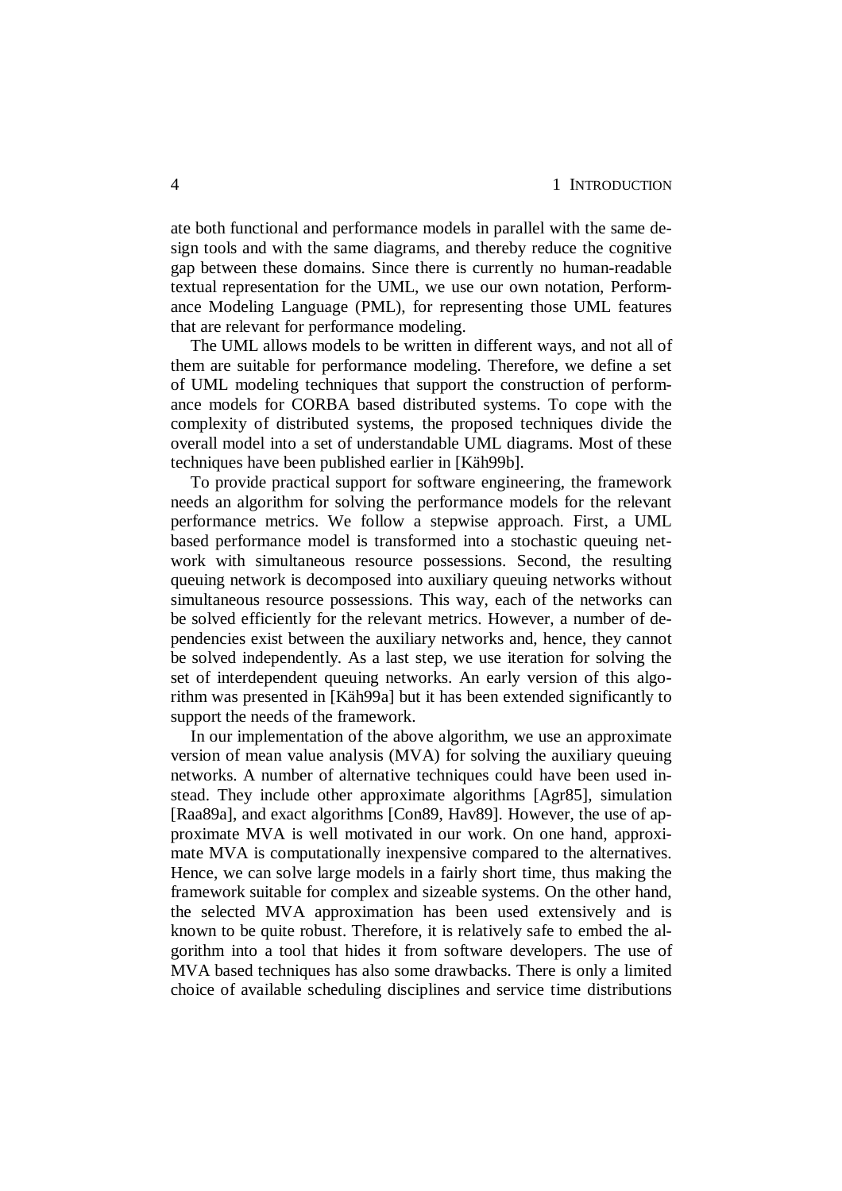ate both functional and performance models in parallel with the same design tools and with the same diagrams, and thereby reduce the cognitive gap between these domains. Since there is currently no human-readable textual representation for the UML, we use our own notation, Performance Modeling Language (PML), for representing those UML features that are relevant for performance modeling.

The UML allows models to be written in different ways, and not all of them are suitable for performance modeling. Therefore, we define a set of UML modeling techniques that support the construction of performance models for CORBA based distributed systems. To cope with the complexity of distributed systems, the proposed techniques divide the overall model into a set of understandable UML diagrams. Most of these techniques have been published earlier in [Käh99b].

To provide practical support for software engineering, the framework needs an algorithm for solving the performance models for the relevant performance metrics. We follow a stepwise approach. First, a UML based performance model is transformed into a stochastic queuing network with simultaneous resource possessions. Second, the resulting queuing network is decomposed into auxiliary queuing networks without simultaneous resource possessions. This way, each of the networks can be solved efficiently for the relevant metrics. However, a number of dependencies exist between the auxiliary networks and, hence, they cannot be solved independently. As a last step, we use iteration for solving the set of interdependent queuing networks. An early version of this algorithm was presented in [Käh99a] but it has been extended significantly to support the needs of the framework.

In our implementation of the above algorithm, we use an approximate version of mean value analysis (MVA) for solving the auxiliary queuing networks. A number of alternative techniques could have been used instead. They include other approximate algorithms [Agr85], simulation [Raa89a], and exact algorithms [Con89, Hav89]. However, the use of approximate MVA is well motivated in our work. On one hand, approximate MVA is computationally inexpensive compared to the alternatives. Hence, we can solve large models in a fairly short time, thus making the framework suitable for complex and sizeable systems. On the other hand, the selected MVA approximation has been used extensively and is known to be quite robust. Therefore, it is relatively safe to embed the algorithm into a tool that hides it from software developers. The use of MVA based techniques has also some drawbacks. There is only a limited choice of available scheduling disciplines and service time distributions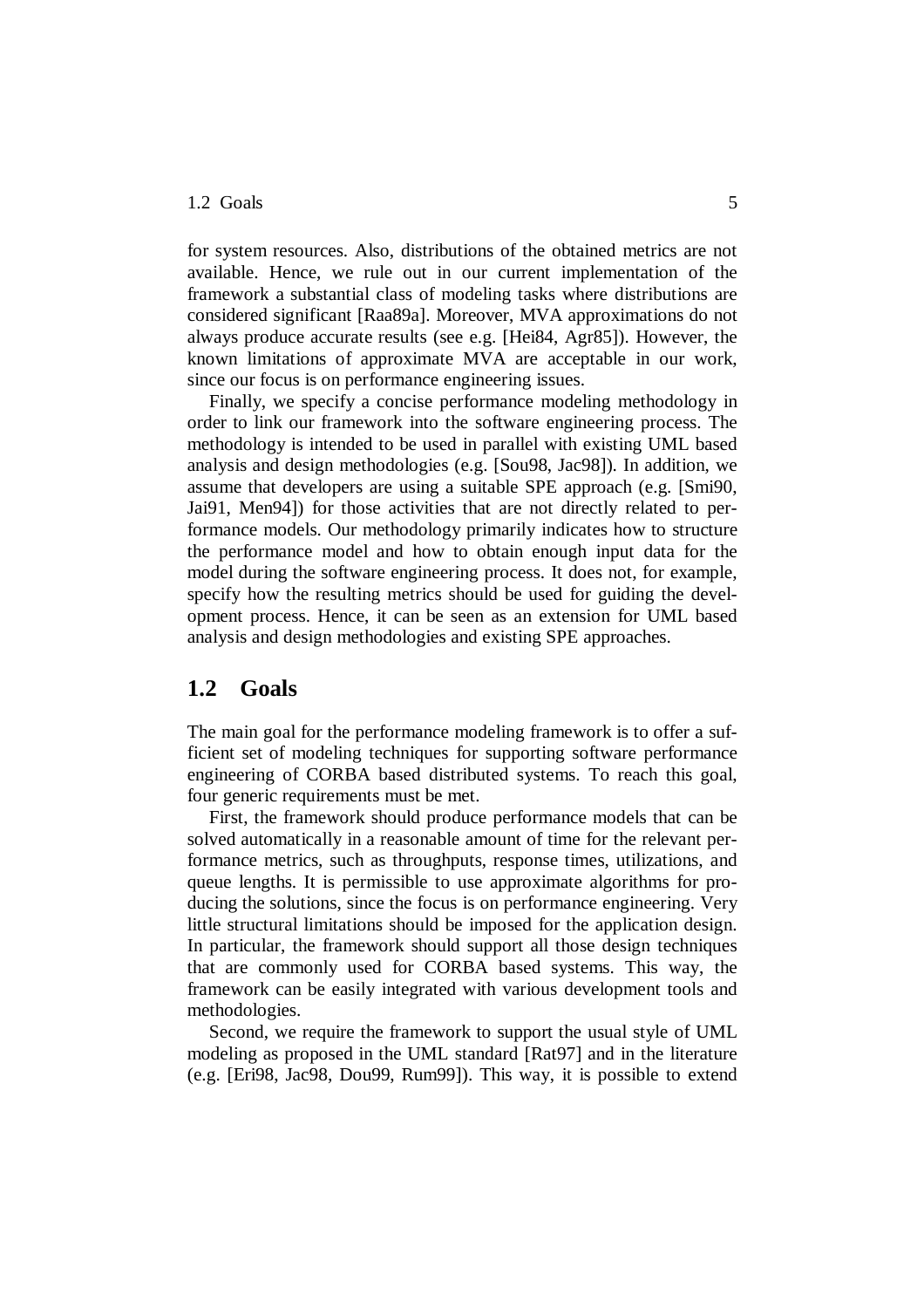for system resources. Also, distributions of the obtained metrics are not available. Hence, we rule out in our current implementation of the framework a substantial class of modeling tasks where distributions are considered significant [Raa89a]. Moreover, MVA approximations do not always produce accurate results (see e.g. [Hei84, Agr85]). However, the known limitations of approximate MVA are acceptable in our work, since our focus is on performance engineering issues.

Finally, we specify a concise performance modeling methodology in order to link our framework into the software engineering process. The methodology is intended to be used in parallel with existing UML based analysis and design methodologies (e.g. [Sou98, Jac98]). In addition, we assume that developers are using a suitable SPE approach (e.g. [Smi90, Jai91, Men94]) for those activities that are not directly related to performance models. Our methodology primarily indicates how to structure the performance model and how to obtain enough input data for the model during the software engineering process. It does not, for example, specify how the resulting metrics should be used for guiding the development process. Hence, it can be seen as an extension for UML based analysis and design methodologies and existing SPE approaches.

## 1.2 Goals

The main goal for the performance modeling framework is to offer a sufficient set of modeling techniques for supporting software performance engineering of CORBA based distributed systems. To reach this goal, four generic requirements must be met.

First, the framework should produce performance models that can be solved automatically in a reasonable amount of time for the relevant performance metrics, such as throughputs, response times, utilizations, and queue lengths. It is permissible to use approximate algorithms for producing the solutions, since the focus is on performance engineering. Very little structural limitations should be imposed for the application design. In particular, the framework should support all those design techniques that are commonly used for CORBA based systems. This way, the framework can be easily integrated with various development tools and methodologies.

Second, we require the framework to support the usual style of UML modeling as proposed in the UML standard [Rat97] and in the literature (e.g. [Eri98, Jac98, Dou99, Rum99]). This way, it is possible to extend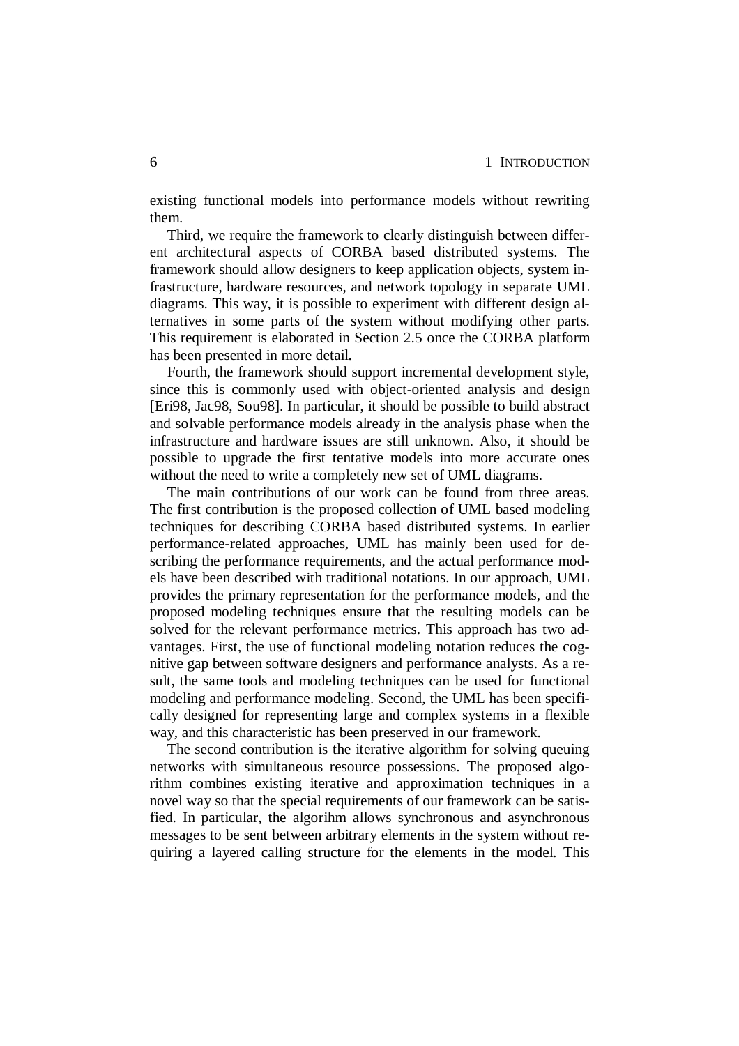existing functional models into performance models without rewriting them.

Third, we require the framework to clearly distinguish between different architectural aspects of CORBA based distributed systems. The framework should allow designers to keep application objects, system infrastructure, hardware resources, and network topology in separate UML diagrams. This way, it is possible to experiment with different design alternatives in some parts of the system without modifying other parts. This requirement is elaborated in Section 2.5 once the CORBA platform has been presented in more detail.

Fourth, the framework should support incremental development style, since this is commonly used with object-oriented analysis and design [Eri98, Jac98, Sou98]. In particular, it should be possible to build abstract and solvable performance models already in the analysis phase when the infrastructure and hardware issues are still unknown. Also, it should be possible to upgrade the first tentative models into more accurate ones without the need to write a completely new set of UML diagrams.

The main contributions of our work can be found from three areas. The first contribution is the proposed collection of UML based modeling techniques for describing CORBA based distributed systems. In earlier performance-related approaches, UML has mainly been used for describing the performance requirements, and the actual performance models have been described with traditional notations. In our approach, UML provides the primary representation for the performance models, and the proposed modeling techniques ensure that the resulting models can be solved for the relevant performance metrics. This approach has two advantages. First, the use of functional modeling notation reduces the cognitive gap between software designers and performance analysts. As a result, the same tools and modeling techniques can be used for functional modeling and performance modeling. Second, the UML has been specifically designed for representing large and complex systems in a flexible way, and this characteristic has been preserved in our framework.

The second contribution is the iterative algorithm for solving queuing networks with simultaneous resource possessions. The proposed algorithm combines existing iterative and approximation techniques in a novel way so that the special requirements of our framework can be satisfied. In particular, the algorihm allows synchronous and asynchronous messages to be sent between arbitrary elements in the system without requiring a layered calling structure for the elements in the model. This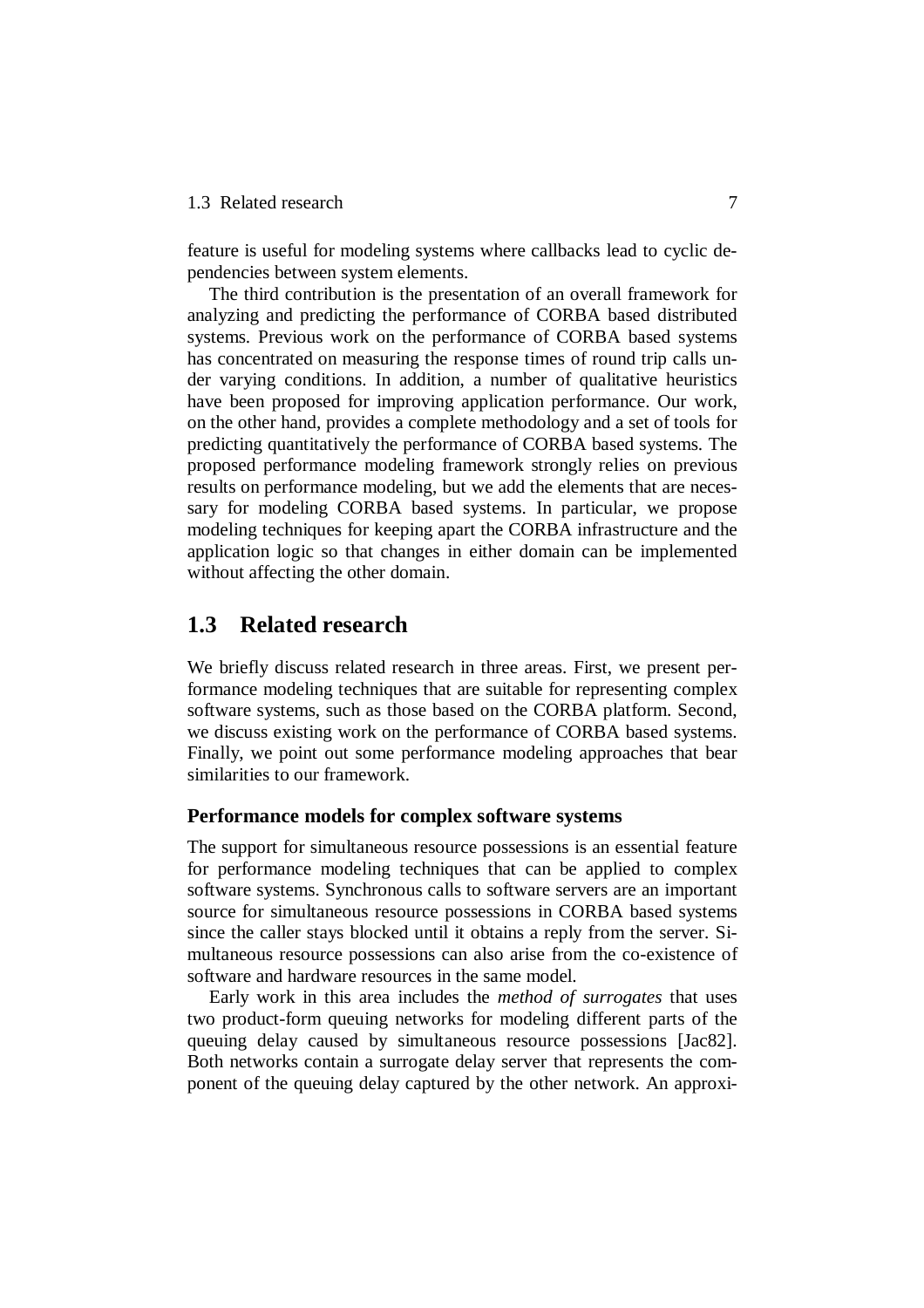feature is useful for modeling systems where callbacks lead to cyclic dependencies between system elements.

The third contribution is the presentation of an overall framework for analyzing and predicting the performance of CORBA based distributed systems. Previous work on the performance of CORBA based systems has concentrated on measuring the response times of round trip calls under varying conditions. In addition, a number of qualitative heuristics have been proposed for improving application performance. Our work, on the other hand, provides a complete methodology and a set of tools for predicting quantitatively the performance of CORBA based systems. The proposed performance modeling framework strongly relies on previous results on performance modeling, but we add the elements that are necessary for modeling CORBA based systems. In particular, we propose modeling techniques for keeping apart the CORBA infrastructure and the application logic so that changes in either domain can be implemented without affecting the other domain.

## 1.3 Related research

We briefly discuss related research in three areas. First, we present performance modeling techniques that are suitable for representing complex software systems, such as those based on the CORBA platform. Second, we discuss existing work on the performance of CORBA based systems. Finally, we point out some performance modeling approaches that bear similarities to our framework.

### Performance models for complex software systems

The support for simultaneous resource possessions is an essential feature for performance modeling techniques that can be applied to complex software systems. Synchronous calls to software servers are an important source for simultaneous resource possessions in CORBA based systems since the caller stays blocked until it obtains a reply from the server. Simultaneous resource possessions can also arise from the co-existence of software and hardware resources in the same model.

Early work in this area includes the *method of surrogates* that uses two product-form queuing networks for modeling different parts of the queuing delay caused by simultaneous resource possessions [Jac82]. Both networks contain a surrogate delay server that represents the component of the queuing delay captured by the other network. An approxi-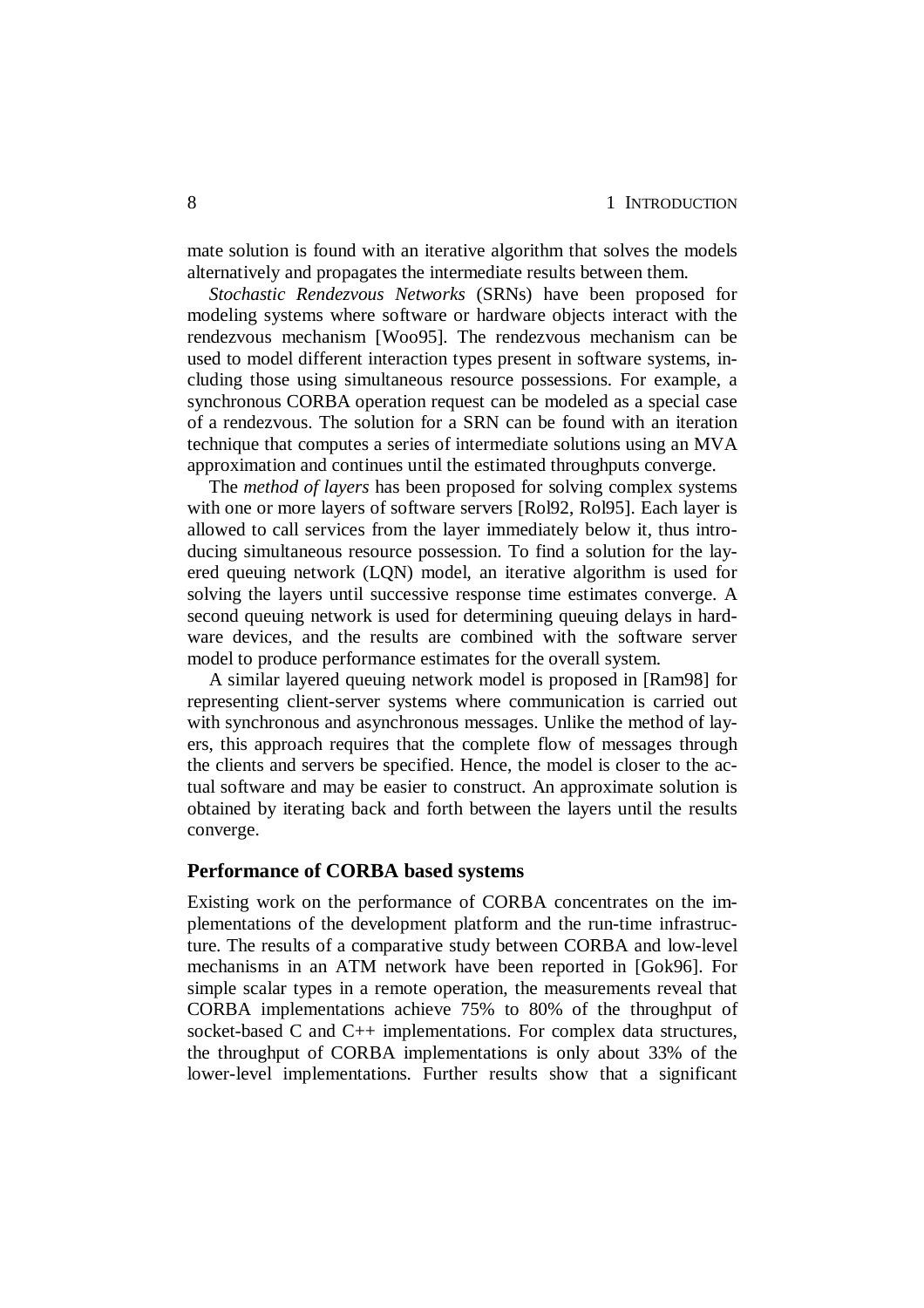mate solution is found with an iterative algorithm that solves the models alternatively and propagates the intermediate results between them.

*Stochastic Rendezvous Networks* (SRNs) have been proposed for modeling systems where software or hardware objects interact with the rendezvous mechanism [Woo95]. The rendezvous mechanism can be used to model different interaction types present in software systems, including those using simultaneous resource possessions. For example, a synchronous CORBA operation request can be modeled as a special case of a rendezvous. The solution for a SRN can be found with an iteration technique that computes a series of intermediate solutions using an MVA approximation and continues until the estimated throughputs converge.

The *method of layers* has been proposed for solving complex systems with one or more layers of software servers [Rol92, Rol95]. Each layer is allowed to call services from the layer immediately below it, thus introducing simultaneous resource possession. To find a solution for the layered queuing network (LQN) model, an iterative algorithm is used for solving the layers until successive response time estimates converge. A second queuing network is used for determining queuing delays in hardware devices, and the results are combined with the software server model to produce performance estimates for the overall system.

A similar layered queuing network model is proposed in [Ram98] for representing client-server systems where communication is carried out with synchronous and asynchronous messages. Unlike the method of layers, this approach requires that the complete flow of messages through the clients and servers be specified. Hence, the model is closer to the actual software and may be easier to construct. An approximate solution is obtained by iterating back and forth between the layers until the results converge.

### Performance of CORBA based systems

Existing work on the performance of CORBA concentrates on the implementations of the development platform and the run-time infrastructure. The results of a comparative study between CORBA and low-level mechanisms in an ATM network have been reported in [Gok96]. For simple scalar types in a remote operation, the measurements reveal that CORBA implementations achieve 75% to 80% of the throughput of socket-based C and C++ implementations. For complex data structures, the throughput of CORBA implementations is only about 33% of the lower-level implementations. Further results show that a significant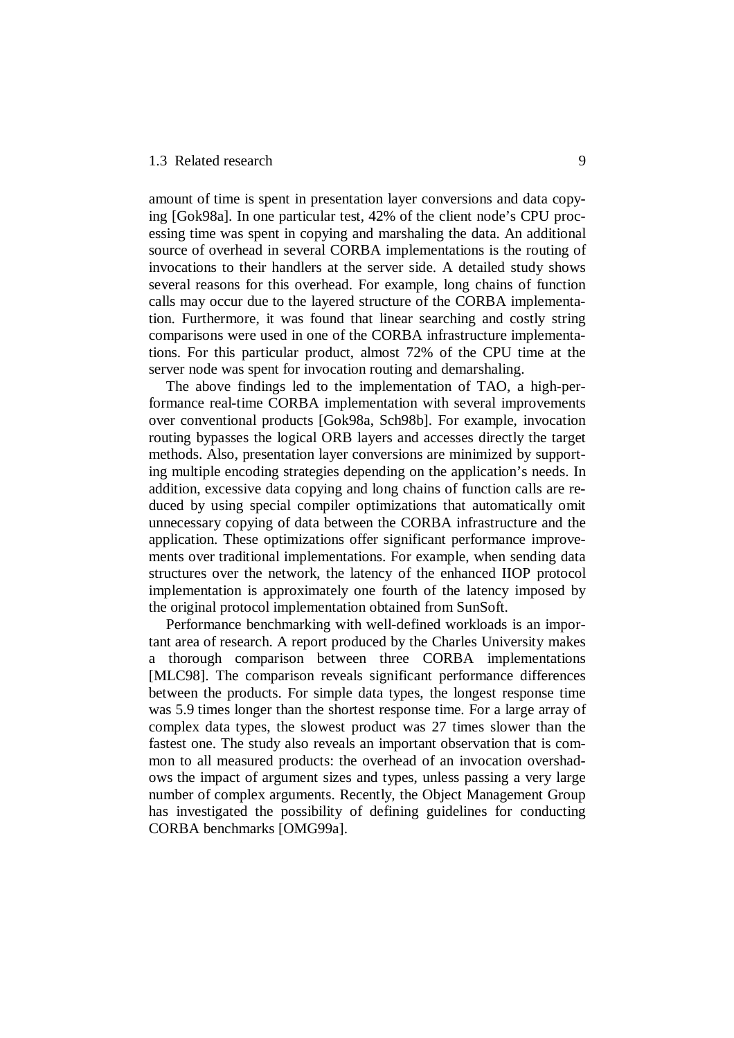amount of time is spent in presentation layer conversions and data copying [Gok98a]. In one particular test, 42% of the client node's CPU processing time was spent in copying and marshaling the data. An additional source of overhead in several CORBA implementations is the routing of invocations to their handlers at the server side. A detailed study shows several reasons for this overhead. For example, long chains of function calls may occur due to the layered structure of the CORBA implementation. Furthermore, it was found that linear searching and costly string comparisons were used in one of the CORBA infrastructure implementations. For this particular product, almost 72% of the CPU time at the server node was spent for invocation routing and demarshaling.

The above findings led to the implementation of TAO, a high-performance real-time CORBA implementation with several improvements over conventional products [Gok98a, Sch98b]. For example, invocation routing bypasses the logical ORB layers and accesses directly the target methods. Also, presentation layer conversions are minimized by supporting multiple encoding strategies depending on the application's needs. In addition, excessive data copying and long chains of function calls are reduced by using special compiler optimizations that automatically omit unnecessary copying of data between the CORBA infrastructure and the application. These optimizations offer significant performance improvements over traditional implementations. For example, when sending data structures over the network, the latency of the enhanced IIOP protocol implementation is approximately one fourth of the latency imposed by the original protocol implementation obtained from SunSoft.

Performance benchmarking with well-defined workloads is an important area of research. A report produced by the Charles University makes a thorough comparison between three CORBA implementations [MLC98]. The comparison reveals significant performance differences between the products. For simple data types, the longest response time was 5.9 times longer than the shortest response time. For a large array of complex data types, the slowest product was 27 times slower than the fastest one. The study also reveals an important observation that is common to all measured products: the overhead of an invocation overshadows the impact of argument sizes and types, unless passing a very large number of complex arguments. Recently, the Object Management Group has investigated the possibility of defining guidelines for conducting CORBA benchmarks [OMG99a].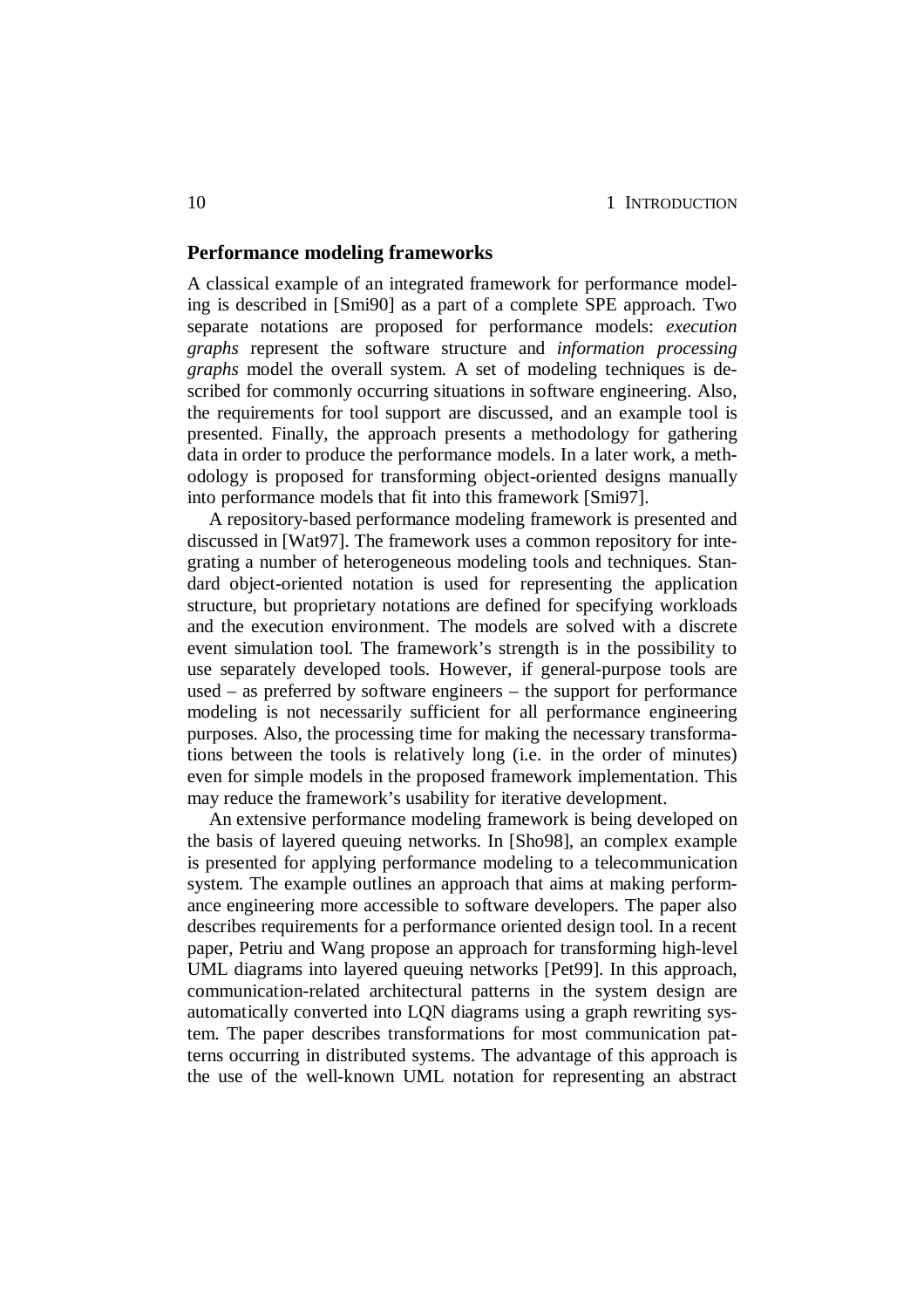### Performance modeling frameworks

A classical example of an integrated framework for performance modeling is described in [Smi90] as a part of a complete SPE approach. Two separate notations are proposed for performance models: *execution graphs* represent the software structure and *information processing graphs* model the overall system. A set of modeling techniques is described for commonly occurring situations in software engineering. Also, the requirements for tool support are discussed, and an example tool is presented. Finally, the approach presents a methodology for gathering data in order to produce the performance models. In a later work, a methodology is proposed for transforming object-oriented designs manually into performance models that fit into this framework [Smi97].

A repository-based performance modeling framework is presented and discussed in [Wat97]. The framework uses a common repository for integrating a number of heterogeneous modeling tools and techniques. Standard object-oriented notation is used for representing the application structure, but proprietary notations are defined for specifying workloads and the execution environment. The models are solved with a discrete event simulation tool. The framework's strength is in the possibility to use separately developed tools. However, if general-purpose tools are used – as preferred by software engineers – the support for performance modeling is not necessarily sufficient for all performance engineering purposes. Also, the processing time for making the necessary transformations between the tools is relatively long (i.e. in the order of minutes) even for simple models in the proposed framework implementation. This may reduce the framework's usability for iterative development.

An extensive performance modeling framework is being developed on the basis of layered queuing networks. In [Sho98], an complex example is presented for applying performance modeling to a telecommunication system. The example outlines an approach that aims at making performance engineering more accessible to software developers. The paper also describes requirements for a performance oriented design tool. In a recent paper, Petriu and Wang propose an approach for transforming high-level UML diagrams into layered queuing networks [Pet99]. In this approach, communication-related architectural patterns in the system design are automatically converted into LQN diagrams using a graph rewriting system. The paper describes transformations for most communication patterns occurring in distributed systems. The advantage of this approach is the use of the well-known UML notation for representing an abstract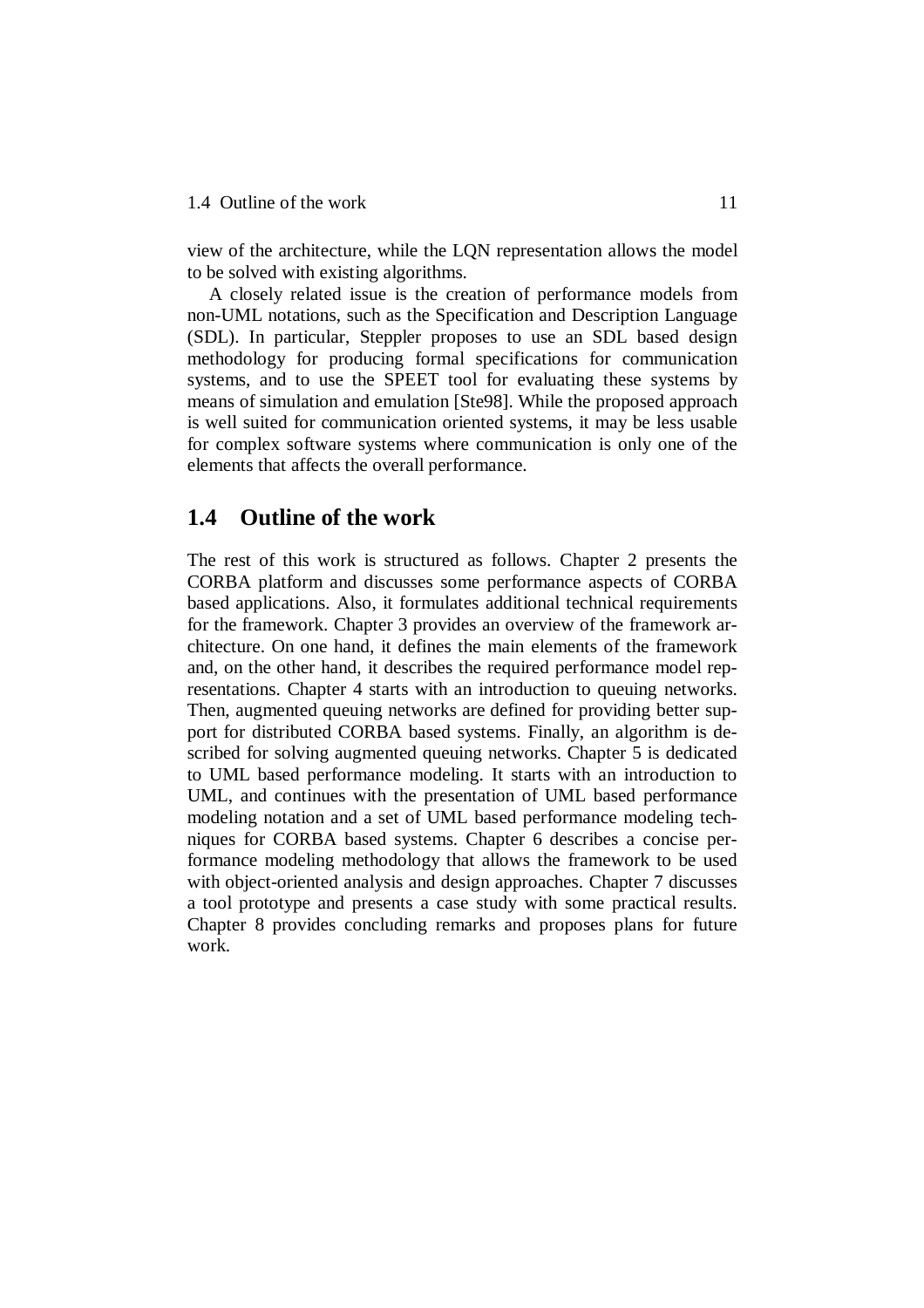view of the architecture, while the LQN representation allows the model to be solved with existing algorithms.

A closely related issue is the creation of performance models from non-UML notations, such as the Specification and Description Language (SDL). In particular, Steppler proposes to use an SDL based design methodology for producing formal specifications for communication systems, and to use the SPEET tool for evaluating these systems by means of simulation and emulation [Ste98]. While the proposed approach is well suited for communication oriented systems, it may be less usable for complex software systems where communication is only one of the elements that affects the overall performance.

## 1.4 Outline of the work

The rest of this work is structured as follows. Chapter 2 presents the CORBA platform and discusses some performance aspects of CORBA based applications. Also, it formulates additional technical requirements for the framework. Chapter 3 provides an overview of the framework architecture. On one hand, it defines the main elements of the framework and, on the other hand, it describes the required performance model representations. Chapter 4 starts with an introduction to queuing networks. Then, augmented queuing networks are defined for providing better support for distributed CORBA based systems. Finally, an algorithm is described for solving augmented queuing networks. Chapter 5 is dedicated to UML based performance modeling. It starts with an introduction to UML, and continues with the presentation of UML based performance modeling notation and a set of UML based performance modeling techniques for CORBA based systems. Chapter 6 describes a concise performance modeling methodology that allows the framework to be used with object-oriented analysis and design approaches. Chapter 7 discusses a tool prototype and presents a case study with some practical results. Chapter 8 provides concluding remarks and proposes plans for future work.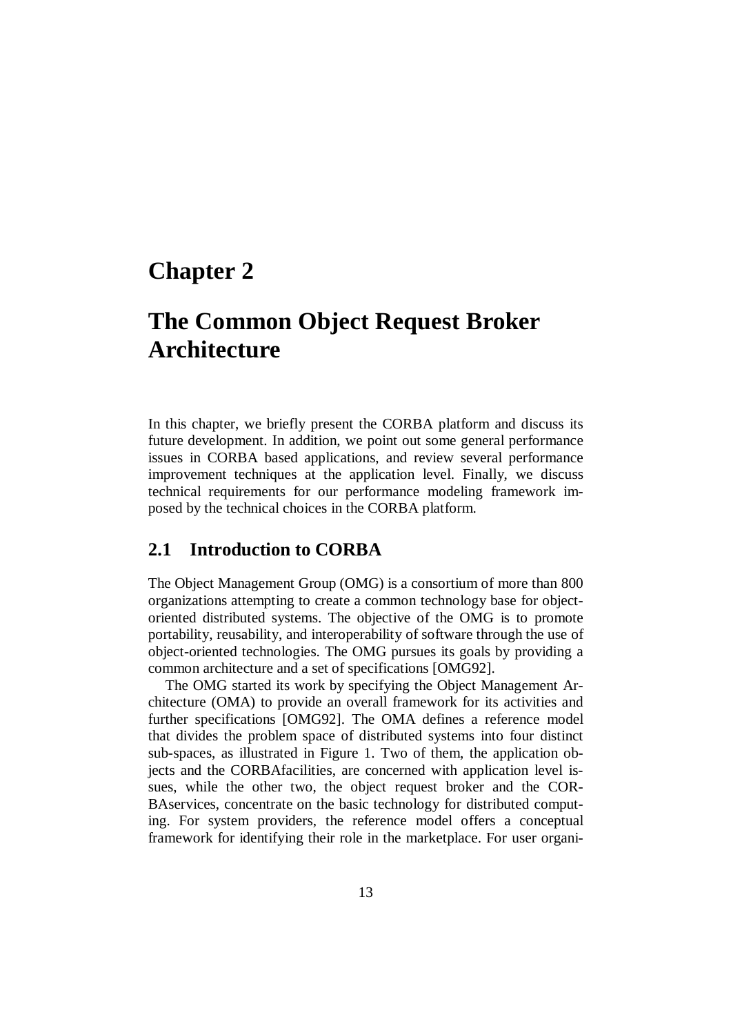# Chapter 2

# The Common Object Request Broker Architecture

In this chapter, we briefly present the CORBA platform and discuss its future development. In addition, we point out some general performance issues in CORBA based applications, and review several performance improvement techniques at the application level. Finally, we discuss technical requirements for our performance modeling framework imposed by the technical choices in the CORBA platform.

## 2.1 Introduction to CORBA

The Object Management Group (OMG) is a consortium of more than 800 organizations attempting to create a common technology base for object-oriented distributed systems. The objective of the OMG is to promote portability, reusability, and interoperability of software through the use of object-oriented technologies. The OMG pursues its goals by providing a common architecture and a set of specifications [OMG92].

The OMG started its work by specifying the Object Management Architecture (OMA) to provide an overall framework for its activities and further specifications [OMG92]. The OMA defines a reference model that divides the problem space of distributed systems into four distinct sub-spaces, as illustrated in Figure 1. Two of them, the application objects and the CORBAfacilities, are concerned with application level issues, while the other two, the object request broker and the CORBAservices, concentrate on the basic technology for distributed computing. For system providers, the reference model offers a conceptual framework for identifying their role in the marketplace. For user organi-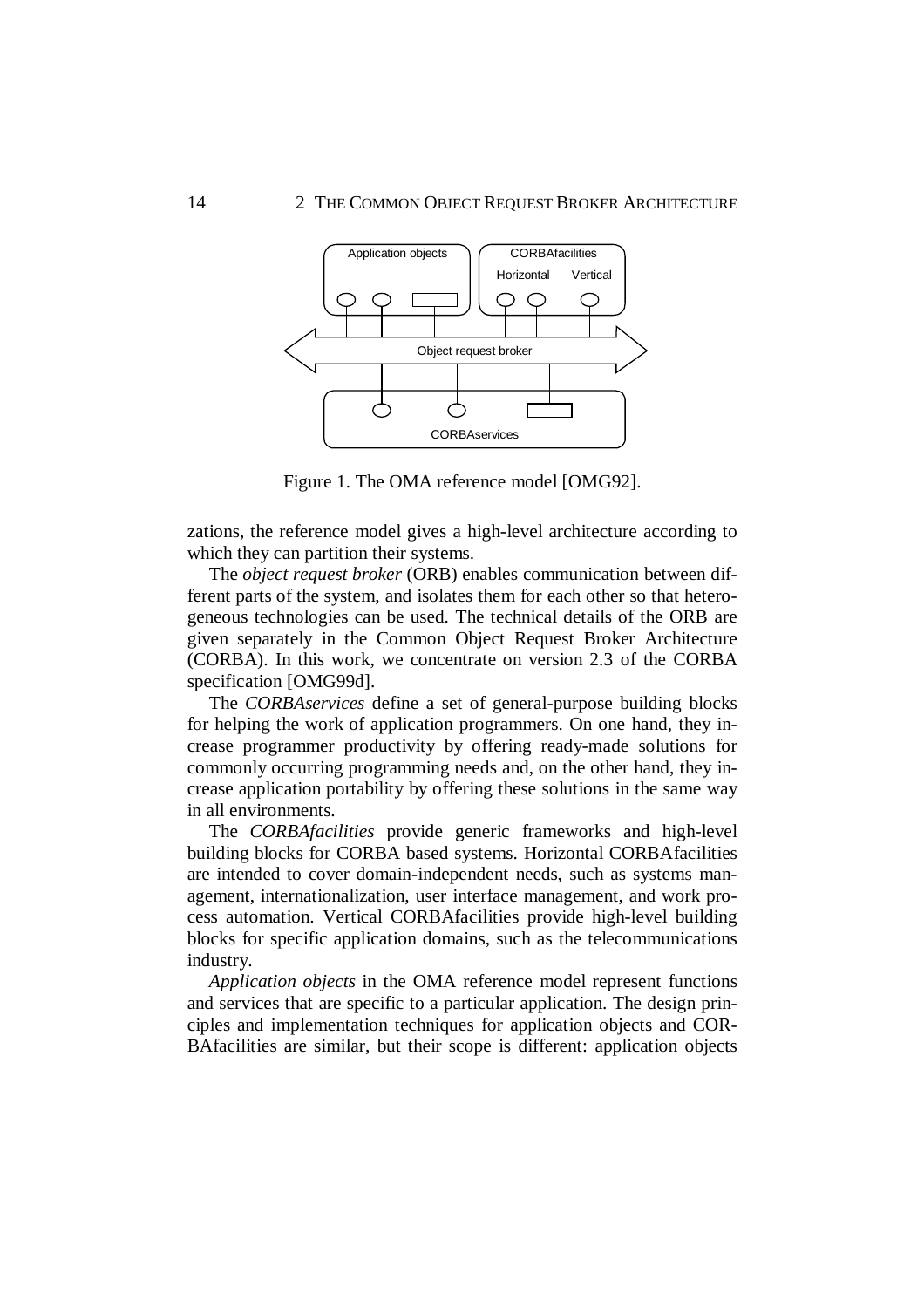Figure 1. The OMA reference model [OMG92].

zations, the reference model gives a high-level architecture according to which they can partition their systems.

The *object request broker* (ORB) enables communication between different parts of the system, and isolates them for each other so that heterogeneous technologies can be used. The technical details of the ORB are given separately in the Common Object Request Broker Architecture (CORBA). In this work, we concentrate on version 2.3 of the CORBA specification [OMG99d].

The *CORBAservices* define a set of general-purpose building blocks for helping the work of application programmers. On one hand, they increase programmer productivity by offering ready-made solutions for commonly occurring programming needs and, on the other hand, they increase application portability by offering these solutions in the same way in all environments.

The *CORBAfacilities* provide generic frameworks and high-level building blocks for CORBA based systems. Horizontal CORBAfacilities are intended to cover domain-independent needs, such as systems management, internationalization, user interface management, and work process automation. Vertical CORBAfacilities provide high-level building blocks for specific application domains, such as the telecommunications industry.

*Application objects* in the OMA reference model represent functions and services that are specific to a particular application. The design principles and implementation techniques for application objects and CORBAfacilities are similar, but their scope is different: application objects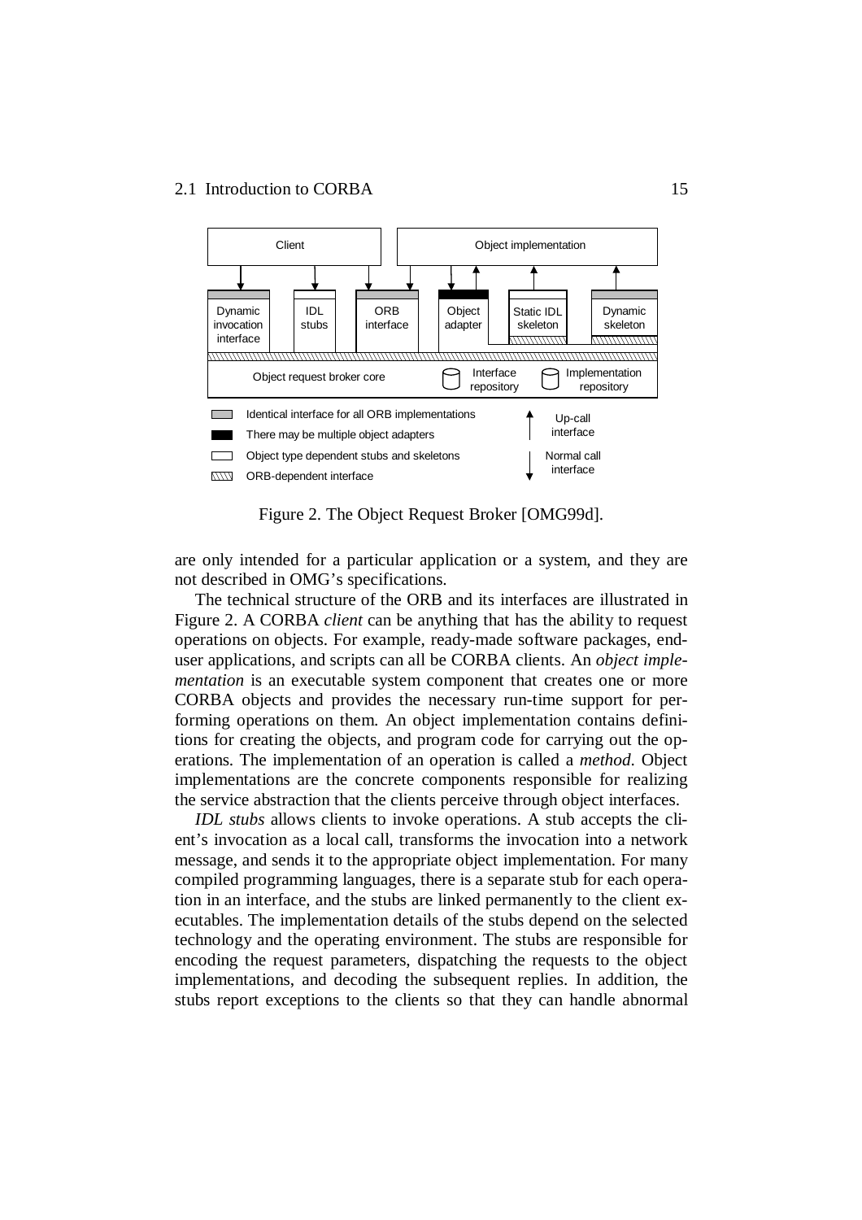Figure 2. The Object Request Broker [OMG99d].

are only intended for a particular application or a system, and they are not described in OMG's specifications.

The technical structure of the ORB and its interfaces are illustrated in Figure 2. A CORBA *client* can be anything that has the ability to request operations on objects. For example, ready-made software packages, end-user applications, and scripts can all be CORBA clients. An *object implementation* is an executable system component that creates one or more CORBA objects and provides the necessary run-time support for performing operations on them. An object implementation contains definitions for creating the objects, and program code for carrying out the operations. The implementation of an operation is called a *method*. Object implementations are the concrete components responsible for realizing the service abstraction that the clients perceive through object interfaces.

*IDL stubs* allows clients to invoke operations. A stub accepts the client's invocation as a local call, transforms the invocation into a network message, and sends it to the appropriate object implementation. For many compiled programming languages, there is a separate stub for each operation in an interface, and the stubs are linked permanently to the client executables. The implementation details of the stubs depend on the selected technology and the operating environment. The stubs are responsible for encoding the request parameters, dispatching the requests to the object implementations, and decoding the subsequent replies. In addition, the stubs report exceptions to the clients so that they can handle abnormal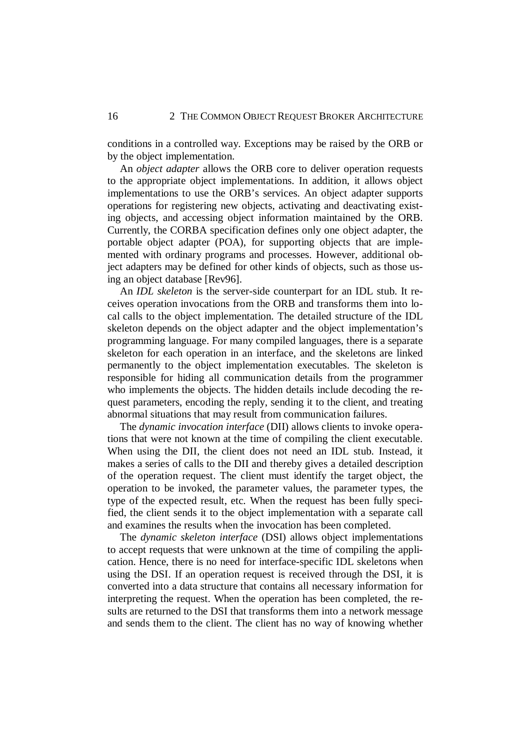conditions in a controlled way. Exceptions may be raised by the ORB or by the object implementation.

An *object adapter* allows the ORB core to deliver operation requests to the appropriate object implementations. In addition, it allows object implementations to use the ORB's services. An object adapter supports operations for registering new objects, activating and deactivating existing objects, and accessing object information maintained by the ORB. Currently, the CORBA specification defines only one object adapter, the portable object adapter (POA), for supporting objects that are implemented with ordinary programs and processes. However, additional object adapters may be defined for other kinds of objects, such as those using an object database [Rev96].

An *IDL skeleton* is the server-side counterpart for an IDL stub. It receives operation invocations from the ORB and transforms them into local calls to the object implementation. The detailed structure of the IDL skeleton depends on the object adapter and the object implementation's programming language. For many compiled languages, there is a separate skeleton for each operation in an interface, and the skeletons are linked permanently to the object implementation executables. The skeleton is responsible for hiding all communication details from the programmer who implements the objects. The hidden details include decoding the request parameters, encoding the reply, sending it to the client, and treating abnormal situations that may result from communication failures.

The *dynamic invocation interface* (DII) allows clients to invoke operations that were not known at the time of compiling the client executable. When using the DII, the client does not need an IDL stub. Instead, it makes a series of calls to the DII and thereby gives a detailed description of the operation request. The client must identify the target object, the operation to be invoked, the parameter values, the parameter types, the type of the expected result, etc. When the request has been fully specified, the client sends it to the object implementation with a separate call and examines the results when the invocation has been completed.

The *dynamic skeleton interface* (DSI) allows object implementations to accept requests that were unknown at the time of compiling the application. Hence, there is no need for interface-specific IDL skeletons when using the DSI. If an operation request is received through the DSI, it is converted into a data structure that contains all necessary information for interpreting the request. When the operation has been completed, the results are returned to the DSI that transforms them into a network message and sends them to the client. The client has no way of knowing whether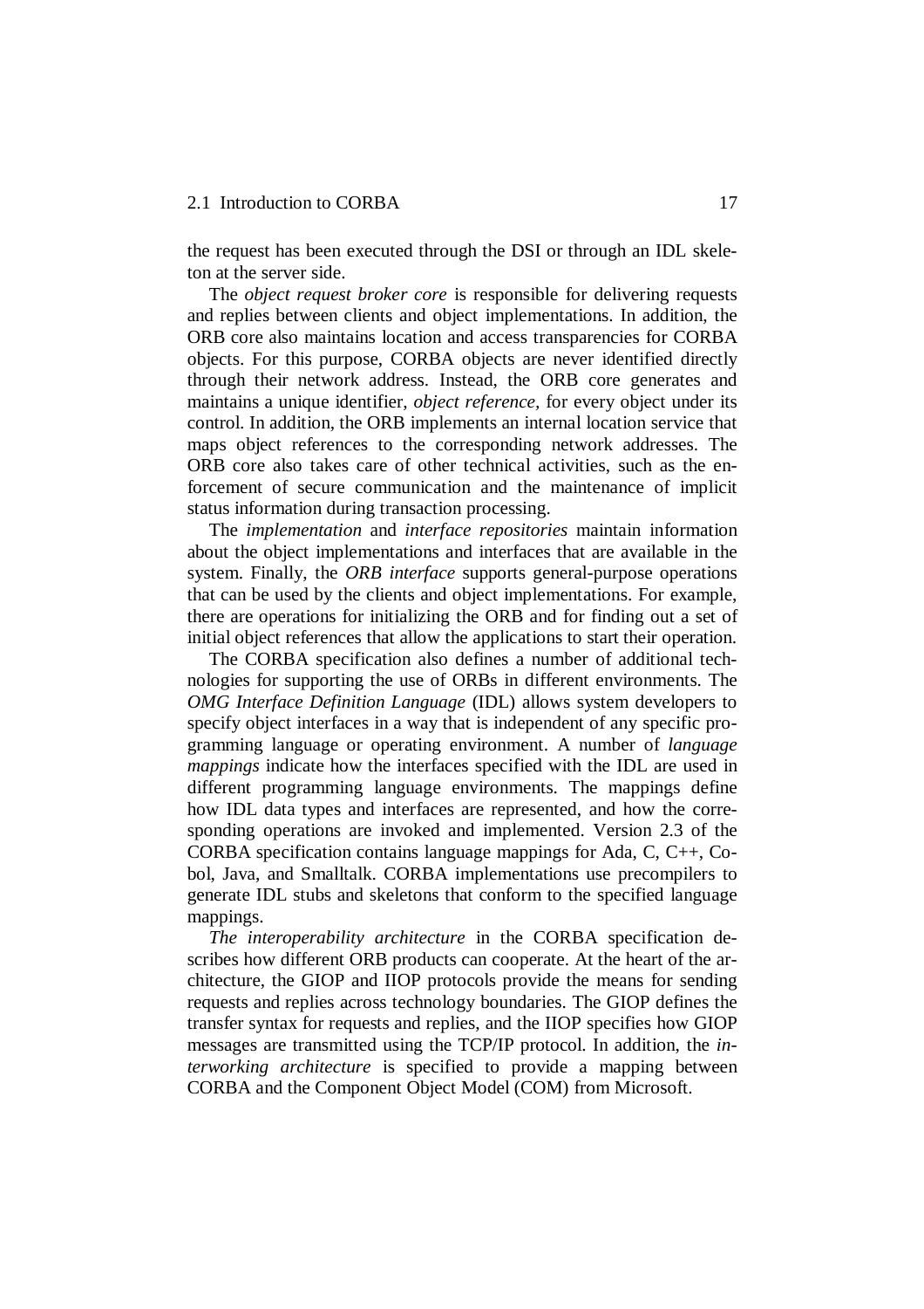the request has been executed through the DSI or through an IDL skeleton at the server side.

The *object request broker core* is responsible for delivering requests and replies between clients and object implementations. In addition, the ORB core also maintains location and access transparencies for CORBA objects. For this purpose, CORBA objects are never identified directly through their network address. Instead, the ORB core generates and maintains a unique identifier, *object reference,* for every object under its control. In addition, the ORB implements an internal location service that maps object references to the corresponding network addresses. The ORB core also takes care of other technical activities, such as the enforcement of secure communication and the maintenance of implicit status information during transaction processing.

The *implementation* and *interface repositories* maintain information about the object implementations and interfaces that are available in the system. Finally, the *ORB interface* supports general-purpose operations that can be used by the clients and object implementations. For example, there are operations for initializing the ORB and for finding out a set of initial object references that allow the applications to start their operation.

The CORBA specification also defines a number of additional technologies for supporting the use of ORBs in different environments. The *OMG Interface Definition Language* (IDL) allows system developers to specify object interfaces in a way that is independent of any specific programming language or operating environment. A number of *language mappings* indicate how the interfaces specified with the IDL are used in different programming language environments. The mappings define how IDL data types and interfaces are represented, and how the corresponding operations are invoked and implemented. Version 2.3 of the CORBA specification contains language mappings for Ada, C, C++, Cobol, Java, and Smalltalk. CORBA implementations use precompilers to generate IDL stubs and skeletons that conform to the specified language mappings.

*The interoperability architecture* in the CORBA specification describes how different ORB products can cooperate. At the heart of the architecture, the GIOP and IIOP protocols provide the means for sending requests and replies across technology boundaries. The GIOP defines the transfer syntax for requests and replies, and the IIOP specifies how GIOP messages are transmitted using the TCP/IP protocol. In addition, the *interworking architecture* is specified to provide a mapping between CORBA and the Component Object Model (COM) from Microsoft.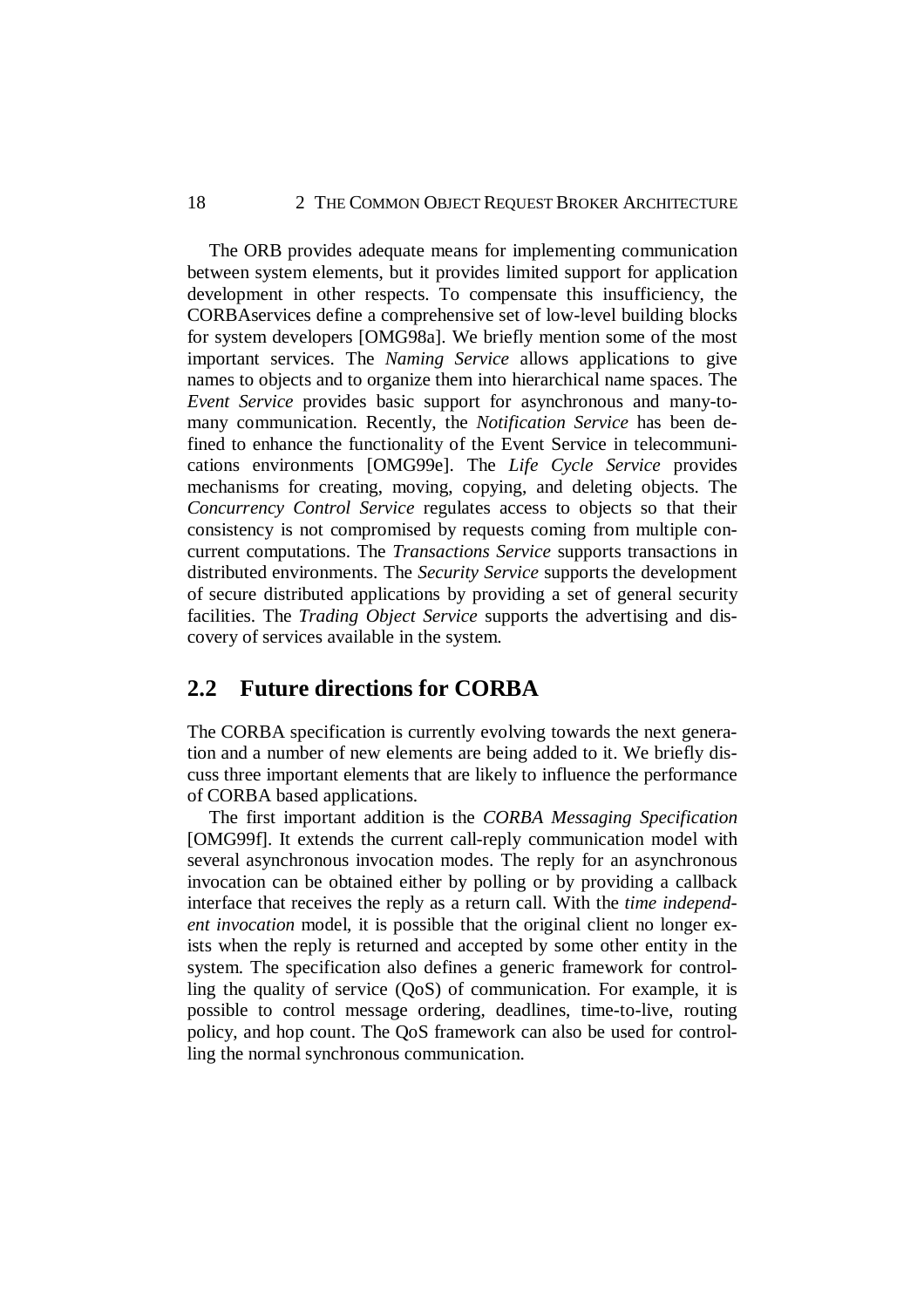The ORB provides adequate means for implementing communication between system elements, but it provides limited support for application development in other respects. To compensate this insufficiency, the CORBAservices define a comprehensive set of low-level building blocks for system developers [OMG98a]. We briefly mention some of the most important services. The *Naming Service* allows applications to give names to objects and to organize them into hierarchical name spaces. The *Event Service* provides basic support for asynchronous and many-to-many communication. Recently, the *Notification Service* has been defined to enhance the functionality of the Event Service in telecommunications environments [OMG99e]. The *Life Cycle Service* provides mechanisms for creating, moving, copying, and deleting objects. The *Concurrency Control Service* regulates access to objects so that their consistency is not compromised by requests coming from multiple concurrent computations. The *Transactions Service* supports transactions in distributed environments. The *Security Service* supports the development of secure distributed applications by providing a set of general security facilities. The *Trading Object Service* supports the advertising and discovery of services available in the system.

## 2.2 Future directions for CORBA

The CORBA specification is currently evolving towards the next generation and a number of new elements are being added to it. We briefly discuss three important elements that are likely to influence the performance of CORBA based applications.

The first important addition is the *CORBA Messaging Specification* [OMG99f]. It extends the current call-reply communication model with several asynchronous invocation modes. The reply for an asynchronous invocation can be obtained either by polling or by providing a callback interface that receives the reply as a return call. With the *time independent invocation* model, it is possible that the original client no longer exists when the reply is returned and accepted by some other entity in the system. The specification also defines a generic framework for controlling the quality of service (QoS) of communication. For example, it is possible to control message ordering, deadlines, time-to-live, routing policy, and hop count. The QoS framework can also be used for controlling the normal synchronous communication.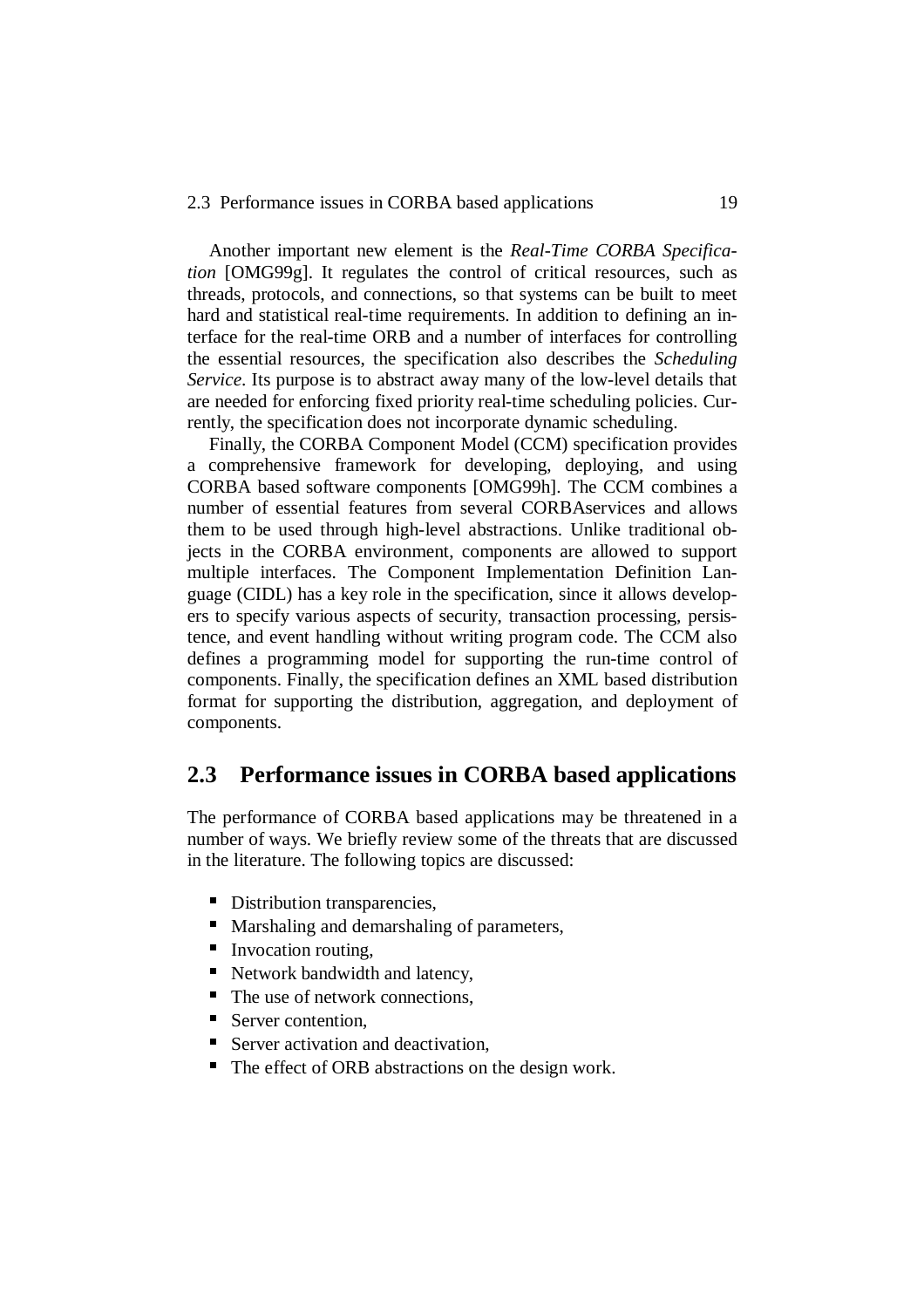Another important new element is the *Real-Time CORBA Specification* [OMG99g]. It regulates the control of critical resources, such as threads, protocols, and connections, so that systems can be built to meet hard and statistical real-time requirements. In addition to defining an interface for the real-time ORB and a number of interfaces for controlling the essential resources, the specification also describes the *Scheduling Service*. Its purpose is to abstract away many of the low-level details that are needed for enforcing fixed priority real-time scheduling policies. Currently, the specification does not incorporate dynamic scheduling.

Finally, the CORBA Component Model (CCM) specification provides a comprehensive framework for developing, deploying, and using CORBA based software components [OMG99h]. The CCM combines a number of essential features from several CORBAservices and allows them to be used through high-level abstractions. Unlike traditional objects in the CORBA environment, components are allowed to support multiple interfaces. The Component Implementation Definition Language (CIDL) has a key role in the specification, since it allows developers to specify various aspects of security, transaction processing, persistence, and event handling without writing program code. The CCM also defines a programming model for supporting the run-time control of components. Finally, the specification defines an XML based distribution format for supporting the distribution, aggregation, and deployment of components.

## 2.3 Performance issues in CORBA based applications

The performance of CORBA based applications may be threatened in a number of ways. We briefly review some of the threats that are discussed in the literature. The following topics are discussed:

- Distribution transparencies,
- Marshaling and demarshaling of parameters,
- Invocation routing,
- Network bandwidth and latency,
- The use of network connections,
- Server contention,
- Server activation and deactivation,
- The effect of ORB abstractions on the design work.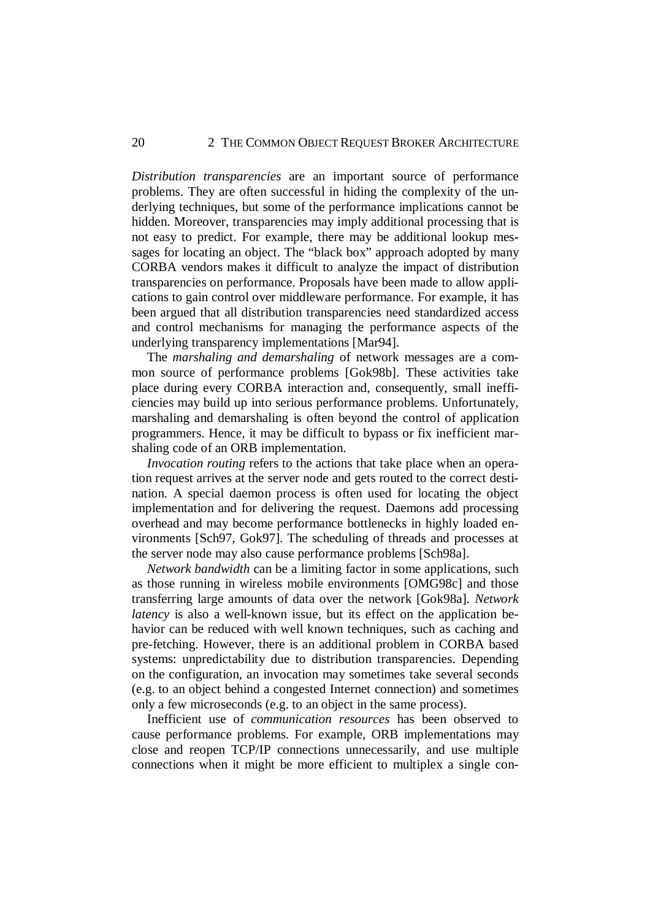*Distribution transparencies* are an important source of performance problems. They are often successful in hiding the complexity of the underlying techniques, but some of the performance implications cannot be hidden. Moreover, transparencies may imply additional processing that is not easy to predict. For example, there may be additional lookup messages for locating an object. The "black box" approach adopted by many CORBA vendors makes it difficult to analyze the impact of distribution transparencies on performance. Proposals have been made to allow applications to gain control over middleware performance. For example, it has been argued that all distribution transparencies need standardized access and control mechanisms for managing the performance aspects of the underlying transparency implementations [Mar94].

The *marshaling and demarshaling* of network messages are a common source of performance problems [Gok98b]. These activities take place during every CORBA interaction and, consequently, small inefficiencies may build up into serious performance problems. Unfortunately, marshaling and demarshaling is often beyond the control of application programmers. Hence, it may be difficult to bypass or fix inefficient marshaling code of an ORB implementation.

*Invocation routing* refers to the actions that take place when an operation request arrives at the server node and gets routed to the correct destination. A special daemon process is often used for locating the object implementation and for delivering the request. Daemons add processing overhead and may become performance bottlenecks in highly loaded environments [Sch97, Gok97]. The scheduling of threads and processes at the server node may also cause performance problems [Sch98a].

*Network bandwidth* can be a limiting factor in some applications, such as those running in wireless mobile environments [OMG98c] and those transferring large amounts of data over the network [Gok98a]. *Network latency* is also a well-known issue, but its effect on the application behavior can be reduced with well known techniques, such as caching and pre-fetching. However, there is an additional problem in CORBA based systems: unpredictability due to distribution transparencies. Depending on the configuration, an invocation may sometimes take several seconds (e.g. to an object behind a congested Internet connection) and sometimes only a few microseconds (e.g. to an object in the same process).

Inefficient use of *communication resources* has been observed to cause performance problems. For example, ORB implementations may close and reopen TCP/IP connections unnecessarily, and use multiple connections when it might be more efficient to multiplex a single con-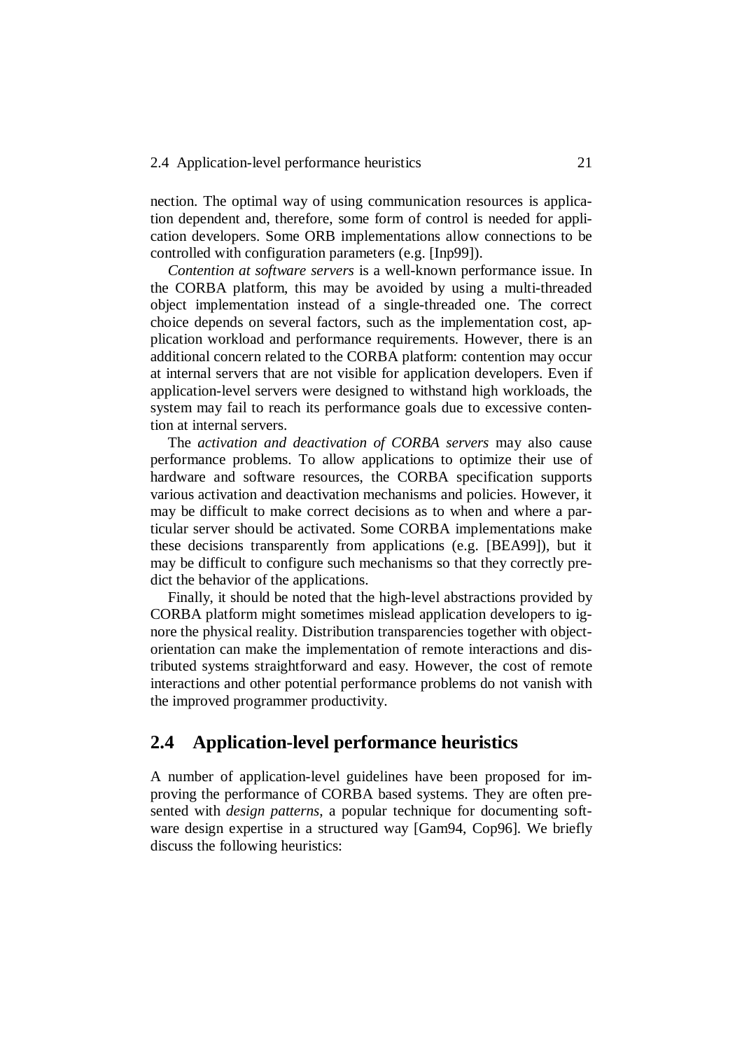nection. The optimal way of using communication resources is application dependent and, therefore, some form of control is needed for application developers. Some ORB implementations allow connections to be controlled with configuration parameters (e.g. [Inp99]).

*Contention at software servers* is a well-known performance issue. In the CORBA platform, this may be avoided by using a multi-threaded object implementation instead of a single-threaded one. The correct choice depends on several factors, such as the implementation cost, application workload and performance requirements. However, there is an additional concern related to the CORBA platform: contention may occur at internal servers that are not visible for application developers. Even if application-level servers were designed to withstand high workloads, the system may fail to reach its performance goals due to excessive contention at internal servers.

The *activation and deactivation of CORBA servers* may also cause performance problems. To allow applications to optimize their use of hardware and software resources, the CORBA specification supports various activation and deactivation mechanisms and policies. However, it may be difficult to make correct decisions as to when and where a particular server should be activated. Some CORBA implementations make these decisions transparently from applications (e.g. [BEA99]), but it may be difficult to configure such mechanisms so that they correctly predict the behavior of the applications.

Finally, it should be noted that the high-level abstractions provided by CORBA platform might sometimes mislead application developers to ignore the physical reality. Distribution transparencies together with object-orientation can make the implementation of remote interactions and distributed systems straightforward and easy. However, the cost of remote interactions and other potential performance problems do not vanish with the improved programmer productivity.

## 2.4 Application-level performance heuristics

A number of application-level guidelines have been proposed for improving the performance of CORBA based systems. They are often presented with *design patterns*, a popular technique for documenting software design expertise in a structured way [Gam94, Cop96]. We briefly discuss the following heuristics: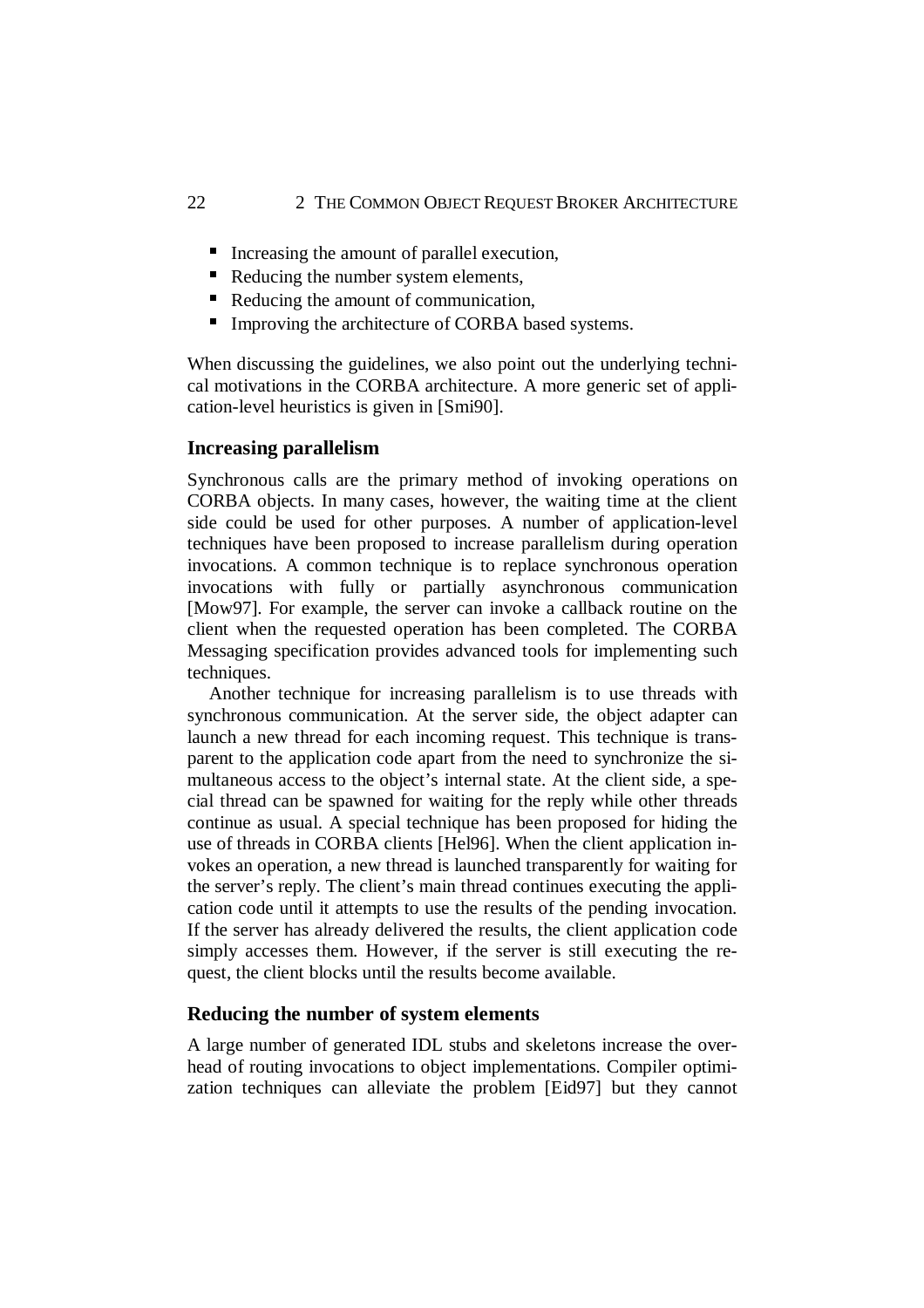- Increasing the amount of parallel execution,
- Reducing the number system elements,
- Reducing the amount of communication,
- Improving the architecture of CORBA based systems.

When discussing the guidelines, we also point out the underlying technical motivations in the CORBA architecture. A more generic set of application-level heuristics is given in [Smi90].

### Increasing parallelism

Synchronous calls are the primary method of invoking operations on CORBA objects. In many cases, however, the waiting time at the client side could be used for other purposes. A number of application-level techniques have been proposed to increase parallelism during operation invocations. A common technique is to replace synchronous operation invocations with fully or partially asynchronous communication [Mow97]. For example, the server can invoke a callback routine on the client when the requested operation has been completed. The CORBA Messaging specification provides advanced tools for implementing such techniques.

Another technique for increasing parallelism is to use threads with synchronous communication. At the server side, the object adapter can launch a new thread for each incoming request. This technique is transparent to the application code apart from the need to synchronize the simultaneous access to the object's internal state. At the client side, a special thread can be spawned for waiting for the reply while other threads continue as usual. A special technique has been proposed for hiding the use of threads in CORBA clients [Hel96]. When the client application invokes an operation, a new thread is launched transparently for waiting for the server's reply. The client's main thread continues executing the application code until it attempts to use the results of the pending invocation. If the server has already delivered the results, the client application code simply accesses them. However, if the server is still executing the request, the client blocks until the results become available.

### Reducing the number of system elements

A large number of generated IDL stubs and skeletons increase the overhead of routing invocations to object implementations. Compiler optimization techniques can alleviate the problem [Eid97] but they cannot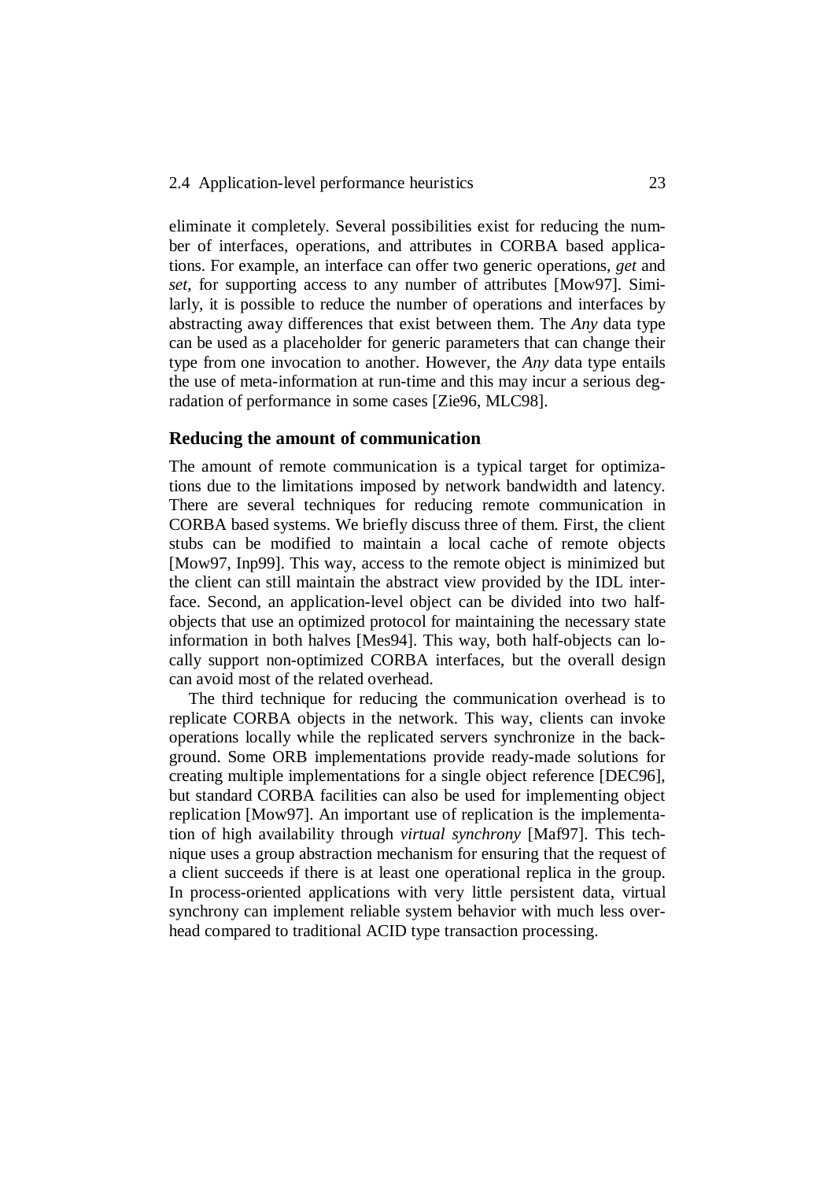eliminate it completely. Several possibilities exist for reducing the number of interfaces, operations, and attributes in CORBA based applications. For example, an interface can offer two generic operations, *get* and *set*, for supporting access to any number of attributes [Mow97]. Similarly, it is possible to reduce the number of operations and interfaces by abstracting away differences that exist between them. The *Any* data type can be used as a placeholder for generic parameters that can change their type from one invocation to another. However, the *Any* data type entails the use of meta-information at run-time and this may incur a serious degradation of performance in some cases [Zie96, MLC98].

### Reducing the amount of communication

The amount of remote communication is a typical target for optimizations due to the limitations imposed by network bandwidth and latency. There are several techniques for reducing remote communication in CORBA based systems. We briefly discuss three of them. First, the client stubs can be modified to maintain a local cache of remote objects [Mow97, Inp99]. This way, access to the remote object is minimized but the client can still maintain the abstract view provided by the IDL interface. Second, an application-level object can be divided into two half-objects that use an optimized protocol for maintaining the necessary state information in both halves [Mes94]. This way, both half-objects can locally support non-optimized CORBA interfaces, but the overall design can avoid most of the related overhead.

The third technique for reducing the communication overhead is to replicate CORBA objects in the network. This way, clients can invoke operations locally while the replicated servers synchronize in the background. Some ORB implementations provide ready-made solutions for creating multiple implementations for a single object reference [DEC96], but standard CORBA facilities can also be used for implementing object replication [Mow97]. An important use of replication is the implementation of high availability through *virtual synchrony* [Maf97]. This technique uses a group abstraction mechanism for ensuring that the request of a client succeeds if there is at least one operational replica in the group. In process-oriented applications with very little persistent data, virtual synchrony can implement reliable system behavior with much less overhead compared to traditional ACID type transaction processing.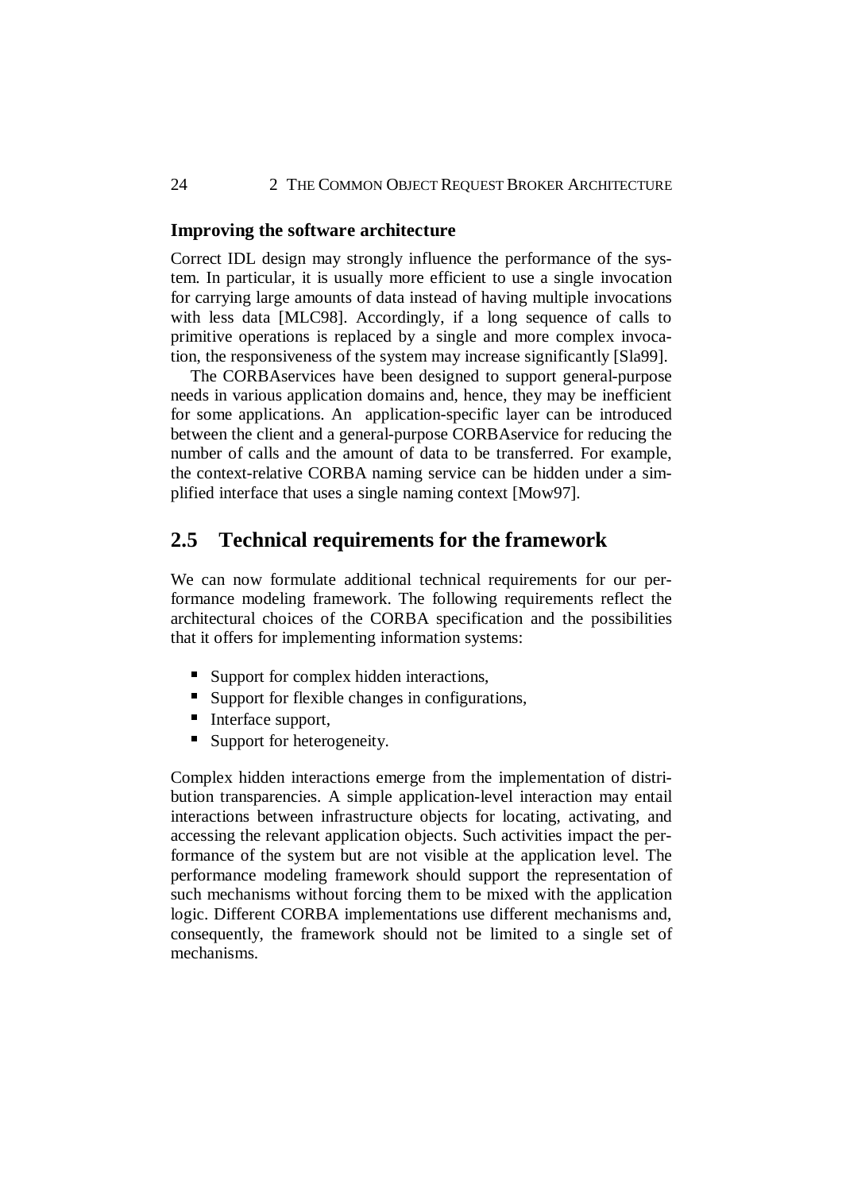### Improving the software architecture

Correct IDL design may strongly influence the performance of the system. In particular, it is usually more efficient to use a single invocation for carrying large amounts of data instead of having multiple invocations with less data [MLC98]. Accordingly, if a long sequence of calls to primitive operations is replaced by a single and more complex invocation, the responsiveness of the system may increase significantly [Sla99].

The CORBAservices have been designed to support general-purpose needs in various application domains and, hence, they may be inefficient for some applications. An application-specific layer can be introduced between the client and a general-purpose CORBAservice for reducing the number of calls and the amount of data to be transferred. For example, the context-relative CORBA naming service can be hidden under a simplified interface that uses a single naming context [Mow97].

## 2.5 Technical requirements for the framework

We can now formulate additional technical requirements for our performance modeling framework. The following requirements reflect the architectural choices of the CORBA specification and the possibilities that it offers for implementing information systems:

- Support for complex hidden interactions,
- Support for flexible changes in configurations,
- Interface support,
- Support for heterogeneity.

Complex hidden interactions emerge from the implementation of distribution transparencies. A simple application-level interaction may entail interactions between infrastructure objects for locating, activating, and accessing the relevant application objects. Such activities impact the performance of the system but are not visible at the application level. The performance modeling framework should support the representation of such mechanisms without forcing them to be mixed with the application logic. Different CORBA implementations use different mechanisms and, consequently, the framework should not be limited to a single set of mechanisms.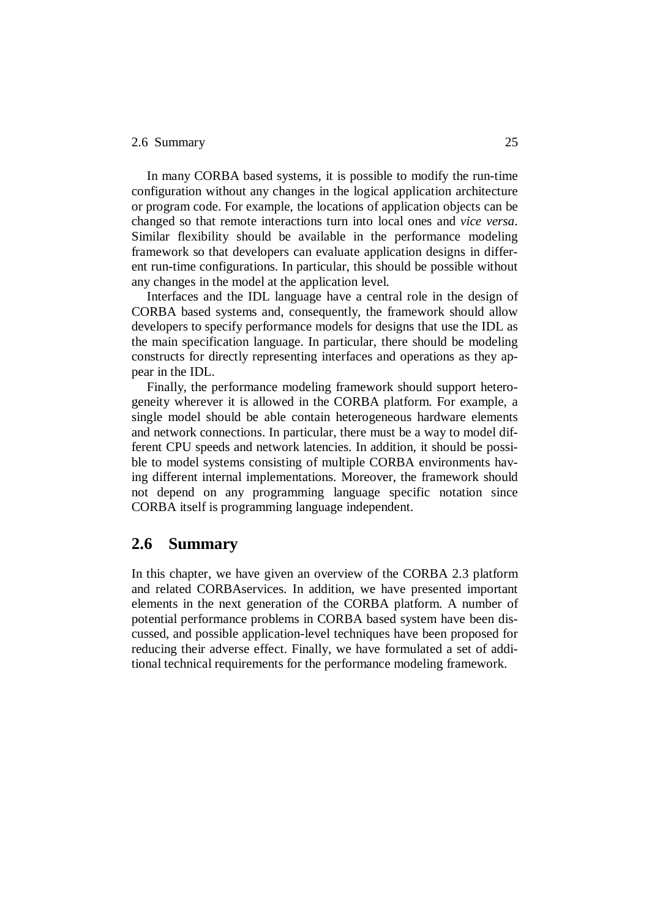In many CORBA based systems, it is possible to modify the run-time configuration without any changes in the logical application architecture or program code. For example, the locations of application objects can be changed so that remote interactions turn into local ones and *vice versa*. Similar flexibility should be available in the performance modeling framework so that developers can evaluate application designs in different run-time configurations. In particular, this should be possible without any changes in the model at the application level.

Interfaces and the IDL language have a central role in the design of CORBA based systems and, consequently, the framework should allow developers to specify performance models for designs that use the IDL as the main specification language. In particular, there should be modeling constructs for directly representing interfaces and operations as they appear in the IDL.

Finally, the performance modeling framework should support heterogeneity wherever it is allowed in the CORBA platform. For example, a single model should be able contain heterogeneous hardware elements and network connections. In particular, there must be a way to model different CPU speeds and network latencies. In addition, it should be possible to model systems consisting of multiple CORBA environments having different internal implementations. Moreover, the framework should not depend on any programming language specific notation since CORBA itself is programming language independent.

## 2.6 Summary

In this chapter, we have given an overview of the CORBA 2.3 platform and related CORBAservices. In addition, we have presented important elements in the next generation of the CORBA platform. A number of potential performance problems in CORBA based system have been discussed, and possible application-level techniques have been proposed for reducing their adverse effect. Finally, we have formulated a set of additional technical requirements for the performance modeling framework.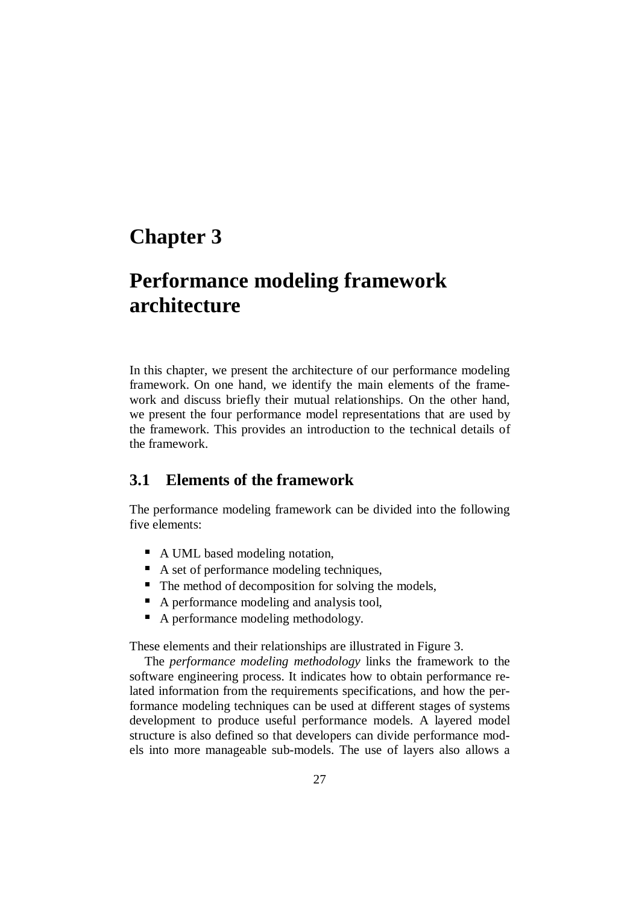# Chapter 3

# Performance modeling framework architecture

In this chapter, we present the architecture of our performance modeling framework. On one hand, we identify the main elements of the framework and discuss briefly their mutual relationships. On the other hand, we present the four performance model representations that are used by the framework. This provides an introduction to the technical details of the framework.

## 3.1 Elements of the framework

The performance modeling framework can be divided into the following five elements:

- A UML based modeling notation,
- A set of performance modeling techniques,
- The method of decomposition for solving the models,
- A performance modeling and analysis tool,
- A performance modeling methodology.

These elements and their relationships are illustrated in Figure 3.

The *performance modeling methodology* links the framework to the software engineering process. It indicates how to obtain performance related information from the requirements specifications, and how the performance modeling techniques can be used at different stages of systems development to produce useful performance models. A layered model structure is also defined so that developers can divide performance models into more manageable sub-models. The use of layers also allows a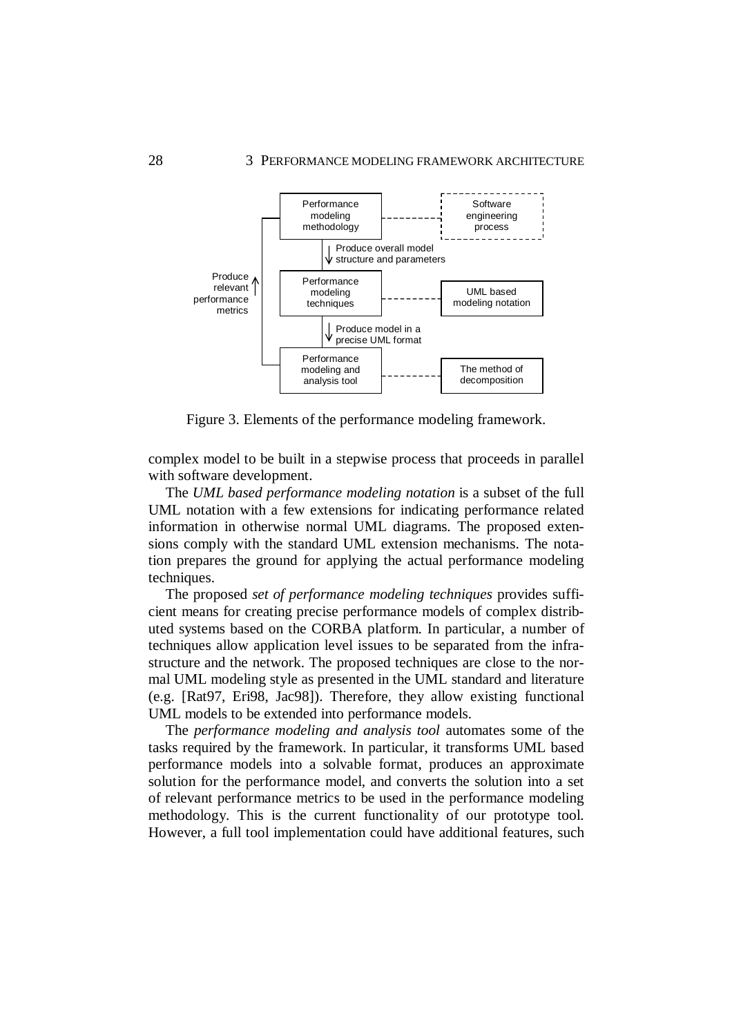Figure 3. Elements of the performance modeling framework.

complex model to be built in a stepwise process that proceeds in parallel with software development.

The *UML based performance modeling notation* is a subset of the full UML notation with a few extensions for indicating performance related information in otherwise normal UML diagrams. The proposed extensions comply with the standard UML extension mechanisms. The notation prepares the ground for applying the actual performance modeling techniques.

The proposed *set of performance modeling techniques* provides sufficient means for creating precise performance models of complex distributed systems based on the CORBA platform. In particular, a number of techniques allow application level issues to be separated from the infrastructure and the network. The proposed techniques are close to the normal UML modeling style as presented in the UML standard and literature (e.g. [Rat97, Eri98, Jac98]). Therefore, they allow existing functional UML models to be extended into performance models.

The *performance modeling and analysis tool* automates some of the tasks required by the framework. In particular, it transforms UML based performance models into a solvable format, produces an approximate solution for the performance model, and converts the solution into a set of relevant performance metrics to be used in the performance modeling methodology. This is the current functionality of our prototype tool. However, a full tool implementation could have additional features, such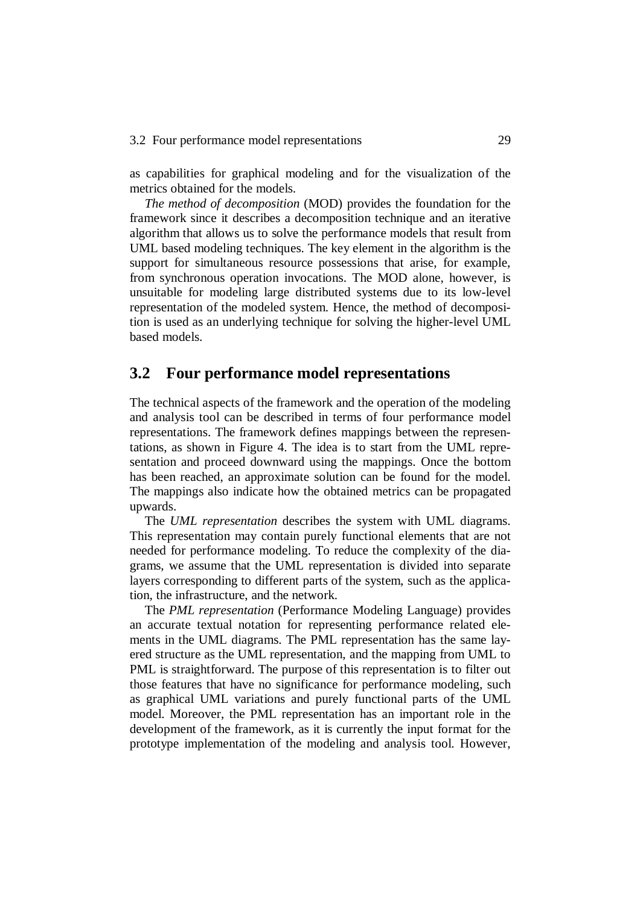as capabilities for graphical modeling and for the visualization of the metrics obtained for the models.

*The method of decomposition* (MOD) provides the foundation for the framework since it describes a decomposition technique and an iterative algorithm that allows us to solve the performance models that result from UML based modeling techniques. The key element in the algorithm is the support for simultaneous resource possessions that arise, for example, from synchronous operation invocations. The MOD alone, however, is unsuitable for modeling large distributed systems due to its low-level representation of the modeled system. Hence, the method of decomposition is used as an underlying technique for solving the higher-level UML based models.

## 3.2 Four performance model representations

The technical aspects of the framework and the operation of the modeling and analysis tool can be described in terms of four performance model representations. The framework defines mappings between the representations, as shown in Figure 4. The idea is to start from the UML representation and proceed downward using the mappings. Once the bottom has been reached, an approximate solution can be found for the model. The mappings also indicate how the obtained metrics can be propagated upwards.

The *UML representation* describes the system with UML diagrams. This representation may contain purely functional elements that are not needed for performance modeling. To reduce the complexity of the diagrams, we assume that the UML representation is divided into separate layers corresponding to different parts of the system, such as the application, the infrastructure, and the network.

The *PML representation* (Performance Modeling Language) provides an accurate textual notation for representing performance related elements in the UML diagrams. The PML representation has the same layered structure as the UML representation, and the mapping from UML to PML is straightforward. The purpose of this representation is to filter out those features that have no significance for performance modeling, such as graphical UML variations and purely functional parts of the UML model. Moreover, the PML representation has an important role in the development of the framework, as it is currently the input format for the prototype implementation of the modeling and analysis tool. However,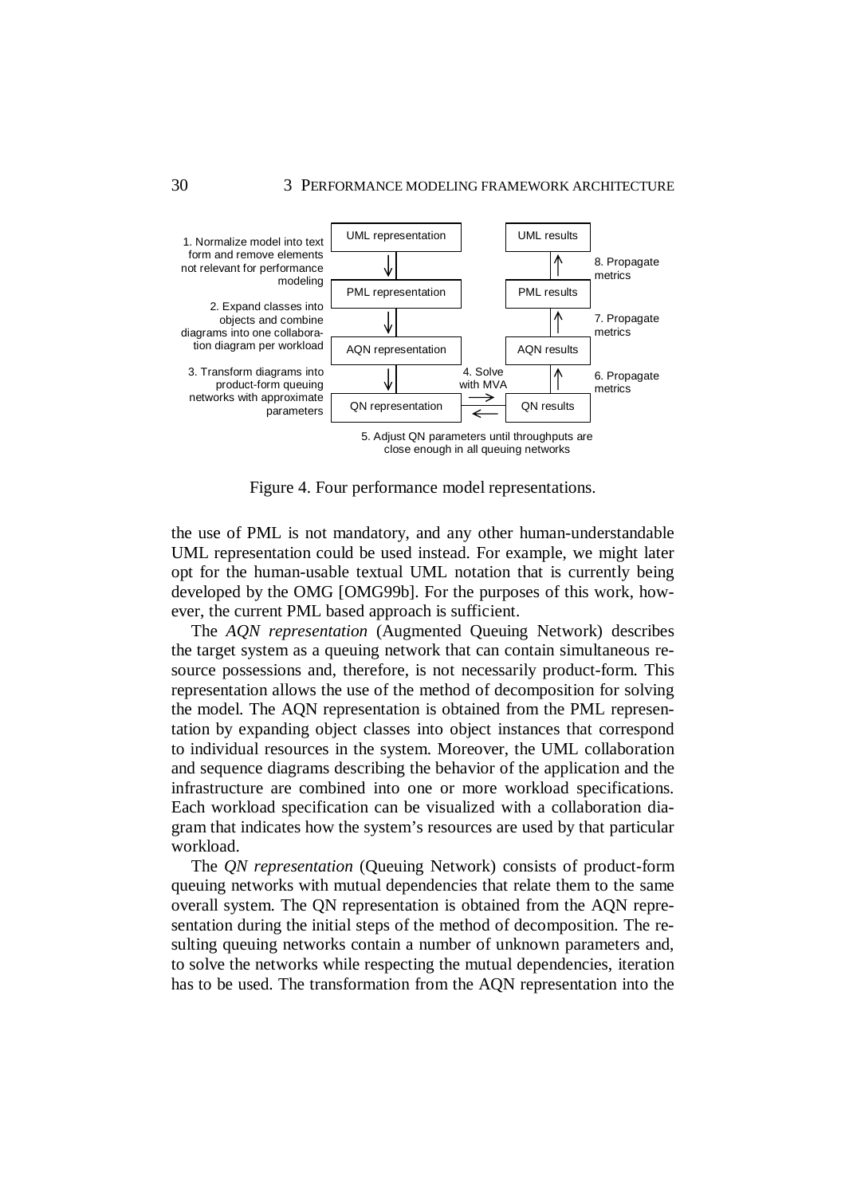1. Normalize model into text form and remove elements not relevant for performance modeling

2. Expand classes into objects and combine diagrams into one collaboration diagram per workload

3. Transform diagrams into product-form queuing networks with approximate parameters

UML representation → PML representation → AQN representation → QN representation

4. Solve with MVA

5. Adjust QN parameters until throughputs are close enough in all queuing networks

QN results → AQN results → PML results → UML results

6. Propagate metrics

7. Propagate metrics

8. Propagate metrics

Figure 4. Four performance model representations.

the use of PML is not mandatory, and any other human-understandable UML representation could be used instead. For example, we might later opt for the human-usable textual UML notation that is currently being developed by the OMG [OMG99b]. For the purposes of this work, however, the current PML based approach is sufficient.

The *AQN representation* (Augmented Queuing Network) describes the target system as a queuing network that can contain simultaneous resource possessions and, therefore, is not necessarily product-form. This representation allows the use of the method of decomposition for solving the model. The AQN representation is obtained from the PML representation by expanding object classes into object instances that correspond to individual resources in the system. Moreover, the UML collaboration and sequence diagrams describing the behavior of the application and the infrastructure are combined into one or more workload specifications. Each workload specification can be visualized with a collaboration diagram that indicates how the system's resources are used by that particular workload.

The *QN representation* (Queuing Network) consists of product-form queuing networks with mutual dependencies that relate them to the same overall system. The QN representation is obtained from the AQN representation during the initial steps of the method of decomposition. The resulting queuing networks contain a number of unknown parameters and, to solve the networks while respecting the mutual dependencies, iteration has to be used. The transformation from the AQN representation into the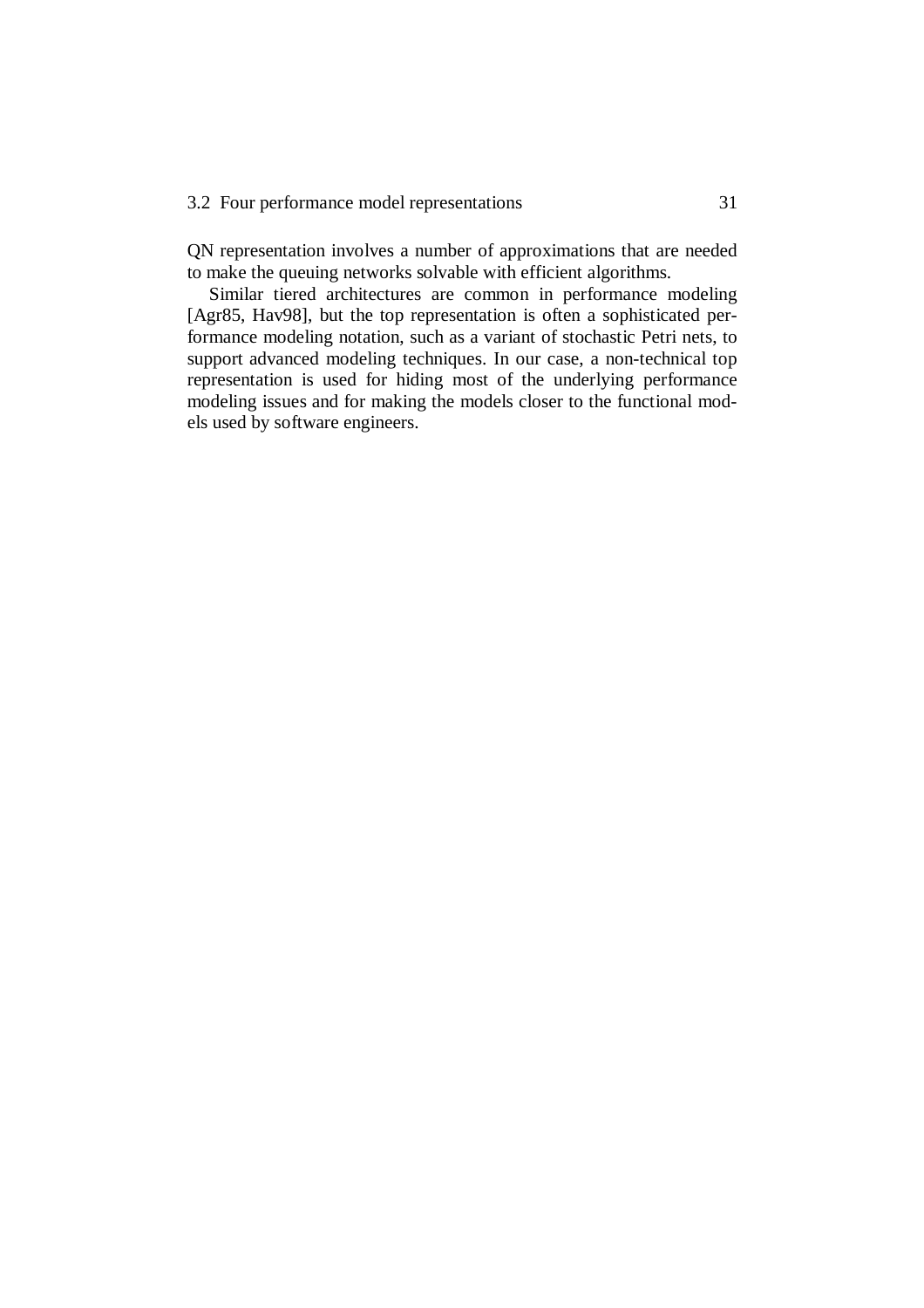QN representation involves a number of approximations that are needed to make the queuing networks solvable with efficient algorithms.

Similar tiered architectures are common in performance modeling [Agr85, Hav98], but the top representation is often a sophisticated performance modeling notation, such as a variant of stochastic Petri nets, to support advanced modeling techniques. In our case, a non-technical top representation is used for hiding most of the underlying performance modeling issues and for making the models closer to the functional models used by software engineers.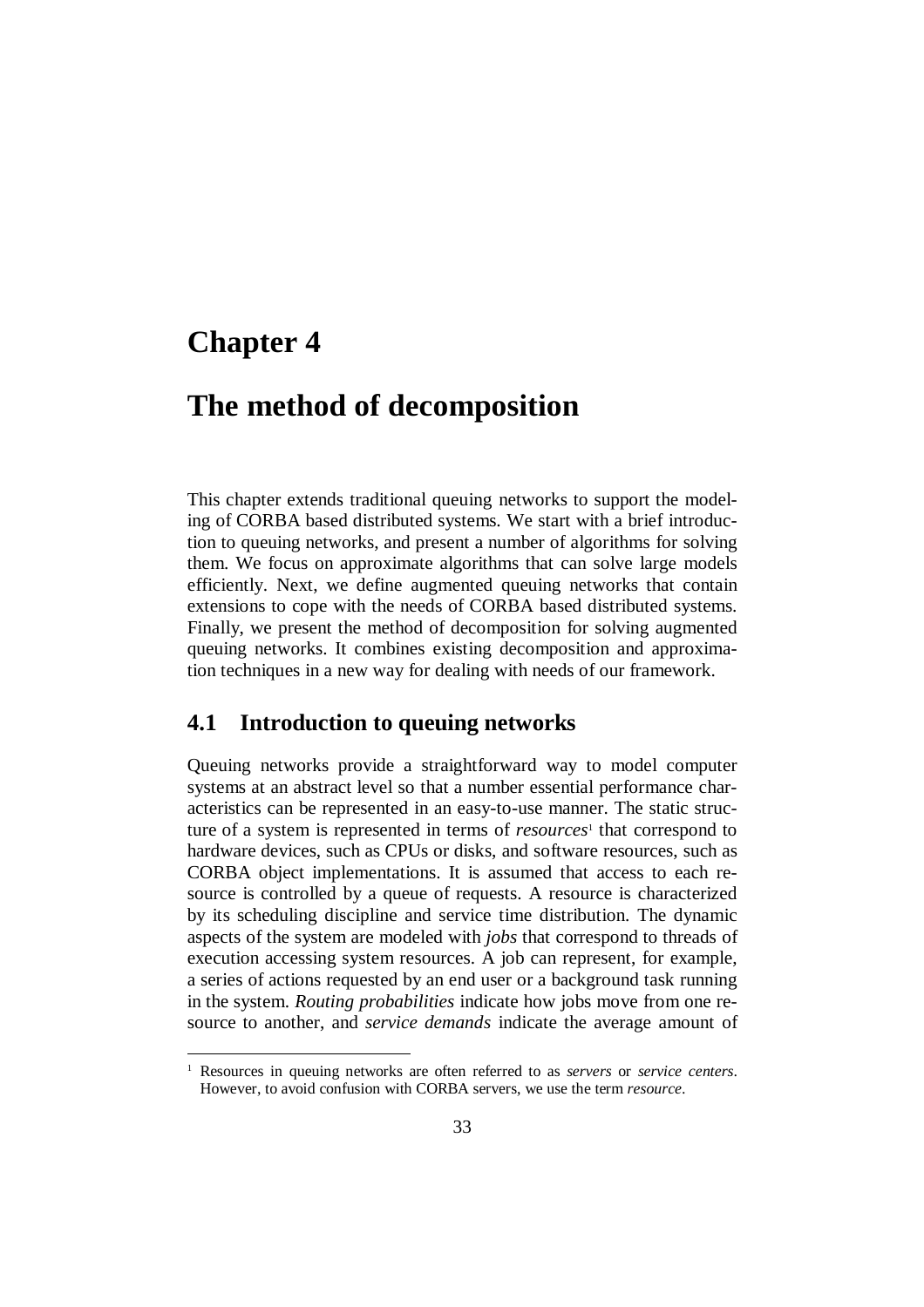# Chapter 4

# The method of decomposition

This chapter extends traditional queuing networks to support the modeling of CORBA based distributed systems. We start with a brief introduction to queuing networks, and present a number of algorithms for solving them. We focus on approximate algorithms that can solve large models efficiently. Next, we define augmented queuing networks that contain extensions to cope with the needs of CORBA based distributed systems. Finally, we present the method of decomposition for solving augmented queuing networks. It combines existing decomposition and approximation techniques in a new way for dealing with needs of our framework.

## 4.1 Introduction to queuing networks

Queuing networks provide a straightforward way to model computer systems at an abstract level so that a number essential performance characteristics can be represented in an easy-to-use manner. The static structure of a system is represented in terms of *resources*[1] that correspond to hardware devices, such as CPUs or disks, and software resources, such as CORBA object implementations. It is assumed that access to each resource is controlled by a queue of requests. A resource is characterized by its scheduling discipline and service time distribution. The dynamic aspects of the system are modeled with *jobs* that correspond to threads of execution accessing system resources. A job can represent, for example, a series of actions requested by an end user or a background task running in the system. *Routing probabilities* indicate how jobs move from one resource to another, and *service demands* indicate the average amount of

[1] Resources in queuing networks are often referred to as *servers* or *service centers*. However, to avoid confusion with CORBA servers, we use the term *resource*.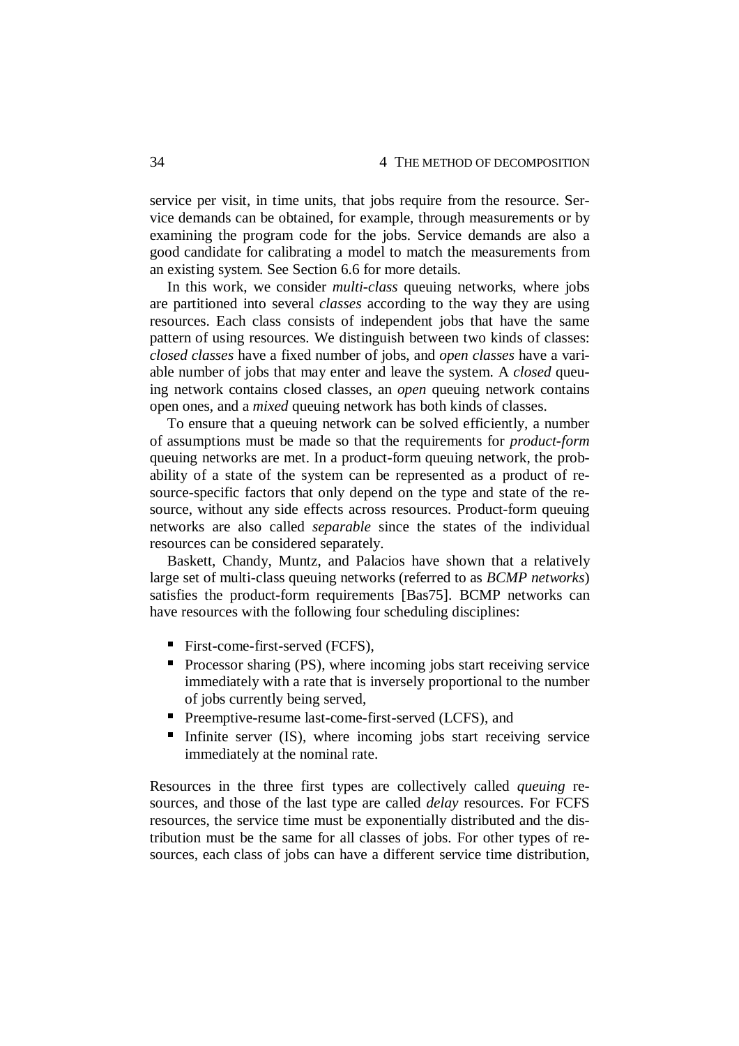service per visit, in time units, that jobs require from the resource. Service demands can be obtained, for example, through measurements or by examining the program code for the jobs. Service demands are also a good candidate for calibrating a model to match the measurements from an existing system. See Section 6.6 for more details.

In this work, we consider *multi-class* queuing networks, where jobs are partitioned into several *classes* according to the way they are using resources. Each class consists of independent jobs that have the same pattern of using resources. We distinguish between two kinds of classes: *closed classes* have a fixed number of jobs, and *open classes* have a variable number of jobs that may enter and leave the system. A *closed* queuing network contains closed classes, an *open* queuing network contains open ones, and a *mixed* queuing network has both kinds of classes.

To ensure that a queuing network can be solved efficiently, a number of assumptions must be made so that the requirements for *product-form* queuing networks are met. In a product-form queuing network, the probability of a state of the system can be represented as a product of resource-specific factors that only depend on the type and state of the resource, without any side effects across resources. Product-form queuing networks are also called *separable* since the states of the individual resources can be considered separately.

Baskett, Chandy, Muntz, and Palacios have shown that a relatively large set of multi-class queuing networks (referred to as *BCMP networks*) satisfies the product-form requirements [Bas75]. BCMP networks can have resources with the following four scheduling disciplines:

- First-come-first-served (FCFS),
- Processor sharing (PS), where incoming jobs start receiving service immediately with a rate that is inversely proportional to the number of jobs currently being served,
- Preemptive-resume last-come-first-served (LCFS), and
- Infinite server (IS), where incoming jobs start receiving service immediately at the nominal rate.

Resources in the three first types are collectively called *queuing* resources, and those of the last type are called *delay* resources. For FCFS resources, the service time must be exponentially distributed and the distribution must be the same for all classes of jobs. For other types of resources, each class of jobs can have a different service time distribution,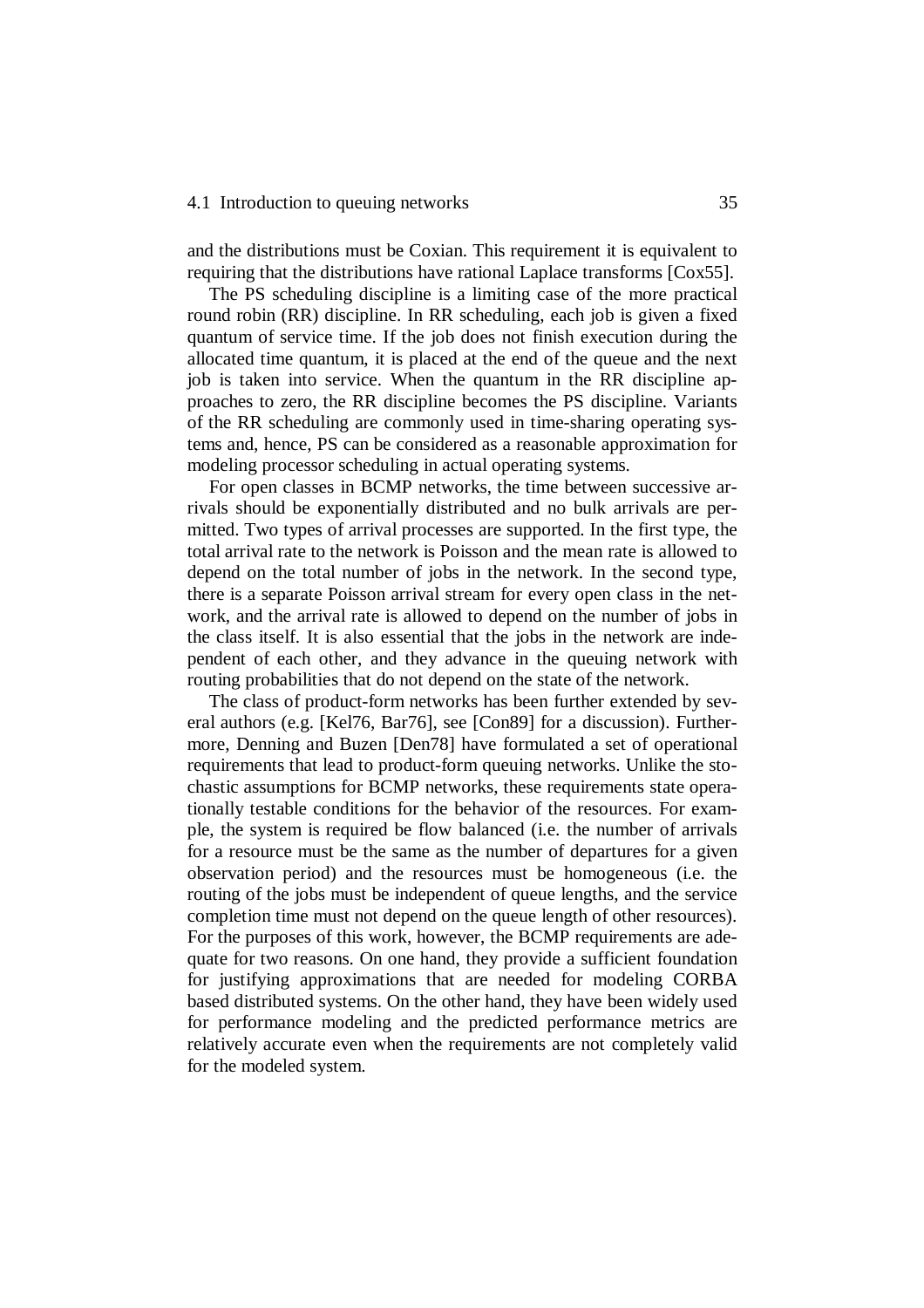and the distributions must be Coxian. This requirement it is equivalent to requiring that the distributions have rational Laplace transforms [Cox55].

The PS scheduling discipline is a limiting case of the more practical round robin (RR) discipline. In RR scheduling, each job is given a fixed quantum of service time. If the job does not finish execution during the allocated time quantum, it is placed at the end of the queue and the next job is taken into service. When the quantum in the RR discipline approaches to zero, the RR discipline becomes the PS discipline. Variants of the RR scheduling are commonly used in time-sharing operating systems and, hence, PS can be considered as a reasonable approximation for modeling processor scheduling in actual operating systems.

For open classes in BCMP networks, the time between successive arrivals should be exponentially distributed and no bulk arrivals are permitted. Two types of arrival processes are supported. In the first type, the total arrival rate to the network is Poisson and the mean rate is allowed to depend on the total number of jobs in the network. In the second type, there is a separate Poisson arrival stream for every open class in the network, and the arrival rate is allowed to depend on the number of jobs in the class itself. It is also essential that the jobs in the network are independent of each other, and they advance in the queuing network with routing probabilities that do not depend on the state of the network.

The class of product-form networks has been further extended by several authors (e.g. [Kel76, Bar76], see [Con89] for a discussion). Furthermore, Denning and Buzen [Den78] have formulated a set of operational requirements that lead to product-form queuing networks. Unlike the stochastic assumptions for BCMP networks, these requirements state operationally testable conditions for the behavior of the resources. For example, the system is required be flow balanced (i.e. the number of arrivals for a resource must be the same as the number of departures for a given observation period) and the resources must be homogeneous (i.e. the routing of the jobs must be independent of queue lengths, and the service completion time must not depend on the queue length of other resources). For the purposes of this work, however, the BCMP requirements are adequate for two reasons. On one hand, they provide a sufficient foundation for justifying approximations that are needed for modeling CORBA based distributed systems. On the other hand, they have been widely used for performance modeling and the predicted performance metrics are relatively accurate even when the requirements are not completely valid for the modeled system.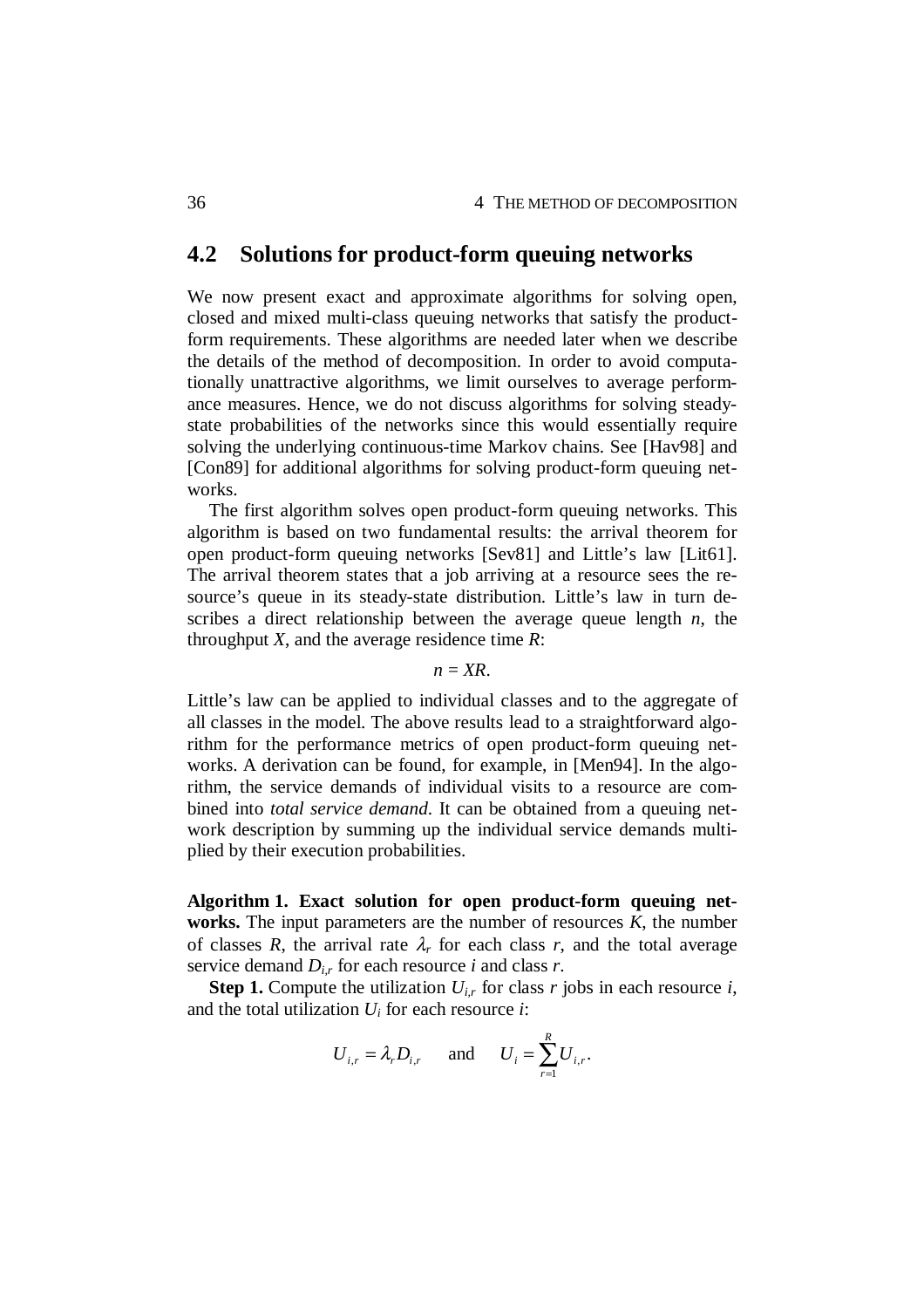## 4.2 Solutions for product-form queuing networks

We now present exact and approximate algorithms for solving open, closed and mixed multi-class queuing networks that satisfy the product-form requirements. These algorithms are needed later when we describe the details of the method of decomposition. In order to avoid computationally unattractive algorithms, we limit ourselves to average performance measures. Hence, we do not discuss algorithms for solving steady-state probabilities of the networks since this would essentially require solving the underlying continuous-time Markov chains. See [Hav98] and [Con89] for additional algorithms for solving product-form queuing networks.

The first algorithm solves open product-form queuing networks. This algorithm is based on two fundamental results: the arrival theorem for open product-form queuing networks [Sev81] and Little's law [Lit61]. The arrival theorem states that a job arriving at a resource sees the resource's queue in its steady-state distribution. Little's law in turn describes a direct relationship between the average queue length $n$, the throughput $X$, and the average residence time $R$:

$$n = XR.$$

Little's law can be applied to individual classes and to the aggregate of all classes in the model. The above results lead to a straightforward algorithm for the performance metrics of open product-form queuing networks. A derivation can be found, for example, in [Men94]. In the algorithm, the service demands of individual visits to a resource are combined into *total service demand*. It can be obtained from a queuing network description by summing up the individual service demands multiplied by their execution probabilities.

**Algorithm 1. Exact solution for open product-form queuing networks.** The input parameters are the number of resources $K$, the number of classes $R$, the arrival rate $\lambda_r$ for each class $r$, and the total average service demand $D_{i,r}$ for each resource $i$ and class $r$.

**Step 1.** Compute the utilization $U_{i,r}$ for class $r$ jobs in each resource $i$, and the total utilization $U_i$ for each resource $i$:

$$U_{i,r} = \lambda_r D_{i,r} \quad \text{and} \quad U_i = \sum_{r=1}^{R} U_{i,r}.$$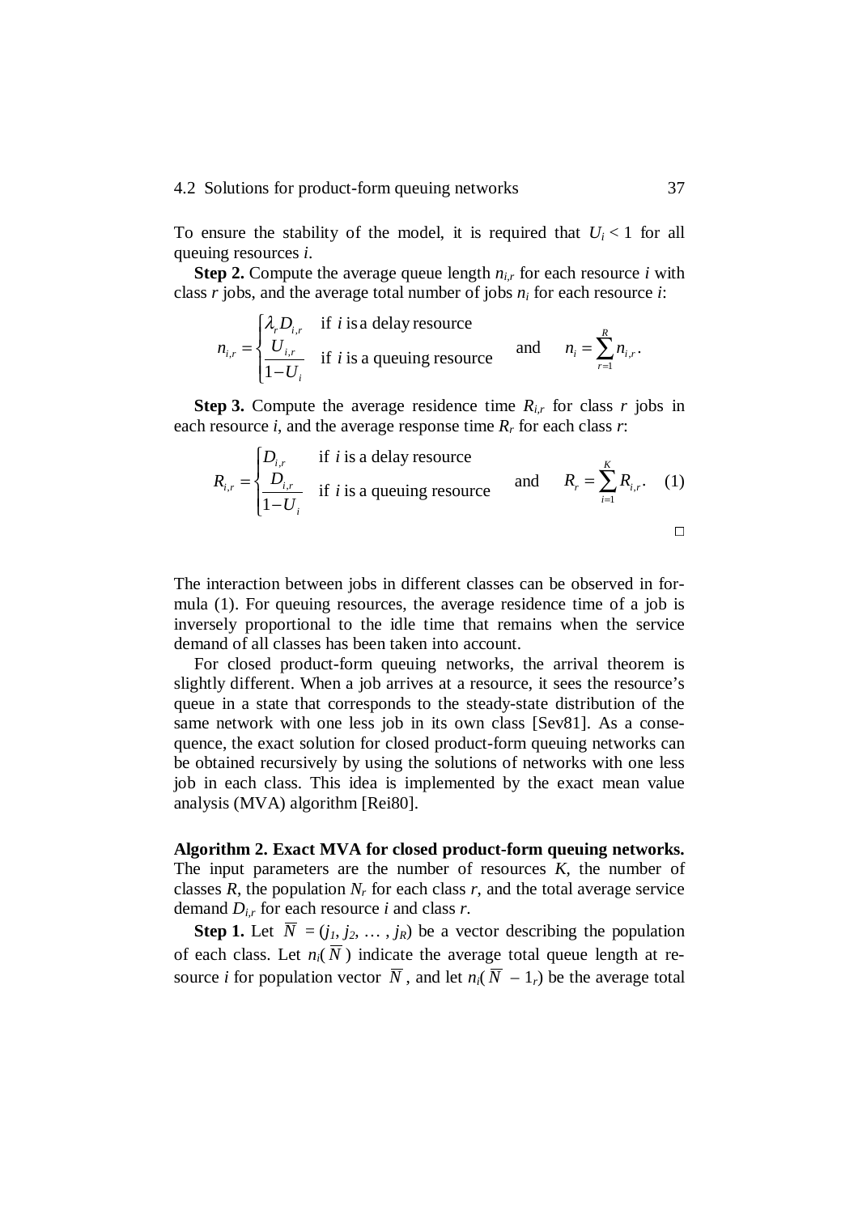To ensure the stability of the model, it is required that $U_i < 1$ for all queuing resources $i$.

**Step 2.** Compute the average queue length $n_{i,r}$ for each resource $i$ with class $r$ jobs, and the average total number of jobs $n_i$ for each resource $i$:

$$n_{i,r} = \begin{cases} \lambda_r D_{i,r} & \text{if } i \text{ is a delay resource} \\ \dfrac{U_{i,r}}{1 - U_i} & \text{if } i \text{ is a queuing resource} \end{cases} \quad \text{and} \quad n_i = \sum_{r=1}^{R} n_{i,r}.$$

**Step 3.** Compute the average residence time $R_{i,r}$ for class $r$ jobs in each resource $i$, and the average response time $R_r$ for each class $r$:

$$R_{i,r} = \begin{cases} D_{i,r} & \text{if } i \text{ is a delay resource} \\ \dfrac{D_{i,r}}{1 - U_i} & \text{if } i \text{ is a queuing resource} \end{cases} \quad \text{and} \quad R_r = \sum_{i=1}^{K} R_{i,r}. \quad (1)$$

□

The interaction between jobs in different classes can be observed in formula (1). For queuing resources, the average residence time of a job is inversely proportional to the idle time that remains when the service demand of all classes has been taken into account.

For closed product-form queuing networks, the arrival theorem is slightly different. When a job arrives at a resource, it sees the resource's queue in a state that corresponds to the steady-state distribution of the same network with one less job in its own class [Sev81]. As a consequence, the exact solution for closed product-form queuing networks can be obtained recursively by using the solutions of networks with one less job in each class. This idea is implemented by the exact mean value analysis (MVA) algorithm [Rei80].

**Algorithm 2. Exact MVA for closed product-form queuing networks.** The input parameters are the number of resources $K$, the number of classes $R$, the population $N_r$ for each class $r$, and the total average service demand $D_{i,r}$ for each resource $i$ and class $r$.

**Step 1.** Let $\overline{N} = (j_1, j_2, \ldots, j_R)$ be a vector describing the population of each class. Let $n_i(\overline{N})$ indicate the average total queue length at resource $i$ for population vector $\overline{N}$, and let $n_i(\overline{N} - 1_r)$ be the average total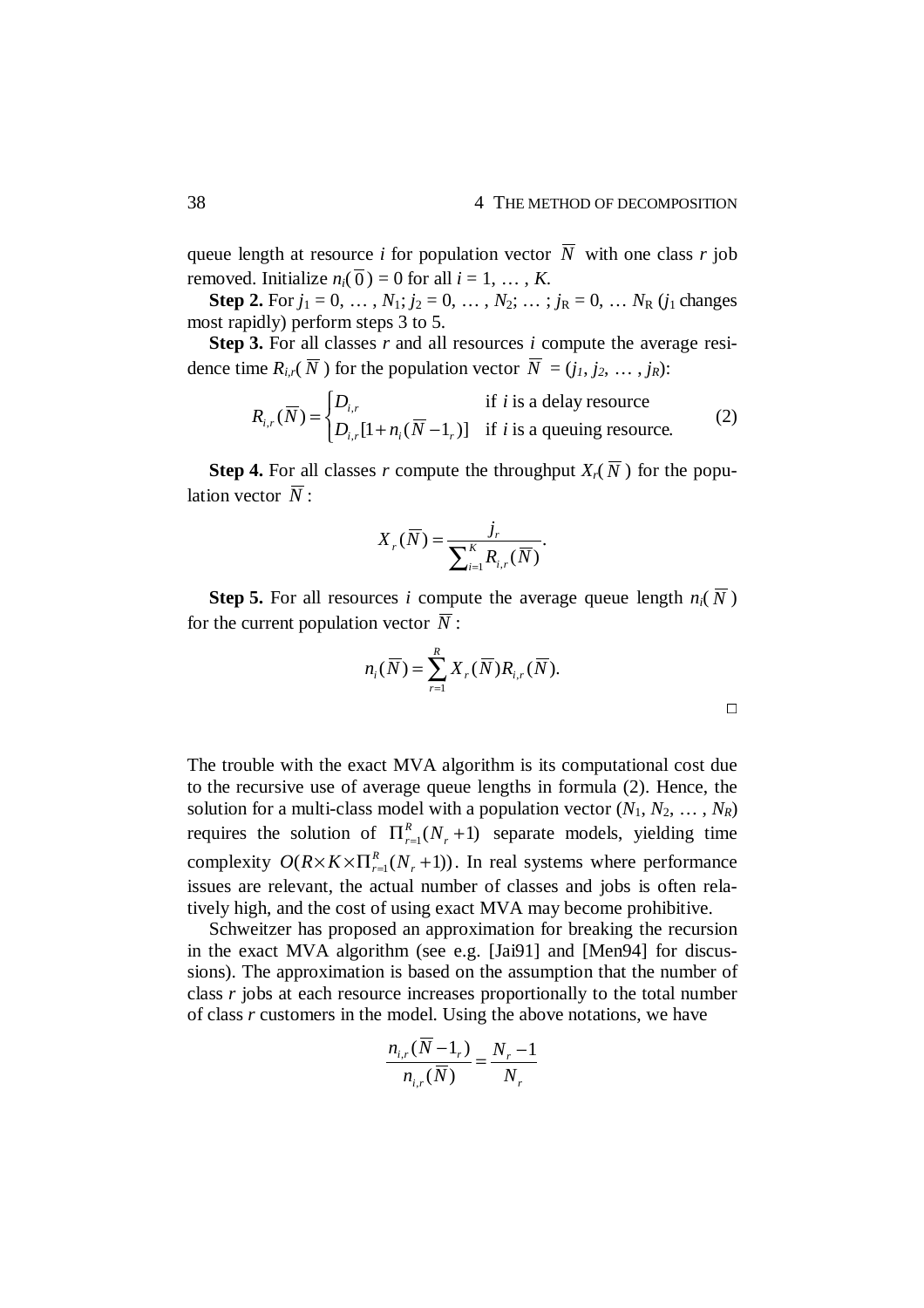queue length at resource $i$ for population vector $\overline{N}$ with one class $r$ job removed. Initialize $n_i(\overline{0}) = 0$ for all $i = 1, \ldots, K$.

**Step 2.** For $j_1 = 0, \ldots, N_1$; $j_2 = 0, \ldots, N_2$; … ; $j_R = 0, \ldots N_R$ ($j_1$ changes most rapidly) perform steps 3 to 5.

**Step 3.** For all classes $r$ and all resources $i$ compute the average residence time $R_{i,r}(\overline{N})$ for the population vector $\overline{N} = (j_1, j_2, \ldots, j_R)$:

$$R_{i,r}(\overline{N}) = \begin{cases} D_{i,r} & \text{if } i \text{ is a delay resource} \\ D_{i,r}[1 + n_i(\overline{N} - 1_r)] & \text{if } i \text{ is a queuing resource.} \end{cases} \tag{2}$$

**Step 4.** For all classes $r$ compute the throughput $X_r(\overline{N})$ for the population vector $\overline{N}$:

$$X_r(\overline{N}) = \frac{j_r}{\sum_{i=1}^{K} R_{i,r}(\overline{N})}.$$

**Step 5.** For all resources $i$ compute the average queue length $n_i(\overline{N})$ for the current population vector $\overline{N}$:

$$n_i(\overline{N}) = \sum_{r=1}^{R} X_r(\overline{N}) R_{i,r}(\overline{N}).$$

□

The trouble with the exact MVA algorithm is its computational cost due to the recursive use of average queue lengths in formula (2). Hence, the solution for a multi-class model with a population vector ($N_1, N_2, \ldots, N_R$) requires the solution of $\Pi_{r=1}^{R}(N_r + 1)$ separate models, yielding time complexity $O(R \times K \times \Pi_{r=1}^{R}(N_r + 1))$. In real systems where performance issues are relevant, the actual number of classes and jobs is often relatively high, and the cost of using exact MVA may become prohibitive.

Schweitzer has proposed an approximation for breaking the recursion in the exact MVA algorithm (see e.g. [Jai91] and [Men94] for discussions). The approximation is based on the assumption that the number of class $r$ jobs at each resource increases proportionally to the total number of class $r$ customers in the model. Using the above notations, we have

$$\frac{n_{i,r}(\overline{N} - 1_r)}{n_{i,r}(\overline{N})} = \frac{N_r - 1}{N_r}$$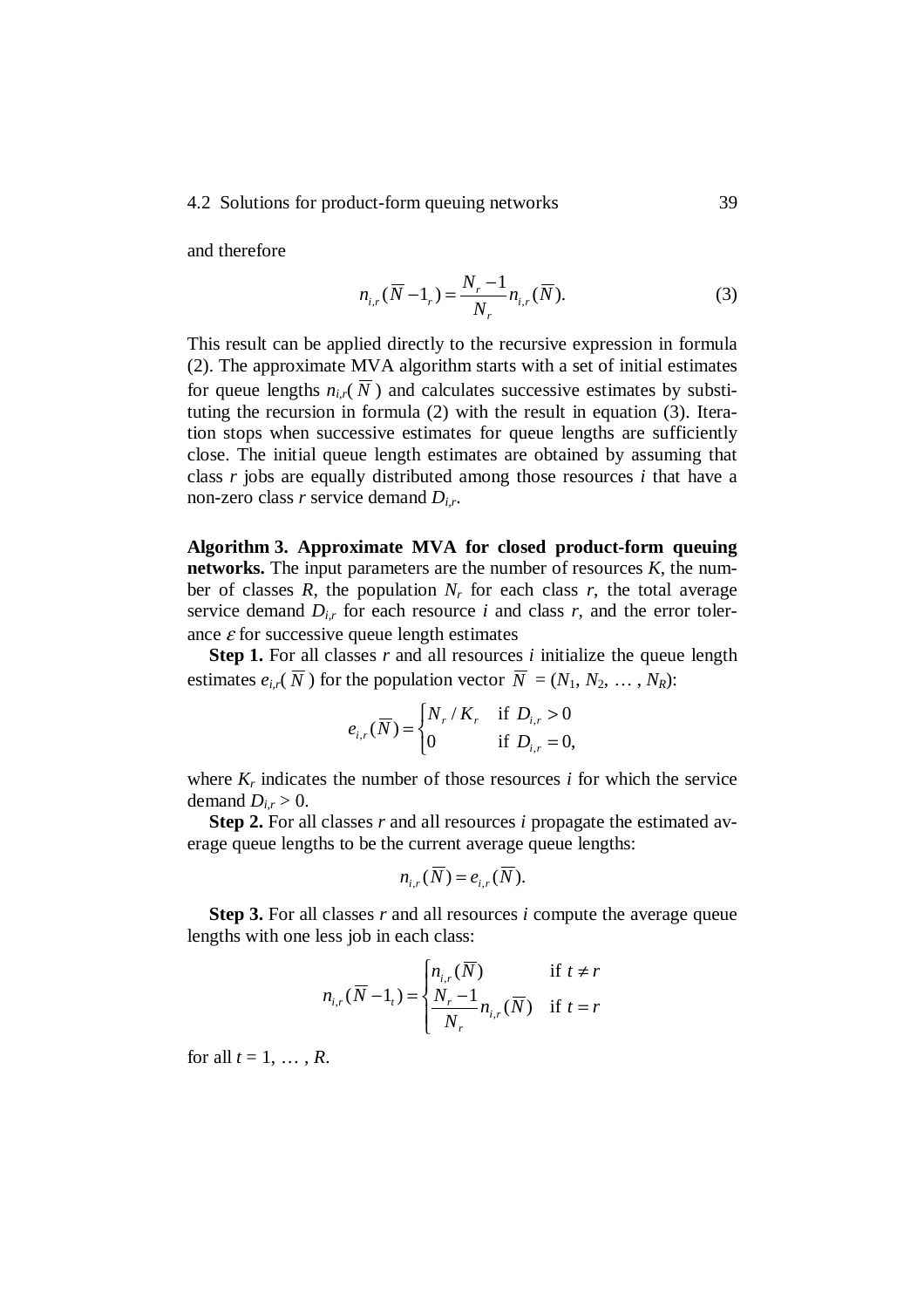and therefore

$$n_{i,r}(\overline{N} - 1_r) = \frac{N_r - 1}{N_r} n_{i,r}(\overline{N}). \tag{3}$$

This result can be applied directly to the recursive expression in formula (2). The approximate MVA algorithm starts with a set of initial estimates for queue lengths $n_{i,r}(\overline{N})$ and calculates successive estimates by substituting the recursion in formula (2) with the result in equation (3). Iteration stops when successive estimates for queue lengths are sufficiently close. The initial queue length estimates are obtained by assuming that class $r$ jobs are equally distributed among those resources $i$ that have a non-zero class $r$ service demand $D_{i,r}$.

**Algorithm 3. Approximate MVA for closed product-form queuing networks.** The input parameters are the number of resources $K$, the number of classes $R$, the population $N_r$ for each class $r$, the total average service demand $D_{i,r}$ for each resource $i$ and class $r$, and the error tolerance $\varepsilon$ for successive queue length estimates

**Step 1.** For all classes $r$ and all resources $i$ initialize the queue length estimates $e_{i,r}(\overline{N})$ for the population vector $\overline{N} = (N_1, N_2, \ldots, N_R)$:

$$e_{i,r}(\overline{N}) = \begin{cases} N_r / K_r & \text{if } D_{i,r} > 0 \\ 0 & \text{if } D_{i,r} = 0, \end{cases}$$

where $K_r$ indicates the number of those resources $i$ for which the service demand $D_{i,r} > 0$.

**Step 2.** For all classes $r$ and all resources $i$ propagate the estimated average queue lengths to be the current average queue lengths:

$$n_{i,r}(\overline{N}) = e_{i,r}(\overline{N}).$$

**Step 3.** For all classes $r$ and all resources $i$ compute the average queue lengths with one less job in each class:

$$n_{i,r}(\overline{N} - 1_t) = \begin{cases} n_{i,r}(\overline{N}) & \text{if } t \neq r \\ \dfrac{N_r - 1}{N_r} n_{i,r}(\overline{N}) & \text{if } t = r \end{cases}$$

for all $t = 1, \ldots, R$.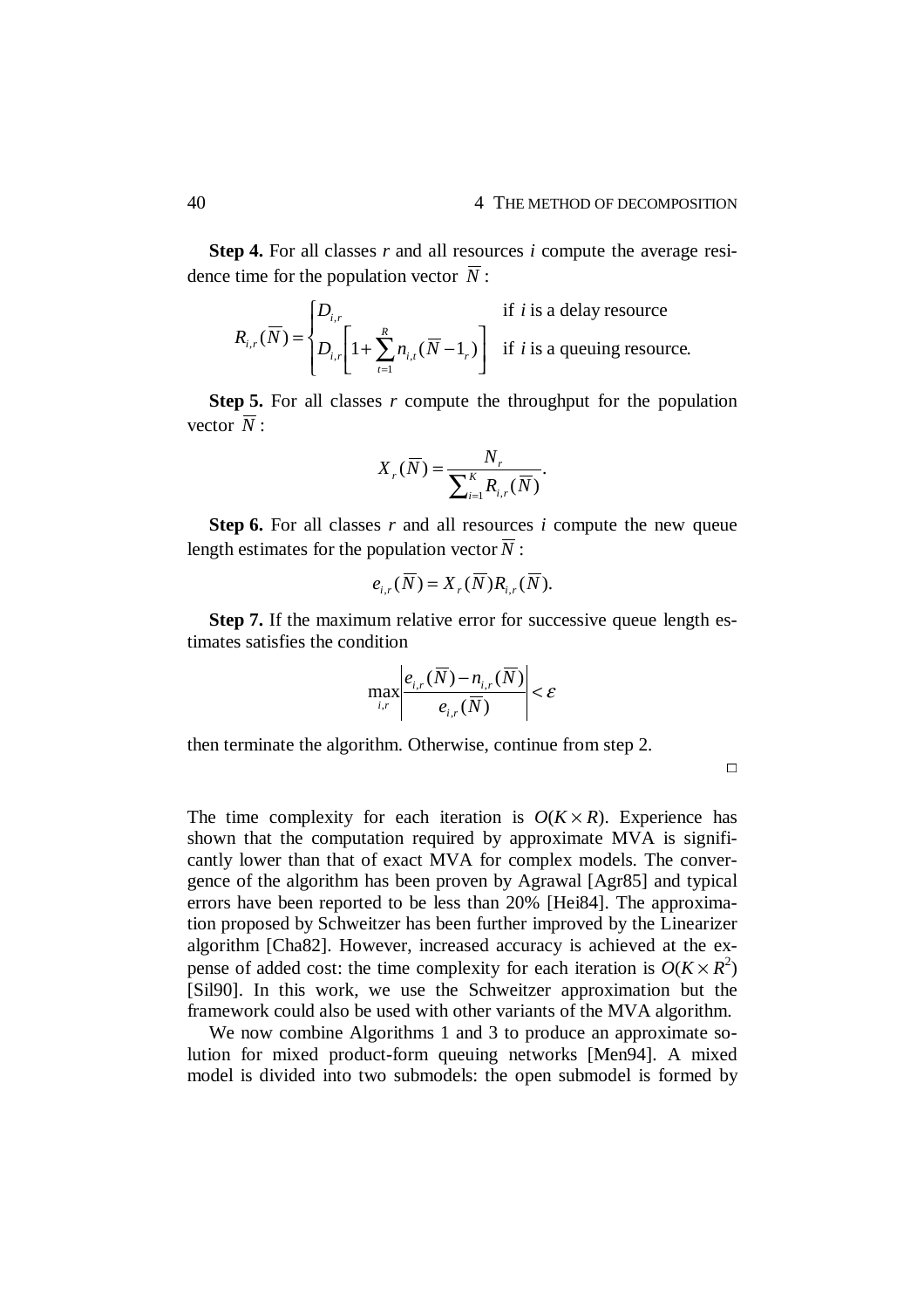**Step 4.** For all classes $r$ and all resources $i$ compute the average residence time for the population vector $\overline{N}$:

$$R_{i,r}(\overline{N}) = \begin{cases} D_{i,r} & \text{if } i \text{ is a delay resource} \\ D_{i,r}\left[1+\sum_{t=1}^{R} n_{i,t}(\overline{N}-1_r)\right] & \text{if } i \text{ is a queuing resource.} \end{cases}$$

**Step 5.** For all classes $r$ compute the throughput for the population vector $\overline{N}$:

$$X_r(\overline{N}) = \frac{N_r}{\sum_{i=1}^{K} R_{i,r}(\overline{N})}.$$

**Step 6.** For all classes $r$ and all resources $i$ compute the new queue length estimates for the population vector $\overline{N}$:

$$e_{i,r}(\overline{N}) = X_r(\overline{N}) R_{i,r}(\overline{N}).$$

**Step 7.** If the maximum relative error for successive queue length estimates satisfies the condition

$$\max_{i,r}\left|\frac{e_{i,r}(\overline{N}) - n_{i,r}(\overline{N})}{e_{i,r}(\overline{N})}\right| < \varepsilon$$

then terminate the algorithm. Otherwise, continue from step 2.

□

The time complexity for each iteration is $O(K \times R)$. Experience has shown that the computation required by approximate MVA is significantly lower than that of exact MVA for complex models. The convergence of the algorithm has been proven by Agrawal [Agr85] and typical errors have been reported to be less than 20% [Hei84]. The approximation proposed by Schweitzer has been further improved by the Linearizer algorithm [Cha82]. However, increased accuracy is achieved at the expense of added cost: the time complexity for each iteration is $O(K \times R^2)$ [Sil90]. In this work, we use the Schweitzer approximation but the framework could also be used with other variants of the MVA algorithm.

We now combine Algorithms 1 and 3 to produce an approximate solution for mixed product-form queuing networks [Men94]. A mixed model is divided into two submodels: the open submodel is formed by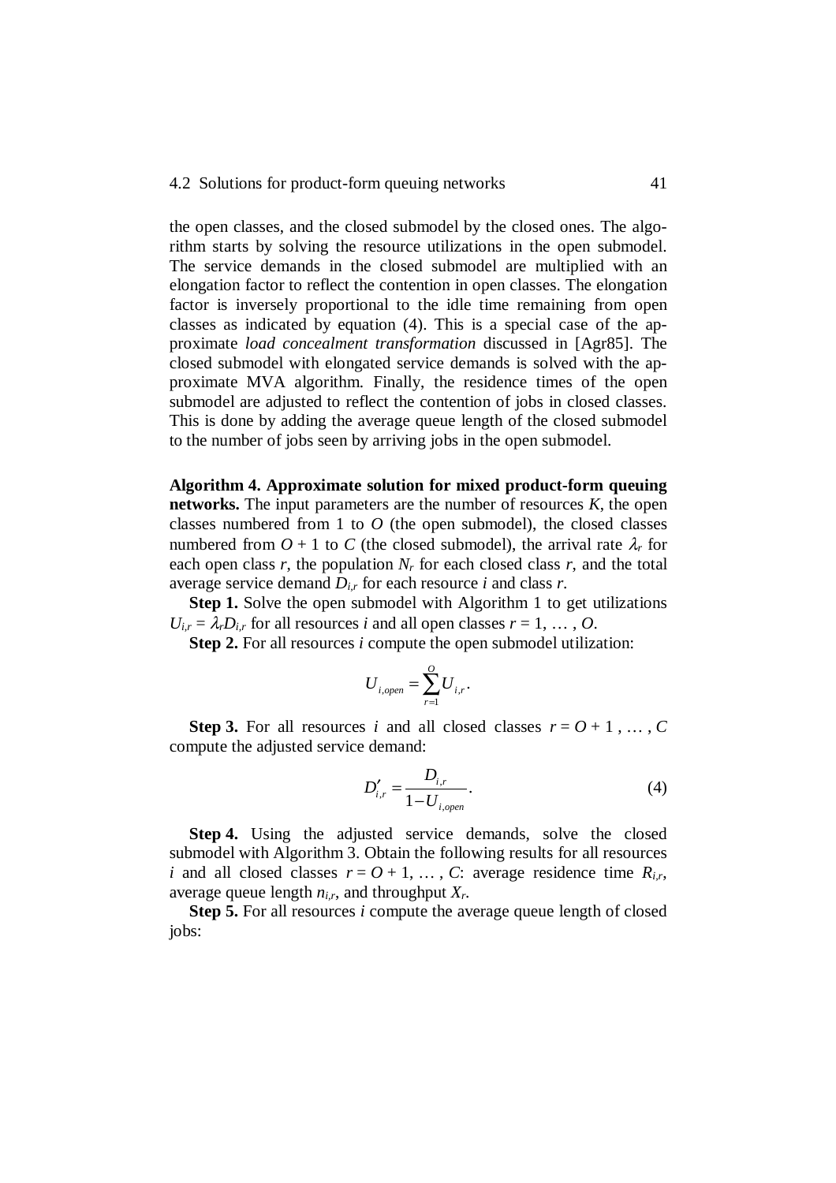the open classes, and the closed submodel by the closed ones. The algorithm starts by solving the resource utilizations in the open submodel. The service demands in the closed submodel are multiplied with an elongation factor to reflect the contention in open classes. The elongation factor is inversely proportional to the idle time remaining from open classes as indicated by equation (4). This is a special case of the approximate *load concealment transformation* discussed in [Agr85]. The closed submodel with elongated service demands is solved with the approximate MVA algorithm. Finally, the residence times of the open submodel are adjusted to reflect the contention of jobs in closed classes. This is done by adding the average queue length of the closed submodel to the number of jobs seen by arriving jobs in the open submodel.

**Algorithm 4. Approximate solution for mixed product-form queuing networks.** The input parameters are the number of resources $K$, the open classes numbered from 1 to $O$ (the open submodel), the closed classes numbered from $O + 1$ to $C$ (the closed submodel), the arrival rate $\lambda_r$ for each open class $r$, the population $N_r$ for each closed class $r$, and the total average service demand $D_{i,r}$ for each resource $i$ and class $r$.

**Step 1.** Solve the open submodel with Algorithm 1 to get utilizations $U_{i,r} = \lambda_r D_{i,r}$ for all resources $i$ and all open classes $r = 1, \ldots, O$.

**Step 2.** For all resources $i$ compute the open submodel utilization:

$$U_{i,open} = \sum_{r=1}^{O} U_{i,r}.$$

**Step 3.** For all resources $i$ and all closed classes $r = O + 1, \ldots, C$ compute the adjusted service demand:

$$D'_{i,r} = \frac{D_{i,r}}{1 - U_{i,open}}. \tag{4}$$

**Step 4.** Using the adjusted service demands, solve the closed submodel with Algorithm 3. Obtain the following results for all resources $i$ and all closed classes $r = O + 1, \ldots, C$: average residence time $R_{i,r}$, average queue length $n_{i,r}$, and throughput $X_r$.

**Step 5.** For all resources $i$ compute the average queue length of closed jobs: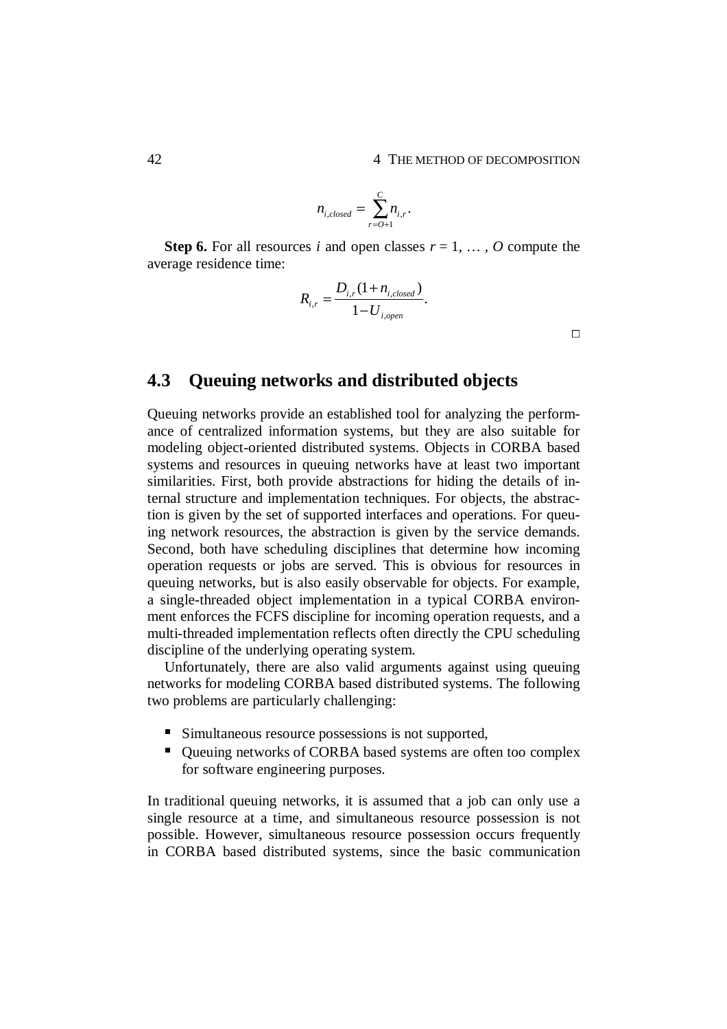$$n_{i,closed} = \sum_{r=O+1}^{C} n_{i,r}.$$

**Step 6.** For all resources $i$ and open classes $r = 1, \ldots, O$ compute the average residence time:

$$R_{i,r} = \frac{D_{i,r}(1 + n_{i,closed})}{1 - U_{i,open}}.$$

□

## 4.3 Queuing networks and distributed objects

Queuing networks provide an established tool for analyzing the performance of centralized information systems, but they are also suitable for modeling object-oriented distributed systems. Objects in CORBA based systems and resources in queuing networks have at least two important similarities. First, both provide abstractions for hiding the details of internal structure and implementation techniques. For objects, the abstraction is given by the set of supported interfaces and operations. For queuing network resources, the abstraction is given by the service demands. Second, both have scheduling disciplines that determine how incoming operation requests or jobs are served. This is obvious for resources in queuing networks, but is also easily observable for objects. For example, a single-threaded object implementation in a typical CORBA environment enforces the FCFS discipline for incoming operation requests, and a multi-threaded implementation reflects often directly the CPU scheduling discipline of the underlying operating system.

Unfortunately, there are also valid arguments against using queuing networks for modeling CORBA based distributed systems. The following two problems are particularly challenging:

- Simultaneous resource possessions is not supported,
- Queuing networks of CORBA based systems are often too complex for software engineering purposes.

In traditional queuing networks, it is assumed that a job can only use a single resource at a time, and simultaneous resource possession is not possible. However, simultaneous resource possession occurs frequently in CORBA based distributed systems, since the basic communication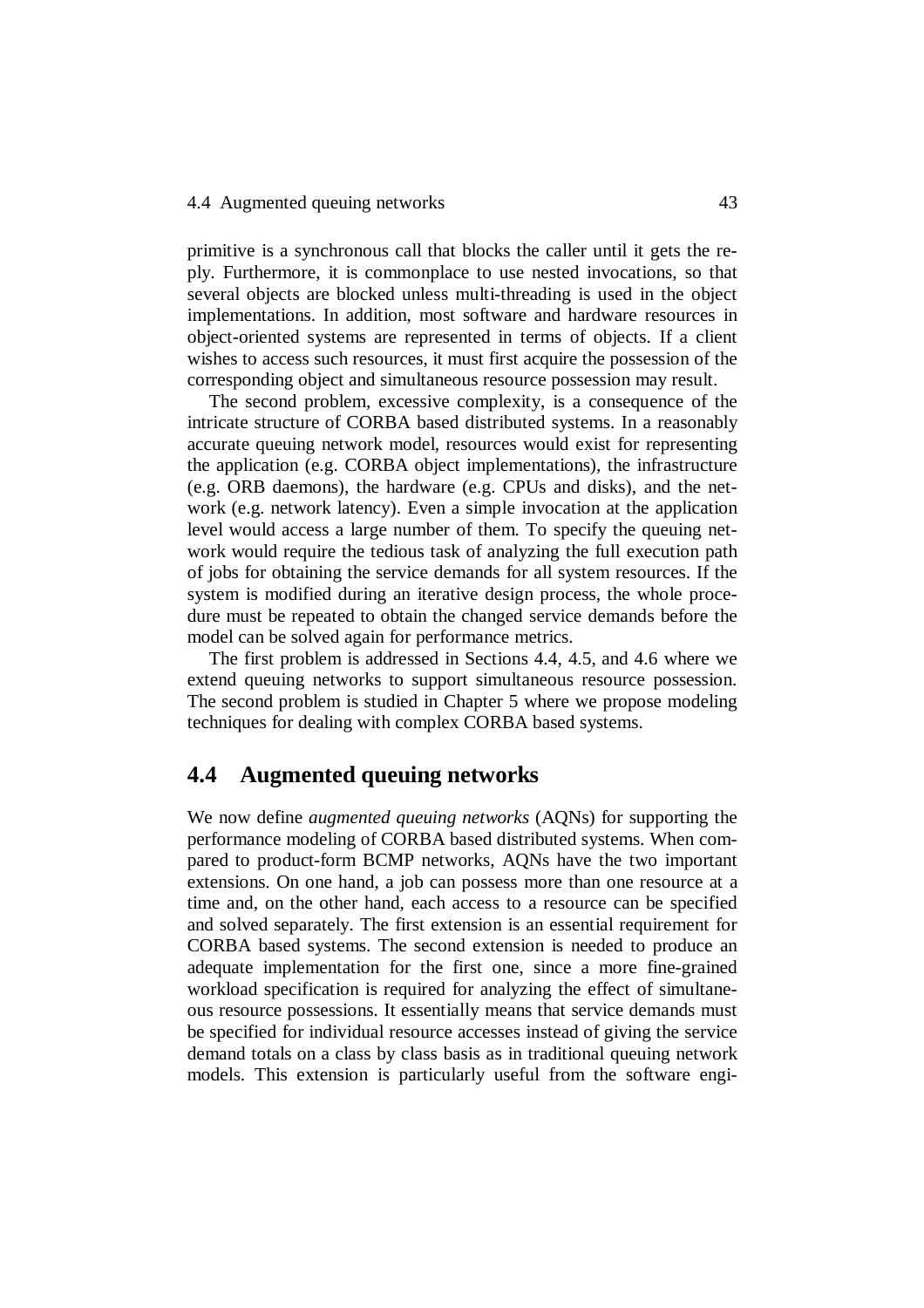primitive is a synchronous call that blocks the caller until it gets the reply. Furthermore, it is commonplace to use nested invocations, so that several objects are blocked unless multi-threading is used in the object implementations. In addition, most software and hardware resources in object-oriented systems are represented in terms of objects. If a client wishes to access such resources, it must first acquire the possession of the corresponding object and simultaneous resource possession may result.

The second problem, excessive complexity, is a consequence of the intricate structure of CORBA based distributed systems. In a reasonably accurate queuing network model, resources would exist for representing the application (e.g. CORBA object implementations), the infrastructure (e.g. ORB daemons), the hardware (e.g. CPUs and disks), and the network (e.g. network latency). Even a simple invocation at the application level would access a large number of them. To specify the queuing network would require the tedious task of analyzing the full execution path of jobs for obtaining the service demands for all system resources. If the system is modified during an iterative design process, the whole procedure must be repeated to obtain the changed service demands before the model can be solved again for performance metrics.

The first problem is addressed in Sections 4.4, 4.5, and 4.6 where we extend queuing networks to support simultaneous resource possession. The second problem is studied in Chapter 5 where we propose modeling techniques for dealing with complex CORBA based systems.

## 4.4 Augmented queuing networks

We now define *augmented queuing networks* (AQNs) for supporting the performance modeling of CORBA based distributed systems. When compared to product-form BCMP networks, AQNs have the two important extensions. On one hand, a job can possess more than one resource at a time and, on the other hand, each access to a resource can be specified and solved separately. The first extension is an essential requirement for CORBA based systems. The second extension is needed to produce an adequate implementation for the first one, since a more fine-grained workload specification is required for analyzing the effect of simultaneous resource possessions. It essentially means that service demands must be specified for individual resource accesses instead of giving the service demand totals on a class by class basis as in traditional queuing network models. This extension is particularly useful from the software engi-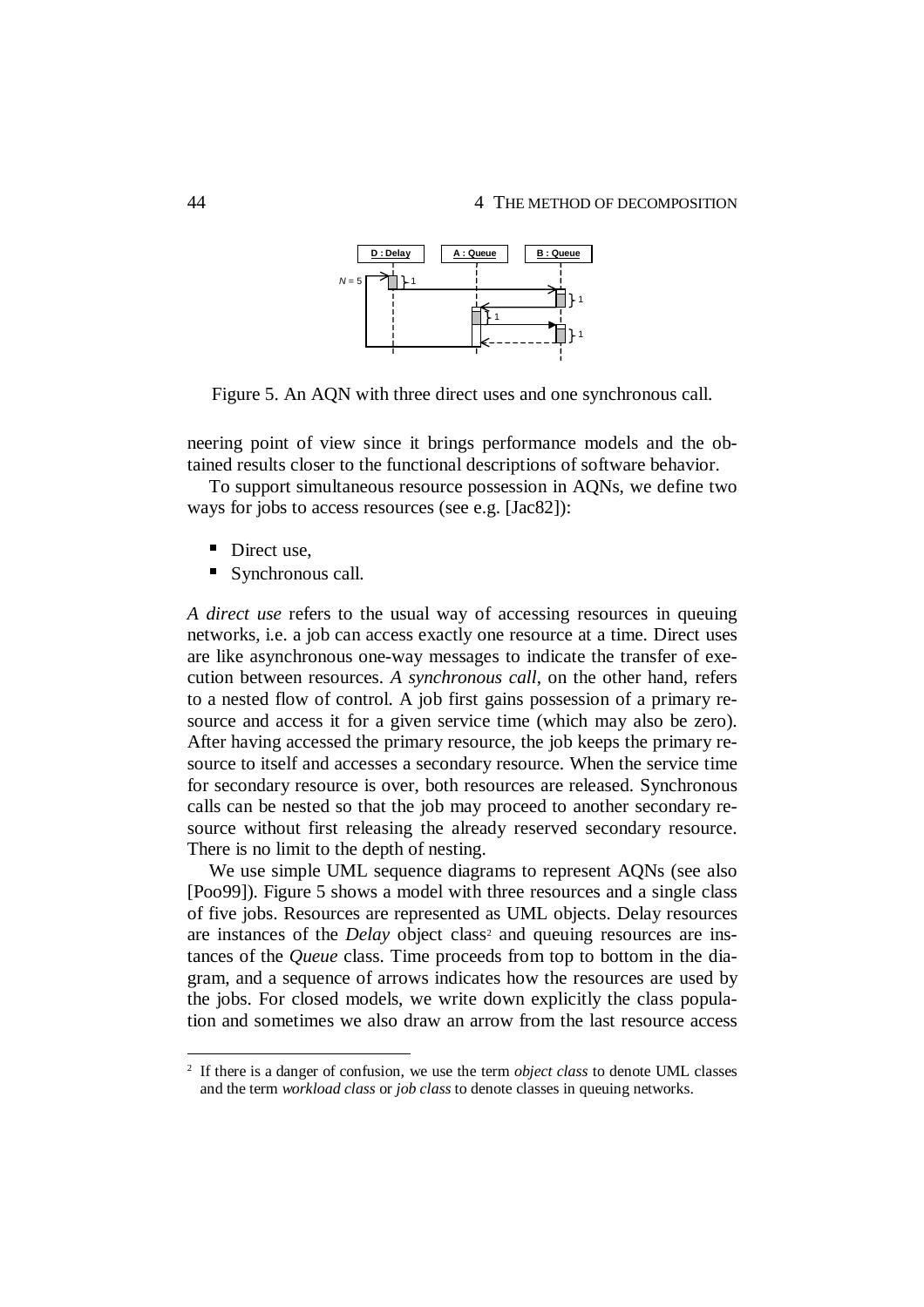Figure 5. An AQN with three direct uses and one synchronous call.

neering point of view since it brings performance models and the obtained results closer to the functional descriptions of software behavior.

To support simultaneous resource possession in AQNs, we define two ways for jobs to access resources (see e.g. [Jac82]):

- Direct use,
- Synchronous call.

*A direct use* refers to the usual way of accessing resources in queuing networks, i.e. a job can access exactly one resource at a time. Direct uses are like asynchronous one-way messages to indicate the transfer of execution between resources. *A synchronous call*, on the other hand, refers to a nested flow of control. A job first gains possession of a primary resource and access it for a given service time (which may also be zero). After having accessed the primary resource, the job keeps the primary resource to itself and accesses a secondary resource. When the service time for secondary resource is over, both resources are released. Synchronous calls can be nested so that the job may proceed to another secondary resource without first releasing the already reserved secondary resource. There is no limit to the depth of nesting.

We use simple UML sequence diagrams to represent AQNs (see also [Poo99]). Figure 5 shows a model with three resources and a single class of five jobs. Resources are represented as UML objects. Delay resources are instances of the *Delay* object class[2] and queuing resources are instances of the *Queue* class. Time proceeds from top to bottom in the diagram, and a sequence of arrows indicates how the resources are used by the jobs. For closed models, we write down explicitly the class population and sometimes we also draw an arrow from the last resource access

[2] If there is a danger of confusion, we use the term *object class* to denote UML classes and the term *workload class* or *job class* to denote classes in queuing networks.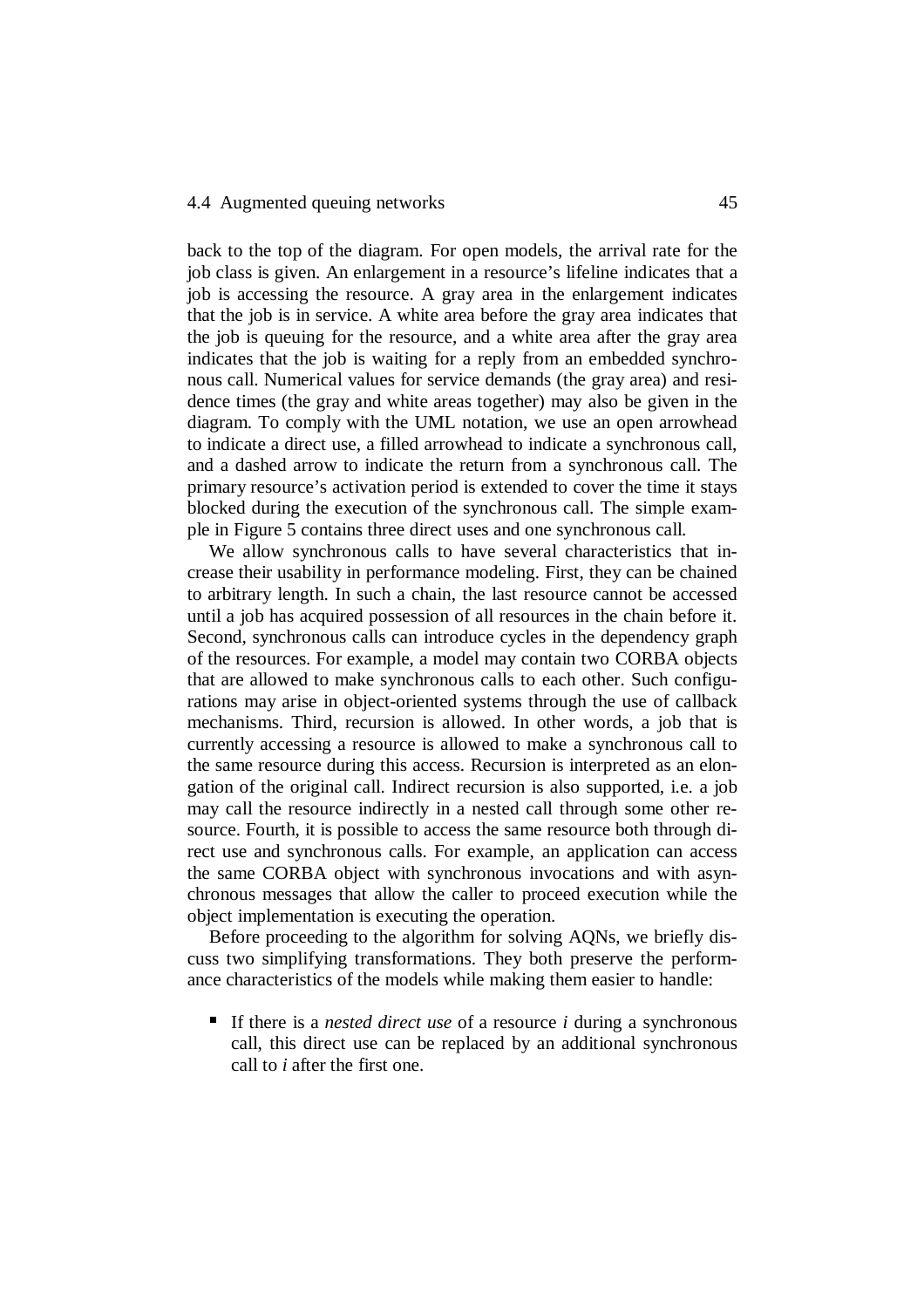back to the top of the diagram. For open models, the arrival rate for the job class is given. An enlargement in a resource's lifeline indicates that a job is accessing the resource. A gray area in the enlargement indicates that the job is in service. A white area before the gray area indicates that the job is queuing for the resource, and a white area after the gray area indicates that the job is waiting for a reply from an embedded synchronous call. Numerical values for service demands (the gray area) and residence times (the gray and white areas together) may also be given in the diagram. To comply with the UML notation, we use an open arrowhead to indicate a direct use, a filled arrowhead to indicate a synchronous call, and a dashed arrow to indicate the return from a synchronous call. The primary resource's activation period is extended to cover the time it stays blocked during the execution of the synchronous call. The simple example in Figure 5 contains three direct uses and one synchronous call.

We allow synchronous calls to have several characteristics that increase their usability in performance modeling. First, they can be chained to arbitrary length. In such a chain, the last resource cannot be accessed until a job has acquired possession of all resources in the chain before it. Second, synchronous calls can introduce cycles in the dependency graph of the resources. For example, a model may contain two CORBA objects that are allowed to make synchronous calls to each other. Such configurations may arise in object-oriented systems through the use of callback mechanisms. Third, recursion is allowed. In other words, a job that is currently accessing a resource is allowed to make a synchronous call to the same resource during this access. Recursion is interpreted as an elongation of the original call. Indirect recursion is also supported, i.e. a job may call the resource indirectly in a nested call through some other resource. Fourth, it is possible to access the same resource both through direct use and synchronous calls. For example, an application can access the same CORBA object with synchronous invocations and with asynchronous messages that allow the caller to proceed execution while the object implementation is executing the operation.

Before proceeding to the algorithm for solving AQNs, we briefly discuss two simplifying transformations. They both preserve the performance characteristics of the models while making them easier to handle:

- If there is a *nested direct use* of a resource *i* during a synchronous call, this direct use can be replaced by an additional synchronous call to *i* after the first one.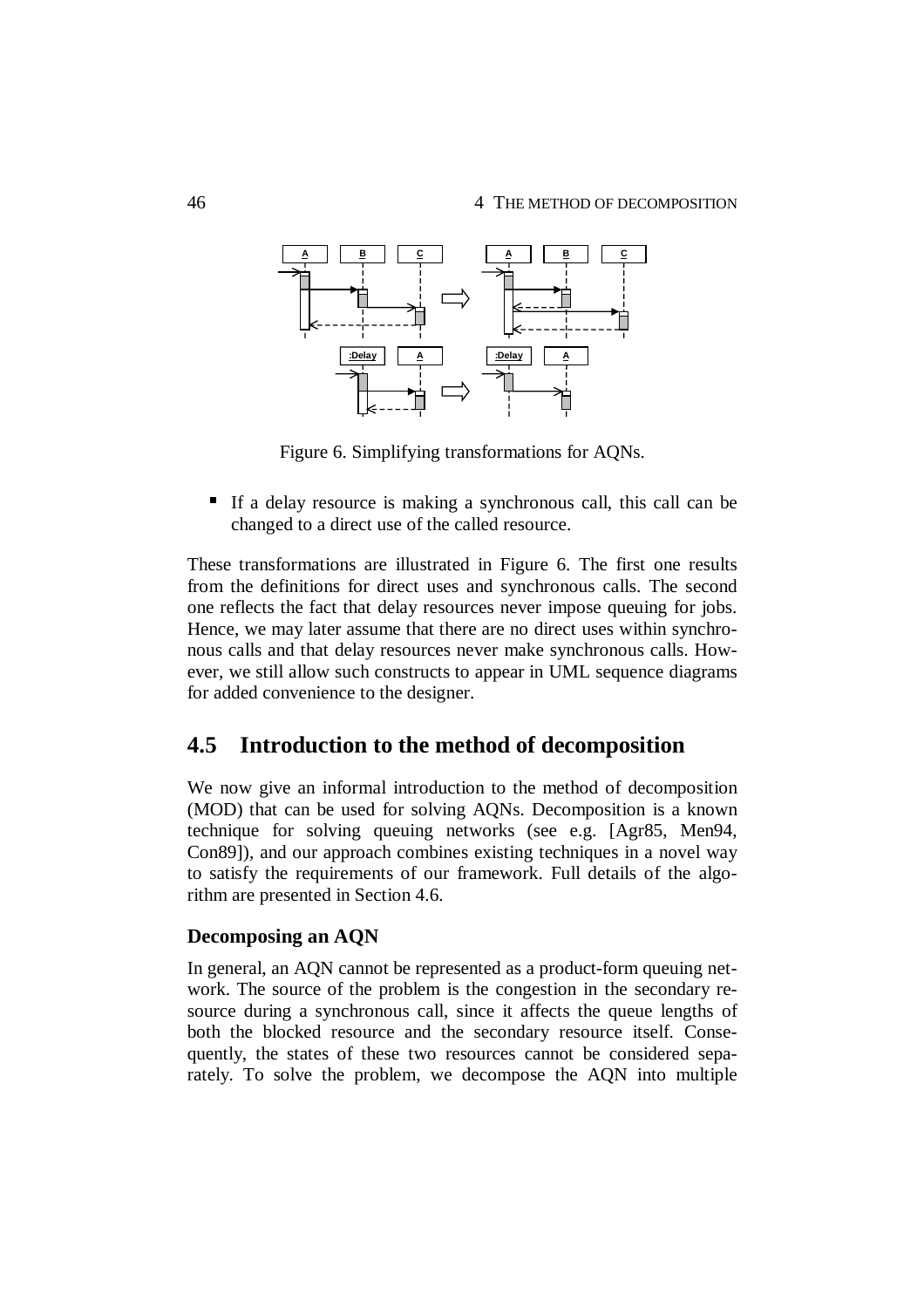Figure 6. Simplifying transformations for AQNs.

- If a delay resource is making a synchronous call, this call can be changed to a direct use of the called resource.

These transformations are illustrated in Figure 6. The first one results from the definitions for direct uses and synchronous calls. The second one reflects the fact that delay resources never impose queuing for jobs. Hence, we may later assume that there are no direct uses within synchronous calls and that delay resources never make synchronous calls. However, we still allow such constructs to appear in UML sequence diagrams for added convenience to the designer.

## 4.5 Introduction to the method of decomposition

We now give an informal introduction to the method of decomposition (MOD) that can be used for solving AQNs. Decomposition is a known technique for solving queuing networks (see e.g. [Agr85, Men94, Con89]), and our approach combines existing techniques in a novel way to satisfy the requirements of our framework. Full details of the algorithm are presented in Section 4.6.

### Decomposing an AQN

In general, an AQN cannot be represented as a product-form queuing network. The source of the problem is the congestion in the secondary resource during a synchronous call, since it affects the queue lengths of both the blocked resource and the secondary resource itself. Consequently, the states of these two resources cannot be considered separately. To solve the problem, we decompose the AQN into multiple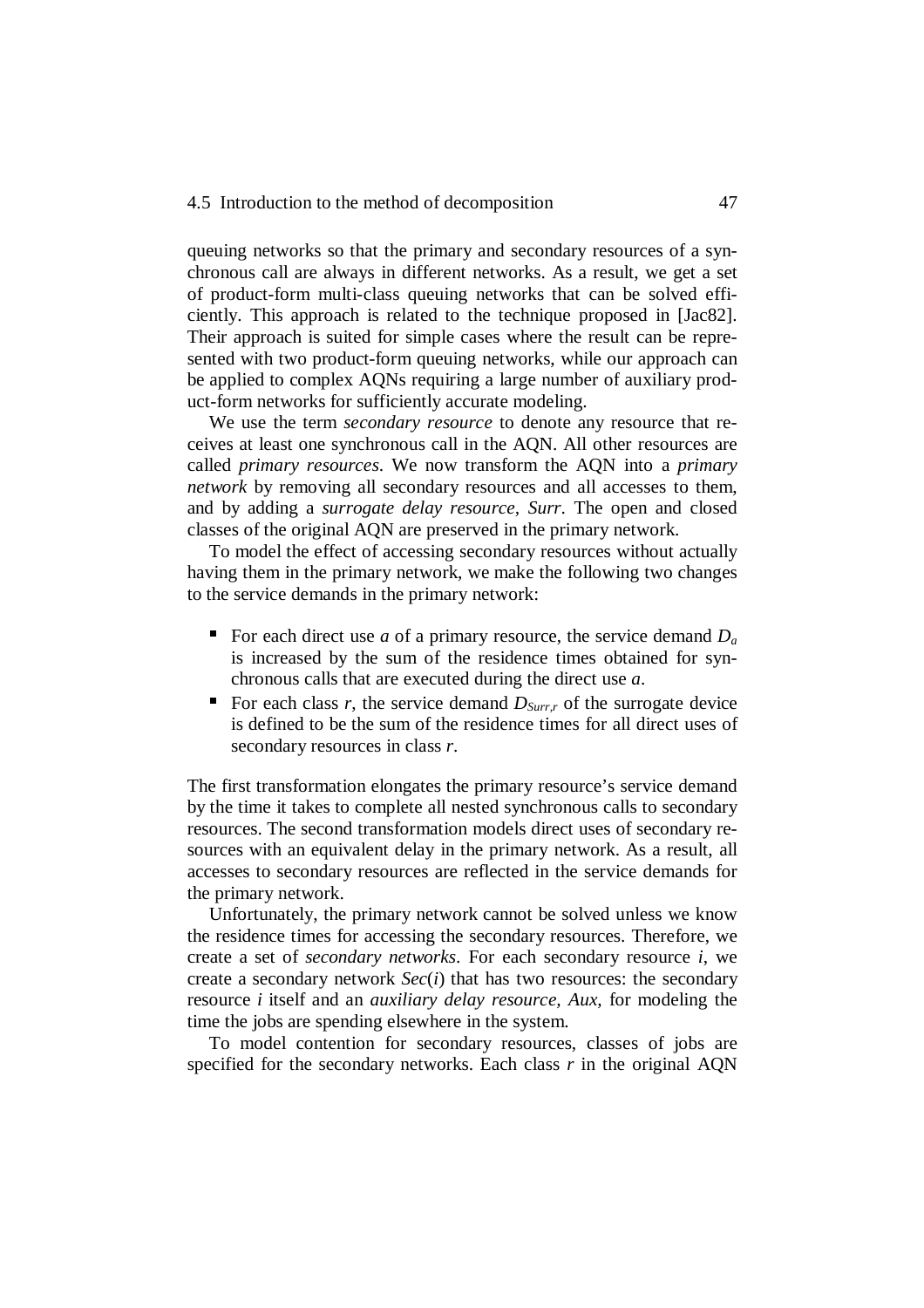queuing networks so that the primary and secondary resources of a synchronous call are always in different networks. As a result, we get a set of product-form multi-class queuing networks that can be solved efficiently. This approach is related to the technique proposed in [Jac82]. Their approach is suited for simple cases where the result can be represented with two product-form queuing networks, while our approach can be applied to complex AQNs requiring a large number of auxiliary product-form networks for sufficiently accurate modeling.

We use the term *secondary resource* to denote any resource that receives at least one synchronous call in the AQN. All other resources are called *primary resources*. We now transform the AQN into a *primary network* by removing all secondary resources and all accesses to them, and by adding a *surrogate delay resource, Surr*. The open and closed classes of the original AQN are preserved in the primary network.

To model the effect of accessing secondary resources without actually having them in the primary network, we make the following two changes to the service demands in the primary network:

- For each direct use $a$ of a primary resource, the service demand $D_a$ is increased by the sum of the residence times obtained for synchronous calls that are executed during the direct use $a$.
- For each class $r$, the service demand $D_{Surr,r}$ of the surrogate device is defined to be the sum of the residence times for all direct uses of secondary resources in class $r$.

The first transformation elongates the primary resource's service demand by the time it takes to complete all nested synchronous calls to secondary resources. The second transformation models direct uses of secondary resources with an equivalent delay in the primary network. As a result, all accesses to secondary resources are reflected in the service demands for the primary network.

Unfortunately, the primary network cannot be solved unless we know the residence times for accessing the secondary resources. Therefore, we create a set of *secondary networks*. For each secondary resource $i$, we create a secondary network $Sec(i)$ that has two resources: the secondary resource $i$ itself and an *auxiliary delay resource, Aux,* for modeling the time the jobs are spending elsewhere in the system.

To model contention for secondary resources, classes of jobs are specified for the secondary networks. Each class $r$ in the original AQN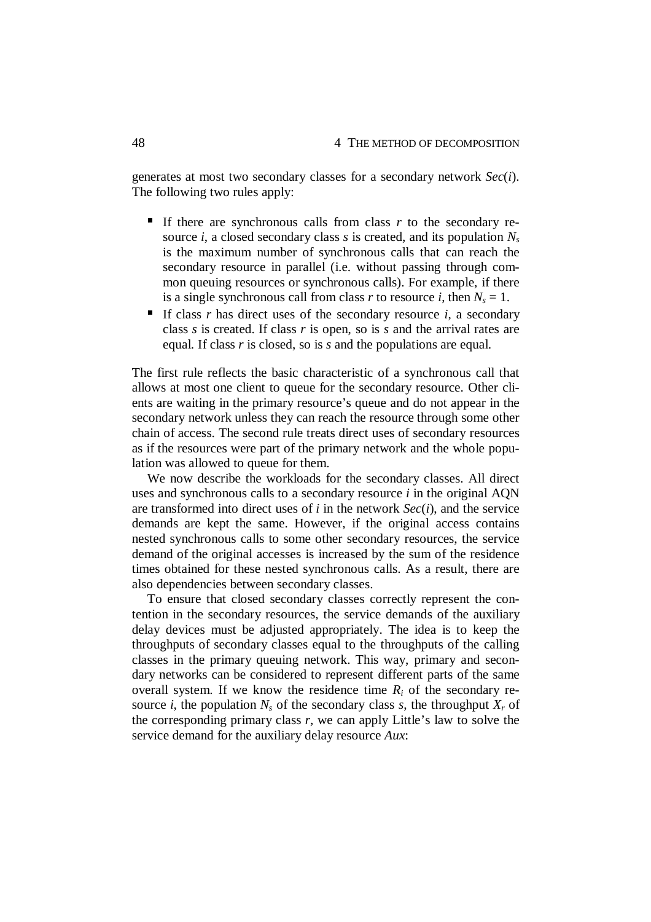generates at most two secondary classes for a secondary network *Sec*($i$). The following two rules apply:

- If there are synchronous calls from class $r$ to the secondary resource $i$, a closed secondary class $s$ is created, and its population $N_s$ is the maximum number of synchronous calls that can reach the secondary resource in parallel (i.e. without passing through common queuing resources or synchronous calls). For example, if there is a single synchronous call from class $r$ to resource $i$, then $N_s = 1$.
- If class $r$ has direct uses of the secondary resource $i$, a secondary class $s$ is created. If class $r$ is open, so is $s$ and the arrival rates are equal. If class $r$ is closed, so is $s$ and the populations are equal.

The first rule reflects the basic characteristic of a synchronous call that allows at most one client to queue for the secondary resource. Other clients are waiting in the primary resource's queue and do not appear in the secondary network unless they can reach the resource through some other chain of access. The second rule treats direct uses of secondary resources as if the resources were part of the primary network and the whole population was allowed to queue for them.

We now describe the workloads for the secondary classes. All direct uses and synchronous calls to a secondary resource $i$ in the original AQN are transformed into direct uses of $i$ in the network *Sec*($i$), and the service demands are kept the same. However, if the original access contains nested synchronous calls to some other secondary resources, the service demand of the original accesses is increased by the sum of the residence times obtained for these nested synchronous calls. As a result, there are also dependencies between secondary classes.

To ensure that closed secondary classes correctly represent the contention in the secondary resources, the service demands of the auxiliary delay devices must be adjusted appropriately. The idea is to keep the throughputs of secondary classes equal to the throughputs of the calling classes in the primary queuing network. This way, primary and secondary networks can be considered to represent different parts of the same overall system. If we know the residence time $R_i$ of the secondary resource $i$, the population $N_s$ of the secondary class $s$, the throughput $X_r$ of the corresponding primary class $r$, we can apply Little's law to solve the service demand for the auxiliary delay resource *Aux*: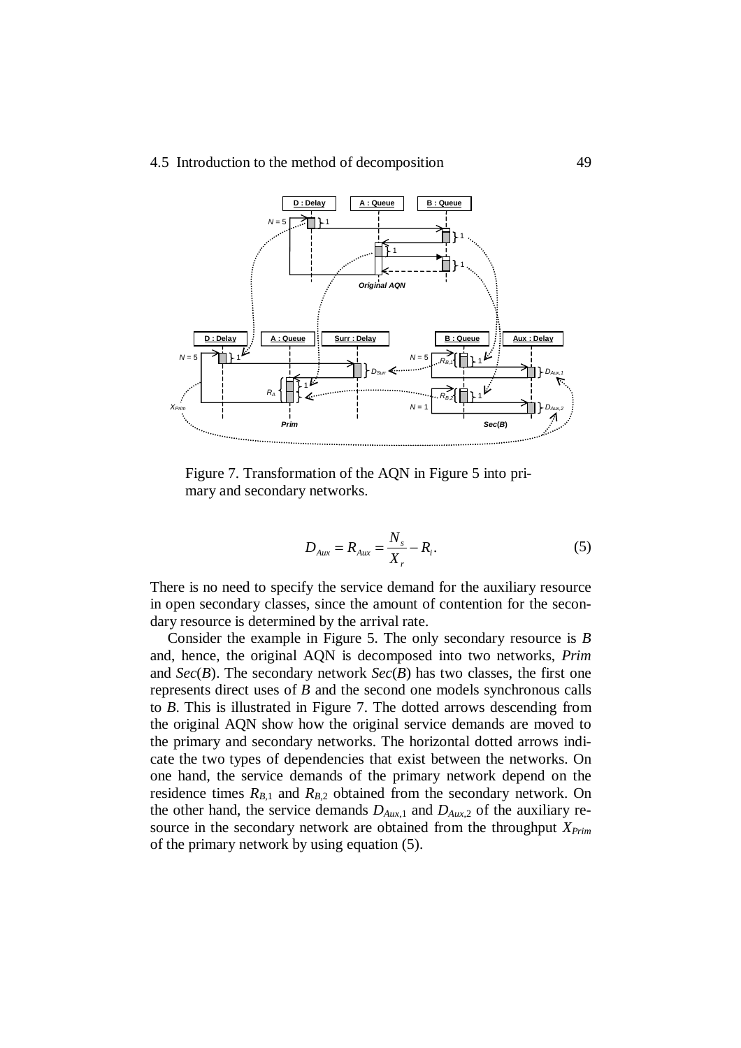Figure 7. Transformation of the AQN in Figure 5 into primary and secondary networks.

$$D_{Aux} = R_{Aux} = \frac{N_s}{X_r} - R_i. \tag{5}$$

There is no need to specify the service demand for the auxiliary resource in open secondary classes, since the amount of contention for the secondary resource is determined by the arrival rate.

Consider the example in Figure 5. The only secondary resource is *B* and, hence, the original AQN is decomposed into two networks, *Prim* and *Sec*(*B*). The secondary network *Sec*(*B*) has two classes, the first one represents direct uses of *B* and the second one models synchronous calls to *B*. This is illustrated in Figure 7. The dotted arrows descending from the original AQN show how the original service demands are moved to the primary and secondary networks. The horizontal dotted arrows indicate the two types of dependencies that exist between the networks. On one hand, the service demands of the primary network depend on the residence times $R_{B,1}$ and $R_{B,2}$ obtained from the secondary network. On the other hand, the service demands $D_{Aux,1}$ and $D_{Aux,2}$ of the auxiliary resource in the secondary network are obtained from the throughput $X_{Prim}$ of the primary network by using equation (5).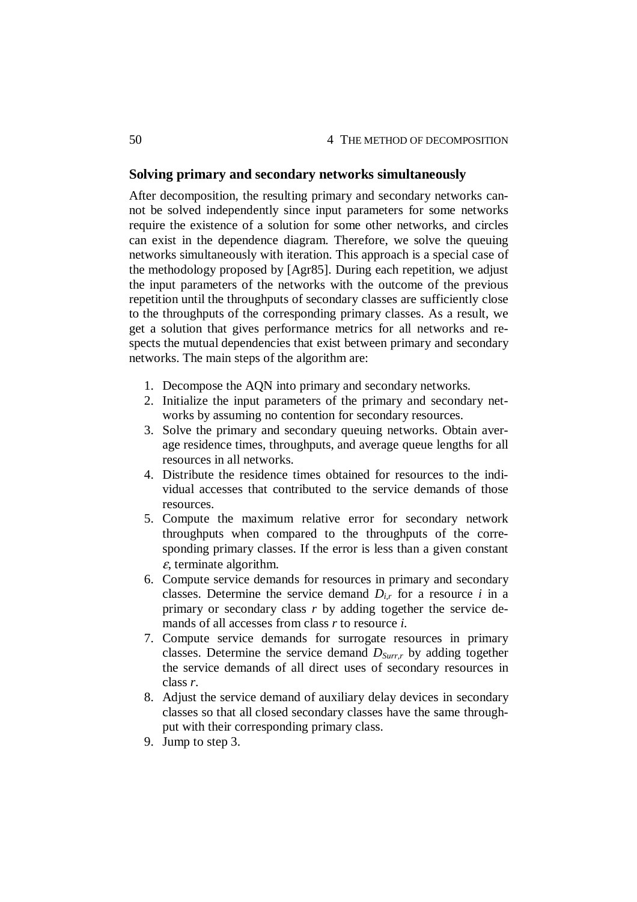### Solving primary and secondary networks simultaneously

After decomposition, the resulting primary and secondary networks cannot be solved independently since input parameters for some networks require the existence of a solution for some other networks, and circles can exist in the dependence diagram. Therefore, we solve the queuing networks simultaneously with iteration. This approach is a special case of the methodology proposed by [Agr85]. During each repetition, we adjust the input parameters of the networks with the outcome of the previous repetition until the throughputs of secondary classes are sufficiently close to the throughputs of the corresponding primary classes. As a result, we get a solution that gives performance metrics for all networks and respects the mutual dependencies that exist between primary and secondary networks. The main steps of the algorithm are:

1. Decompose the AQN into primary and secondary networks.
2. Initialize the input parameters of the primary and secondary networks by assuming no contention for secondary resources.
3. Solve the primary and secondary queuing networks. Obtain average residence times, throughputs, and average queue lengths for all resources in all networks.
4. Distribute the residence times obtained for resources to the individual accesses that contributed to the service demands of those resources.
5. Compute the maximum relative error for secondary network throughputs when compared to the throughputs of the corresponding primary classes. If the error is less than a given constant $\varepsilon$, terminate algorithm.
6. Compute service demands for resources in primary and secondary classes. Determine the service demand $D_{i,r}$ for a resource $i$ in a primary or secondary class $r$ by adding together the service demands of all accesses from class $r$ to resource $i$.
7. Compute service demands for surrogate resources in primary classes. Determine the service demand $D_{Surr,r}$ by adding together the service demands of all direct uses of secondary resources in class $r$.
8. Adjust the service demand of auxiliary delay devices in secondary classes so that all closed secondary classes have the same throughput with their corresponding primary class.
9. Jump to step 3.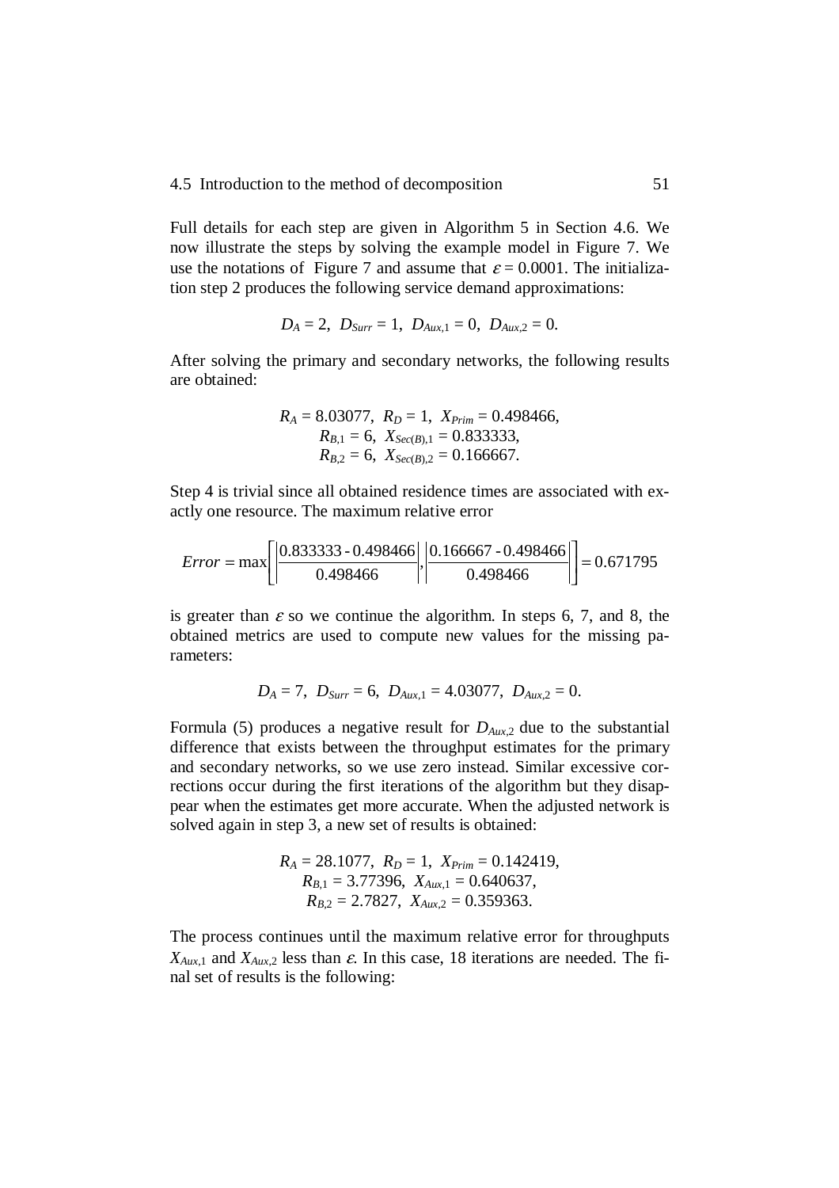Full details for each step are given in Algorithm 5 in Section 4.6. We now illustrate the steps by solving the example model in Figure 7. We use the notations of Figure 7 and assume that $\varepsilon = 0.0001$. The initialization step 2 produces the following service demand approximations:

$$D_A = 2,\ D_{Surr} = 1,\ D_{Aux,1} = 0,\ D_{Aux,2} = 0.$$

After solving the primary and secondary networks, the following results are obtained:

$$\begin{gathered} R_A = 8.03077,\ R_D = 1,\ X_{Prim} = 0.498466, \\ R_{B,1} = 6,\ X_{Sec(B),1} = 0.833333, \\ R_{B,2} = 6,\ X_{Sec(B),2} = 0.166667. \end{gathered}$$

Step 4 is trivial since all obtained residence times are associated with exactly one resource. The maximum relative error

$$Error = \max\left[\left|\frac{0.833333 - 0.498466}{0.498466}\right|, \left|\frac{0.166667 - 0.498466}{0.498466}\right|\right] = 0.671795$$

is greater than $\varepsilon$ so we continue the algorithm. In steps 6, 7, and 8, the obtained metrics are used to compute new values for the missing parameters:

$$D_A = 7,\ D_{Surr} = 6,\ D_{Aux,1} = 4.03077,\ D_{Aux,2} = 0.$$

Formula (5) produces a negative result for $D_{Aux,2}$ due to the substantial difference that exists between the throughput estimates for the primary and secondary networks, so we use zero instead. Similar excessive corrections occur during the first iterations of the algorithm but they disappear when the estimates get more accurate. When the adjusted network is solved again in step 3, a new set of results is obtained:

$$\begin{gathered} R_A = 28.1077,\ R_D = 1,\ X_{Prim} = 0.142419, \\ R_{B,1} = 3.77396,\ X_{Aux,1} = 0.640637, \\ R_{B,2} = 2.7827,\ X_{Aux,2} = 0.359363. \end{gathered}$$

The process continues until the maximum relative error for throughputs $X_{Aux,1}$ and $X_{Aux,2}$ less than $\varepsilon$. In this case, 18 iterations are needed. The final set of results is the following: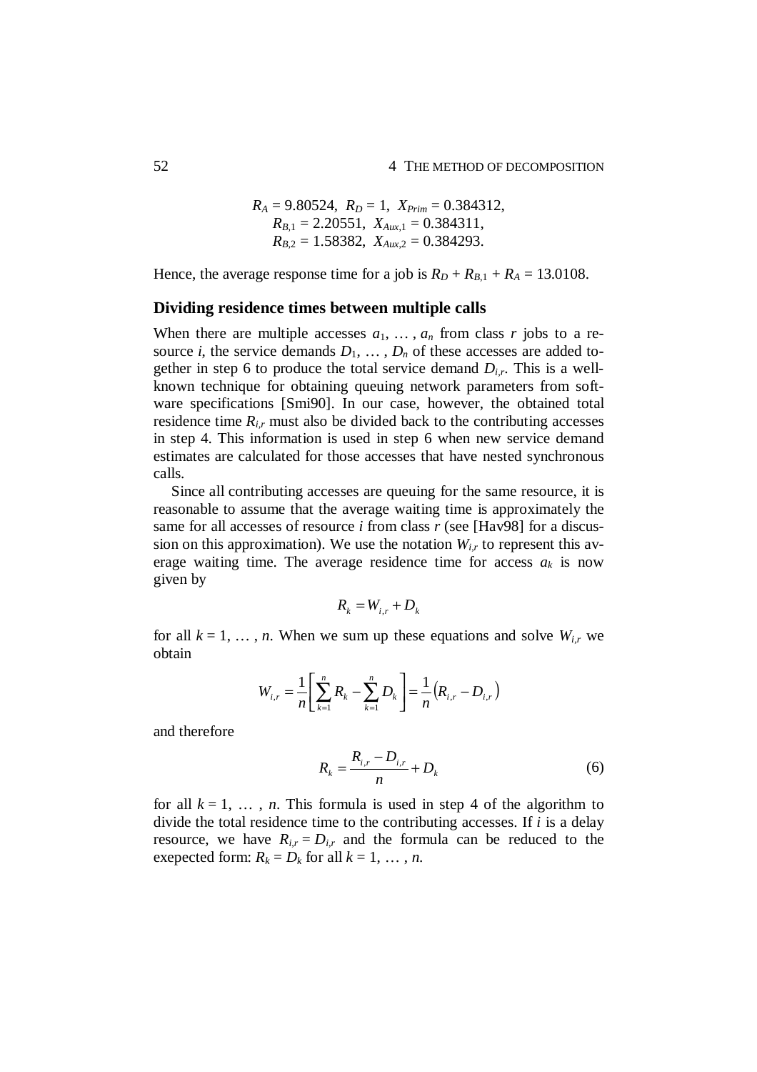$$R_A = 9.80524,\ R_D = 1,\ X_{Prim} = 0.384312,$$
$$R_{B,1} = 2.20551,\ X_{Aux,1} = 0.384311,$$
$$R_{B,2} = 1.58382,\ X_{Aux,2} = 0.384293.$$

Hence, the average response time for a job is $R_D + R_{B,1} + R_A = 13.0108$.

### Dividing residence times between multiple calls

When there are multiple accesses $a_1, \ldots, a_n$ from class $r$ jobs to a resource $i$, the service demands $D_1, \ldots, D_n$ of these accesses are added together in step 6 to produce the total service demand $D_{i,r}$. This is a well-known technique for obtaining queuing network parameters from software specifications [Smi90]. In our case, however, the obtained total residence time $R_{i,r}$ must also be divided back to the contributing accesses in step 4. This information is used in step 6 when new service demand estimates are calculated for those accesses that have nested synchronous calls.

Since all contributing accesses are queuing for the same resource, it is reasonable to assume that the average waiting time is approximately the same for all accesses of resource $i$ from class $r$ (see [Hav98] for a discussion on this approximation). We use the notation $W_{i,r}$ to represent this average waiting time. The average residence time for access $a_k$ is now given by

$$R_k = W_{i,r} + D_k$$

for all $k = 1, \ldots, n$. When we sum up these equations and solve $W_{i,r}$ we obtain

$$W_{i,r} = \frac{1}{n}\left[\sum_{k=1}^{n} R_k - \sum_{k=1}^{n} D_k\right] = \frac{1}{n}\left(R_{i,r} - D_{i,r}\right)$$

and therefore

$$R_k = \frac{R_{i,r} - D_{i,r}}{n} + D_k \tag{6}$$

for all $k = 1, \ldots, n$. This formula is used in step 4 of the algorithm to divide the total residence time to the contributing accesses. If $i$ is a delay resource, we have $R_{i,r} = D_{i,r}$ and the formula can be reduced to the exepected form: $R_k = D_k$ for all $k = 1, \ldots, n$.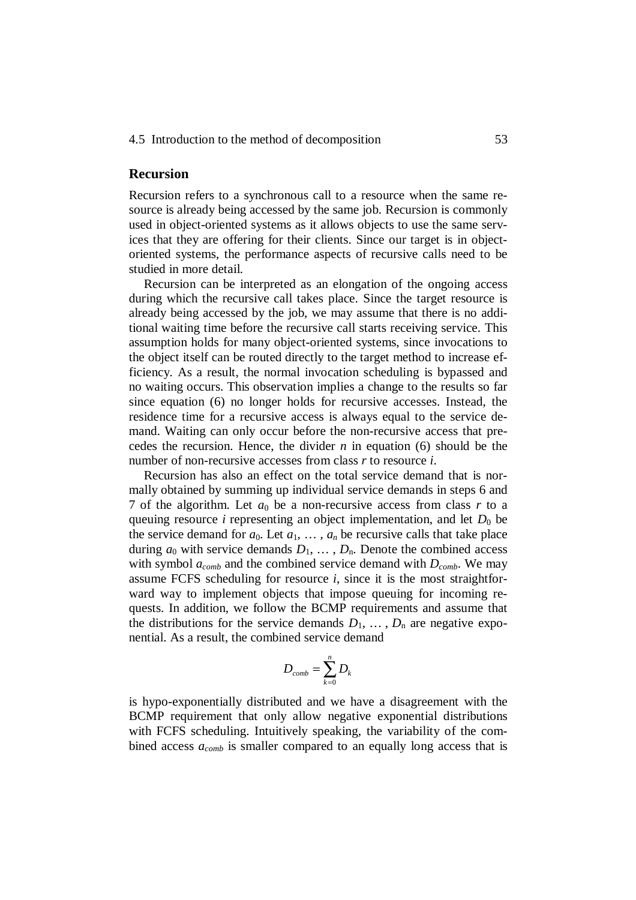## Recursion

Recursion refers to a synchronous call to a resource when the same resource is already being accessed by the same job. Recursion is commonly used in object-oriented systems as it allows objects to use the same services that they are offering for their clients. Since our target is in object-oriented systems, the performance aspects of recursive calls need to be studied in more detail.

Recursion can be interpreted as an elongation of the ongoing access during which the recursive call takes place. Since the target resource is already being accessed by the job, we may assume that there is no additional waiting time before the recursive call starts receiving service. This assumption holds for many object-oriented systems, since invocations to the object itself can be routed directly to the target method to increase efficiency. As a result, the normal invocation scheduling is bypassed and no waiting occurs. This observation implies a change to the results so far since equation (6) no longer holds for recursive accesses. Instead, the residence time for a recursive access is always equal to the service demand. Waiting can only occur before the non-recursive access that precedes the recursion. Hence, the divider $n$ in equation (6) should be the number of non-recursive accesses from class $r$ to resource $i$.

Recursion has also an effect on the total service demand that is normally obtained by summing up individual service demands in steps 6 and 7 of the algorithm. Let $a_0$ be a non-recursive access from class $r$ to a queuing resource $i$ representing an object implementation, and let $D_0$ be the service demand for $a_0$. Let $a_1, \ldots, a_n$ be recursive calls that take place during $a_0$ with service demands $D_1, \ldots, D_n$. Denote the combined access with symbol $a_{comb}$ and the combined service demand with $D_{comb}$. We may assume FCFS scheduling for resource $i$, since it is the most straightforward way to implement objects that impose queuing for incoming requests. In addition, we follow the BCMP requirements and assume that the distributions for the service demands $D_1, \ldots, D_n$ are negative exponential. As a result, the combined service demand

$$D_{comb} = \sum_{k=0}^{n} D_k$$

is hypo-exponentially distributed and we have a disagreement with the BCMP requirement that only allow negative exponential distributions with FCFS scheduling. Intuitively speaking, the variability of the combined access $a_{comb}$ is smaller compared to an equally long access that is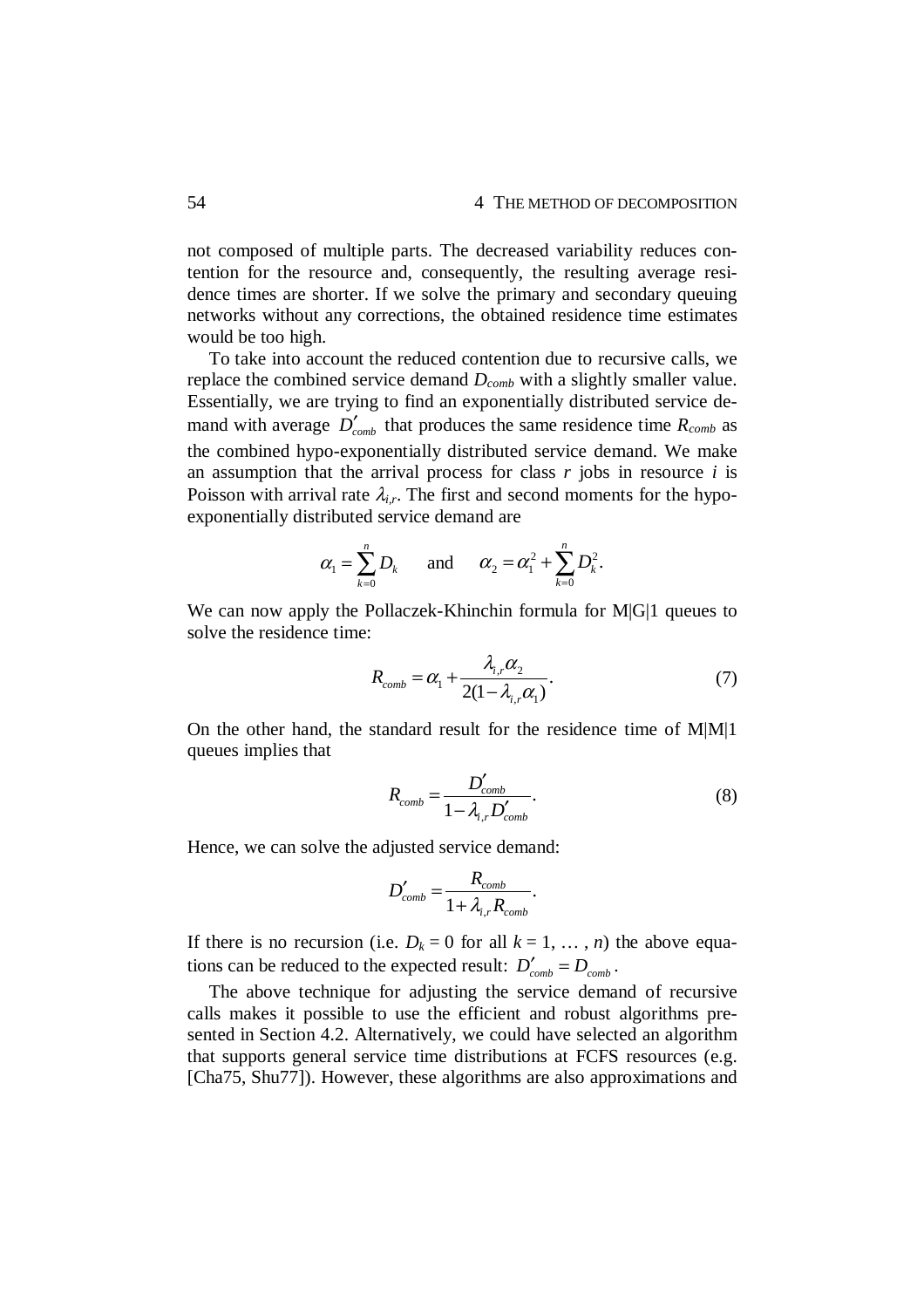not composed of multiple parts. The decreased variability reduces contention for the resource and, consequently, the resulting average residence times are shorter. If we solve the primary and secondary queuing networks without any corrections, the obtained residence time estimates would be too high.

To take into account the reduced contention due to recursive calls, we replace the combined service demand $D_{comb}$ with a slightly smaller value. Essentially, we are trying to find an exponentially distributed service demand with average $D'_{comb}$ that produces the same residence time $R_{comb}$ as the combined hypo-exponentially distributed service demand. We make an assumption that the arrival process for class $r$ jobs in resource $i$ is Poisson with arrival rate $\lambda_{i,r}$. The first and second moments for the hypo-exponentially distributed service demand are

$$\alpha_1 = \sum_{k=0}^{n} D_k \qquad \text{and} \qquad \alpha_2 = \alpha_1^2 + \sum_{k=0}^{n} D_k^2.$$

We can now apply the Pollaczek-Khinchin formula for M|G|1 queues to solve the residence time:

$$R_{comb} = \alpha_1 + \frac{\lambda_{i,r}\alpha_2}{2(1-\lambda_{i,r}\alpha_1)}. \tag{7}$$

On the other hand, the standard result for the residence time of M|M|1 queues implies that

$$R_{comb} = \frac{D'_{comb}}{1-\lambda_{i,r}D'_{comb}}. \tag{8}$$

Hence, we can solve the adjusted service demand:

$$D'_{comb} = \frac{R_{comb}}{1+\lambda_{i,r}R_{comb}}.$$

If there is no recursion (i.e. $D_k = 0$ for all $k = 1, \ldots, n$) the above equations can be reduced to the expected result: $D'_{comb} = D_{comb}$.

The above technique for adjusting the service demand of recursive calls makes it possible to use the efficient and robust algorithms presented in Section 4.2. Alternatively, we could have selected an algorithm that supports general service time distributions at FCFS resources (e.g. [Cha75, Shu77]). However, these algorithms are also approximations and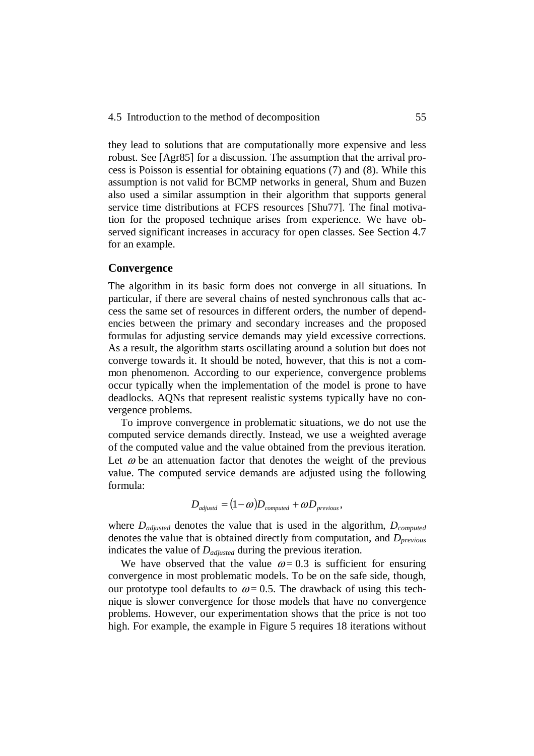they lead to solutions that are computationally more expensive and less robust. See [Agr85] for a discussion. The assumption that the arrival process is Poisson is essential for obtaining equations (7) and (8). While this assumption is not valid for BCMP networks in general, Shum and Buzen also used a similar assumption in their algorithm that supports general service time distributions at FCFS resources [Shu77]. The final motivation for the proposed technique arises from experience. We have observed significant increases in accuracy for open classes. See Section 4.7 for an example.

### Convergence

The algorithm in its basic form does not converge in all situations. In particular, if there are several chains of nested synchronous calls that access the same set of resources in different orders, the number of dependencies between the primary and secondary increases and the proposed formulas for adjusting service demands may yield excessive corrections. As a result, the algorithm starts oscillating around a solution but does not converge towards it. It should be noted, however, that this is not a common phenomenon. According to our experience, convergence problems occur typically when the implementation of the model is prone to have deadlocks. AQNs that represent realistic systems typically have no convergence problems.

To improve convergence in problematic situations, we do not use the computed service demands directly. Instead, we use a weighted average of the computed value and the value obtained from the previous iteration. Let $\omega$ be an attenuation factor that denotes the weight of the previous value. The computed service demands are adjusted using the following formula:

$$D_{adjustd} = (1-\omega)D_{computed} + \omega D_{previous},$$

where $D_{adjusted}$ denotes the value that is used in the algorithm, $D_{computed}$ denotes the value that is obtained directly from computation, and $D_{previous}$ indicates the value of $D_{adjusted}$ during the previous iteration.

We have observed that the value $\omega = 0.3$ is sufficient for ensuring convergence in most problematic models. To be on the safe side, though, our prototype tool defaults to $\omega = 0.5$. The drawback of using this technique is slower convergence for those models that have no convergence problems. However, our experimentation shows that the price is not too high. For example, the example in Figure 5 requires 18 iterations without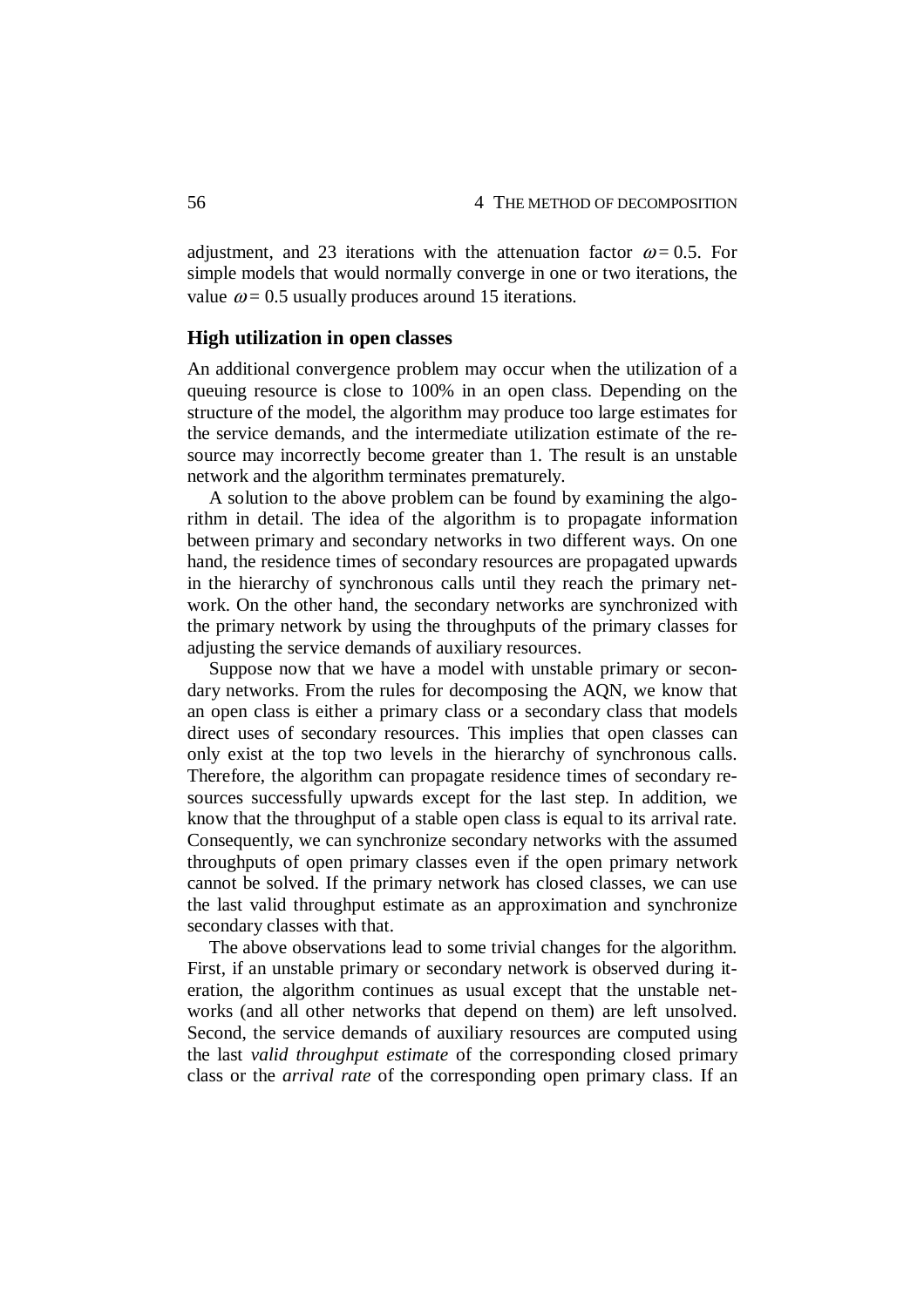adjustment, and 23 iterations with the attenuation factor $\omega = 0.5$. For simple models that would normally converge in one or two iterations, the value $\omega = 0.5$ usually produces around 15 iterations.

### High utilization in open classes

An additional convergence problem may occur when the utilization of a queuing resource is close to 100% in an open class. Depending on the structure of the model, the algorithm may produce too large estimates for the service demands, and the intermediate utilization estimate of the resource may incorrectly become greater than 1. The result is an unstable network and the algorithm terminates prematurely.

A solution to the above problem can be found by examining the algorithm in detail. The idea of the algorithm is to propagate information between primary and secondary networks in two different ways. On one hand, the residence times of secondary resources are propagated upwards in the hierarchy of synchronous calls until they reach the primary network. On the other hand, the secondary networks are synchronized with the primary network by using the throughputs of the primary classes for adjusting the service demands of auxiliary resources.

Suppose now that we have a model with unstable primary or secondary networks. From the rules for decomposing the AQN, we know that an open class is either a primary class or a secondary class that models direct uses of secondary resources. This implies that open classes can only exist at the top two levels in the hierarchy of synchronous calls. Therefore, the algorithm can propagate residence times of secondary resources successfully upwards except for the last step. In addition, we know that the throughput of a stable open class is equal to its arrival rate. Consequently, we can synchronize secondary networks with the assumed throughputs of open primary classes even if the open primary network cannot be solved. If the primary network has closed classes, we can use the last valid throughput estimate as an approximation and synchronize secondary classes with that.

The above observations lead to some trivial changes for the algorithm. First, if an unstable primary or secondary network is observed during iteration, the algorithm continues as usual except that the unstable networks (and all other networks that depend on them) are left unsolved. Second, the service demands of auxiliary resources are computed using the last *valid throughput estimate* of the corresponding closed primary class or the *arrival rate* of the corresponding open primary class. If an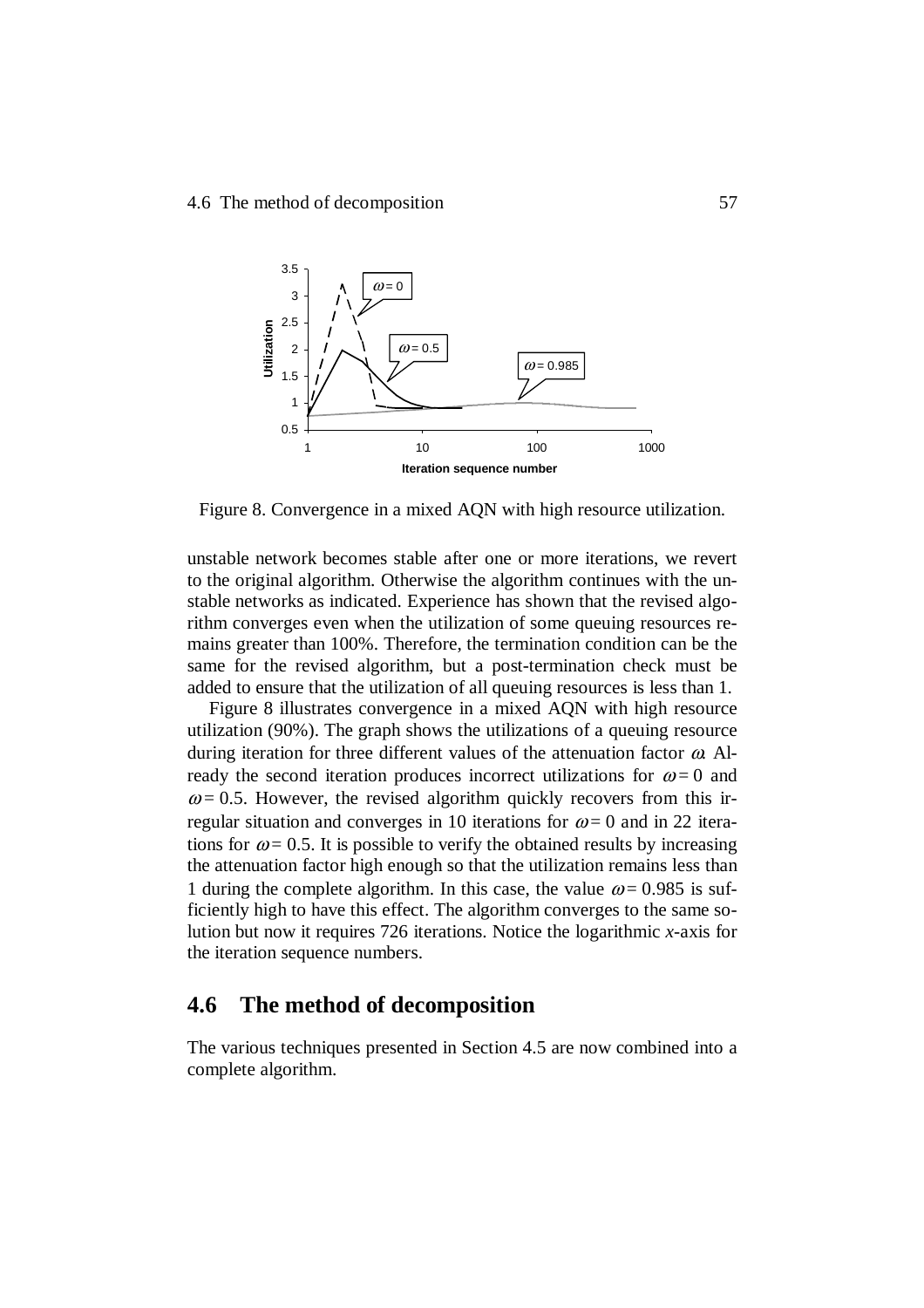Figure 8. Convergence in a mixed AQN with high resource utilization.

unstable network becomes stable after one or more iterations, we revert to the original algorithm. Otherwise the algorithm continues with the unstable networks as indicated. Experience has shown that the revised algorithm converges even when the utilization of some queuing resources remains greater than 100%. Therefore, the termination condition can be the same for the revised algorithm, but a post-termination check must be added to ensure that the utilization of all queuing resources is less than 1.

Figure 8 illustrates convergence in a mixed AQN with high resource utilization (90%). The graph shows the utilizations of a queuing resource during iteration for three different values of the attenuation factor $\omega$. Already the second iteration produces incorrect utilizations for $\omega = 0$ and $\omega = 0.5$. However, the revised algorithm quickly recovers from this irregular situation and converges in 10 iterations for $\omega = 0$ and in 22 iterations for $\omega = 0.5$. It is possible to verify the obtained results by increasing the attenuation factor high enough so that the utilization remains less than 1 during the complete algorithm. In this case, the value $\omega = 0.985$ is sufficiently high to have this effect. The algorithm converges to the same solution but now it requires 726 iterations. Notice the logarithmic *x*-axis for the iteration sequence numbers.

## 4.6 The method of decomposition

The various techniques presented in Section 4.5 are now combined into a complete algorithm.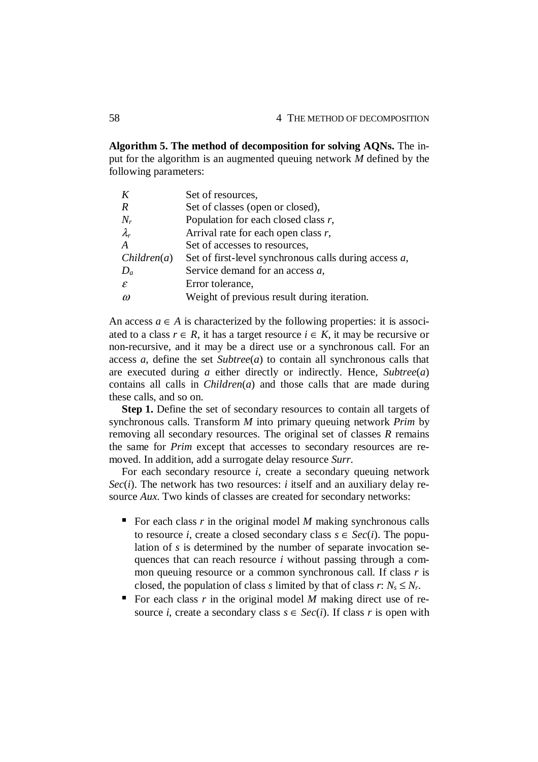**Algorithm 5. The method of decomposition for solving AQNs.** The input for the algorithm is an augmented queuing network *M* defined by the following parameters:

| | |
|---|---|
| $K$ | Set of resources, |
| $R$ | Set of classes (open or closed), |
| $N_r$ | Population for each closed class *r*, |
| $\lambda_r$ | Arrival rate for each open class *r*, |
| $A$ | Set of accesses to resources, |
| *Children*($a$) | Set of first-level synchronous calls during access *a*, |
| $D_a$ | Service demand for an access *a*, |
| $\varepsilon$ | Error tolerance, |
| $\omega$ | Weight of previous result during iteration. |

An access $a \in A$ is characterized by the following properties: it is associated to a class $r \in R$, it has a target resource $i \in K$, it may be recursive or non-recursive, and it may be a direct use or a synchronous call. For an access *a*, define the set *Subtree*(*a*) to contain all synchronous calls that are executed during *a* either directly or indirectly. Hence, *Subtree*(*a*) contains all calls in *Children*(*a*) and those calls that are made during these calls, and so on.

**Step 1.** Define the set of secondary resources to contain all targets of synchronous calls. Transform *M* into primary queuing network *Prim* by removing all secondary resources. The original set of classes *R* remains the same for *Prim* except that accesses to secondary resources are removed. In addition, add a surrogate delay resource *Surr*.

For each secondary resource *i*, create a secondary queuing network *Sec*(*i*). The network has two resources: *i* itself and an auxiliary delay resource *Aux*. Two kinds of classes are created for secondary networks:

- For each class *r* in the original model *M* making synchronous calls to resource *i*, create a closed secondary class $s \in Sec(i)$. The population of *s* is determined by the number of separate invocation sequences that can reach resource *i* without passing through a common queuing resource or a common synchronous call. If class *r* is closed, the population of class *s* limited by that of class *r*: $N_s \leq N_r$.
- For each class *r* in the original model *M* making direct use of resource *i*, create a secondary class $s \in Sec(i)$. If class *r* is open with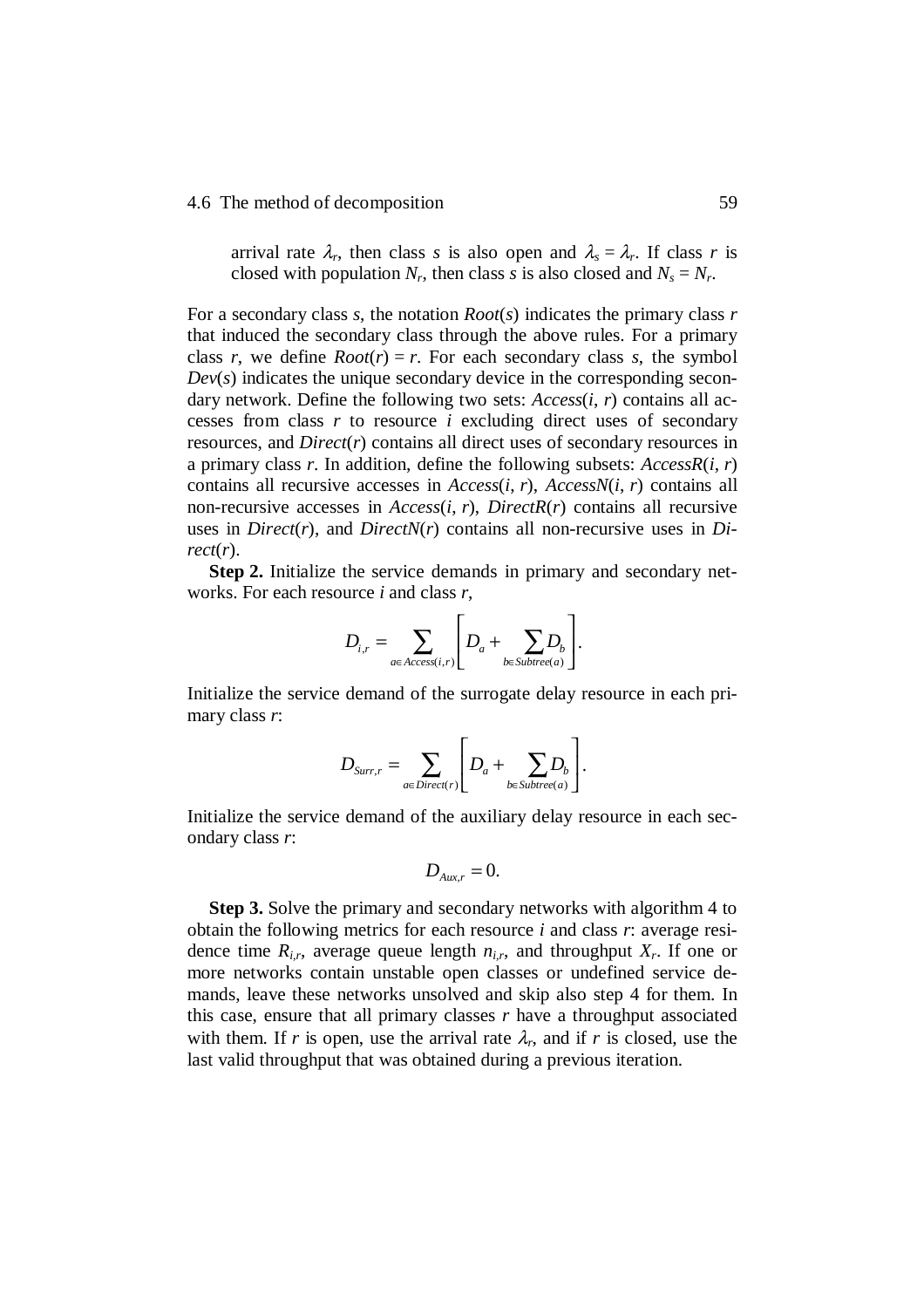arrival rate $\lambda_r$, then class $s$ is also open and $\lambda_s = \lambda_r$. If class $r$ is closed with population $N_r$, then class $s$ is also closed and $N_s = N_r$.

For a secondary class $s$, the notation *Root*($s$) indicates the primary class $r$ that induced the secondary class through the above rules. For a primary class $r$, we define *Root*($r$) = $r$. For each secondary class $s$, the symbol *Dev*($s$) indicates the unique secondary device in the corresponding secondary network. Define the following two sets: *Access*($i$, $r$) contains all accesses from class $r$ to resource $i$ excluding direct uses of secondary resources, and *Direct*($r$) contains all direct uses of secondary resources in a primary class $r$. In addition, define the following subsets: *AccessR*($i$, $r$) contains all recursive accesses in *Access*($i$, $r$), *AccessN*($i$, $r$) contains all non-recursive accesses in *Access*($i$, $r$), *DirectR*($r$) contains all recursive uses in *Direct*($r$), and *DirectN*($r$) contains all non-recursive uses in *Direct*($r$).

**Step 2.** Initialize the service demands in primary and secondary networks. For each resource $i$ and class $r$,

$$D_{i,r} = \sum_{a \in Access(i,r)} \left[ D_a + \sum_{b \in Subtree(a)} D_b \right].$$

Initialize the service demand of the surrogate delay resource in each primary class $r$:

$$D_{Surr,r} = \sum_{a \in Direct(r)} \left[ D_a + \sum_{b \in Subtree(a)} D_b \right].$$

Initialize the service demand of the auxiliary delay resource in each secondary class $r$:

$$D_{Aux,r} = 0.$$

**Step 3.** Solve the primary and secondary networks with algorithm 4 to obtain the following metrics for each resource $i$ and class $r$: average residence time $R_{i,r}$, average queue length $n_{i,r}$, and throughput $X_r$. If one or more networks contain unstable open classes or undefined service demands, leave these networks unsolved and skip also step 4 for them. In this case, ensure that all primary classes $r$ have a throughput associated with them. If $r$ is open, use the arrival rate $\lambda_r$, and if $r$ is closed, use the last valid throughput that was obtained during a previous iteration.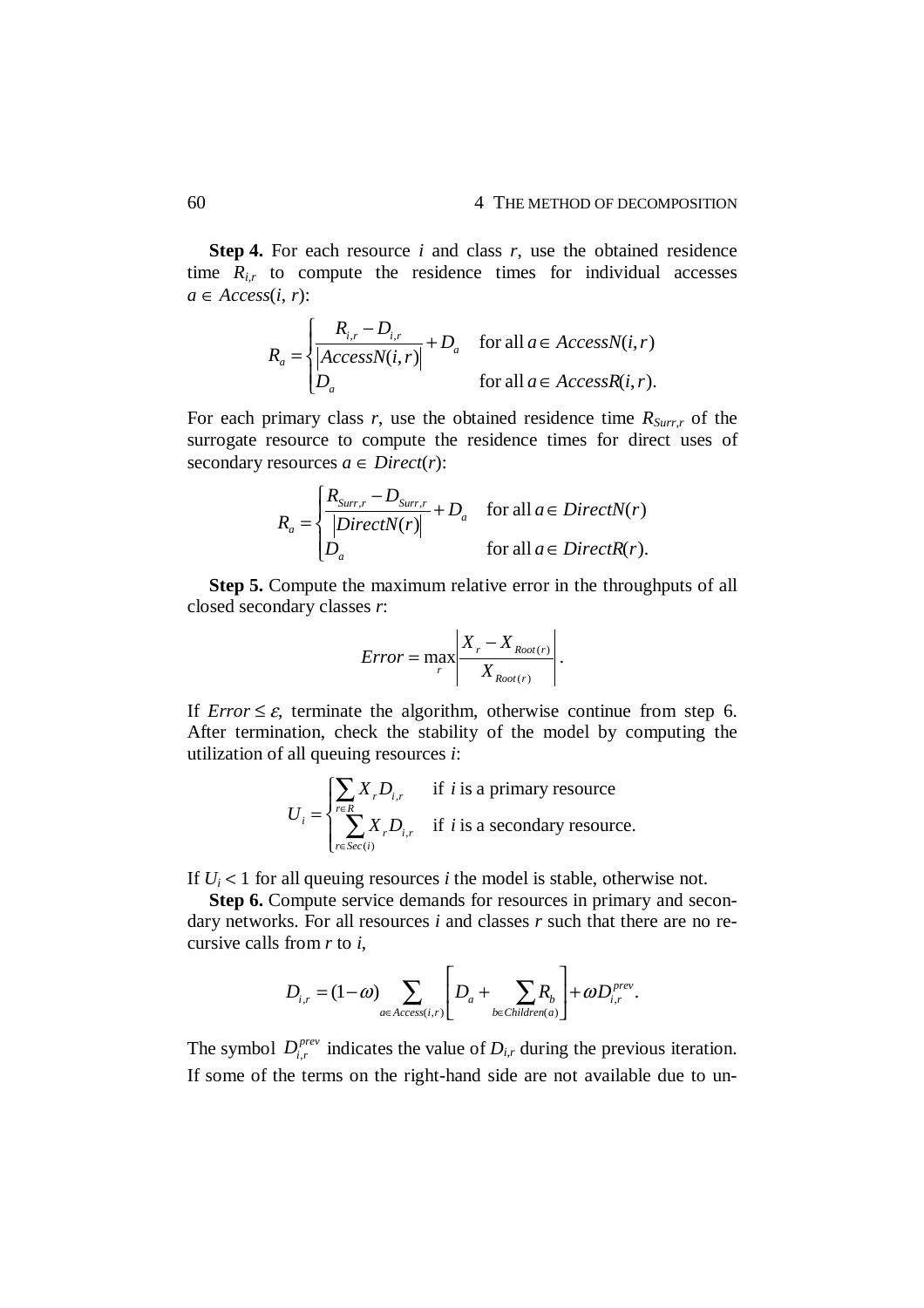**Step 4.** For each resource $i$ and class $r$, use the obtained residence time $R_{i,r}$ to compute the residence times for individual accesses $a \in Access(i, r)$:

$$R_a = \begin{cases} \dfrac{R_{i,r} - D_{i,r}}{|AccessN(i,r)|} + D_a & \text{for all } a \in AccessN(i,r) \\ D_a & \text{for all } a \in AccessR(i,r). \end{cases}$$

For each primary class $r$, use the obtained residence time $R_{Surr,r}$ of the surrogate resource to compute the residence times for direct uses of secondary resources $a \in Direct(r)$:

$$R_a = \begin{cases} \dfrac{R_{Surr,r} - D_{Surr,r}}{|DirectN(r)|} + D_a & \text{for all } a \in DirectN(r) \\ D_a & \text{for all } a \in DirectR(r). \end{cases}$$

**Step 5.** Compute the maximum relative error in the throughputs of all closed secondary classes $r$:

$$Error = \max_r \left| \frac{X_r - X_{Root(r)}}{X_{Root(r)}} \right|.$$

If $Error \leq \varepsilon$, terminate the algorithm, otherwise continue from step 6. After termination, check the stability of the model by computing the utilization of all queuing resources $i$:

$$U_i = \begin{cases} \sum_{r \in R} X_r D_{i,r} & \text{if } i \text{ is a primary resource} \\ \sum_{r \in Sec(i)} X_r D_{i,r} & \text{if } i \text{ is a secondary resource.} \end{cases}$$

If $U_i < 1$ for all queuing resources $i$ the model is stable, otherwise not.

**Step 6.** Compute service demands for resources in primary and secondary networks. For all resources $i$ and classes $r$ such that there are no recursive calls from $r$ to $i$,

$$D_{i,r} = (1-\omega) \sum_{a \in Access(i,r)} \left[ D_a + \sum_{b \in Children(a)} R_b \right] + \omega D_{i,r}^{prev}.$$

The symbol $D_{i,r}^{prev}$ indicates the value of $D_{i,r}$ during the previous iteration. If some of the terms on the right-hand side are not available due to un-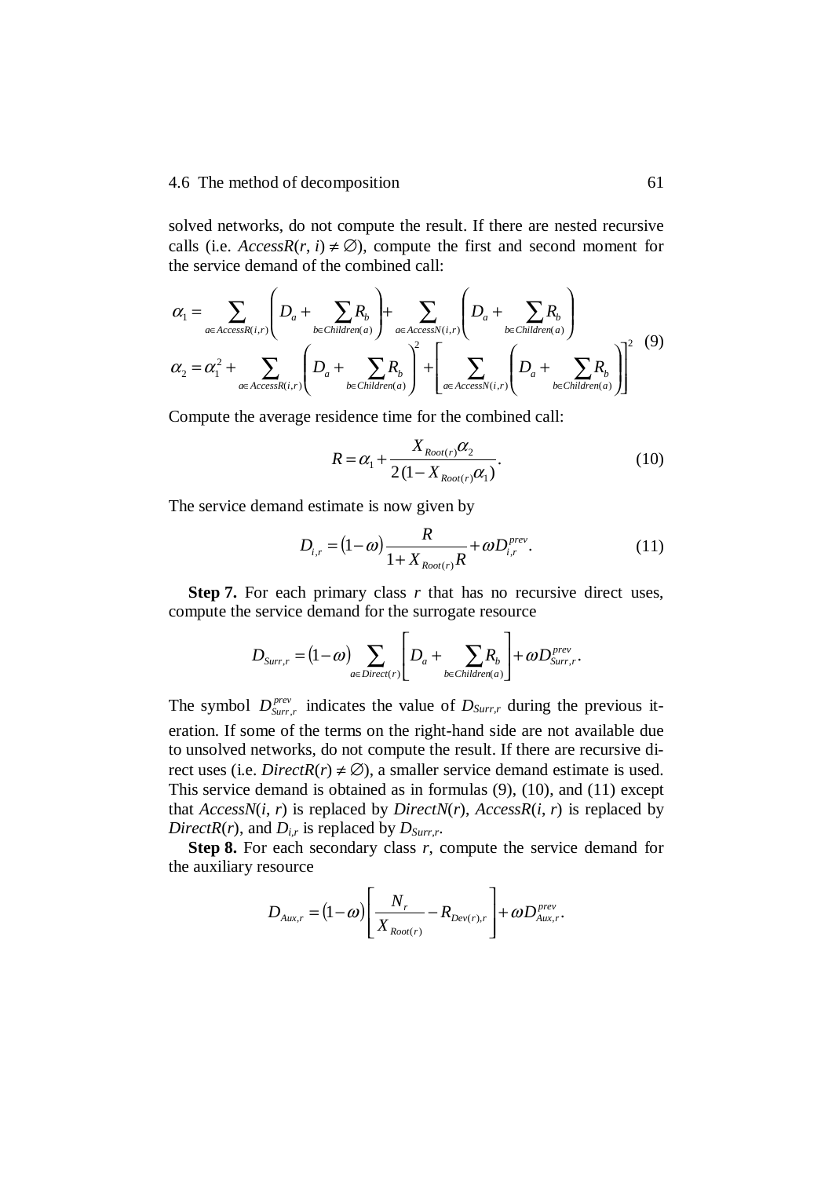solved networks, do not compute the result. If there are nested recursive calls (i.e. $AccessR(r, i) \neq \emptyset$), compute the first and second moment for the service demand of the combined call:

$$
\begin{aligned}
\alpha_1 &= \sum_{a \in AccessR(i,r)} \left( D_a + \sum_{b \in Children(a)} R_b \right) + \sum_{a \in AccessN(i,r)} \left( D_a + \sum_{b \in Children(a)} R_b \right) \\
\alpha_2 &= \alpha_1^2 + \sum_{a \in AccessR(i,r)} \left( D_a + \sum_{b \in Children(a)} R_b \right)^2 + \left[ \sum_{a \in AccessN(i,r)} \left( D_a + \sum_{b \in Children(a)} R_b \right) \right]^2
\end{aligned} \tag{9}
$$

Compute the average residence time for the combined call:

$$
R = \alpha_1 + \frac{X_{Root(r)} \alpha_2}{2(1 - X_{Root(r)} \alpha_1)}. \tag{10}
$$

The service demand estimate is now given by

$$
D_{i,r} = (1 - \omega) \frac{R}{1 + X_{Root(r)} R} + \omega D_{i,r}^{prev}. \tag{11}
$$

**Step 7.** For each primary class $r$ that has no recursive direct uses, compute the service demand for the surrogate resource

$$
D_{Surr,r} = (1 - \omega) \sum_{a \in Direct(r)} \left[ D_a + \sum_{b \in Children(a)} R_b \right] + \omega D_{Surr,r}^{prev}.
$$

The symbol $D_{Surr,r}^{prev}$ indicates the value of $D_{Surr,r}$ during the previous iteration. If some of the terms on the right-hand side are not available due to unsolved networks, do not compute the result. If there are recursive direct uses (i.e. $DirectR(r) \neq \emptyset$), a smaller service demand estimate is used. This service demand is obtained as in formulas (9), (10), and (11) except that $AccessN(i, r)$ is replaced by $DirectN(r)$, $AccessR(i, r)$ is replaced by $DirectR(r)$, and $D_{i,r}$ is replaced by $D_{Surr,r}$.

**Step 8.** For each secondary class $r$, compute the service demand for the auxiliary resource

$$
D_{Aux,r} = (1 - \omega) \left[ \frac{N_r}{X_{Root(r)}} - R_{Dev(r),r} \right] + \omega D_{Aux,r}^{prev}.
$$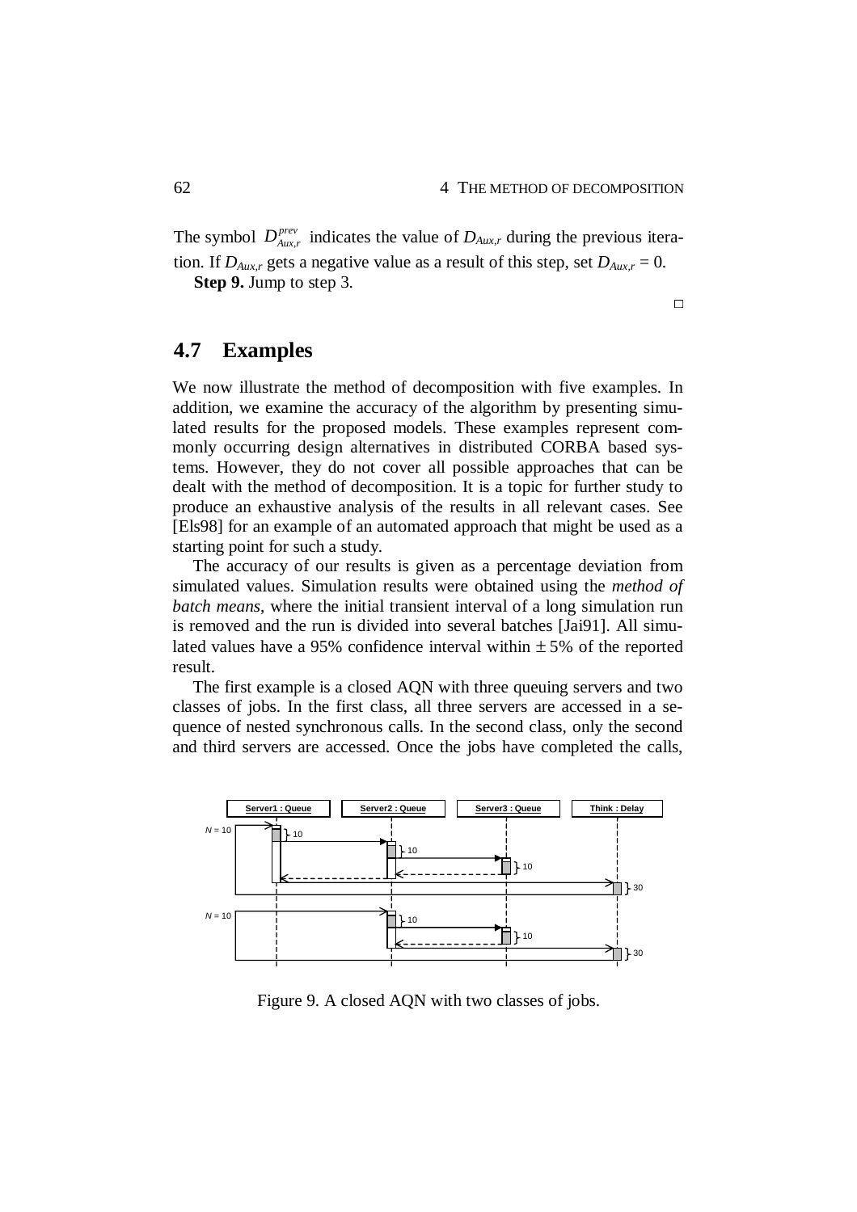The symbol $D_{Aux,r}^{prev}$ indicates the value of $D_{Aux,r}$ during the previous iteration. If $D_{Aux,r}$ gets a negative value as a result of this step, set $D_{Aux,r} = 0$.

**Step 9.** Jump to step 3.

□

## 4.7 Examples

We now illustrate the method of decomposition with five examples. In addition, we examine the accuracy of the algorithm by presenting simulated results for the proposed models. These examples represent commonly occurring design alternatives in distributed CORBA based systems. However, they do not cover all possible approaches that can be dealt with the method of decomposition. It is a topic for further study to produce an exhaustive analysis of the results in all relevant cases. See [Els98] for an example of an automated approach that might be used as a starting point for such a study.

The accuracy of our results is given as a percentage deviation from simulated values. Simulation results were obtained using the *method of batch means*, where the initial transient interval of a long simulation run is removed and the run is divided into several batches [Jai91]. All simulated values have a 95% confidence interval within ± 5% of the reported result.

The first example is a closed AQN with three queuing servers and two classes of jobs. In the first class, all three servers are accessed in a sequence of nested synchronous calls. In the second class, only the second and third servers are accessed. Once the jobs have completed the calls,

Figure 9. A closed AQN with two classes of jobs.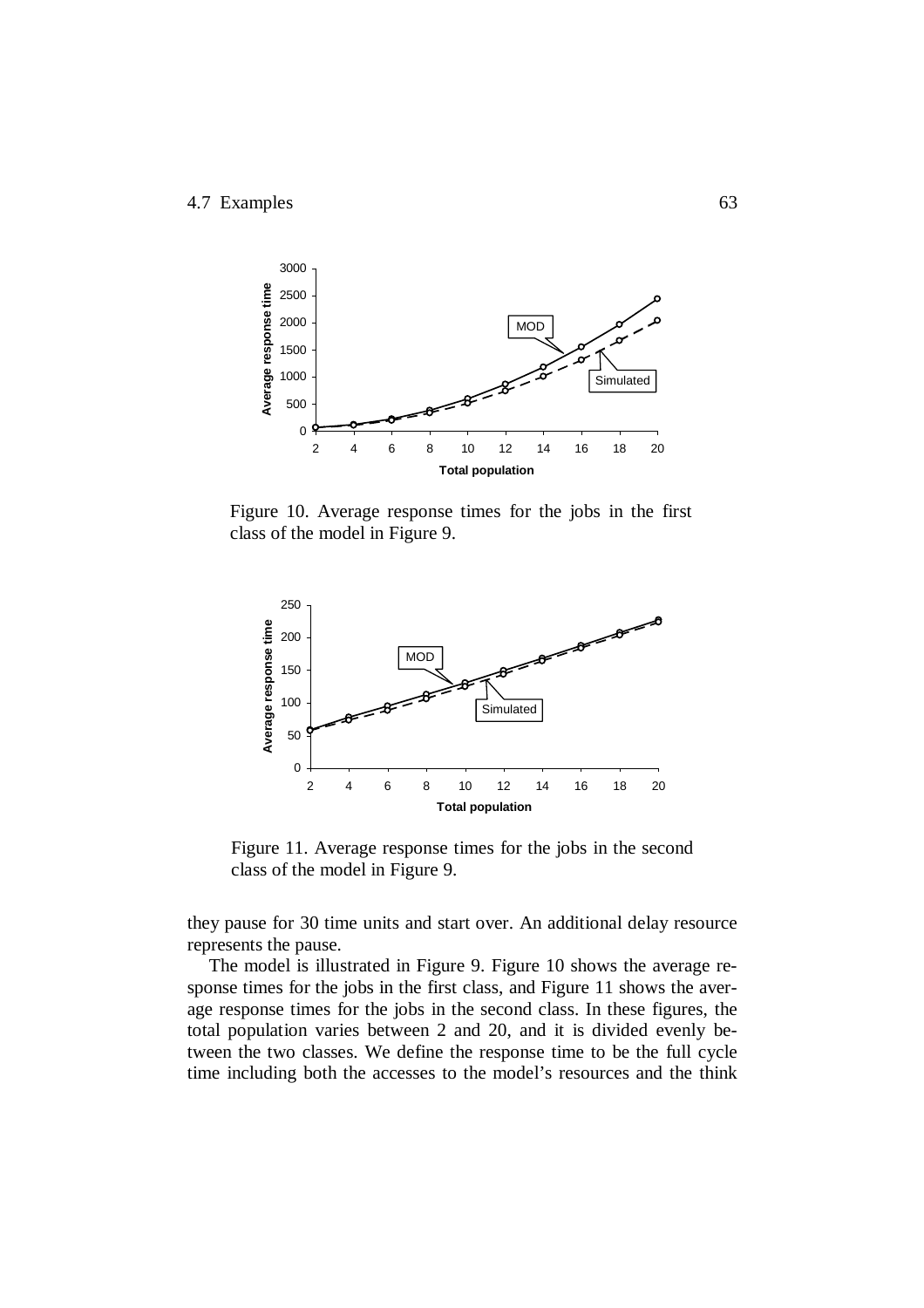Figure 10. Average response times for the jobs in the first class of the model in Figure 9.

Figure 11. Average response times for the jobs in the second class of the model in Figure 9.

they pause for 30 time units and start over. An additional delay resource represents the pause.

The model is illustrated in Figure 9. Figure 10 shows the average response times for the jobs in the first class, and Figure 11 shows the average response times for the jobs in the second class. In these figures, the total population varies between 2 and 20, and it is divided evenly between the two classes. We define the response time to be the full cycle time including both the accesses to the model's resources and the think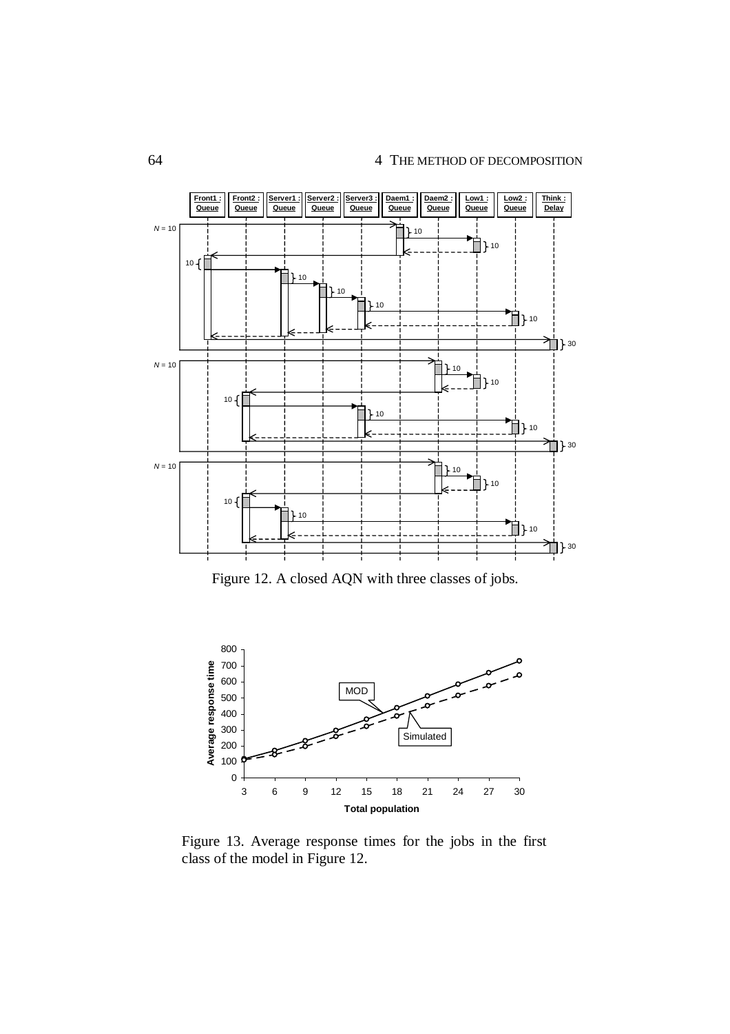Figure 12. A closed AQN with three classes of jobs.

Figure 13. Average response times for the jobs in the first class of the model in Figure 12.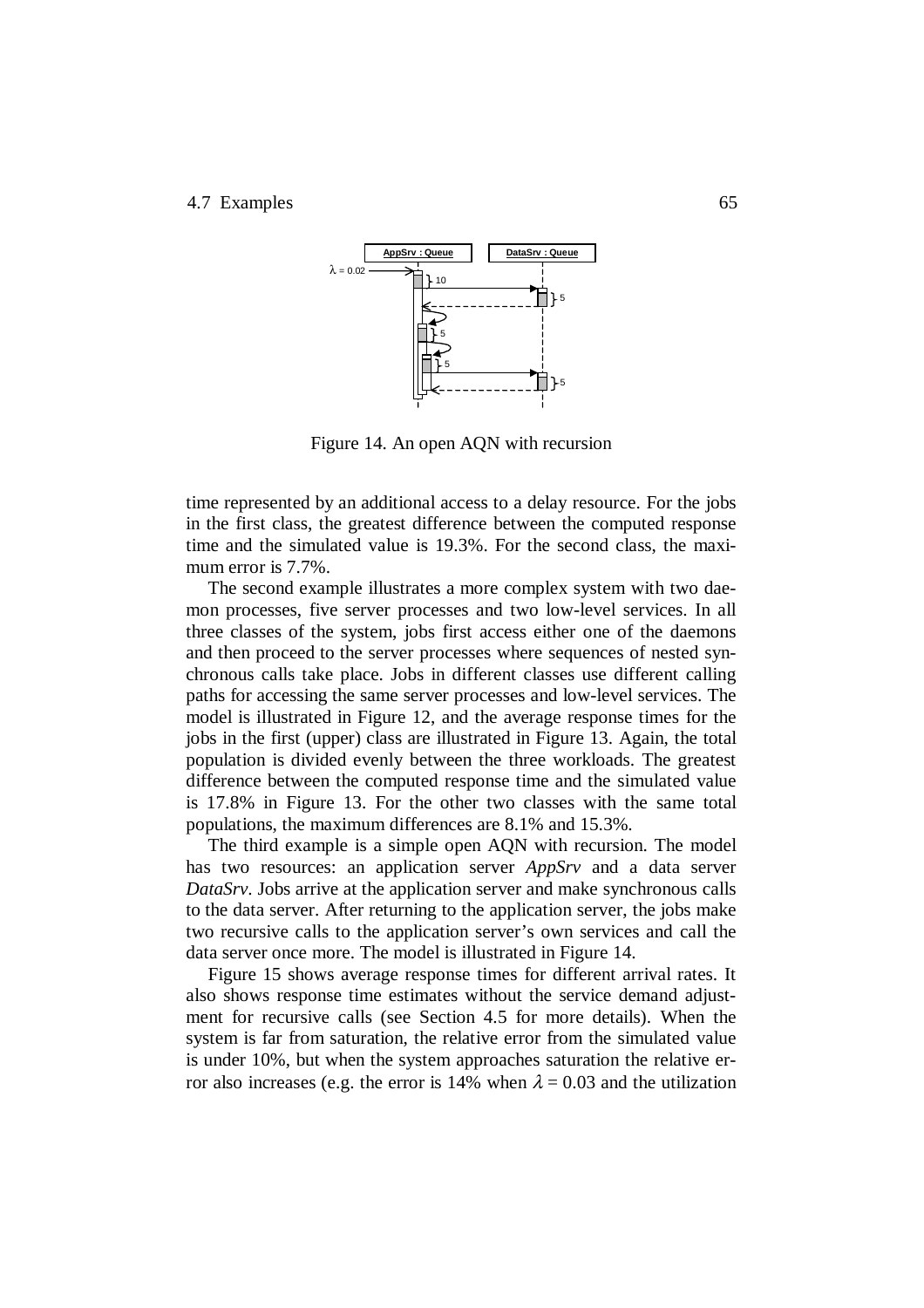Figure 14. An open AQN with recursion

time represented by an additional access to a delay resource. For the jobs in the first class, the greatest difference between the computed response time and the simulated value is 19.3%. For the second class, the maximum error is 7.7%.

The second example illustrates a more complex system with two daemon processes, five server processes and two low-level services. In all three classes of the system, jobs first access either one of the daemons and then proceed to the server processes where sequences of nested synchronous calls take place. Jobs in different classes use different calling paths for accessing the same server processes and low-level services. The model is illustrated in Figure 12, and the average response times for the jobs in the first (upper) class are illustrated in Figure 13. Again, the total population is divided evenly between the three workloads. The greatest difference between the computed response time and the simulated value is 17.8% in Figure 13. For the other two classes with the same total populations, the maximum differences are 8.1% and 15.3%.

The third example is a simple open AQN with recursion. The model has two resources: an application server *AppSrv* and a data server *DataSrv*. Jobs arrive at the application server and make synchronous calls to the data server. After returning to the application server, the jobs make two recursive calls to the application server's own services and call the data server once more. The model is illustrated in Figure 14.

Figure 15 shows average response times for different arrival rates. It also shows response time estimates without the service demand adjustment for recursive calls (see Section 4.5 for more details). When the system is far from saturation, the relative error from the simulated value is under 10%, but when the system approaches saturation the relative error also increases (e.g. the error is 14% when $\lambda = 0.03$ and the utilization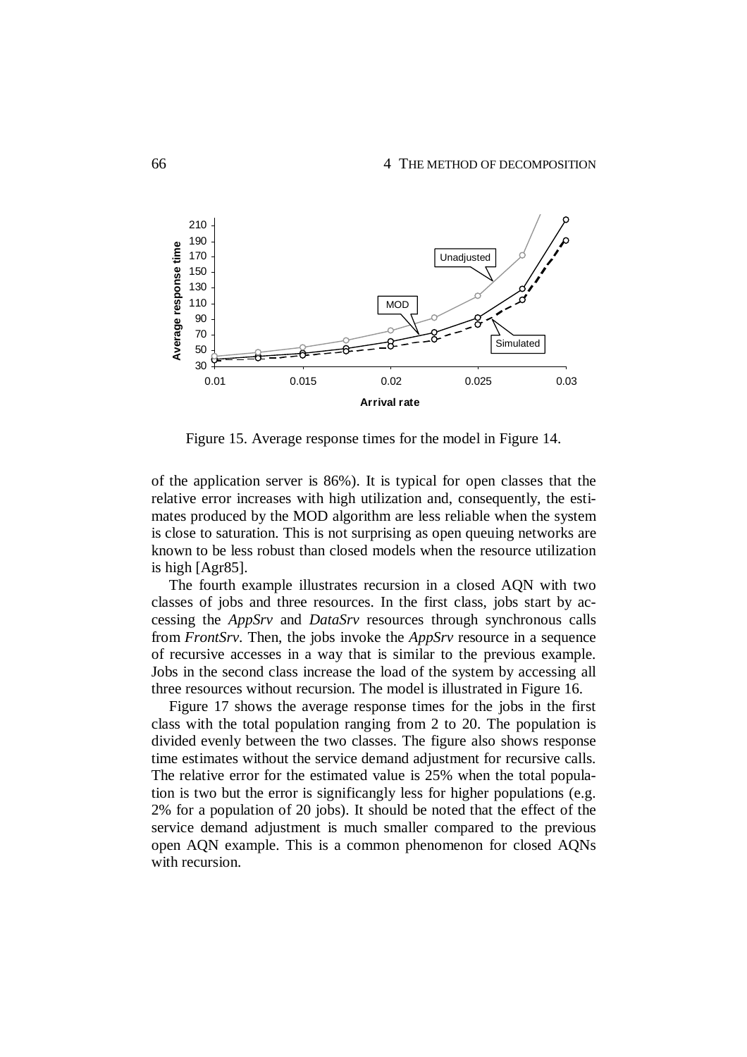Figure 15. Average response times for the model in Figure 14.

of the application server is 86%). It is typical for open classes that the relative error increases with high utilization and, consequently, the estimates produced by the MOD algorithm are less reliable when the system is close to saturation. This is not surprising as open queuing networks are known to be less robust than closed models when the resource utilization is high [Agr85].

The fourth example illustrates recursion in a closed AQN with two classes of jobs and three resources. In the first class, jobs start by accessing the *AppSrv* and *DataSrv* resources through synchronous calls from *FrontSrv*. Then, the jobs invoke the *AppSrv* resource in a sequence of recursive accesses in a way that is similar to the previous example. Jobs in the second class increase the load of the system by accessing all three resources without recursion. The model is illustrated in Figure 16.

Figure 17 shows the average response times for the jobs in the first class with the total population ranging from 2 to 20. The population is divided evenly between the two classes. The figure also shows response time estimates without the service demand adjustment for recursive calls. The relative error for the estimated value is 25% when the total population is two but the error is significangly less for higher populations (e.g. 2% for a population of 20 jobs). It should be noted that the effect of the service demand adjustment is much smaller compared to the previous open AQN example. This is a common phenomenon for closed AQNs with recursion.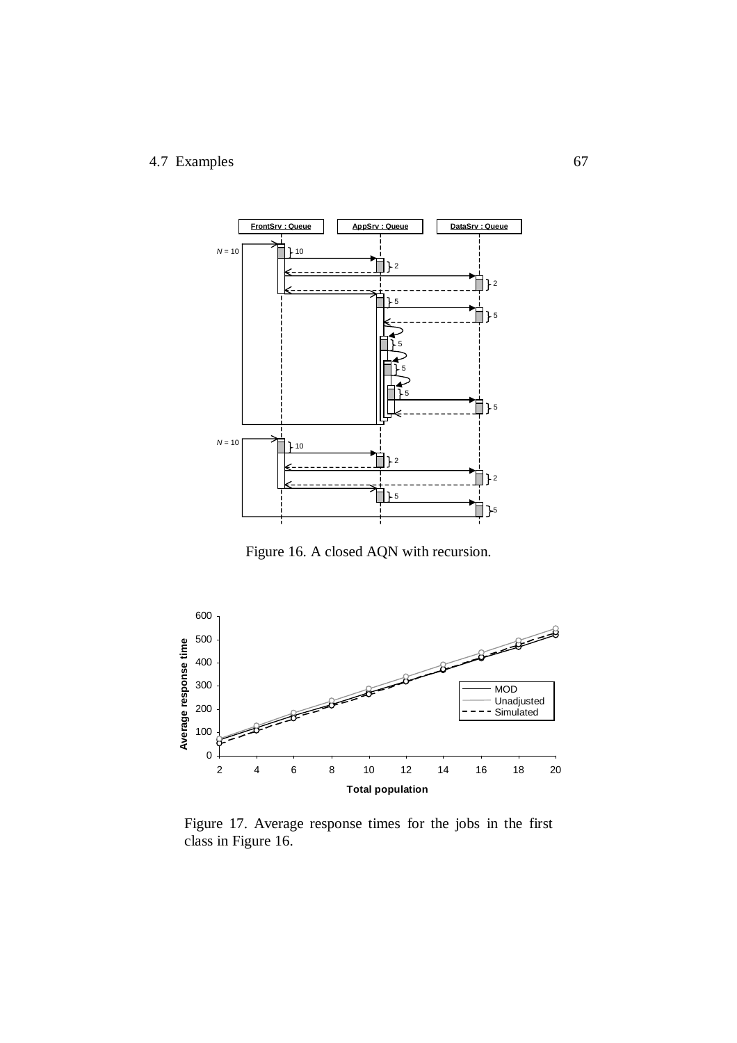Figure 16. A closed AQN with recursion.

Figure 17. Average response times for the jobs in the first class in Figure 16.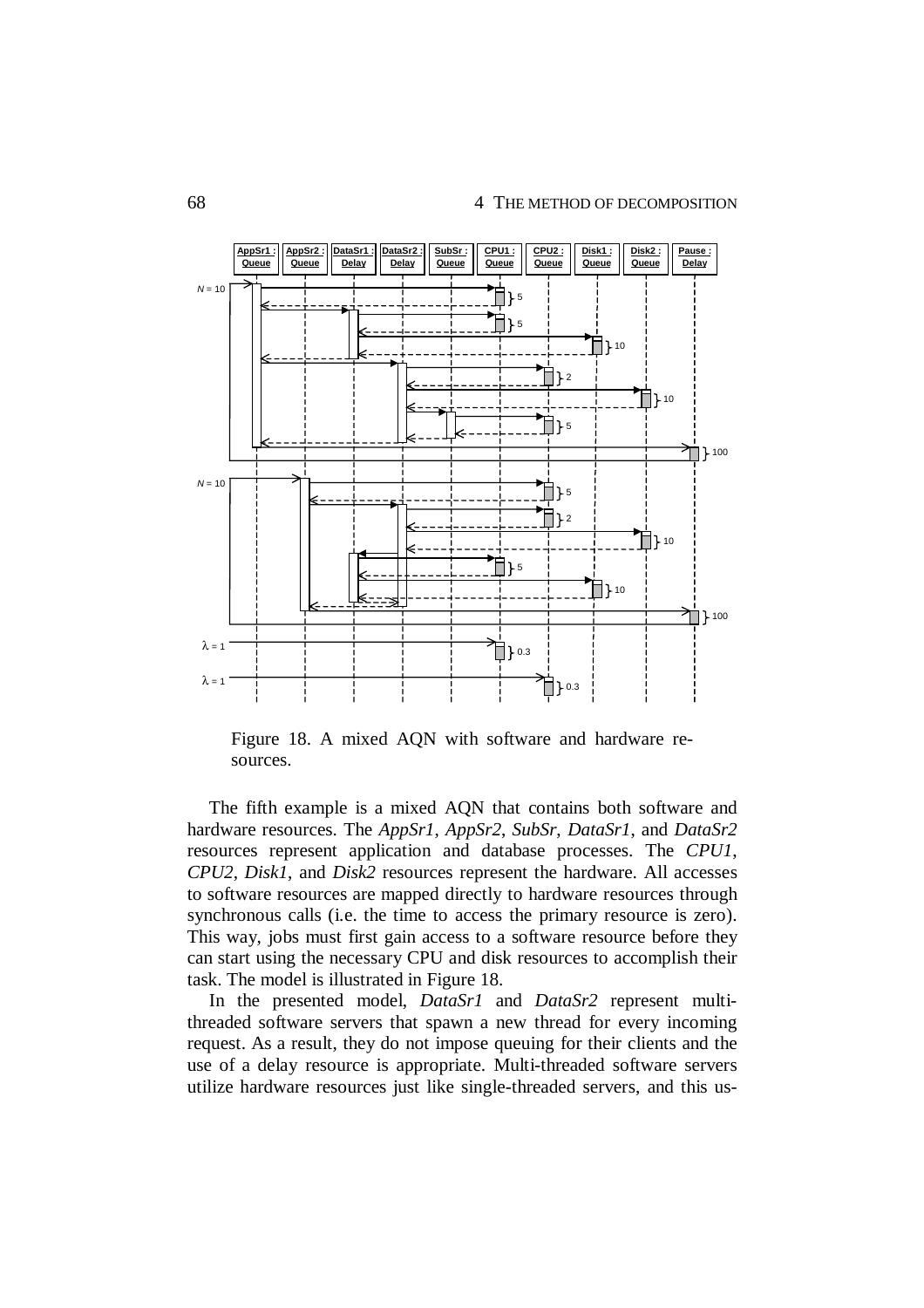Figure 18. A mixed AQN with software and hardware resources.

The fifth example is a mixed AQN that contains both software and hardware resources. The *AppSr1*, *AppSr2*, *SubSr*, *DataSr1*, and *DataSr2* resources represent application and database processes. The *CPU1*, *CPU2*, *Disk1*, and *Disk2* resources represent the hardware. All accesses to software resources are mapped directly to hardware resources through synchronous calls (i.e. the time to access the primary resource is zero). This way, jobs must first gain access to a software resource before they can start using the necessary CPU and disk resources to accomplish their task. The model is illustrated in Figure 18.

In the presented model, *DataSr1* and *DataSr2* represent multi-threaded software servers that spawn a new thread for every incoming request. As a result, they do not impose queuing for their clients and the use of a delay resource is appropriate. Multi-threaded software servers utilize hardware resources just like single-threaded servers, and this us-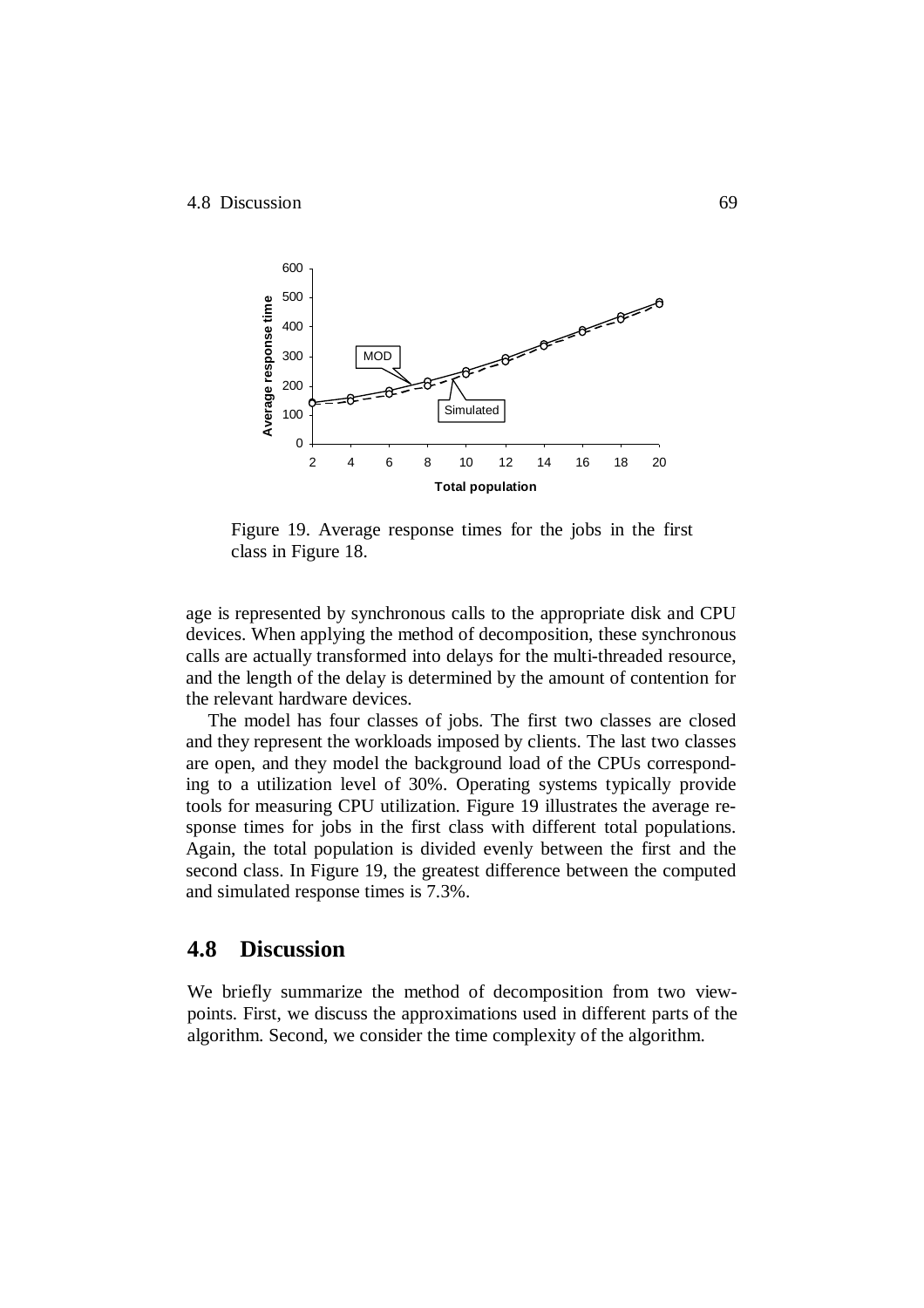Figure 19. Average response times for the jobs in the first class in Figure 18.

age is represented by synchronous calls to the appropriate disk and CPU devices. When applying the method of decomposition, these synchronous calls are actually transformed into delays for the multi-threaded resource, and the length of the delay is determined by the amount of contention for the relevant hardware devices.

The model has four classes of jobs. The first two classes are closed and they represent the workloads imposed by clients. The last two classes are open, and they model the background load of the CPUs corresponding to a utilization level of 30%. Operating systems typically provide tools for measuring CPU utilization. Figure 19 illustrates the average response times for jobs in the first class with different total populations. Again, the total population is divided evenly between the first and the second class. In Figure 19, the greatest difference between the computed and simulated response times is 7.3%.

## 4.8 Discussion

We briefly summarize the method of decomposition from two viewpoints. First, we discuss the approximations used in different parts of the algorithm. Second, we consider the time complexity of the algorithm.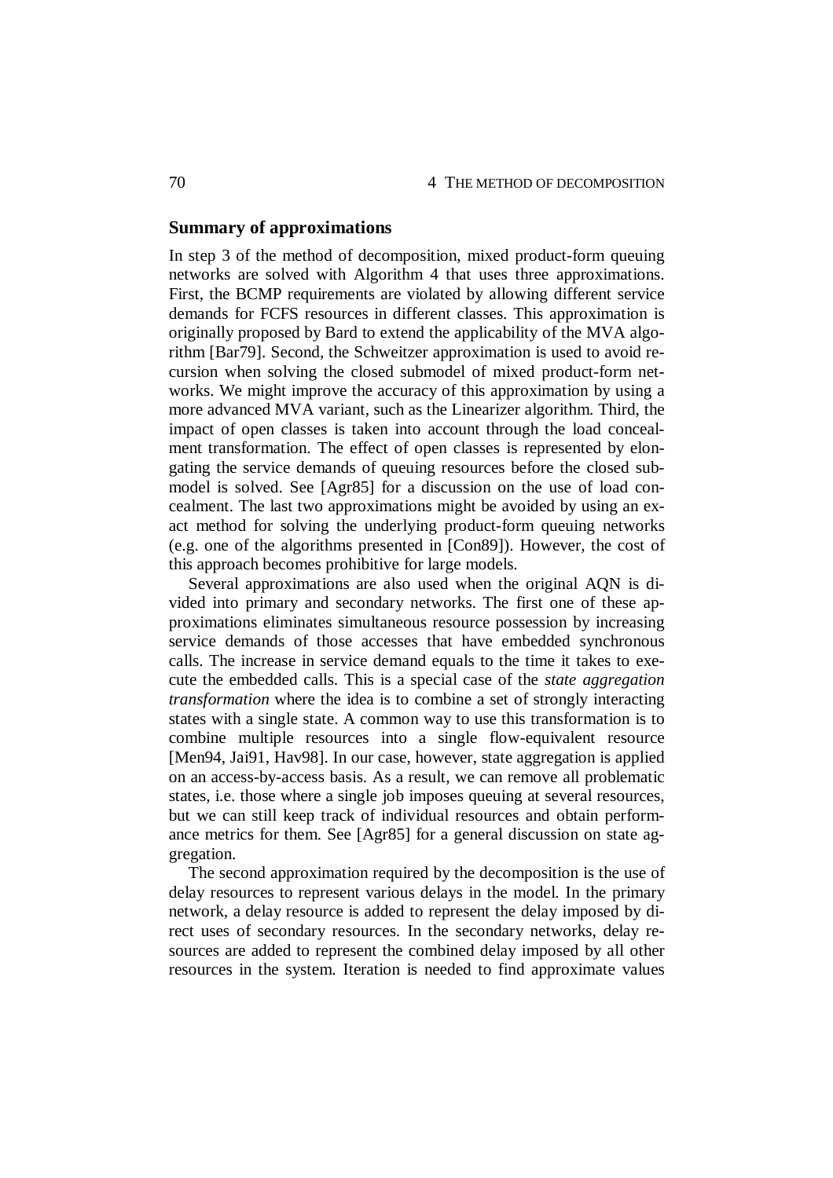## Summary of approximations

In step 3 of the method of decomposition, mixed product-form queuing networks are solved with Algorithm 4 that uses three approximations. First, the BCMP requirements are violated by allowing different service demands for FCFS resources in different classes. This approximation is originally proposed by Bard to extend the applicability of the MVA algorithm [Bar79]. Second, the Schweitzer approximation is used to avoid recursion when solving the closed submodel of mixed product-form networks. We might improve the accuracy of this approximation by using a more advanced MVA variant, such as the Linearizer algorithm. Third, the impact of open classes is taken into account through the load concealment transformation. The effect of open classes is represented by elongating the service demands of queuing resources before the closed submodel is solved. See [Agr85] for a discussion on the use of load concealment. The last two approximations might be avoided by using an exact method for solving the underlying product-form queuing networks (e.g. one of the algorithms presented in [Con89]). However, the cost of this approach becomes prohibitive for large models.

Several approximations are also used when the original AQN is divided into primary and secondary networks. The first one of these approximations eliminates simultaneous resource possession by increasing service demands of those accesses that have embedded synchronous calls. The increase in service demand equals to the time it takes to execute the embedded calls. This is a special case of the *state aggregation transformation* where the idea is to combine a set of strongly interacting states with a single state. A common way to use this transformation is to combine multiple resources into a single flow-equivalent resource [Men94, Jai91, Hav98]. In our case, however, state aggregation is applied on an access-by-access basis. As a result, we can remove all problematic states, i.e. those where a single job imposes queuing at several resources, but we can still keep track of individual resources and obtain performance metrics for them. See [Agr85] for a general discussion on state aggregation.

The second approximation required by the decomposition is the use of delay resources to represent various delays in the model. In the primary network, a delay resource is added to represent the delay imposed by direct uses of secondary resources. In the secondary networks, delay resources are added to represent the combined delay imposed by all other resources in the system. Iteration is needed to find approximate values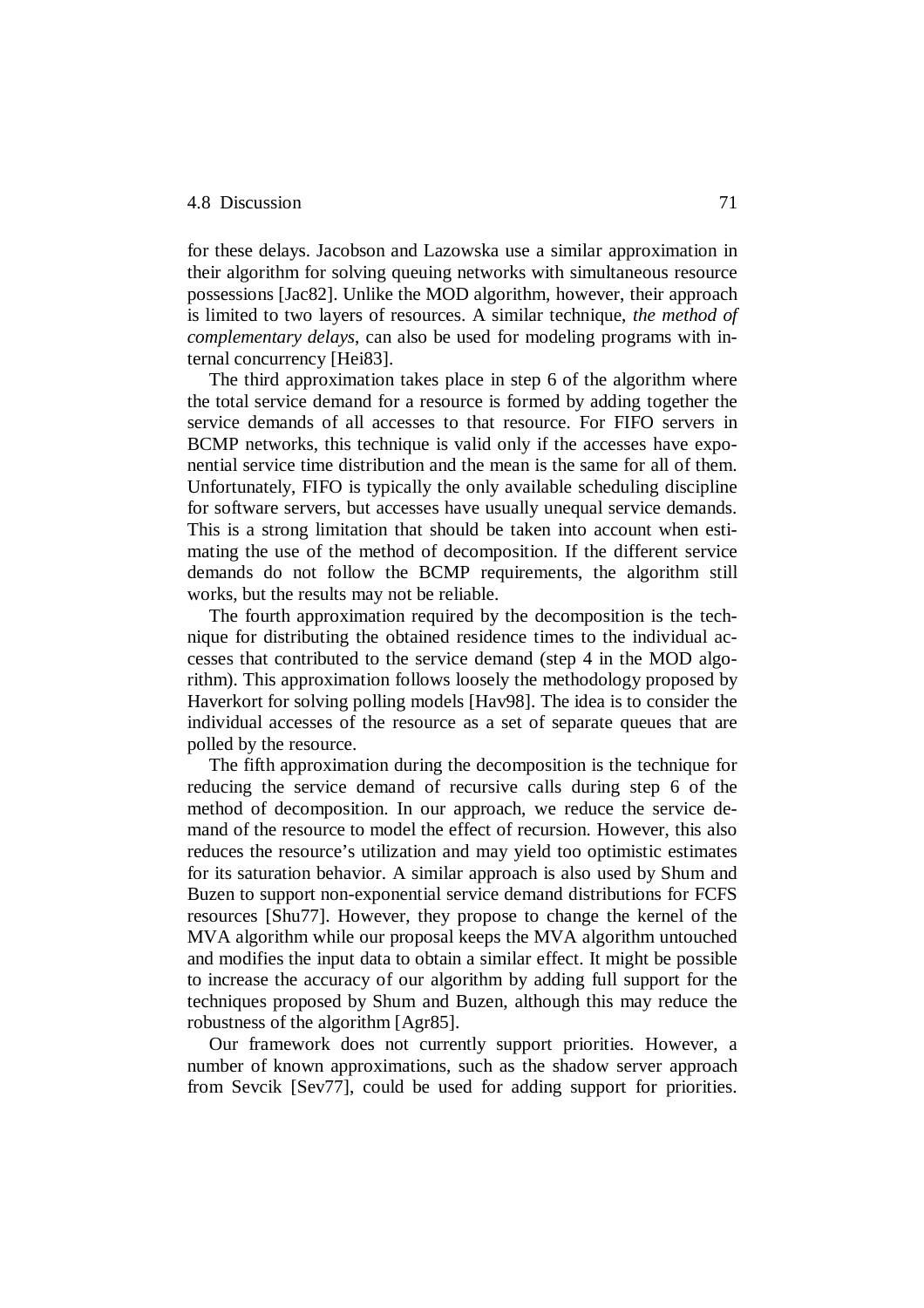for these delays. Jacobson and Lazowska use a similar approximation in their algorithm for solving queuing networks with simultaneous resource possessions [Jac82]. Unlike the MOD algorithm, however, their approach is limited to two layers of resources. A similar technique, *the method of complementary delays*, can also be used for modeling programs with internal concurrency [Hei83].

The third approximation takes place in step 6 of the algorithm where the total service demand for a resource is formed by adding together the service demands of all accesses to that resource. For FIFO servers in BCMP networks, this technique is valid only if the accesses have exponential service time distribution and the mean is the same for all of them. Unfortunately, FIFO is typically the only available scheduling discipline for software servers, but accesses have usually unequal service demands. This is a strong limitation that should be taken into account when estimating the use of the method of decomposition. If the different service demands do not follow the BCMP requirements, the algorithm still works, but the results may not be reliable.

The fourth approximation required by the decomposition is the technique for distributing the obtained residence times to the individual accesses that contributed to the service demand (step 4 in the MOD algorithm). This approximation follows loosely the methodology proposed by Haverkort for solving polling models [Hav98]. The idea is to consider the individual accesses of the resource as a set of separate queues that are polled by the resource.

The fifth approximation during the decomposition is the technique for reducing the service demand of recursive calls during step 6 of the method of decomposition. In our approach, we reduce the service demand of the resource to model the effect of recursion. However, this also reduces the resource's utilization and may yield too optimistic estimates for its saturation behavior. A similar approach is also used by Shum and Buzen to support non-exponential service demand distributions for FCFS resources [Shu77]. However, they propose to change the kernel of the MVA algorithm while our proposal keeps the MVA algorithm untouched and modifies the input data to obtain a similar effect. It might be possible to increase the accuracy of our algorithm by adding full support for the techniques proposed by Shum and Buzen, although this may reduce the robustness of the algorithm [Agr85].

Our framework does not currently support priorities. However, a number of known approximations, such as the shadow server approach from Sevcik [Sev77], could be used for adding support for priorities.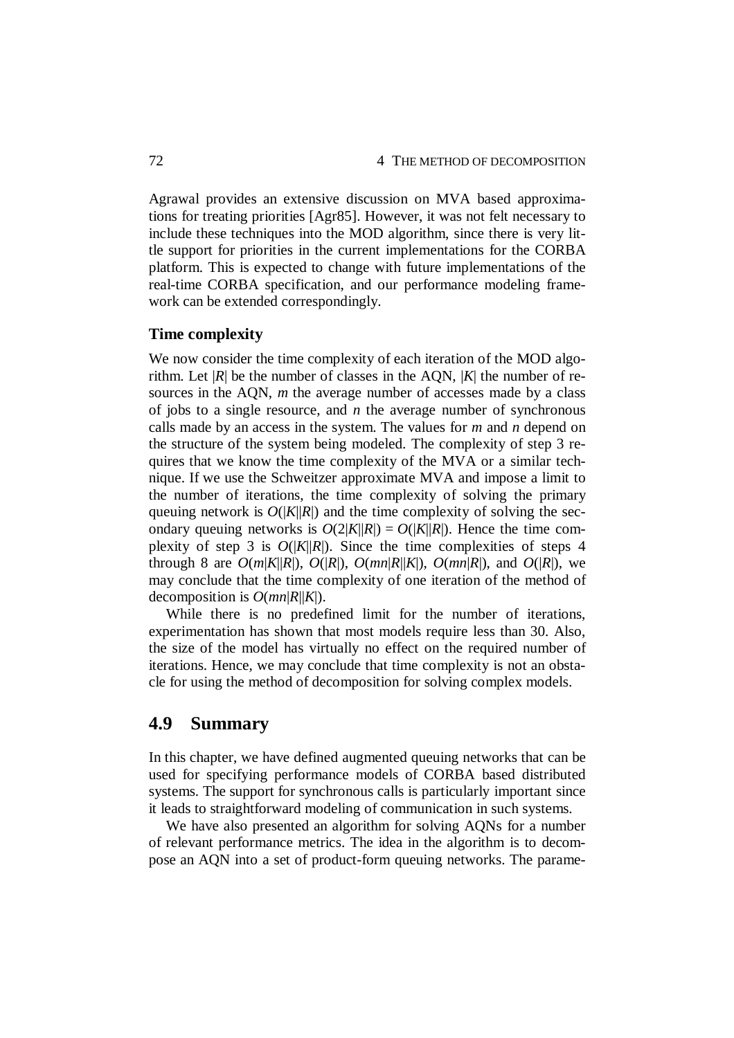Agrawal provides an extensive discussion on MVA based approximations for treating priorities [Agr85]. However, it was not felt necessary to include these techniques into the MOD algorithm, since there is very little support for priorities in the current implementations for the CORBA platform. This is expected to change with future implementations of the real-time CORBA specification, and our performance modeling framework can be extended correspondingly.

### Time complexity

We now consider the time complexity of each iteration of the MOD algorithm. Let $|R|$ be the number of classes in the AQN, $|K|$ the number of resources in the AQN, $m$ the average number of accesses made by a class of jobs to a single resource, and $n$ the average number of synchronous calls made by an access in the system. The values for $m$ and $n$ depend on the structure of the system being modeled. The complexity of step 3 requires that we know the time complexity of the MVA or a similar technique. If we use the Schweitzer approximate MVA and impose a limit to the number of iterations, the time complexity of solving the primary queuing network is $O(|K||R|)$ and the time complexity of solving the secondary queuing networks is $O(2|K||R|) = O(|K||R|)$. Hence the time complexity of step 3 is $O(|K||R|)$. Since the time complexities of steps 4 through 8 are $O(m|K||R|)$, $O(|R|)$, $O(mn|R||K|)$, $O(mn|R|)$, and $O(|R|)$, we may conclude that the time complexity of one iteration of the method of decomposition is $O(mn|R||K|)$.

While there is no predefined limit for the number of iterations, experimentation has shown that most models require less than 30. Also, the size of the model has virtually no effect on the required number of iterations. Hence, we may conclude that time complexity is not an obstacle for using the method of decomposition for solving complex models.

## 4.9 Summary

In this chapter, we have defined augmented queuing networks that can be used for specifying performance models of CORBA based distributed systems. The support for synchronous calls is particularly important since it leads to straightforward modeling of communication in such systems.

We have also presented an algorithm for solving AQNs for a number of relevant performance metrics. The idea in the algorithm is to decompose an AQN into a set of product-form queuing networks. The parame-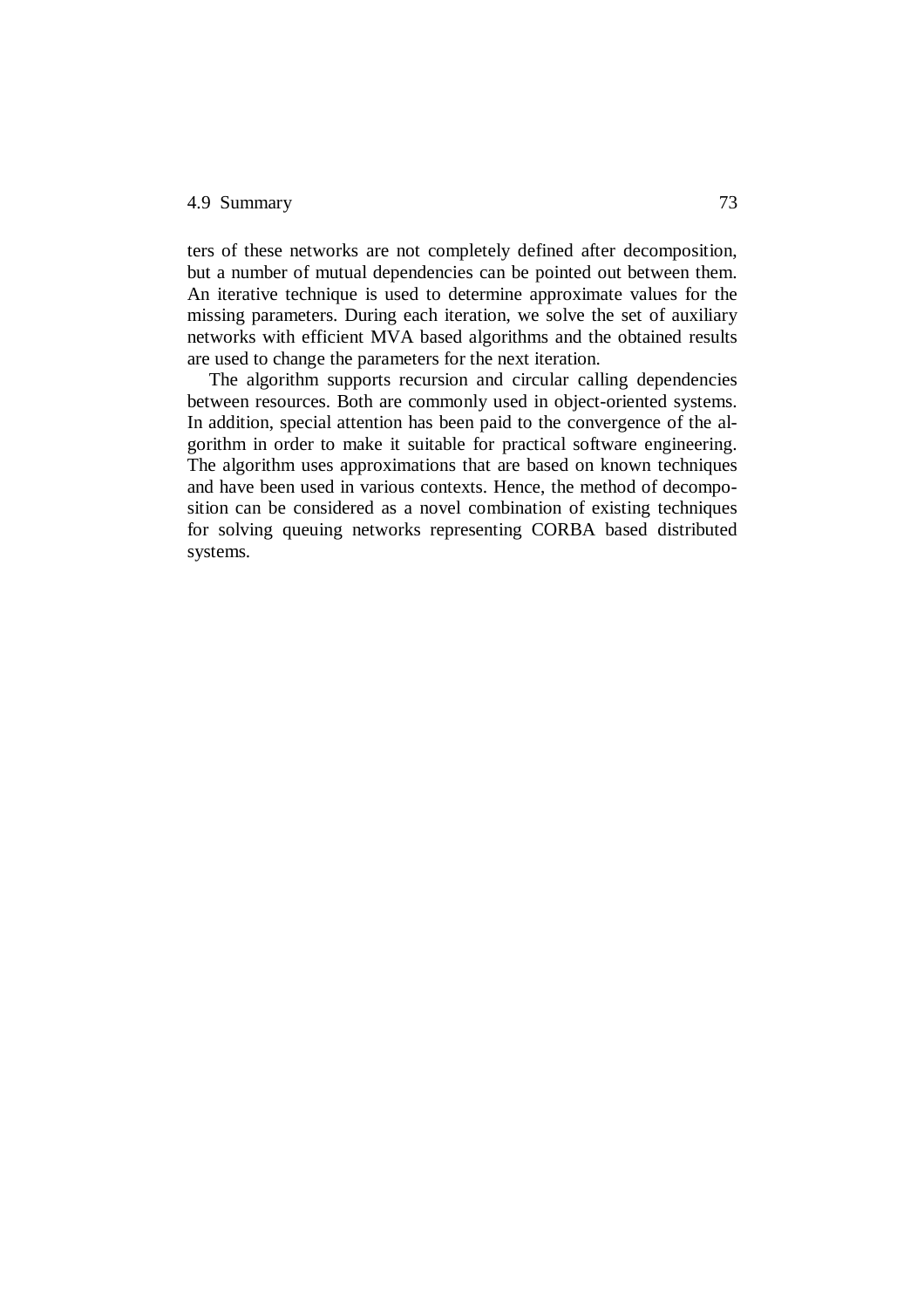ters of these networks are not completely defined after decomposition, but a number of mutual dependencies can be pointed out between them. An iterative technique is used to determine approximate values for the missing parameters. During each iteration, we solve the set of auxiliary networks with efficient MVA based algorithms and the obtained results are used to change the parameters for the next iteration.

The algorithm supports recursion and circular calling dependencies between resources. Both are commonly used in object-oriented systems. In addition, special attention has been paid to the convergence of the algorithm in order to make it suitable for practical software engineering. The algorithm uses approximations that are based on known techniques and have been used in various contexts. Hence, the method of decomposition can be considered as a novel combination of existing techniques for solving queuing networks representing CORBA based distributed systems.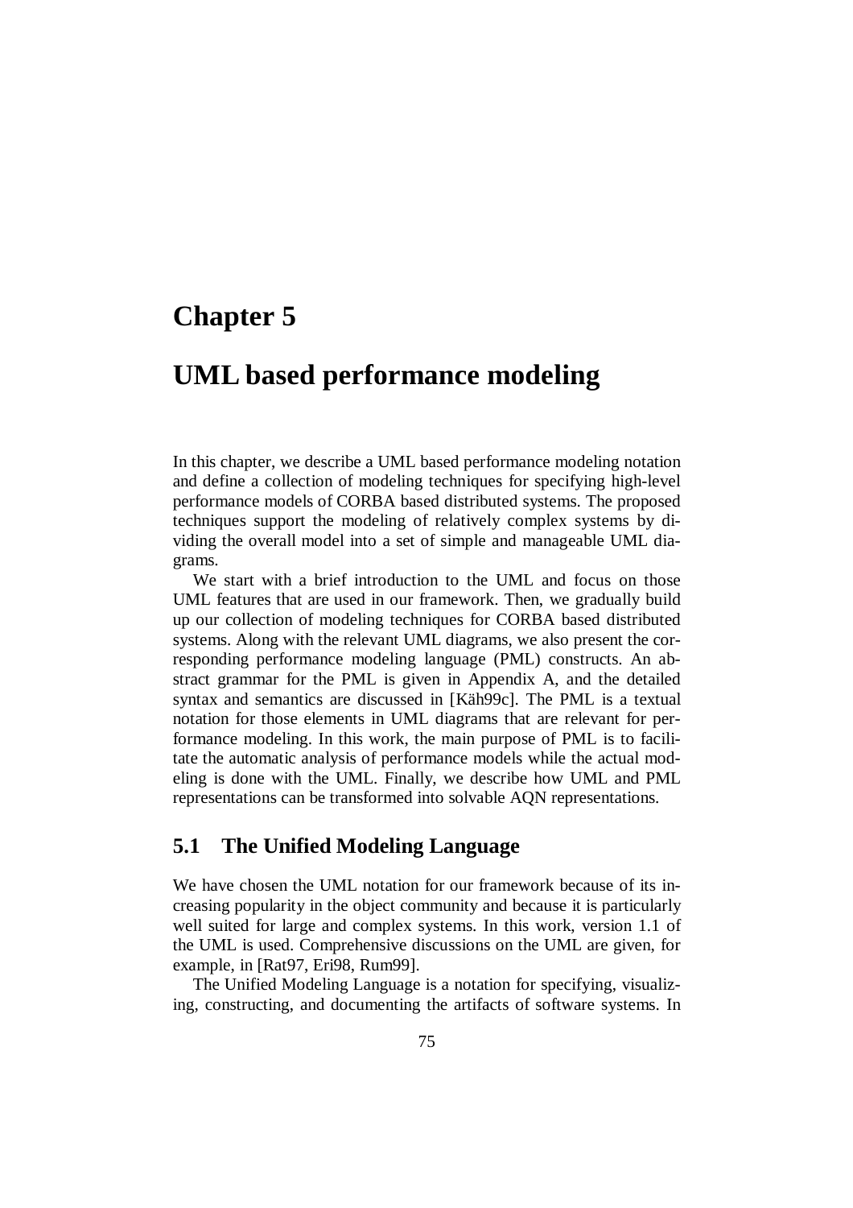# Chapter 5

# UML based performance modeling

In this chapter, we describe a UML based performance modeling notation and define a collection of modeling techniques for specifying high-level performance models of CORBA based distributed systems. The proposed techniques support the modeling of relatively complex systems by dividing the overall model into a set of simple and manageable UML diagrams.

We start with a brief introduction to the UML and focus on those UML features that are used in our framework. Then, we gradually build up our collection of modeling techniques for CORBA based distributed systems. Along with the relevant UML diagrams, we also present the corresponding performance modeling language (PML) constructs. An abstract grammar for the PML is given in Appendix A, and the detailed syntax and semantics are discussed in [Käh99c]. The PML is a textual notation for those elements in UML diagrams that are relevant for performance modeling. In this work, the main purpose of PML is to facilitate the automatic analysis of performance models while the actual modeling is done with the UML. Finally, we describe how UML and PML representations can be transformed into solvable AQN representations.

## 5.1 The Unified Modeling Language

We have chosen the UML notation for our framework because of its increasing popularity in the object community and because it is particularly well suited for large and complex systems. In this work, version 1.1 of the UML is used. Comprehensive discussions on the UML are given, for example, in [Rat97, Eri98, Rum99].

The Unified Modeling Language is a notation for specifying, visualizing, constructing, and documenting the artifacts of software systems. In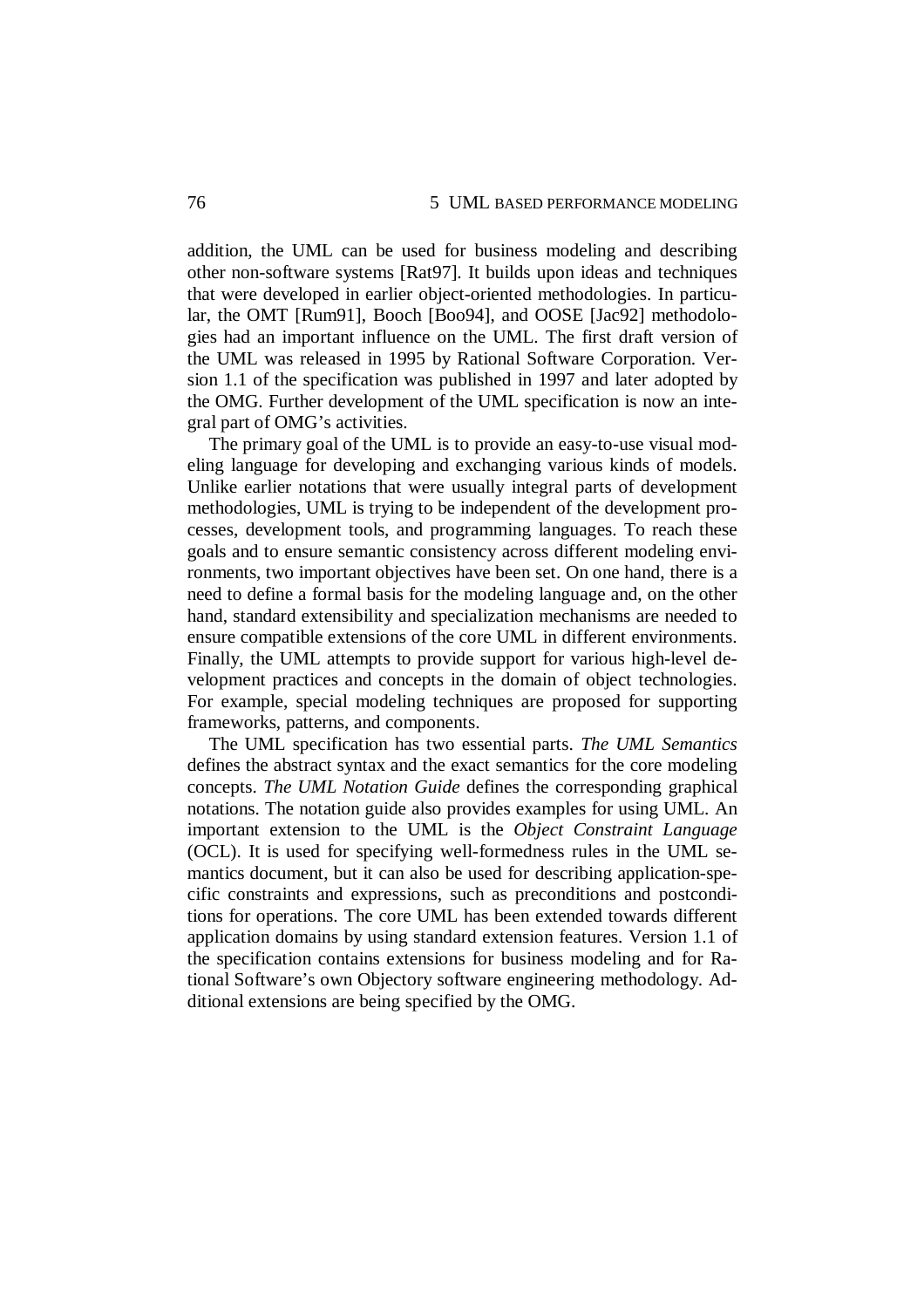addition, the UML can be used for business modeling and describing other non-software systems [Rat97]. It builds upon ideas and techniques that were developed in earlier object-oriented methodologies. In particular, the OMT [Rum91], Booch [Boo94], and OOSE [Jac92] methodologies had an important influence on the UML. The first draft version of the UML was released in 1995 by Rational Software Corporation. Version 1.1 of the specification was published in 1997 and later adopted by the OMG. Further development of the UML specification is now an integral part of OMG's activities.

The primary goal of the UML is to provide an easy-to-use visual modeling language for developing and exchanging various kinds of models. Unlike earlier notations that were usually integral parts of development methodologies, UML is trying to be independent of the development processes, development tools, and programming languages. To reach these goals and to ensure semantic consistency across different modeling environments, two important objectives have been set. On one hand, there is a need to define a formal basis for the modeling language and, on the other hand, standard extensibility and specialization mechanisms are needed to ensure compatible extensions of the core UML in different environments. Finally, the UML attempts to provide support for various high-level development practices and concepts in the domain of object technologies. For example, special modeling techniques are proposed for supporting frameworks, patterns, and components.

The UML specification has two essential parts. *The UML Semantics* defines the abstract syntax and the exact semantics for the core modeling concepts. *The UML Notation Guide* defines the corresponding graphical notations. The notation guide also provides examples for using UML. An important extension to the UML is the *Object Constraint Language* (OCL). It is used for specifying well-formedness rules in the UML semantics document, but it can also be used for describing application-specific constraints and expressions, such as preconditions and postconditions for operations. The core UML has been extended towards different application domains by using standard extension features. Version 1.1 of the specification contains extensions for business modeling and for Rational Software's own Objectory software engineering methodology. Additional extensions are being specified by the OMG.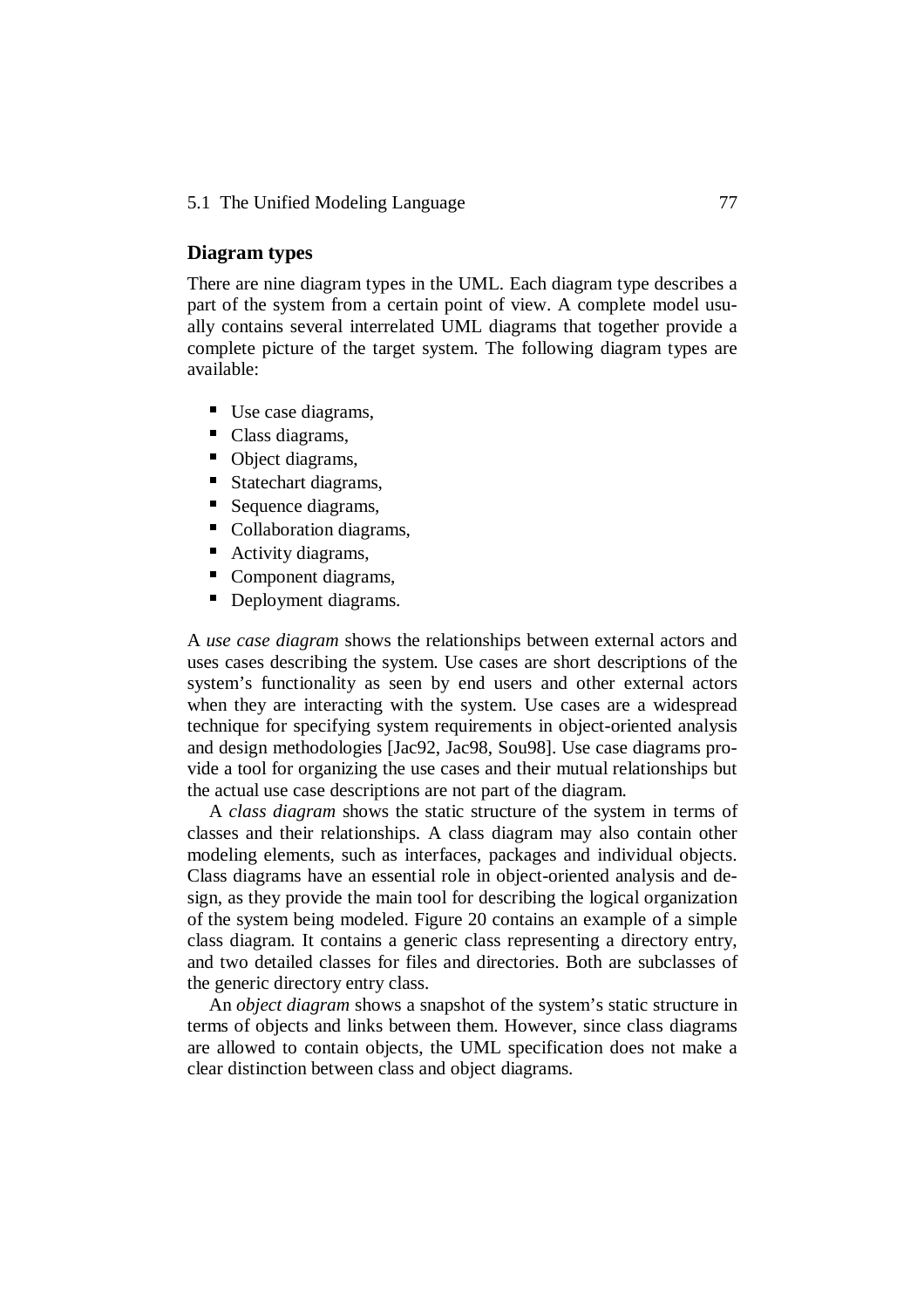### Diagram types

There are nine diagram types in the UML. Each diagram type describes a part of the system from a certain point of view. A complete model usually contains several interrelated UML diagrams that together provide a complete picture of the target system. The following diagram types are available:

- Use case diagrams,
- Class diagrams,
- Object diagrams,
- Statechart diagrams,
- Sequence diagrams,
- Collaboration diagrams,
- Activity diagrams,
- Component diagrams,
- Deployment diagrams.

A *use case diagram* shows the relationships between external actors and uses cases describing the system. Use cases are short descriptions of the system's functionality as seen by end users and other external actors when they are interacting with the system. Use cases are a widespread technique for specifying system requirements in object-oriented analysis and design methodologies [Jac92, Jac98, Sou98]. Use case diagrams provide a tool for organizing the use cases and their mutual relationships but the actual use case descriptions are not part of the diagram.

A *class diagram* shows the static structure of the system in terms of classes and their relationships. A class diagram may also contain other modeling elements, such as interfaces, packages and individual objects. Class diagrams have an essential role in object-oriented analysis and design, as they provide the main tool for describing the logical organization of the system being modeled. Figure 20 contains an example of a simple class diagram. It contains a generic class representing a directory entry, and two detailed classes for files and directories. Both are subclasses of the generic directory entry class.

An *object diagram* shows a snapshot of the system's static structure in terms of objects and links between them. However, since class diagrams are allowed to contain objects, the UML specification does not make a clear distinction between class and object diagrams.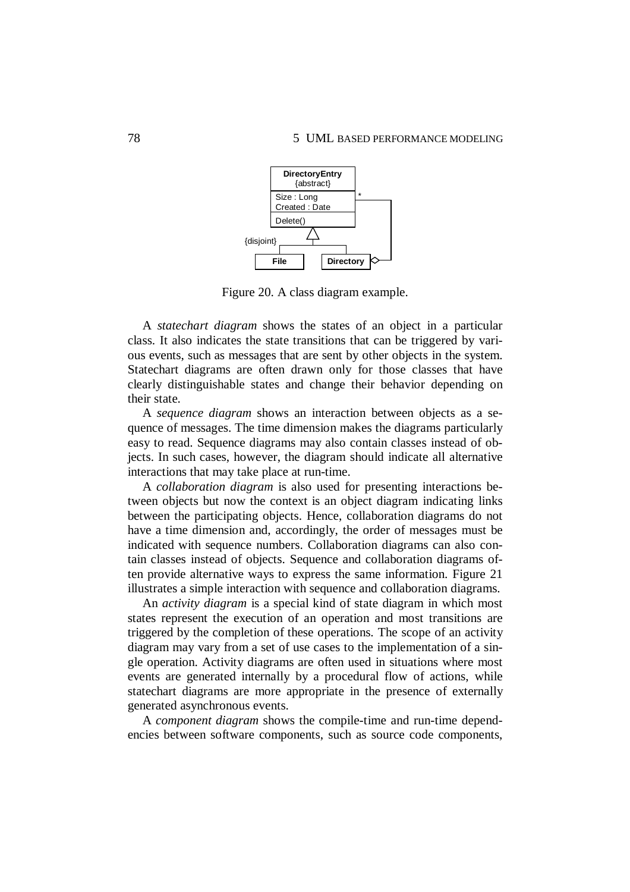Figure 20. A class diagram example.

A *statechart diagram* shows the states of an object in a particular class. It also indicates the state transitions that can be triggered by various events, such as messages that are sent by other objects in the system. Statechart diagrams are often drawn only for those classes that have clearly distinguishable states and change their behavior depending on their state.

A *sequence diagram* shows an interaction between objects as a sequence of messages. The time dimension makes the diagrams particularly easy to read. Sequence diagrams may also contain classes instead of objects. In such cases, however, the diagram should indicate all alternative interactions that may take place at run-time.

A *collaboration diagram* is also used for presenting interactions between objects but now the context is an object diagram indicating links between the participating objects. Hence, collaboration diagrams do not have a time dimension and, accordingly, the order of messages must be indicated with sequence numbers. Collaboration diagrams can also contain classes instead of objects. Sequence and collaboration diagrams often provide alternative ways to express the same information. Figure 21 illustrates a simple interaction with sequence and collaboration diagrams.

An *activity diagram* is a special kind of state diagram in which most states represent the execution of an operation and most transitions are triggered by the completion of these operations. The scope of an activity diagram may vary from a set of use cases to the implementation of a single operation. Activity diagrams are often used in situations where most events are generated internally by a procedural flow of actions, while statechart diagrams are more appropriate in the presence of externally generated asynchronous events.

A *component diagram* shows the compile-time and run-time dependencies between software components, such as source code components,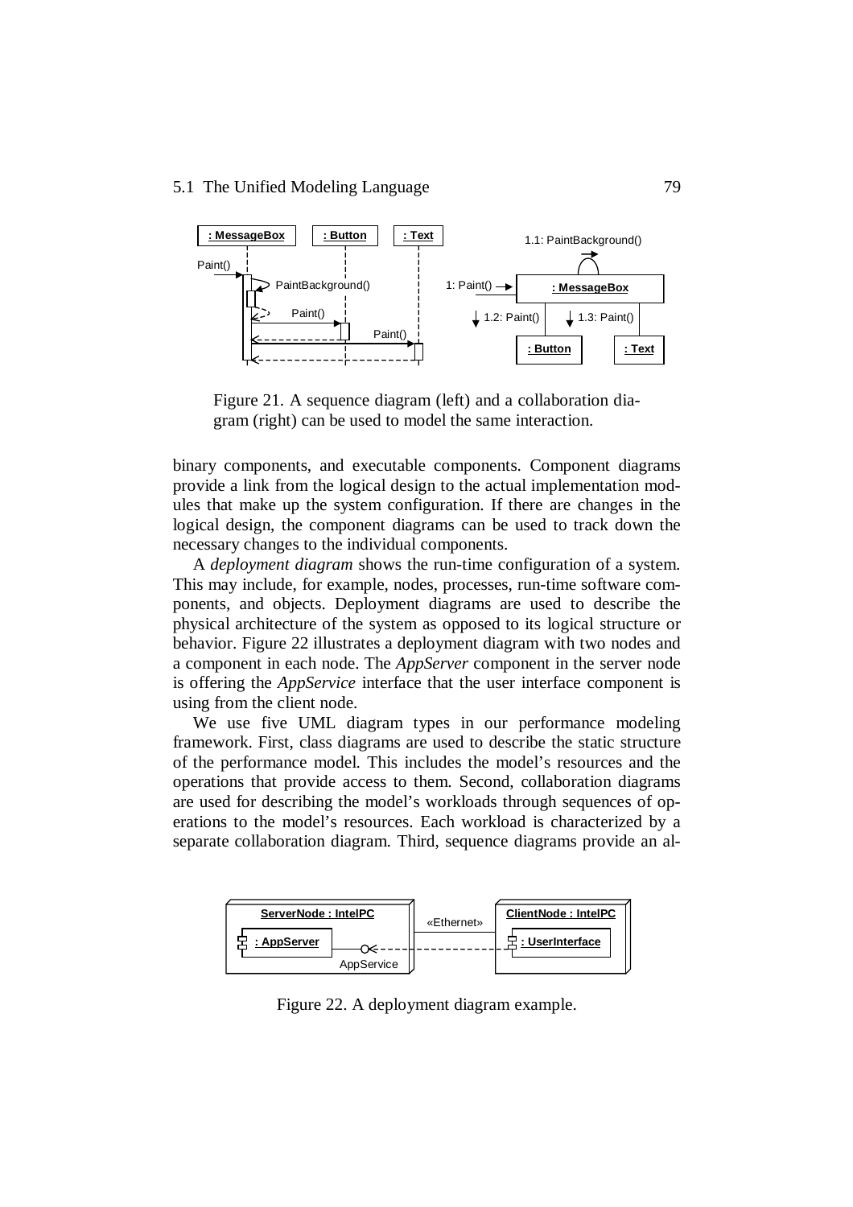Figure 21. A sequence diagram (left) and a collaboration diagram (right) can be used to model the same interaction.

binary components, and executable components. Component diagrams provide a link from the logical design to the actual implementation modules that make up the system configuration. If there are changes in the logical design, the component diagrams can be used to track down the necessary changes to the individual components.

A *deployment diagram* shows the run-time configuration of a system. This may include, for example, nodes, processes, run-time software components, and objects. Deployment diagrams are used to describe the physical architecture of the system as opposed to its logical structure or behavior. Figure 22 illustrates a deployment diagram with two nodes and a component in each node. The *AppServer* component in the server node is offering the *AppService* interface that the user interface component is using from the client node.

We use five UML diagram types in our performance modeling framework. First, class diagrams are used to describe the static structure of the performance model. This includes the model's resources and the operations that provide access to them. Second, collaboration diagrams are used for describing the model's workloads through sequences of operations to the model's resources. Each workload is characterized by a separate collaboration diagram. Third, sequence diagrams provide an al-

Figure 22. A deployment diagram example.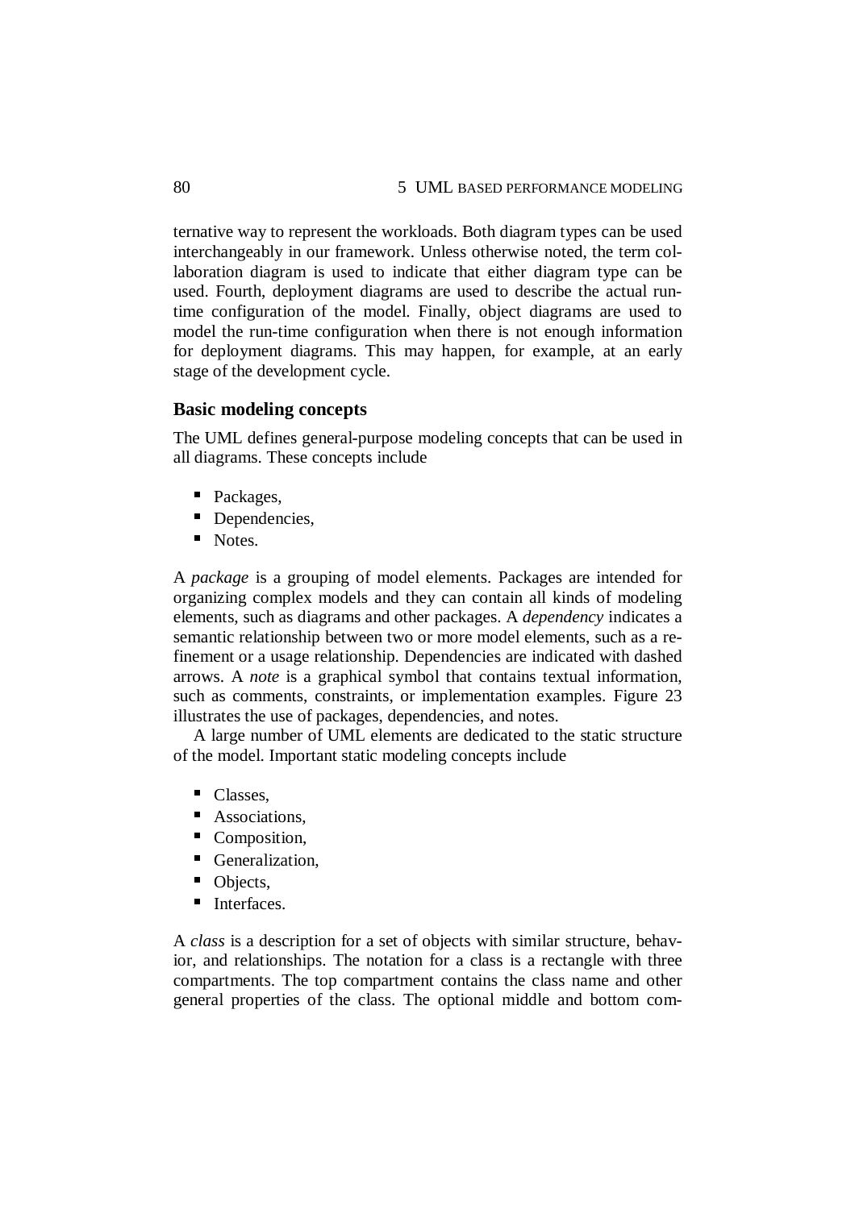ternative way to represent the workloads. Both diagram types can be used interchangeably in our framework. Unless otherwise noted, the term collaboration diagram is used to indicate that either diagram type can be used. Fourth, deployment diagrams are used to describe the actual run-time configuration of the model. Finally, object diagrams are used to model the run-time configuration when there is not enough information for deployment diagrams. This may happen, for example, at an early stage of the development cycle.

### Basic modeling concepts

The UML defines general-purpose modeling concepts that can be used in all diagrams. These concepts include

- Packages,
- Dependencies,
- Notes.

A *package* is a grouping of model elements. Packages are intended for organizing complex models and they can contain all kinds of modeling elements, such as diagrams and other packages. A *dependency* indicates a semantic relationship between two or more model elements, such as a refinement or a usage relationship. Dependencies are indicated with dashed arrows. A *note* is a graphical symbol that contains textual information, such as comments, constraints, or implementation examples. Figure 23 illustrates the use of packages, dependencies, and notes.

A large number of UML elements are dedicated to the static structure of the model. Important static modeling concepts include

- Classes,
- Associations,
- Composition,
- Generalization,
- Objects,
- Interfaces.

A *class* is a description for a set of objects with similar structure, behavior, and relationships. The notation for a class is a rectangle with three compartments. The top compartment contains the class name and other general properties of the class. The optional middle and bottom com-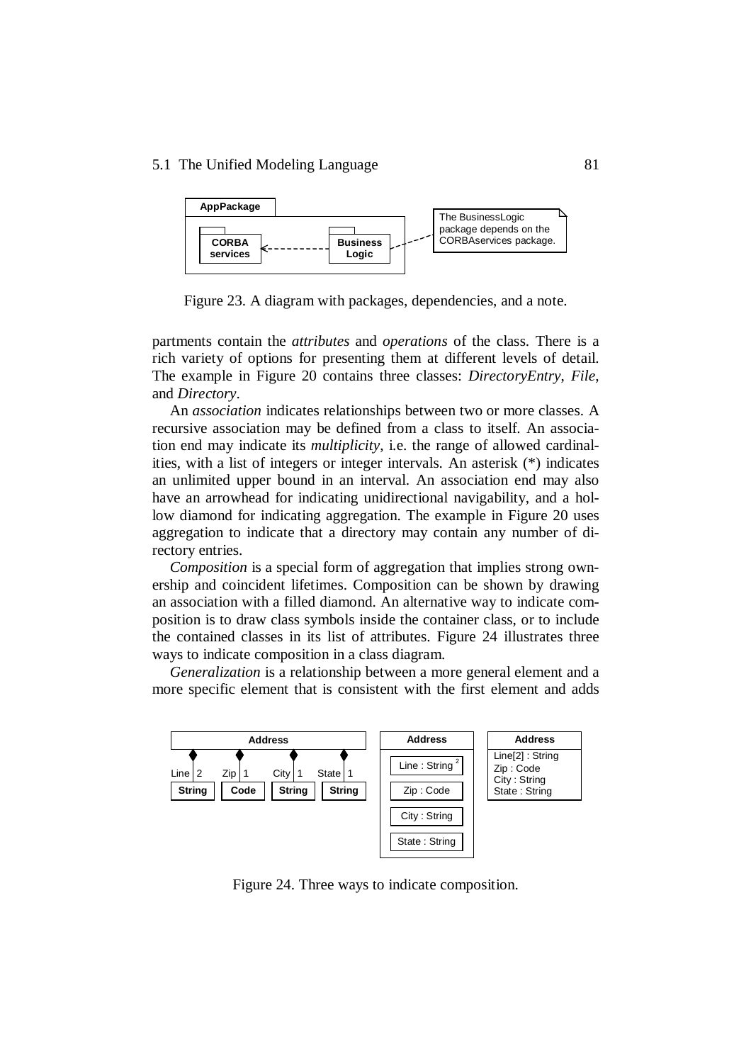Figure 23. A diagram with packages, dependencies, and a note.

partments contain the *attributes* and *operations* of the class. There is a rich variety of options for presenting them at different levels of detail. The example in Figure 20 contains three classes: *DirectoryEntry*, *File*, and *Directory*.

An *association* indicates relationships between two or more classes. A recursive association may be defined from a class to itself. An association end may indicate its *multiplicity*, i.e. the range of allowed cardinalities, with a list of integers or integer intervals. An asterisk (*) indicates an unlimited upper bound in an interval. An association end may also have an arrowhead for indicating unidirectional navigability, and a hollow diamond for indicating aggregation. The example in Figure 20 uses aggregation to indicate that a directory may contain any number of directory entries.

*Composition* is a special form of aggregation that implies strong ownership and coincident lifetimes. Composition can be shown by drawing an association with a filled diamond. An alternative way to indicate composition is to draw class symbols inside the container class, or to include the contained classes in its list of attributes. Figure 24 illustrates three ways to indicate composition in a class diagram.

*Generalization* is a relationship between a more general element and a more specific element that is consistent with the first element and adds

Figure 24. Three ways to indicate composition.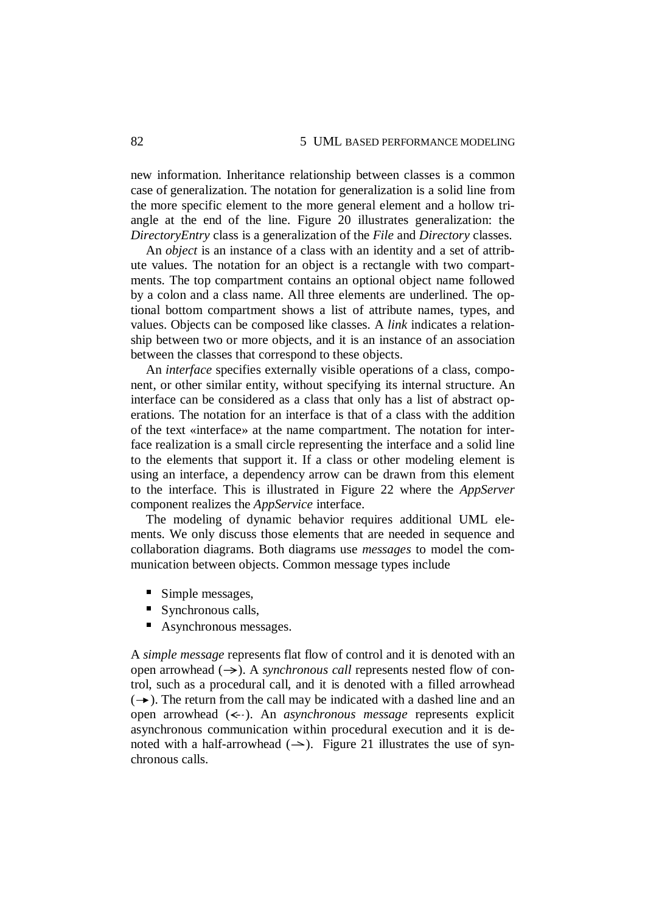new information. Inheritance relationship between classes is a common case of generalization. The notation for generalization is a solid line from the more specific element to the more general element and a hollow triangle at the end of the line. Figure 20 illustrates generalization: the *DirectoryEntry* class is a generalization of the *File* and *Directory* classes.

An *object* is an instance of a class with an identity and a set of attribute values. The notation for an object is a rectangle with two compartments. The top compartment contains an optional object name followed by a colon and a class name. All three elements are underlined. The optional bottom compartment shows a list of attribute names, types, and values. Objects can be composed like classes. A *link* indicates a relationship between two or more objects, and it is an instance of an association between the classes that correspond to these objects.

An *interface* specifies externally visible operations of a class, component, or other similar entity, without specifying its internal structure. An interface can be considered as a class that only has a list of abstract operations. The notation for an interface is that of a class with the addition of the text «interface» at the name compartment. The notation for interface realization is a small circle representing the interface and a solid line to the elements that support it. If a class or other modeling element is using an interface, a dependency arrow can be drawn from this element to the interface. This is illustrated in Figure 22 where the *AppServer* component realizes the *AppService* interface.

The modeling of dynamic behavior requires additional UML elements. We only discuss those elements that are needed in sequence and collaboration diagrams. Both diagrams use *messages* to model the communication between objects. Common message types include

- Simple messages,
- Synchronous calls,
- Asynchronous messages.

A *simple message* represents flat flow of control and it is denoted with an open arrowhead (→). A *synchronous call* represents nested flow of control, such as a procedural call, and it is denoted with a filled arrowhead (➝). The return from the call may be indicated with a dashed line and an open arrowhead (<--). An *asynchronous message* represents explicit asynchronous communication within procedural execution and it is denoted with a half-arrowhead (⇀). Figure 21 illustrates the use of synchronous calls.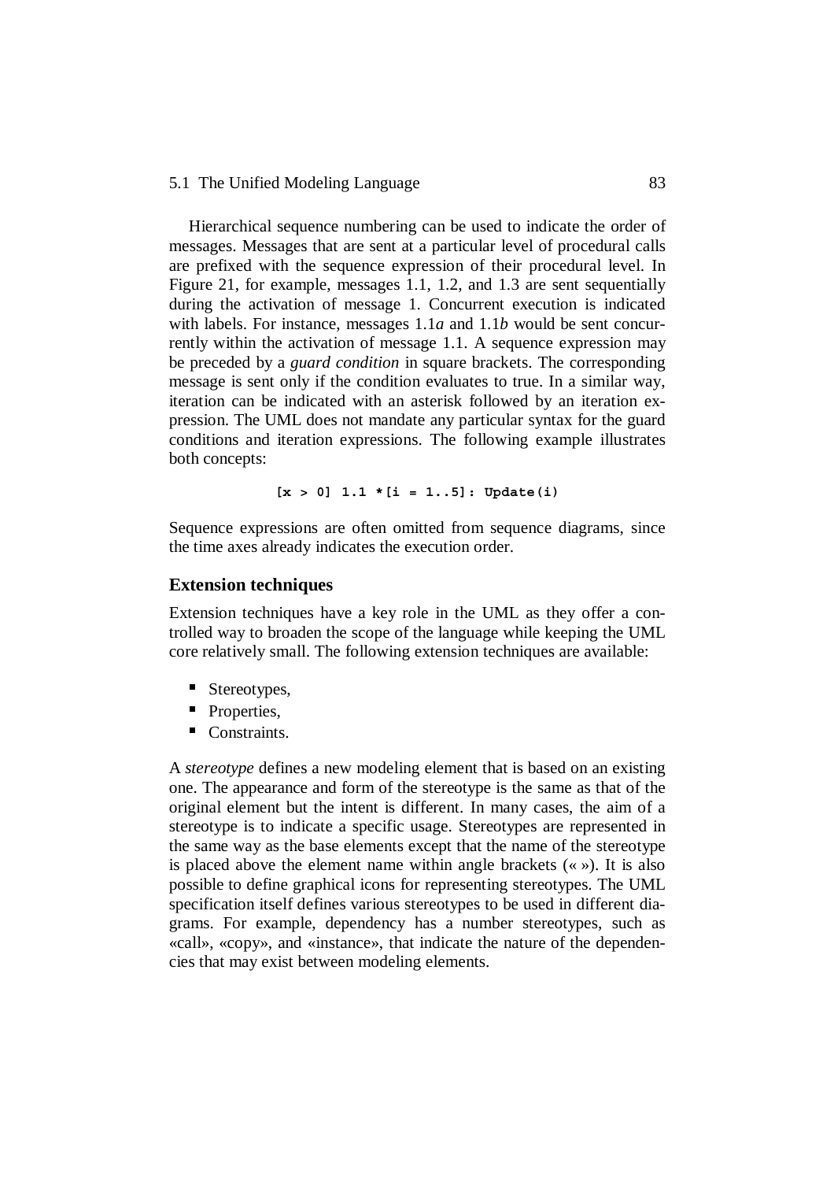Hierarchical sequence numbering can be used to indicate the order of messages. Messages that are sent at a particular level of procedural calls are prefixed with the sequence expression of their procedural level. In Figure 21, for example, messages 1.1, 1.2, and 1.3 are sent sequentially during the activation of message 1. Concurrent execution is indicated with labels. For instance, messages 1.1*a* and 1.1*b* would be sent concurrently within the activation of message 1.1. A sequence expression may be preceded by a *guard condition* in square brackets. The corresponding message is sent only if the condition evaluates to true. In a similar way, iteration can be indicated with an asterisk followed by an iteration expression. The UML does not mandate any particular syntax for the guard conditions and iteration expressions. The following example illustrates both concepts:

```
[x > 0] 1.1 *[i = 1..5]: Update(i)
```

Sequence expressions are often omitted from sequence diagrams, since the time axes already indicates the execution order.

### Extension techniques

Extension techniques have a key role in the UML as they offer a controlled way to broaden the scope of the language while keeping the UML core relatively small. The following extension techniques are available:

- Stereotypes,
- Properties,
- Constraints.

A *stereotype* defines a new modeling element that is based on an existing one. The appearance and form of the stereotype is the same as that of the original element but the intent is different. In many cases, the aim of a stereotype is to indicate a specific usage. Stereotypes are represented in the same way as the base elements except that the name of the stereotype is placed above the element name within angle brackets (« »). It is also possible to define graphical icons for representing stereotypes. The UML specification itself defines various stereotypes to be used in different diagrams. For example, dependency has a number stereotypes, such as «call», «copy», and «instance», that indicate the nature of the dependencies that may exist between modeling elements.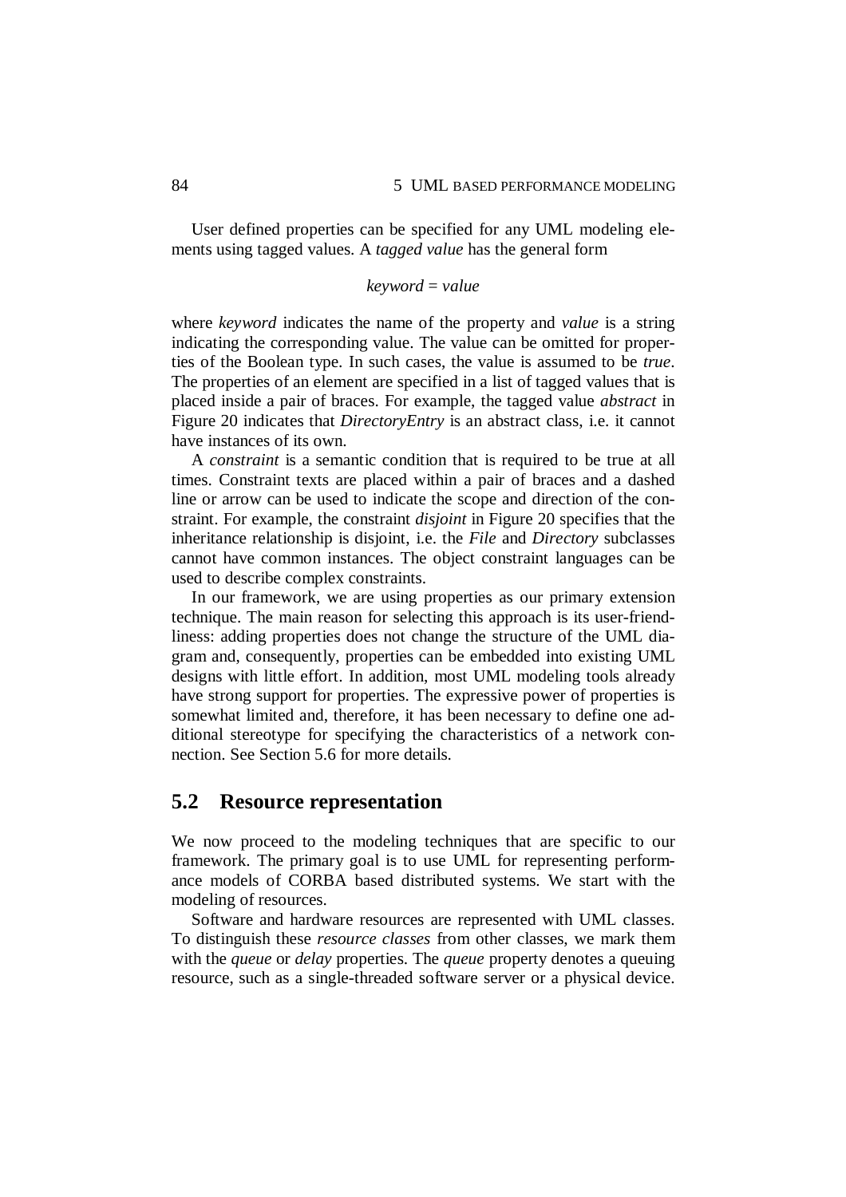User defined properties can be specified for any UML modeling elements using tagged values. A *tagged value* has the general form

*keyword* = *value*

where *keyword* indicates the name of the property and *value* is a string indicating the corresponding value. The value can be omitted for properties of the Boolean type. In such cases, the value is assumed to be *true*. The properties of an element are specified in a list of tagged values that is placed inside a pair of braces. For example, the tagged value *abstract* in Figure 20 indicates that *DirectoryEntry* is an abstract class, i.e. it cannot have instances of its own.

A *constraint* is a semantic condition that is required to be true at all times. Constraint texts are placed within a pair of braces and a dashed line or arrow can be used to indicate the scope and direction of the constraint. For example, the constraint *disjoint* in Figure 20 specifies that the inheritance relationship is disjoint, i.e. the *File* and *Directory* subclasses cannot have common instances. The object constraint languages can be used to describe complex constraints.

In our framework, we are using properties as our primary extension technique. The main reason for selecting this approach is its user-friendliness: adding properties does not change the structure of the UML diagram and, consequently, properties can be embedded into existing UML designs with little effort. In addition, most UML modeling tools already have strong support for properties. The expressive power of properties is somewhat limited and, therefore, it has been necessary to define one additional stereotype for specifying the characteristics of a network connection. See Section 5.6 for more details.

## 5.2 Resource representation

We now proceed to the modeling techniques that are specific to our framework. The primary goal is to use UML for representing performance models of CORBA based distributed systems. We start with the modeling of resources.

Software and hardware resources are represented with UML classes. To distinguish these *resource classes* from other classes, we mark them with the *queue* or *delay* properties. The *queue* property denotes a queuing resource, such as a single-threaded software server or a physical device.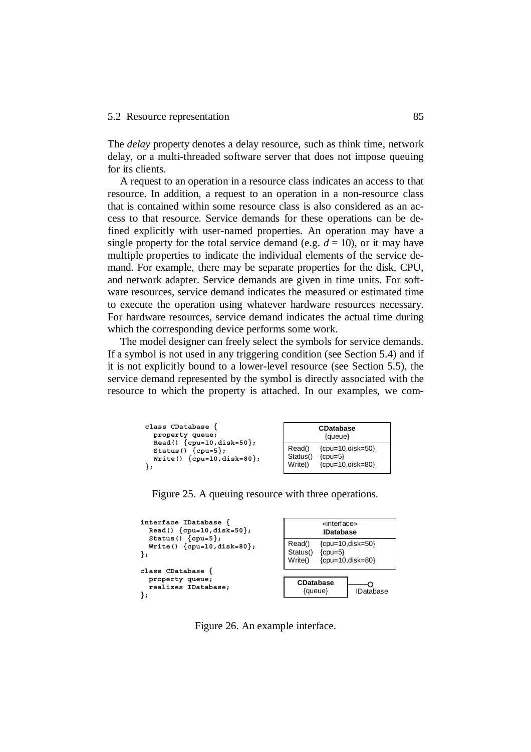The *delay* property denotes a delay resource, such as think time, network delay, or a multi-threaded software server that does not impose queuing for its clients.

A request to an operation in a resource class indicates an access to that resource. In addition, a request to an operation in a non-resource class that is contained within some resource class is also considered as an access to that resource. Service demands for these operations can be defined explicitly with user-named properties. An operation may have a single property for the total service demand (e.g. $d = 10$), or it may have multiple properties to indicate the individual elements of the service demand. For example, there may be separate properties for the disk, CPU, and network adapter. Service demands are given in time units. For software resources, service demand indicates the measured or estimated time to execute the operation using whatever hardware resources necessary. For hardware resources, service demand indicates the actual time during which the corresponding device performs some work.

The model designer can freely select the symbols for service demands. If a symbol is not used in any triggering condition (see Section 5.4) and if it is not explicitly bound to a lower-level resource (see Section 5.5), the service demand represented by the symbol is directly associated with the resource to which the property is attached. In our examples, we com-

```
class CDatabase {
  property queue;
  Read() {cpu=10,disk=50};
  Status() {cpu=5};
  Write() {cpu=10,disk=80};
};
```

| CDatabase {queue} | |
|---|---|
| Read() | {cpu=10,disk=50} |
| Status() | {cpu=5} |
| Write() | {cpu=10,disk=80} |

Figure 25. A queuing resource with three operations.

```
interface IDatabase {
  Read() {cpu=10,disk=50};
  Status() {cpu=5};
  Write() {cpu=10,disk=80};
};

class CDatabase {
  property queue;
  realizes IDatabase;
};
```

| «interface» IDatabase | |
|---|---|
| Read() | {cpu=10,disk=50} |
| Status() | {cpu=5} |
| Write() | {cpu=10,disk=80} |

CDatabase {queue} —○ IDatabase

Figure 26. An example interface.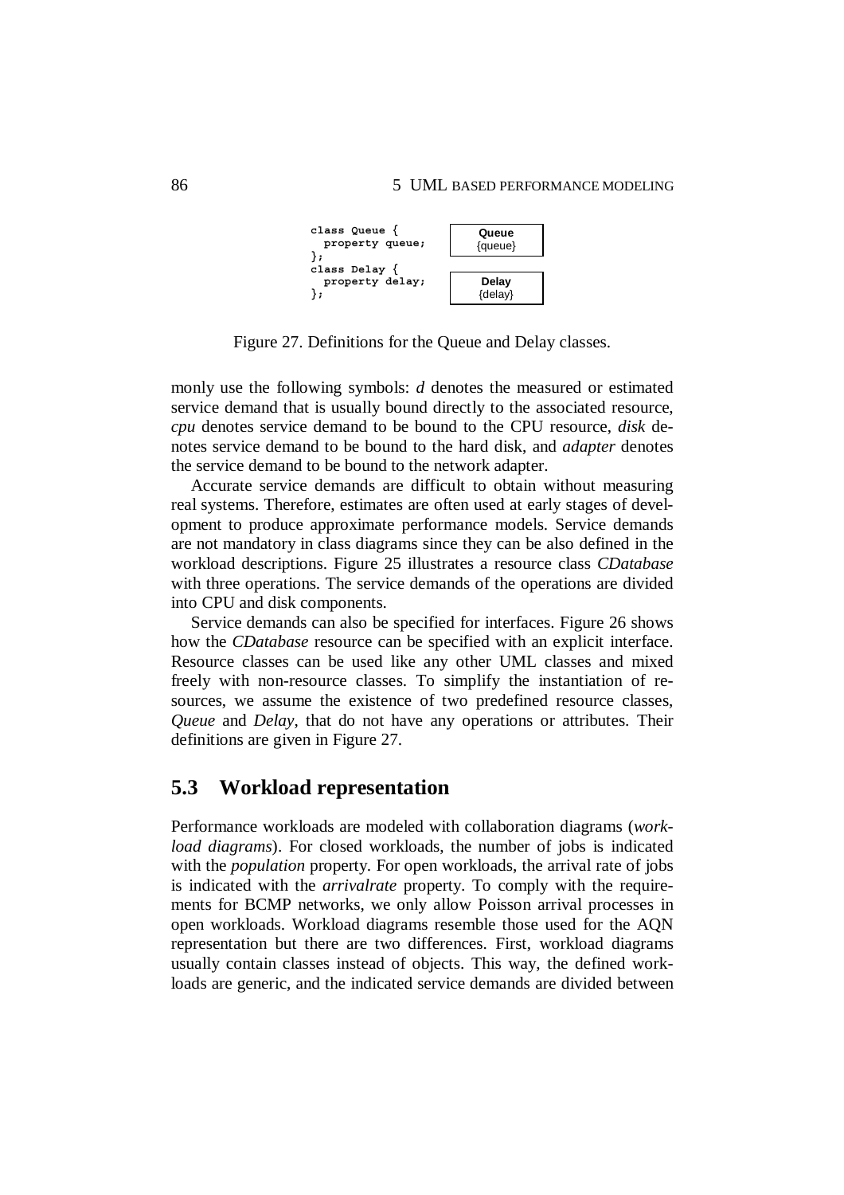```
class Queue {
  property queue;
};
class Delay {
  property delay;
};
```

| Queue |
|---|
| {queue} |

| Delay |
|---|
| {delay} |

Figure 27. Definitions for the Queue and Delay classes.

monly use the following symbols: *d* denotes the measured or estimated service demand that is usually bound directly to the associated resource, *cpu* denotes service demand to be bound to the CPU resource, *disk* denotes service demand to be bound to the hard disk, and *adapter* denotes the service demand to be bound to the network adapter.

Accurate service demands are difficult to obtain without measuring real systems. Therefore, estimates are often used at early stages of development to produce approximate performance models. Service demands are not mandatory in class diagrams since they can be also defined in the workload descriptions. Figure 25 illustrates a resource class *CDatabase* with three operations. The service demands of the operations are divided into CPU and disk components.

Service demands can also be specified for interfaces. Figure 26 shows how the *CDatabase* resource can be specified with an explicit interface. Resource classes can be used like any other UML classes and mixed freely with non-resource classes. To simplify the instantiation of resources, we assume the existence of two predefined resource classes, *Queue* and *Delay*, that do not have any operations or attributes. Their definitions are given in Figure 27.

## 5.3 Workload representation

Performance workloads are modeled with collaboration diagrams (*workload diagrams*). For closed workloads, the number of jobs is indicated with the *population* property. For open workloads, the arrival rate of jobs is indicated with the *arrivalrate* property. To comply with the requirements for BCMP networks, we only allow Poisson arrival processes in open workloads. Workload diagrams resemble those used for the AQN representation but there are two differences. First, workload diagrams usually contain classes instead of objects. This way, the defined workloads are generic, and the indicated service demands are divided between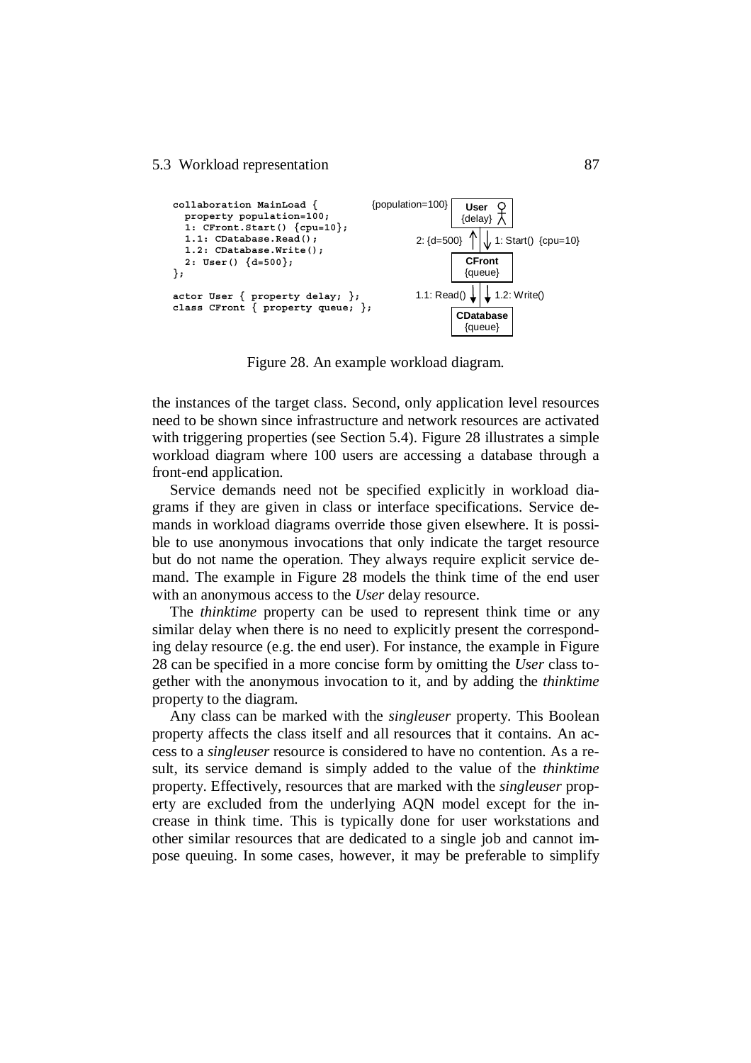```
collaboration MainLoad {
  property population=100;
  1: CFront.Start() {cpu=10};
  1.1: CDatabase.Read();
  1.2: CDatabase.Write();
  2: User() {d=500};
};

actor User { property delay; };
class CFront { property queue; };
```

Figure 28. An example workload diagram.

the instances of the target class. Second, only application level resources need to be shown since infrastructure and network resources are activated with triggering properties (see Section 5.4). Figure 28 illustrates a simple workload diagram where 100 users are accessing a database through a front-end application.

Service demands need not be specified explicitly in workload diagrams if they are given in class or interface specifications. Service demands in workload diagrams override those given elsewhere. It is possible to use anonymous invocations that only indicate the target resource but do not name the operation. They always require explicit service demand. The example in Figure 28 models the think time of the end user with an anonymous access to the *User* delay resource.

The *thinktime* property can be used to represent think time or any similar delay when there is no need to explicitly present the corresponding delay resource (e.g. the end user). For instance, the example in Figure 28 can be specified in a more concise form by omitting the *User* class together with the anonymous invocation to it, and by adding the *thinktime* property to the diagram.

Any class can be marked with the *singleuser* property. This Boolean property affects the class itself and all resources that it contains. An access to a *singleuser* resource is considered to have no contention. As a result, its service demand is simply added to the value of the *thinktime* property. Effectively, resources that are marked with the *singleuser* property are excluded from the underlying AQN model except for the increase in think time. This is typically done for user workstations and other similar resources that are dedicated to a single job and cannot impose queuing. In some cases, however, it may be preferable to simplify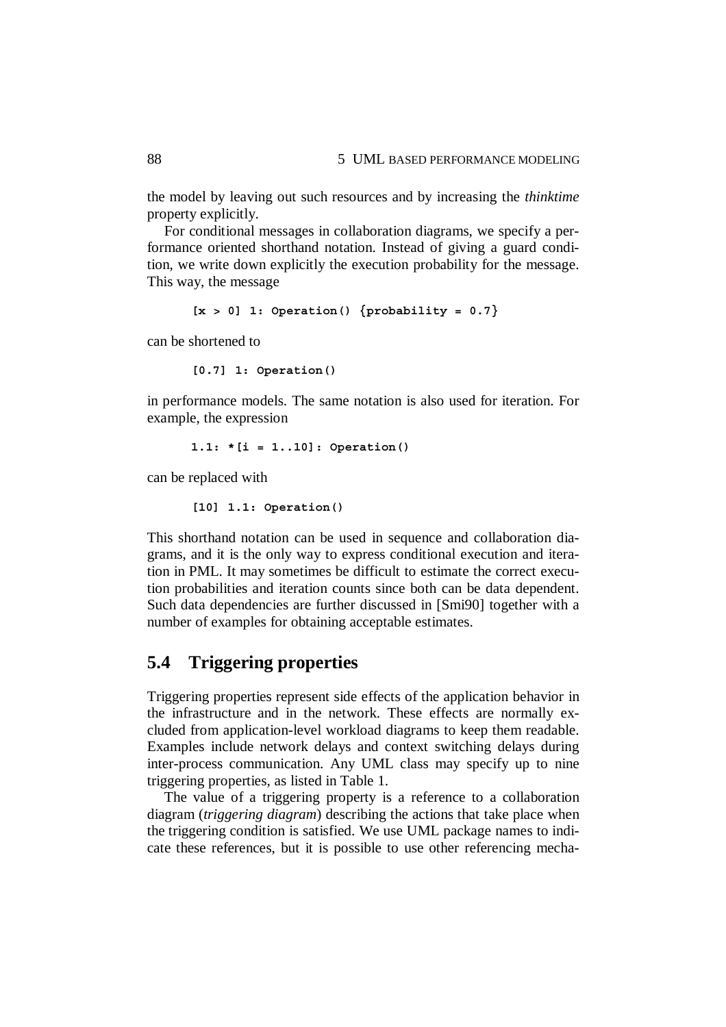the model by leaving out such resources and by increasing the *thinktime* property explicitly.

For conditional messages in collaboration diagrams, we specify a performance oriented shorthand notation. Instead of giving a guard condition, we write down explicitly the execution probability for the message. This way, the message

```
[x > 0] 1: Operation() {probability = 0.7}
```

can be shortened to

```
[0.7] 1: Operation()
```

in performance models. The same notation is also used for iteration. For example, the expression

```
1.1: *[i = 1..10]: Operation()
```

can be replaced with

```
[10] 1.1: Operation()
```

This shorthand notation can be used in sequence and collaboration diagrams, and it is the only way to express conditional execution and iteration in PML. It may sometimes be difficult to estimate the correct execution probabilities and iteration counts since both can be data dependent. Such data dependencies are further discussed in [Smi90] together with a number of examples for obtaining acceptable estimates.

## 5.4 Triggering properties

Triggering properties represent side effects of the application behavior in the infrastructure and in the network. These effects are normally excluded from application-level workload diagrams to keep them readable. Examples include network delays and context switching delays during inter-process communication. Any UML class may specify up to nine triggering properties, as listed in Table 1.

The value of a triggering property is a reference to a collaboration diagram (*triggering diagram*) describing the actions that take place when the triggering condition is satisfied. We use UML package names to indicate these references, but it is possible to use other referencing mecha-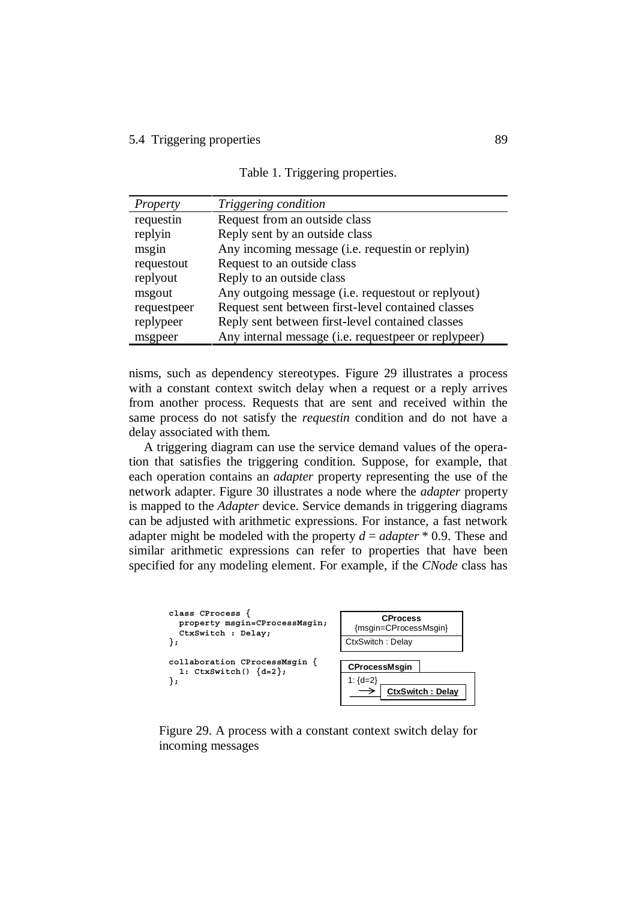Table 1. Triggering properties.

| *Property* | *Triggering condition* |
| --- | --- |
| requestin | Request from an outside class |
| replyin | Reply sent by an outside class |
| msgin | Any incoming message (i.e. requestin or replyin) |
| requestout | Request to an outside class |
| replyout | Reply to an outside class |
| msgout | Any outgoing message (i.e. requestout or replyout) |
| requestpeer | Request sent between first-level contained classes |
| replypeer | Reply sent between first-level contained classes |
| msgpeer | Any internal message (i.e. requestpeer or replypeer) |

nisms, such as dependency stereotypes. Figure 29 illustrates a process with a constant context switch delay when a request or a reply arrives from another process. Requests that are sent and received within the same process do not satisfy the *requestin* condition and do not have a delay associated with them.

A triggering diagram can use the service demand values of the operation that satisfies the triggering condition. Suppose, for example, that each operation contains an *adapter* property representing the use of the network adapter. Figure 30 illustrates a node where the *adapter* property is mapped to the *Adapter* device. Service demands in triggering diagrams can be adjusted with arithmetic expressions. For instance, a fast network adapter might be modeled with the property $d = adapter * 0.9$. These and similar arithmetic expressions can refer to properties that have been specified for any modeling element. For example, if the *CNode* class has

```
class CProcess {
  property msgin=CProcessMsgin;
  CtxSwitch : Delay;
};

collaboration CProcessMsgin {
  1: CtxSwitch() {d=2};
};
```

**CProcess**
{msgin=CProcessMsgin}
CtxSwitch : Delay

**CProcessMsgin**
1: {d=2} → **CtxSwitch : Delay**

Figure 29. A process with a constant context switch delay for incoming messages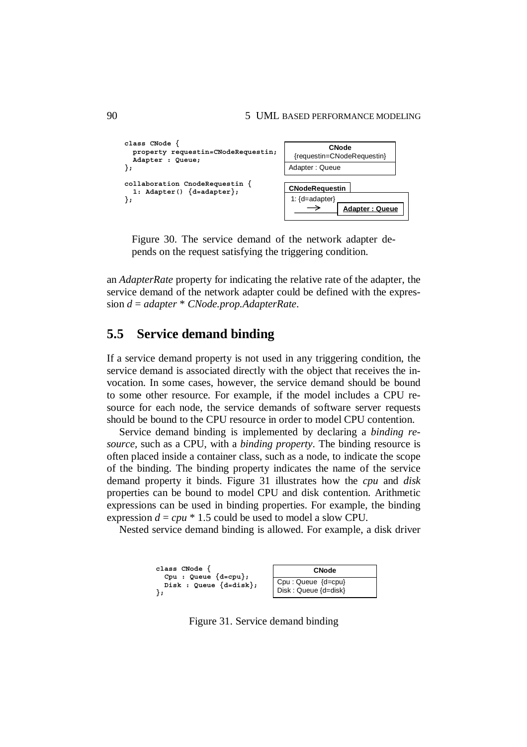```
class CNode {
  property requestin=CNodeRequestin;
  Adapter : Queue;
};

collaboration CnodeRequestin {
  1: Adapter() {d=adapter};
};
```

| CNode {requestin=CNodeRequestin} |
| --- |
| Adapter : Queue |

CNodeRequestin: 1: {d=adapter} → **Adapter : Queue**

Figure 30. The service demand of the network adapter depends on the request satisfying the triggering condition.

an *AdapterRate* property for indicating the relative rate of the adapter, the service demand of the network adapter could be defined with the expression $d = adapter * CNode.prop.AdapterRate$.

## 5.5 Service demand binding

If a service demand property is not used in any triggering condition, the service demand is associated directly with the object that receives the invocation. In some cases, however, the service demand should be bound to some other resource. For example, if the model includes a CPU resource for each node, the service demands of software server requests should be bound to the CPU resource in order to model CPU contention.

Service demand binding is implemented by declaring a *binding resource*, such as a CPU, with a *binding property*. The binding resource is often placed inside a container class, such as a node, to indicate the scope of the binding. The binding property indicates the name of the service demand property it binds. Figure 31 illustrates how the *cpu* and *disk* properties can be bound to model CPU and disk contention. Arithmetic expressions can be used in binding properties. For example, the binding expression $d = cpu * 1.5$ could be used to model a slow CPU.

Nested service demand binding is allowed. For example, a disk driver

```
class CNode {
  Cpu : Queue {d=cpu};
  Disk : Queue {d=disk};
};
```

| CNode |
| --- |
| Cpu : Queue {d=cpu}<br>Disk : Queue {d=disk} |

Figure 31. Service demand binding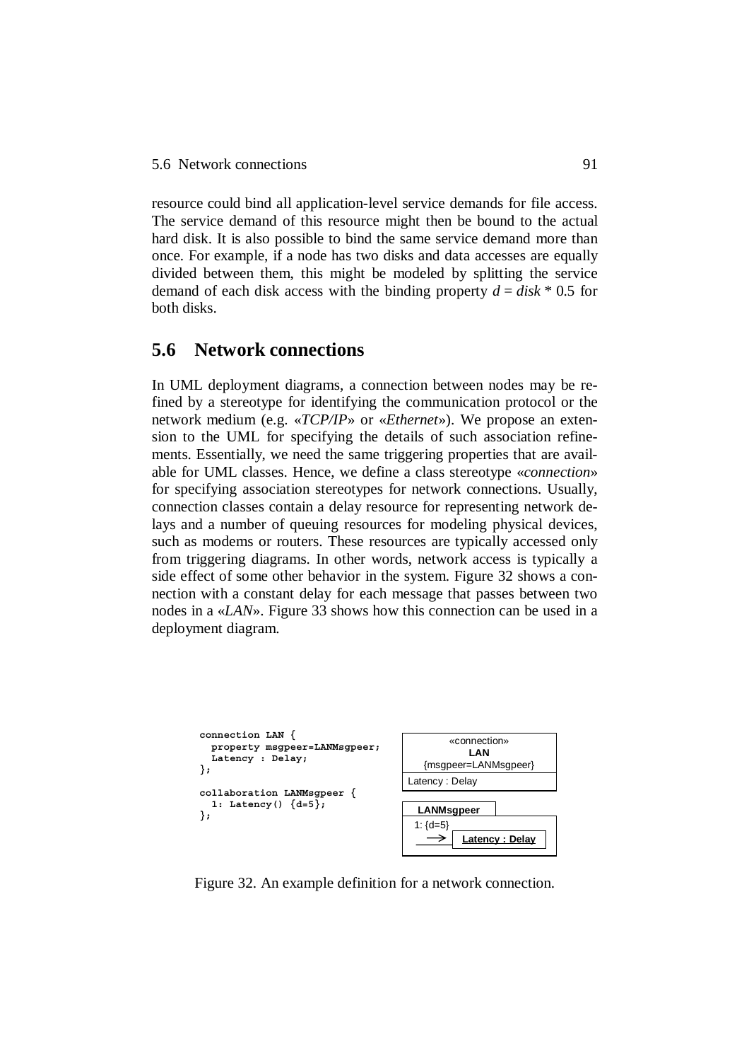resource could bind all application-level service demands for file access. The service demand of this resource might then be bound to the actual hard disk. It is also possible to bind the same service demand more than once. For example, if a node has two disks and data accesses are equally divided between them, this might be modeled by splitting the service demand of each disk access with the binding property $d = disk * 0.5$ for both disks.

## 5.6 Network connections

In UML deployment diagrams, a connection between nodes may be refined by a stereotype for identifying the communication protocol or the network medium (e.g. «*TCP/IP*» or «*Ethernet*»). We propose an extension to the UML for specifying the details of such association refinements. Essentially, we need the same triggering properties that are available for UML classes. Hence, we define a class stereotype «*connection*» for specifying association stereotypes for network connections. Usually, connection classes contain a delay resource for representing network delays and a number of queuing resources for modeling physical devices, such as modems or routers. These resources are typically accessed only from triggering diagrams. In other words, network access is typically a side effect of some other behavior in the system. Figure 32 shows a connection with a constant delay for each message that passes between two nodes in a «*LAN*». Figure 33 shows how this connection can be used in a deployment diagram.

```
connection LAN {
  property msgpeer=LANMsgpeer;
  Latency : Delay;
};

collaboration LANMsgpeer {
  1: Latency() {d=5};
};
```

«connection»
**LAN**
{msgpeer=LANMsgpeer}
Latency : Delay

**LANMsgpeer**
1: {d=5}
→ Latency : Delay

Figure 32. An example definition for a network connection.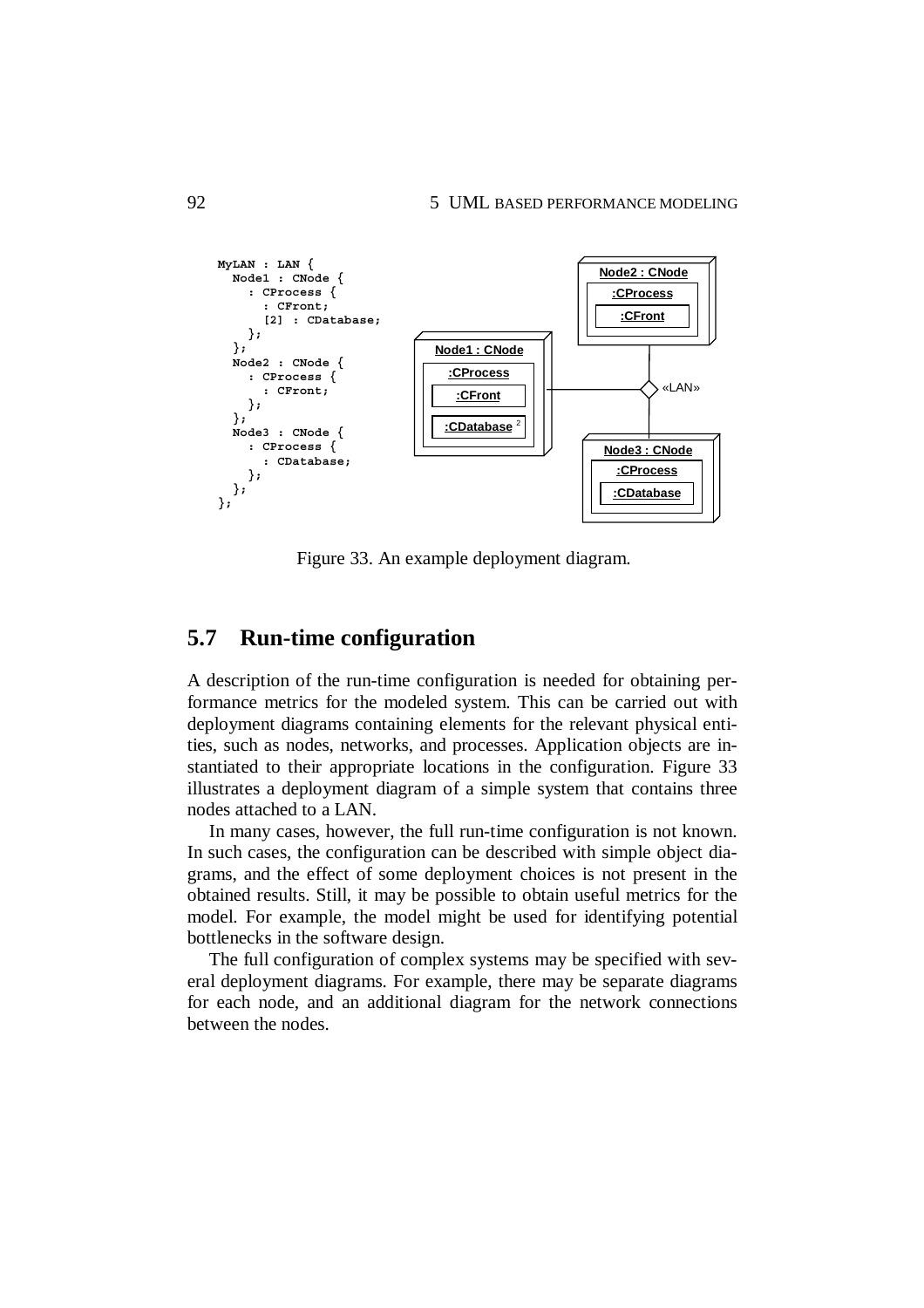```
MyLAN : LAN {
  Node1 : CNode {
    : CProcess {
      : CFront;
      [2] : CDatabase;
    };
  };
  Node2 : CNode {
    : CProcess {
      : CFront;
    };
  };
  Node3 : CNode {
    : CProcess {
      : CDatabase;
    };
  };
};
```

Figure 33. An example deployment diagram.

## 5.7 Run-time configuration

A description of the run-time configuration is needed for obtaining performance metrics for the modeled system. This can be carried out with deployment diagrams containing elements for the relevant physical entities, such as nodes, networks, and processes. Application objects are instantiated to their appropriate locations in the configuration. Figure 33 illustrates a deployment diagram of a simple system that contains three nodes attached to a LAN.

In many cases, however, the full run-time configuration is not known. In such cases, the configuration can be described with simple object diagrams, and the effect of some deployment choices is not present in the obtained results. Still, it may be possible to obtain useful metrics for the model. For example, the model might be used for identifying potential bottlenecks in the software design.

The full configuration of complex systems may be specified with several deployment diagrams. For example, there may be separate diagrams for each node, and an additional diagram for the network connections between the nodes.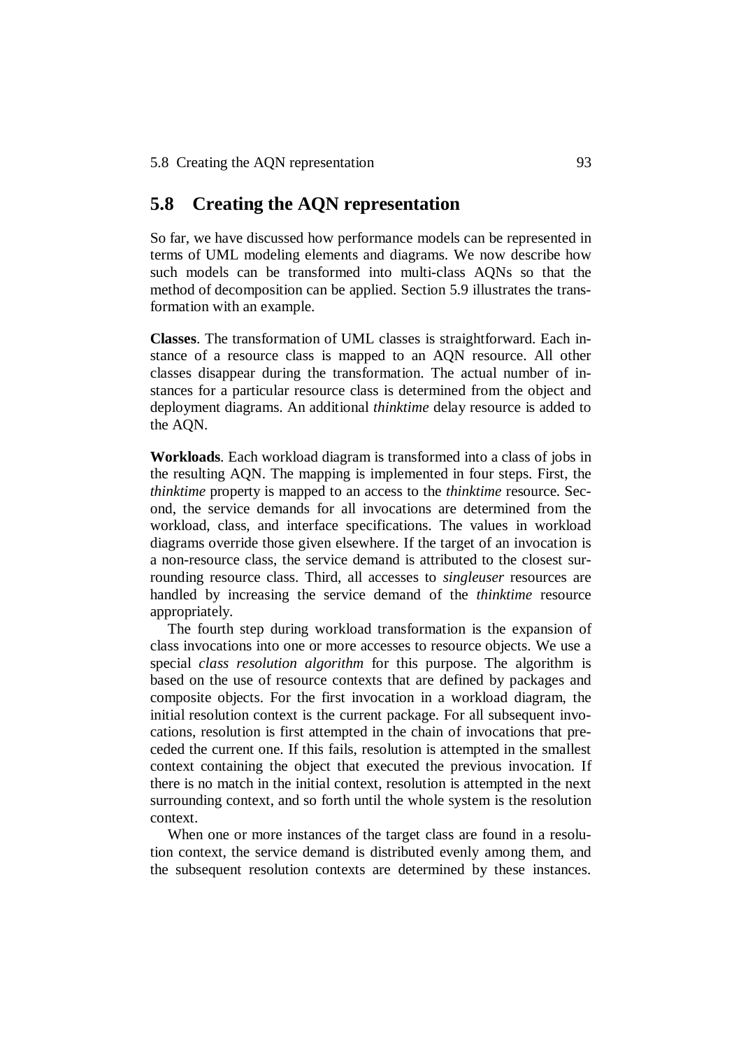## 5.8 Creating the AQN representation

So far, we have discussed how performance models can be represented in terms of UML modeling elements and diagrams. We now describe how such models can be transformed into multi-class AQNs so that the method of decomposition can be applied. Section 5.9 illustrates the transformation with an example.

**Classes**. The transformation of UML classes is straightforward. Each instance of a resource class is mapped to an AQN resource. All other classes disappear during the transformation. The actual number of instances for a particular resource class is determined from the object and deployment diagrams. An additional *thinktime* delay resource is added to the AQN.

**Workloads**. Each workload diagram is transformed into a class of jobs in the resulting AQN. The mapping is implemented in four steps. First, the *thinktime* property is mapped to an access to the *thinktime* resource. Second, the service demands for all invocations are determined from the workload, class, and interface specifications. The values in workload diagrams override those given elsewhere. If the target of an invocation is a non-resource class, the service demand is attributed to the closest surrounding resource class. Third, all accesses to *singleuser* resources are handled by increasing the service demand of the *thinktime* resource appropriately.

The fourth step during workload transformation is the expansion of class invocations into one or more accesses to resource objects. We use a special *class resolution algorithm* for this purpose. The algorithm is based on the use of resource contexts that are defined by packages and composite objects. For the first invocation in a workload diagram, the initial resolution context is the current package. For all subsequent invocations, resolution is first attempted in the chain of invocations that preceded the current one. If this fails, resolution is attempted in the smallest context containing the object that executed the previous invocation. If there is no match in the initial context, resolution is attempted in the next surrounding context, and so forth until the whole system is the resolution context.

When one or more instances of the target class are found in a resolution context, the service demand is distributed evenly among them, and the subsequent resolution contexts are determined by these instances.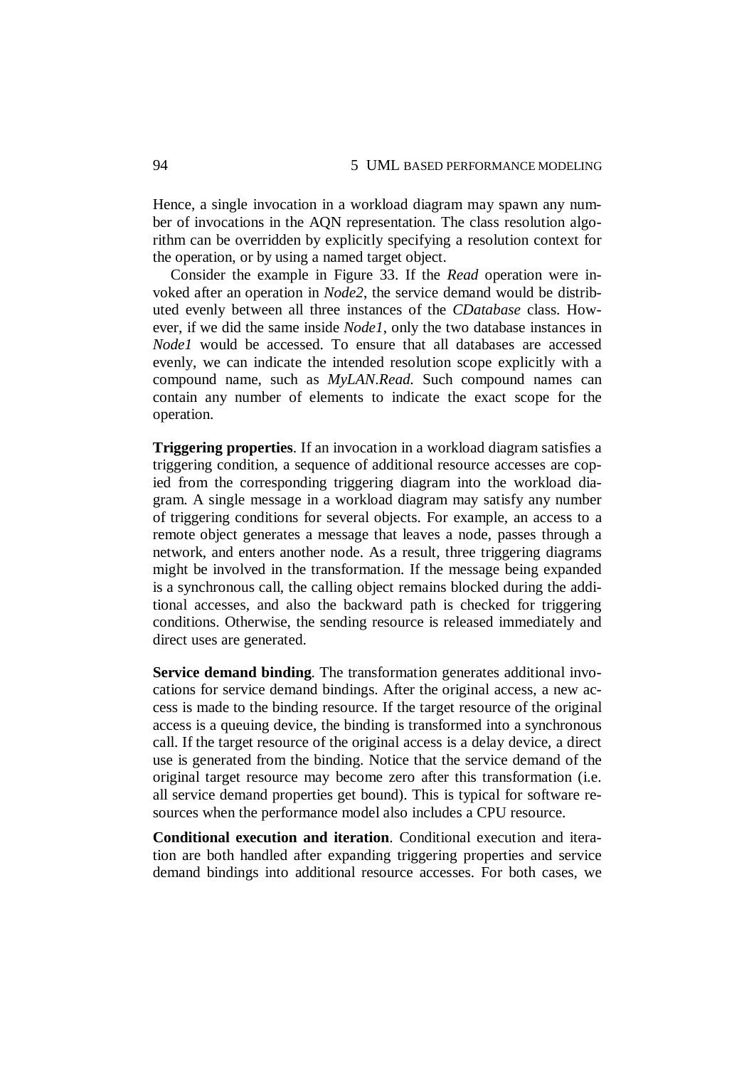Hence, a single invocation in a workload diagram may spawn any number of invocations in the AQN representation. The class resolution algorithm can be overridden by explicitly specifying a resolution context for the operation, or by using a named target object.

Consider the example in Figure 33. If the *Read* operation were invoked after an operation in *Node2*, the service demand would be distributed evenly between all three instances of the *CDatabase* class. However, if we did the same inside *Node1*, only the two database instances in *Node1* would be accessed. To ensure that all databases are accessed evenly, we can indicate the intended resolution scope explicitly with a compound name, such as *MyLAN.Read.* Such compound names can contain any number of elements to indicate the exact scope for the operation.

**Triggering properties**. If an invocation in a workload diagram satisfies a triggering condition, a sequence of additional resource accesses are copied from the corresponding triggering diagram into the workload diagram. A single message in a workload diagram may satisfy any number of triggering conditions for several objects. For example, an access to a remote object generates a message that leaves a node, passes through a network, and enters another node. As a result, three triggering diagrams might be involved in the transformation. If the message being expanded is a synchronous call, the calling object remains blocked during the additional accesses, and also the backward path is checked for triggering conditions. Otherwise, the sending resource is released immediately and direct uses are generated.

**Service demand binding**. The transformation generates additional invocations for service demand bindings. After the original access, a new access is made to the binding resource. If the target resource of the original access is a queuing device, the binding is transformed into a synchronous call. If the target resource of the original access is a delay device, a direct use is generated from the binding. Notice that the service demand of the original target resource may become zero after this transformation (i.e. all service demand properties get bound). This is typical for software resources when the performance model also includes a CPU resource.

**Conditional execution and iteration**. Conditional execution and iteration are both handled after expanding triggering properties and service demand bindings into additional resource accesses. For both cases, we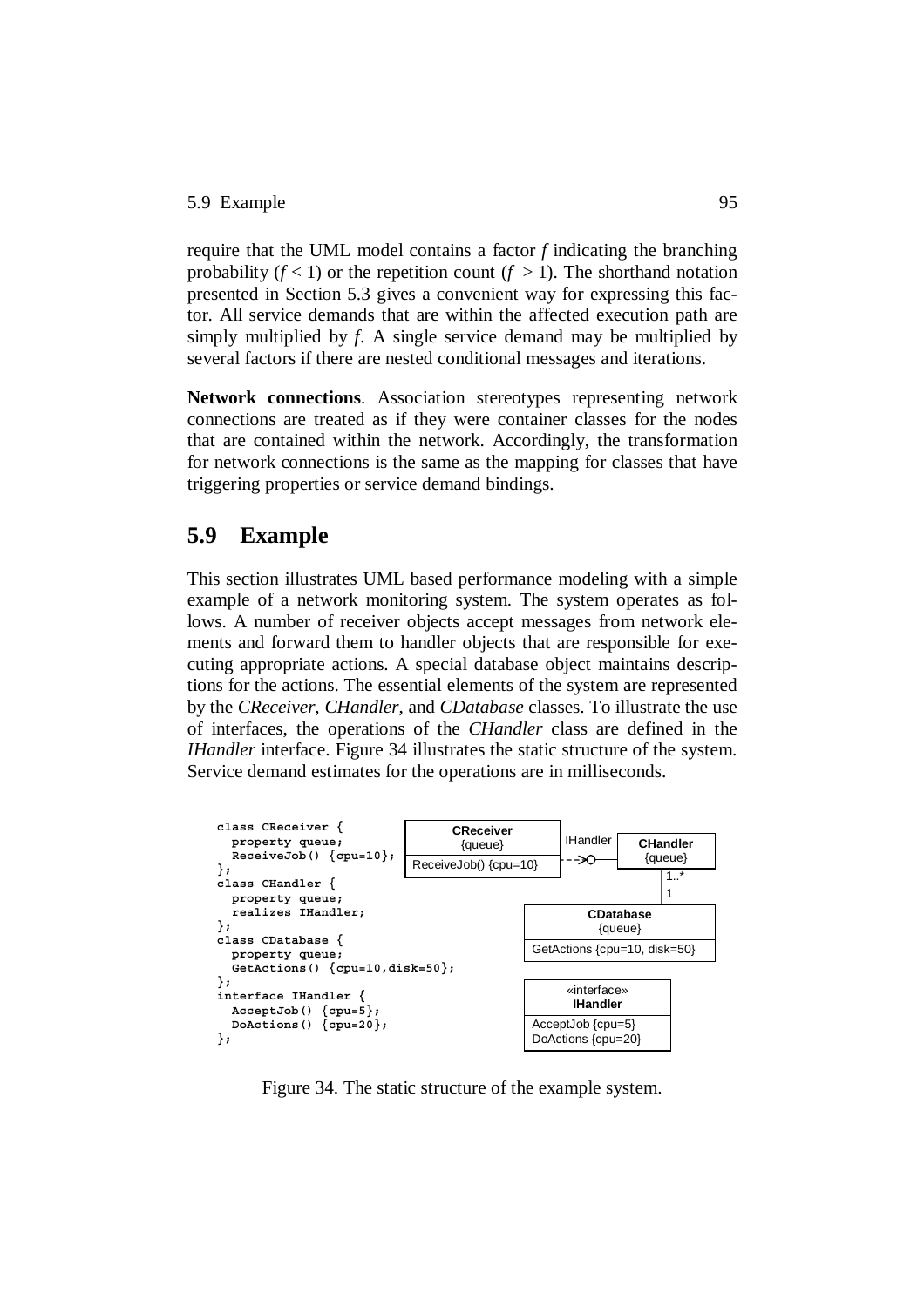require that the UML model contains a factor *f* indicating the branching probability ($f < 1$) or the repetition count ($f > 1$). The shorthand notation presented in Section 5.3 gives a convenient way for expressing this factor. All service demands that are within the affected execution path are simply multiplied by *f*. A single service demand may be multiplied by several factors if there are nested conditional messages and iterations.

**Network connections**. Association stereotypes representing network connections are treated as if they were container classes for the nodes that are contained within the network. Accordingly, the transformation for network connections is the same as the mapping for classes that have triggering properties or service demand bindings.

## 5.9 Example

This section illustrates UML based performance modeling with a simple example of a network monitoring system. The system operates as follows. A number of receiver objects accept messages from network elements and forward them to handler objects that are responsible for executing appropriate actions. A special database object maintains descriptions for the actions. The essential elements of the system are represented by the *CReceiver*, *CHandler*, and *CDatabase* classes. To illustrate the use of interfaces, the operations of the *CHandler* class are defined in the *IHandler* interface. Figure 34 illustrates the static structure of the system. Service demand estimates for the operations are in milliseconds.

```
class CReceiver {
  property queue;
  ReceiveJob() {cpu=10};
};
class CHandler {
  property queue;
  realizes IHandler;
};
class CDatabase {
  property queue;
  GetActions() {cpu=10,disk=50};
};
interface IHandler {
  AcceptJob() {cpu=5};
  DoActions() {cpu=20};
};
```

Figure 34. The static structure of the example system.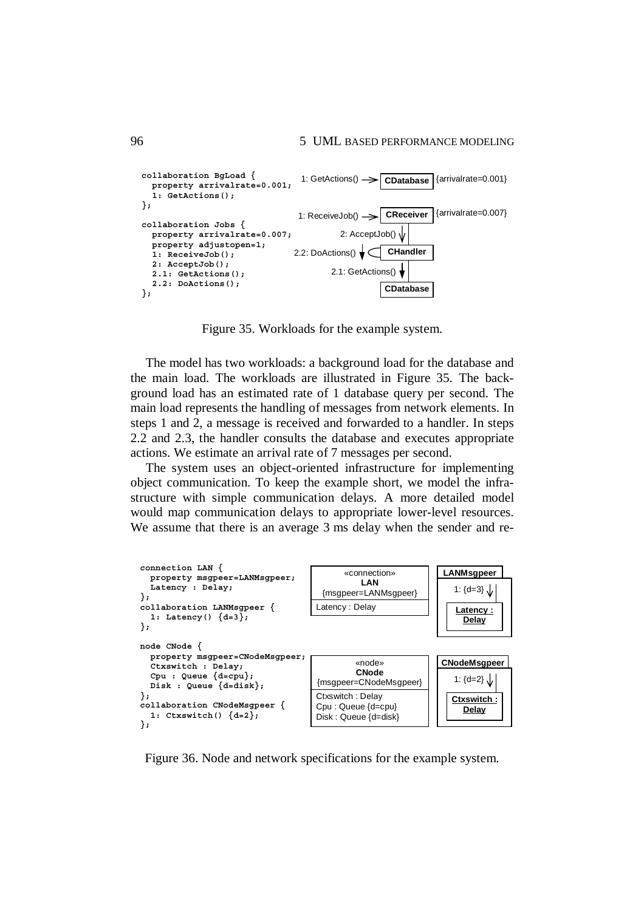```
collaboration BgLoad {
  property arrivalrate=0.001;
  1: GetActions();
};

collaboration Jobs {
  property arrivalrate=0.007;
  property adjustopen=1;
  1: ReceiveJob();
  2: AcceptJob();
  2.1: GetActions();
  2.2: DoActions();
};
```

Figure 35. Workloads for the example system.

The model has two workloads: a background load for the database and the main load. The workloads are illustrated in Figure 35. The background load has an estimated rate of 1 database query per second. The main load represents the handling of messages from network elements. In steps 1 and 2, a message is received and forwarded to a handler. In steps 2.2 and 2.3, the handler consults the database and executes appropriate actions. We estimate an arrival rate of 7 messages per second.

The system uses an object-oriented infrastructure for implementing object communication. To keep the example short, we model the infrastructure with simple communication delays. A more detailed model would map communication delays to appropriate lower-level resources. We assume that there is an average 3 ms delay when the sender and re-

```
connection LAN {
  property msgpeer=LANMsgpeer;
  Latency : Delay;
};
collaboration LANMsgpeer {
  1: Latency() {d=3};
};

node CNode {
  property msgpeer=CNodeMsgpeer;
  Ctxswitch : Delay;
  Cpu : Queue {d=cpu};
  Disk : Queue {d=disk};
};
collaboration CNodeMsgpeer {
  1: Ctxswitch() {d=2};
};
```

Figure 36. Node and network specifications for the example system.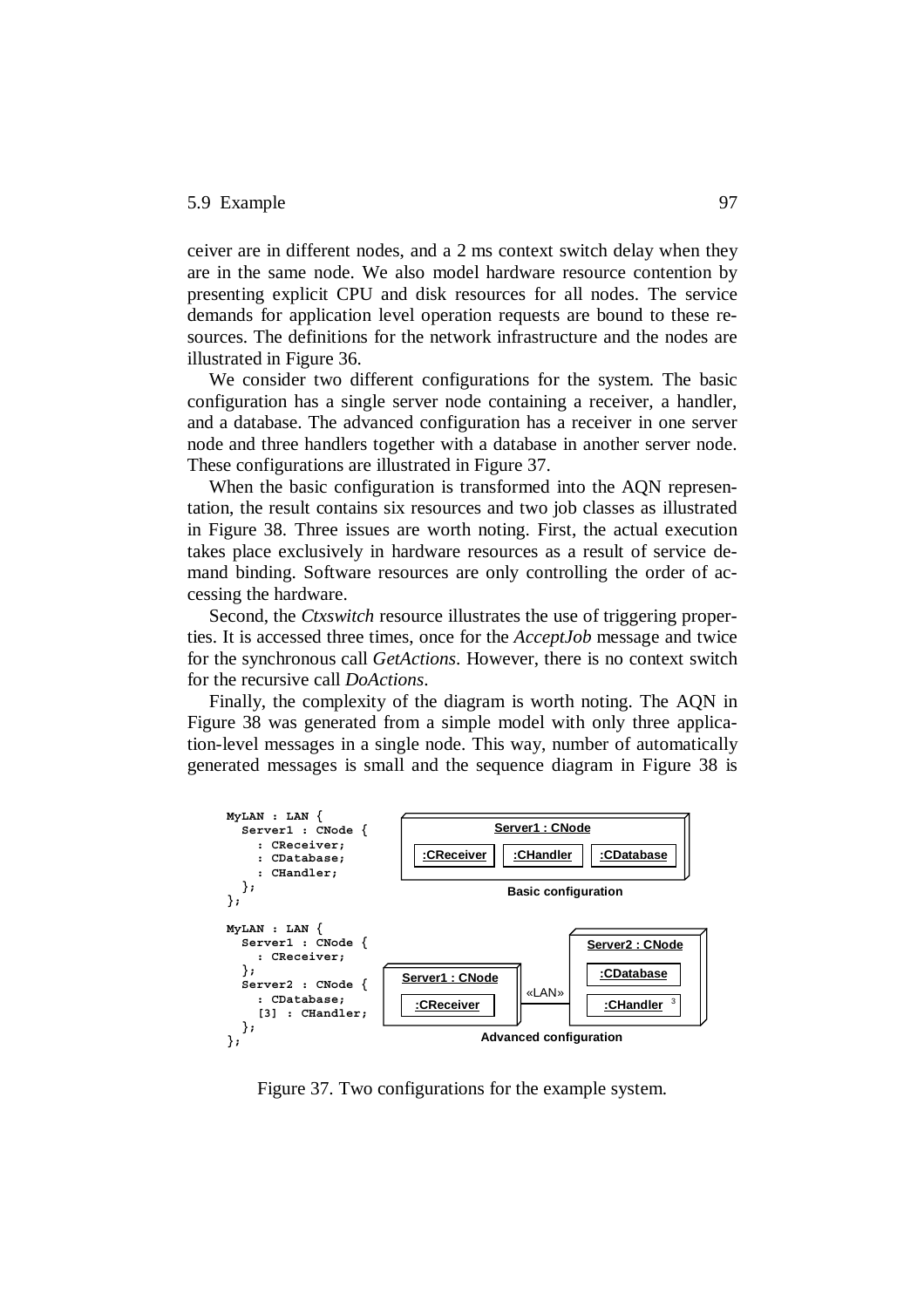ceiver are in different nodes, and a 2 ms context switch delay when they are in the same node. We also model hardware resource contention by presenting explicit CPU and disk resources for all nodes. The service demands for application level operation requests are bound to these resources. The definitions for the network infrastructure and the nodes are illustrated in Figure 36.

We consider two different configurations for the system. The basic configuration has a single server node containing a receiver, a handler, and a database. The advanced configuration has a receiver in one server node and three handlers together with a database in another server node. These configurations are illustrated in Figure 37.

When the basic configuration is transformed into the AQN representation, the result contains six resources and two job classes as illustrated in Figure 38. Three issues are worth noting. First, the actual execution takes place exclusively in hardware resources as a result of service demand binding. Software resources are only controlling the order of accessing the hardware.

Second, the *Ctxswitch* resource illustrates the use of triggering properties. It is accessed three times, once for the *AcceptJob* message and twice for the synchronous call *GetActions*. However, there is no context switch for the recursive call *DoActions*.

Finally, the complexity of the diagram is worth noting. The AQN in Figure 38 was generated from a simple model with only three application-level messages in a single node. This way, number of automatically generated messages is small and the sequence diagram in Figure 38 is

```
MyLAN : LAN {
  Server1 : CNode {
    : CReceiver;
    : CDatabase;
    : CHandler;
  };
};
```

**Server1 : CNode** — :CReceiver, :CHandler, :CDatabase

**Basic configuration**

```
MyLAN : LAN {
  Server1 : CNode {
    : CReceiver;
  };
  Server2 : CNode {
    : CDatabase;
    [3] : CHandler;
  };
};
```

**Server1 : CNode** — :CReceiver — «LAN» — **Server2 : CNode** — :CDatabase, :CHandler 3

**Advanced configuration**

Figure 37. Two configurations for the example system.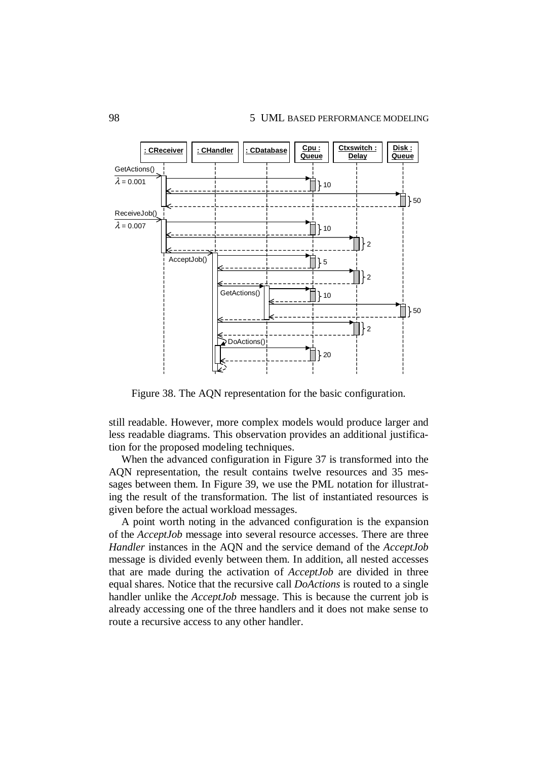Figure 38. The AQN representation for the basic configuration.

still readable. However, more complex models would produce larger and less readable diagrams. This observation provides an additional justification for the proposed modeling techniques.

When the advanced configuration in Figure 37 is transformed into the AQN representation, the result contains twelve resources and 35 messages between them. In Figure 39, we use the PML notation for illustrating the result of the transformation. The list of instantiated resources is given before the actual workload messages.

A point worth noting in the advanced configuration is the expansion of the *AcceptJob* message into several resource accesses. There are three *Handler* instances in the AQN and the service demand of the *AcceptJob* message is divided evenly between them. In addition, all nested accesses that are made during the activation of *AcceptJob* are divided in three equal shares. Notice that the recursive call *DoActions* is routed to a single handler unlike the *AcceptJob* message. This is because the current job is already accessing one of the three handlers and it does not make sense to route a recursive access to any other handler.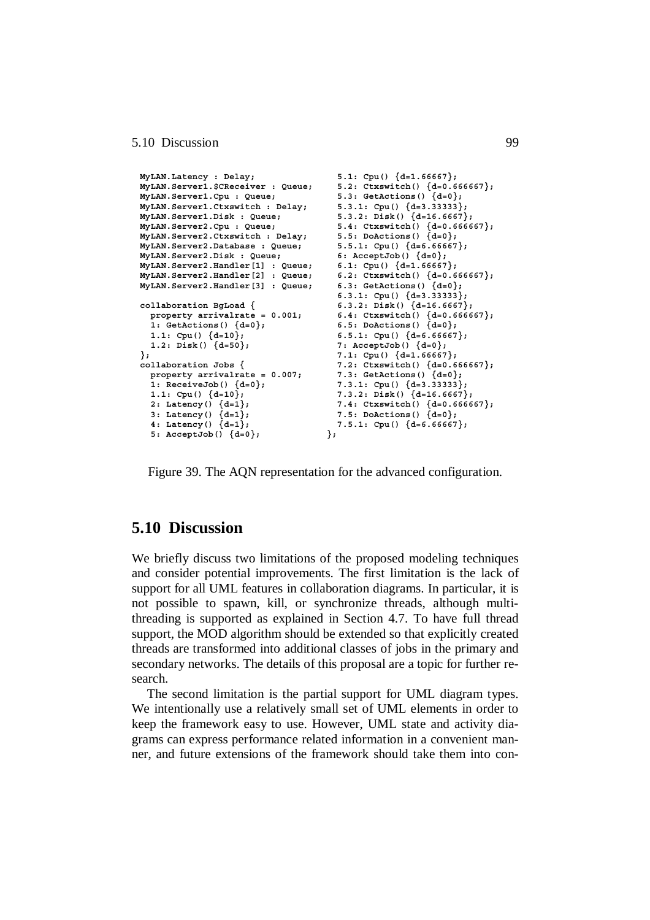```
MyLAN.Latency : Delay;
MyLAN.Server1.$CReceiver : Queue;
MyLAN.Server1.Cpu : Queue;
MyLAN.Server1.Ctxswitch : Delay;
MyLAN.Server1.Disk : Queue;
MyLAN.Server2.Cpu : Queue;
MyLAN.Server2.Ctxswitch : Delay;
MyLAN.Server2.Database : Queue;
MyLAN.Server2.Disk : Queue;
MyLAN.Server2.Handler[1] : Queue;
MyLAN.Server2.Handler[2] : Queue;
MyLAN.Server2.Handler[3] : Queue;

collaboration BgLoad {
  property arrivalrate = 0.001;
  1: GetActions() {d=0};
  1.1: Cpu() {d=10};
  1.2: Disk() {d=50};
};
collaboration Jobs {
  property arrivalrate = 0.007;
  1: ReceiveJob() {d=0};
  1.1: Cpu() {d=10};
  2: Latency() {d=1};
  3: Latency() {d=1};
  4: Latency() {d=1};
  5: AcceptJob() {d=0};
  5.1: Cpu() {d=1.66667};
  5.2: Ctxswitch() {d=0.666667};
  5.3: GetActions() {d=0};
  5.3.1: Cpu() {d=3.33333};
  5.3.2: Disk() {d=16.6667};
  5.4: Ctxswitch() {d=0.666667};
  5.5: DoActions() {d=0};
  5.5.1: Cpu() {d=6.66667};
  6: AcceptJob() {d=0};
  6.1: Cpu() {d=1.66667};
  6.2: Ctxswitch() {d=0.666667};
  6.3: GetActions() {d=0};
  6.3.1: Cpu() {d=3.33333};
  6.3.2: Disk() {d=16.6667};
  6.4: Ctxswitch() {d=0.666667};
  6.5: DoActions() {d=0};
  6.5.1: Cpu() {d=6.66667};
  7: AcceptJob() {d=0};
  7.1: Cpu() {d=1.66667};
  7.2: Ctxswitch() {d=0.666667};
  7.3: GetActions() {d=0};
  7.3.1: Cpu() {d=3.33333};
  7.3.2: Disk() {d=16.6667};
  7.4: Ctxswitch() {d=0.666667};
  7.5: DoActions() {d=0};
  7.5.1: Cpu() {d=6.66667};
};
```

Figure 39. The AQN representation for the advanced configuration.

## 5.10 Discussion

We briefly discuss two limitations of the proposed modeling techniques and consider potential improvements. The first limitation is the lack of support for all UML features in collaboration diagrams. In particular, it is not possible to spawn, kill, or synchronize threads, although multi-threading is supported as explained in Section 4.7. To have full thread support, the MOD algorithm should be extended so that explicitly created threads are transformed into additional classes of jobs in the primary and secondary networks. The details of this proposal are a topic for further research.

The second limitation is the partial support for UML diagram types. We intentionally use a relatively small set of UML elements in order to keep the framework easy to use. However, UML state and activity diagrams can express performance related information in a convenient manner, and future extensions of the framework should take them into con-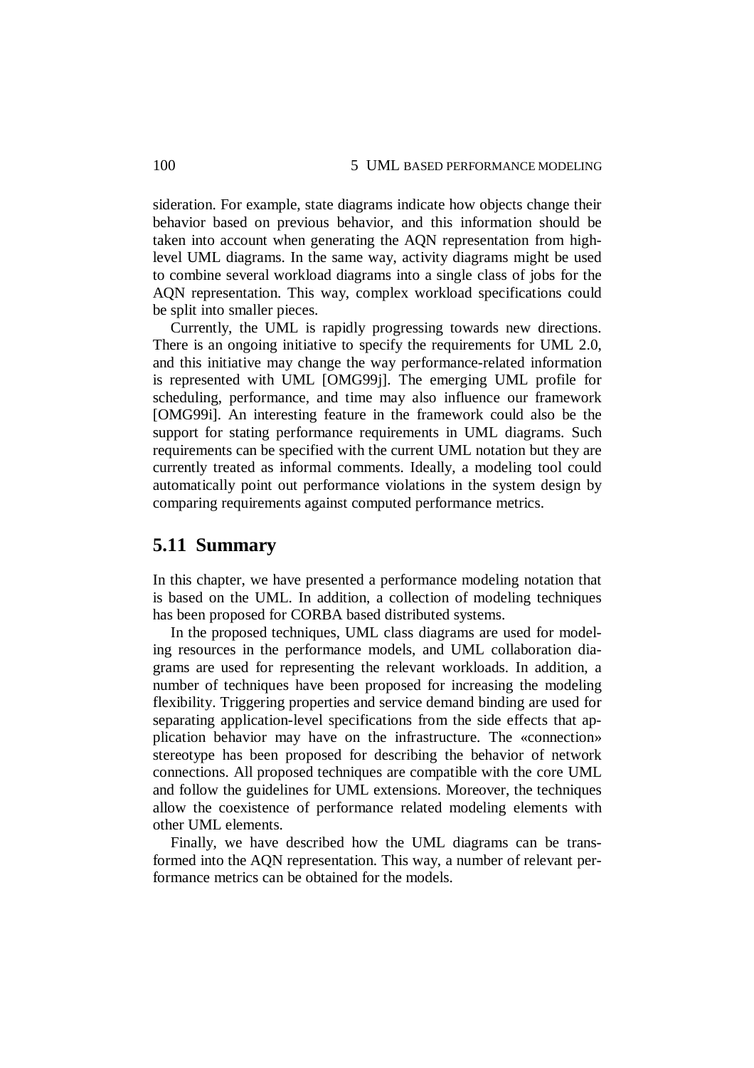sideration. For example, state diagrams indicate how objects change their behavior based on previous behavior, and this information should be taken into account when generating the AQN representation from high-level UML diagrams. In the same way, activity diagrams might be used to combine several workload diagrams into a single class of jobs for the AQN representation. This way, complex workload specifications could be split into smaller pieces.

Currently, the UML is rapidly progressing towards new directions. There is an ongoing initiative to specify the requirements for UML 2.0, and this initiative may change the way performance-related information is represented with UML [OMG99j]. The emerging UML profile for scheduling, performance, and time may also influence our framework [OMG99i]. An interesting feature in the framework could also be the support for stating performance requirements in UML diagrams. Such requirements can be specified with the current UML notation but they are currently treated as informal comments. Ideally, a modeling tool could automatically point out performance violations in the system design by comparing requirements against computed performance metrics.

## 5.11 Summary

In this chapter, we have presented a performance modeling notation that is based on the UML. In addition, a collection of modeling techniques has been proposed for CORBA based distributed systems.

In the proposed techniques, UML class diagrams are used for modeling resources in the performance models, and UML collaboration diagrams are used for representing the relevant workloads. In addition, a number of techniques have been proposed for increasing the modeling flexibility. Triggering properties and service demand binding are used for separating application-level specifications from the side effects that application behavior may have on the infrastructure. The «connection» stereotype has been proposed for describing the behavior of network connections. All proposed techniques are compatible with the core UML and follow the guidelines for UML extensions. Moreover, the techniques allow the coexistence of performance related modeling elements with other UML elements.

Finally, we have described how the UML diagrams can be transformed into the AQN representation. This way, a number of relevant performance metrics can be obtained for the models.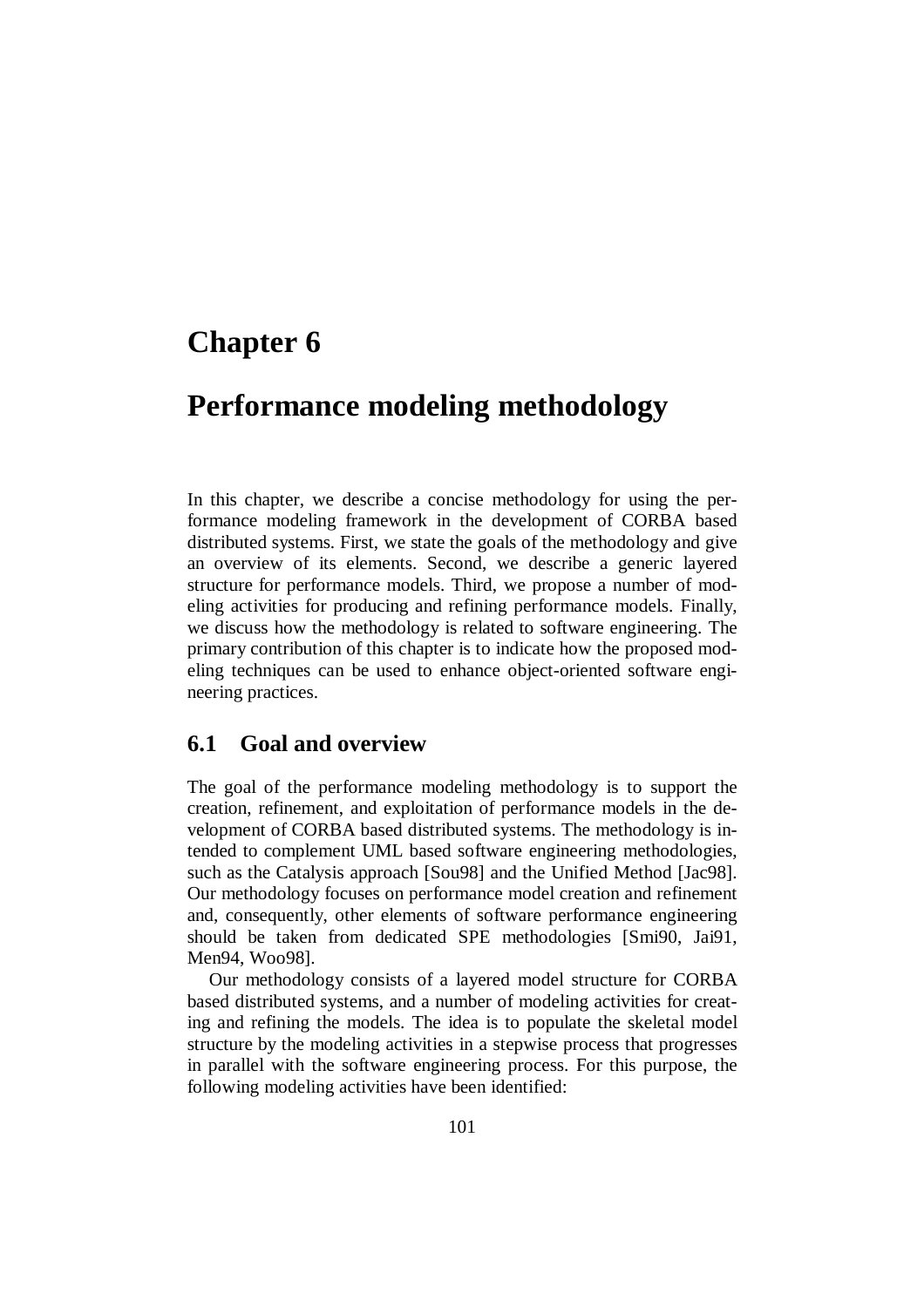# Chapter 6

# Performance modeling methodology

In this chapter, we describe a concise methodology for using the performance modeling framework in the development of CORBA based distributed systems. First, we state the goals of the methodology and give an overview of its elements. Second, we describe a generic layered structure for performance models. Third, we propose a number of modeling activities for producing and refining performance models. Finally, we discuss how the methodology is related to software engineering. The primary contribution of this chapter is to indicate how the proposed modeling techniques can be used to enhance object-oriented software engineering practices.

## 6.1 Goal and overview

The goal of the performance modeling methodology is to support the creation, refinement, and exploitation of performance models in the development of CORBA based distributed systems. The methodology is intended to complement UML based software engineering methodologies, such as the Catalysis approach [Sou98] and the Unified Method [Jac98]. Our methodology focuses on performance model creation and refinement and, consequently, other elements of software performance engineering should be taken from dedicated SPE methodologies [Smi90, Jai91, Men94, Woo98].

Our methodology consists of a layered model structure for CORBA based distributed systems, and a number of modeling activities for creating and refining the models. The idea is to populate the skeletal model structure by the modeling activities in a stepwise process that progresses in parallel with the software engineering process. For this purpose, the following modeling activities have been identified: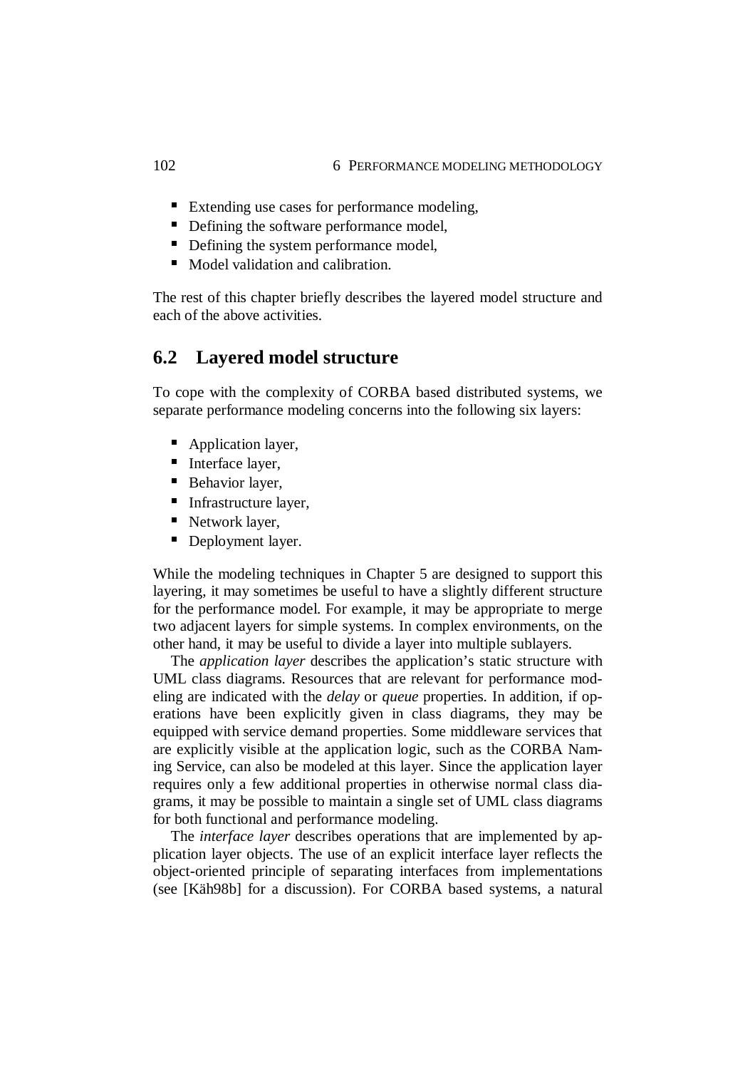- Extending use cases for performance modeling,
- Defining the software performance model,
- Defining the system performance model,
- Model validation and calibration.

The rest of this chapter briefly describes the layered model structure and each of the above activities.

## 6.2 Layered model structure

To cope with the complexity of CORBA based distributed systems, we separate performance modeling concerns into the following six layers:

- Application layer,
- Interface layer,
- Behavior layer,
- Infrastructure layer,
- Network layer,
- Deployment layer.

While the modeling techniques in Chapter 5 are designed to support this layering, it may sometimes be useful to have a slightly different structure for the performance model. For example, it may be appropriate to merge two adjacent layers for simple systems. In complex environments, on the other hand, it may be useful to divide a layer into multiple sublayers.

The *application layer* describes the application's static structure with UML class diagrams. Resources that are relevant for performance modeling are indicated with the *delay* or *queue* properties. In addition, if operations have been explicitly given in class diagrams, they may be equipped with service demand properties. Some middleware services that are explicitly visible at the application logic, such as the CORBA Naming Service, can also be modeled at this layer. Since the application layer requires only a few additional properties in otherwise normal class diagrams, it may be possible to maintain a single set of UML class diagrams for both functional and performance modeling.

The *interface layer* describes operations that are implemented by application layer objects. The use of an explicit interface layer reflects the object-oriented principle of separating interfaces from implementations (see [Käh98b] for a discussion). For CORBA based systems, a natural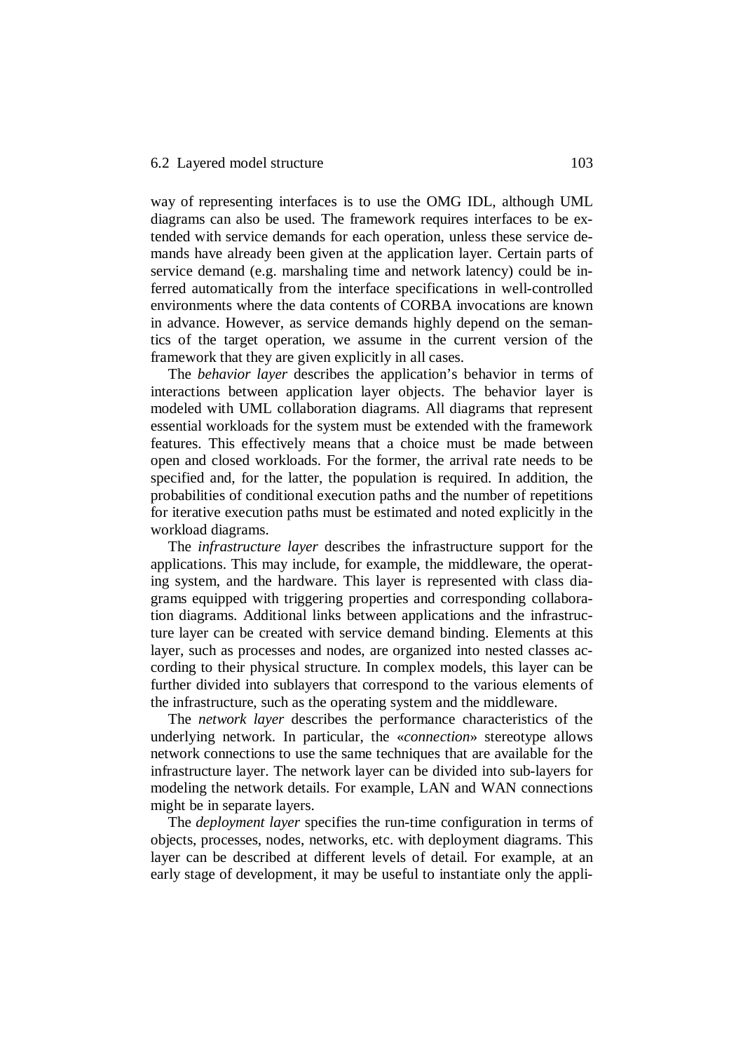way of representing interfaces is to use the OMG IDL, although UML diagrams can also be used. The framework requires interfaces to be extended with service demands for each operation, unless these service demands have already been given at the application layer. Certain parts of service demand (e.g. marshaling time and network latency) could be inferred automatically from the interface specifications in well-controlled environments where the data contents of CORBA invocations are known in advance. However, as service demands highly depend on the semantics of the target operation, we assume in the current version of the framework that they are given explicitly in all cases.

The *behavior layer* describes the application's behavior in terms of interactions between application layer objects. The behavior layer is modeled with UML collaboration diagrams. All diagrams that represent essential workloads for the system must be extended with the framework features. This effectively means that a choice must be made between open and closed workloads. For the former, the arrival rate needs to be specified and, for the latter, the population is required. In addition, the probabilities of conditional execution paths and the number of repetitions for iterative execution paths must be estimated and noted explicitly in the workload diagrams.

The *infrastructure layer* describes the infrastructure support for the applications. This may include, for example, the middleware, the operating system, and the hardware. This layer is represented with class diagrams equipped with triggering properties and corresponding collaboration diagrams. Additional links between applications and the infrastructure layer can be created with service demand binding. Elements at this layer, such as processes and nodes, are organized into nested classes according to their physical structure. In complex models, this layer can be further divided into sublayers that correspond to the various elements of the infrastructure, such as the operating system and the middleware.

The *network layer* describes the performance characteristics of the underlying network. In particular, the «*connection*» stereotype allows network connections to use the same techniques that are available for the infrastructure layer. The network layer can be divided into sub-layers for modeling the network details. For example, LAN and WAN connections might be in separate layers.

The *deployment layer* specifies the run-time configuration in terms of objects, processes, nodes, networks, etc. with deployment diagrams. This layer can be described at different levels of detail. For example, at an early stage of development, it may be useful to instantiate only the appli-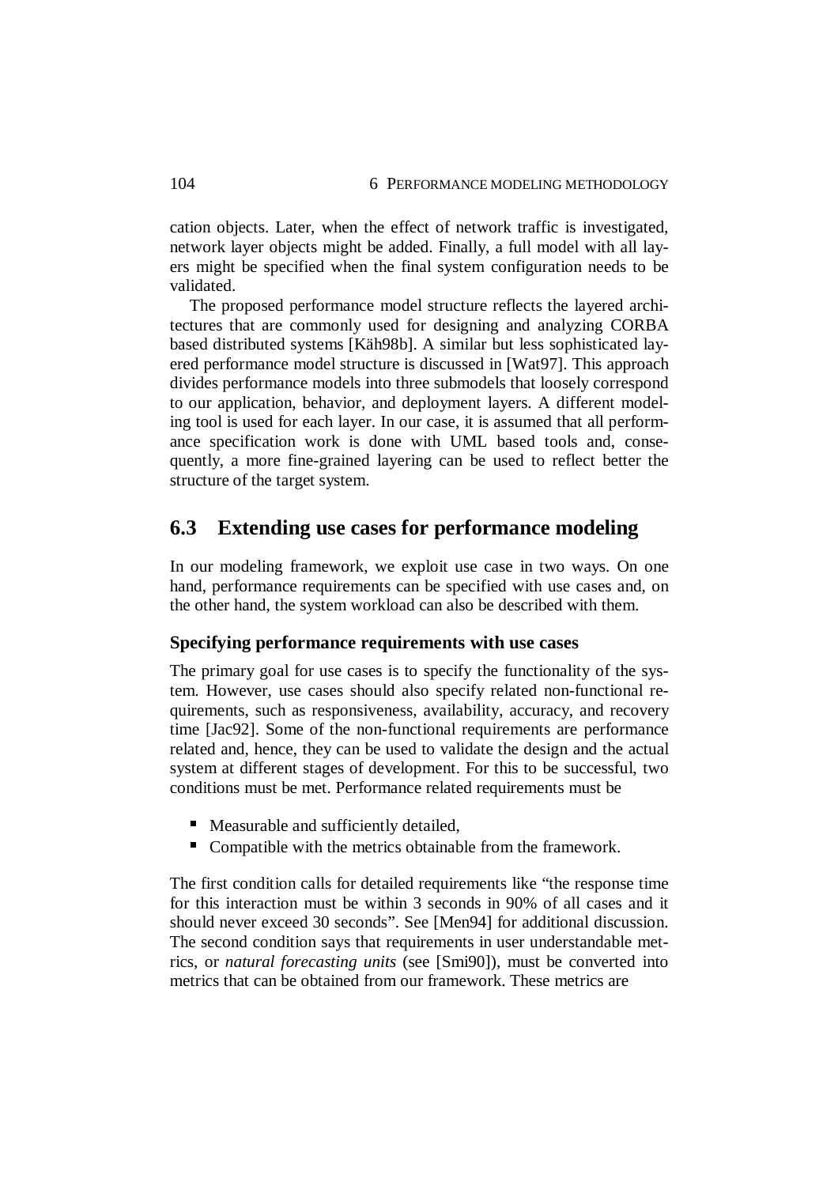cation objects. Later, when the effect of network traffic is investigated, network layer objects might be added. Finally, a full model with all layers might be specified when the final system configuration needs to be validated.

The proposed performance model structure reflects the layered architectures that are commonly used for designing and analyzing CORBA based distributed systems [Käh98b]. A similar but less sophisticated layered performance model structure is discussed in [Wat97]. This approach divides performance models into three submodels that loosely correspond to our application, behavior, and deployment layers. A different modeling tool is used for each layer. In our case, it is assumed that all performance specification work is done with UML based tools and, consequently, a more fine-grained layering can be used to reflect better the structure of the target system.

## 6.3 Extending use cases for performance modeling

In our modeling framework, we exploit use case in two ways. On one hand, performance requirements can be specified with use cases and, on the other hand, the system workload can also be described with them.

### Specifying performance requirements with use cases

The primary goal for use cases is to specify the functionality of the system. However, use cases should also specify related non-functional requirements, such as responsiveness, availability, accuracy, and recovery time [Jac92]. Some of the non-functional requirements are performance related and, hence, they can be used to validate the design and the actual system at different stages of development. For this to be successful, two conditions must be met. Performance related requirements must be

- Measurable and sufficiently detailed,
- Compatible with the metrics obtainable from the framework.

The first condition calls for detailed requirements like "the response time for this interaction must be within 3 seconds in 90% of all cases and it should never exceed 30 seconds". See [Men94] for additional discussion. The second condition says that requirements in user understandable metrics, or *natural forecasting units* (see [Smi90]), must be converted into metrics that can be obtained from our framework. These metrics are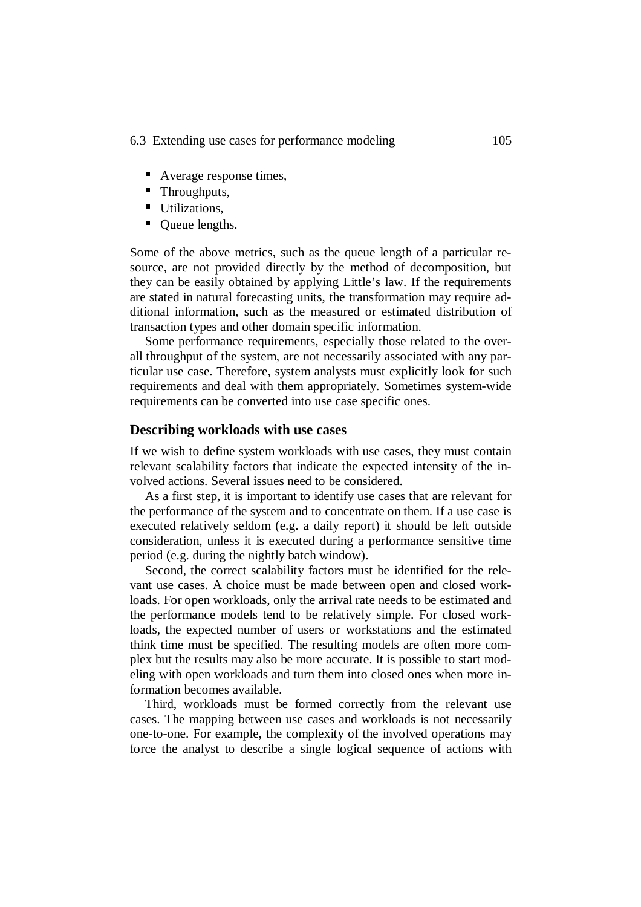- Average response times,
- Throughputs,
- Utilizations,
- Queue lengths.

Some of the above metrics, such as the queue length of a particular resource, are not provided directly by the method of decomposition, but they can be easily obtained by applying Little's law. If the requirements are stated in natural forecasting units, the transformation may require additional information, such as the measured or estimated distribution of transaction types and other domain specific information.

Some performance requirements, especially those related to the overall throughput of the system, are not necessarily associated with any particular use case. Therefore, system analysts must explicitly look for such requirements and deal with them appropriately. Sometimes system-wide requirements can be converted into use case specific ones.

### Describing workloads with use cases

If we wish to define system workloads with use cases, they must contain relevant scalability factors that indicate the expected intensity of the involved actions. Several issues need to be considered.

As a first step, it is important to identify use cases that are relevant for the performance of the system and to concentrate on them. If a use case is executed relatively seldom (e.g. a daily report) it should be left outside consideration, unless it is executed during a performance sensitive time period (e.g. during the nightly batch window).

Second, the correct scalability factors must be identified for the relevant use cases. A choice must be made between open and closed workloads. For open workloads, only the arrival rate needs to be estimated and the performance models tend to be relatively simple. For closed workloads, the expected number of users or workstations and the estimated think time must be specified. The resulting models are often more complex but the results may also be more accurate. It is possible to start modeling with open workloads and turn them into closed ones when more information becomes available.

Third, workloads must be formed correctly from the relevant use cases. The mapping between use cases and workloads is not necessarily one-to-one. For example, the complexity of the involved operations may force the analyst to describe a single logical sequence of actions with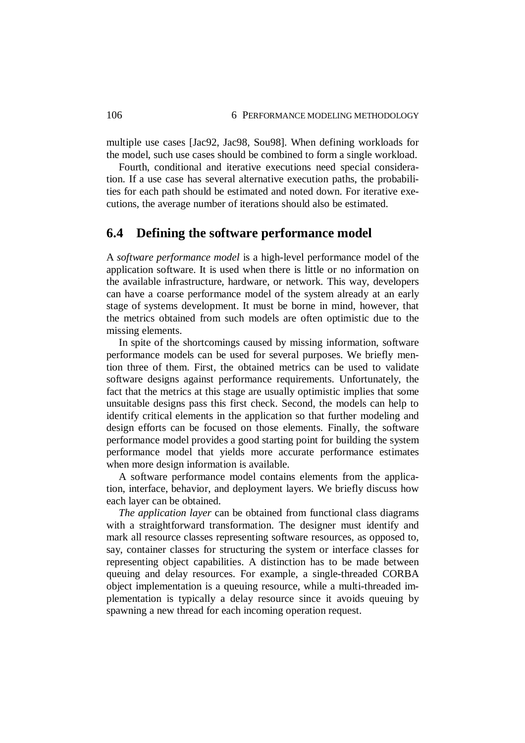multiple use cases [Jac92, Jac98, Sou98]. When defining workloads for the model, such use cases should be combined to form a single workload.

Fourth, conditional and iterative executions need special consideration. If a use case has several alternative execution paths, the probabilities for each path should be estimated and noted down. For iterative executions, the average number of iterations should also be estimated.

## 6.4 Defining the software performance model

A *software performance model* is a high-level performance model of the application software. It is used when there is little or no information on the available infrastructure, hardware, or network. This way, developers can have a coarse performance model of the system already at an early stage of systems development. It must be borne in mind, however, that the metrics obtained from such models are often optimistic due to the missing elements.

In spite of the shortcomings caused by missing information, software performance models can be used for several purposes. We briefly mention three of them. First, the obtained metrics can be used to validate software designs against performance requirements. Unfortunately, the fact that the metrics at this stage are usually optimistic implies that some unsuitable designs pass this first check. Second, the models can help to identify critical elements in the application so that further modeling and design efforts can be focused on those elements. Finally, the software performance model provides a good starting point for building the system performance model that yields more accurate performance estimates when more design information is available.

A software performance model contains elements from the application, interface, behavior, and deployment layers. We briefly discuss how each layer can be obtained.

*The application layer* can be obtained from functional class diagrams with a straightforward transformation. The designer must identify and mark all resource classes representing software resources, as opposed to, say, container classes for structuring the system or interface classes for representing object capabilities. A distinction has to be made between queuing and delay resources. For example, a single-threaded CORBA object implementation is a queuing resource, while a multi-threaded implementation is typically a delay resource since it avoids queuing by spawning a new thread for each incoming operation request.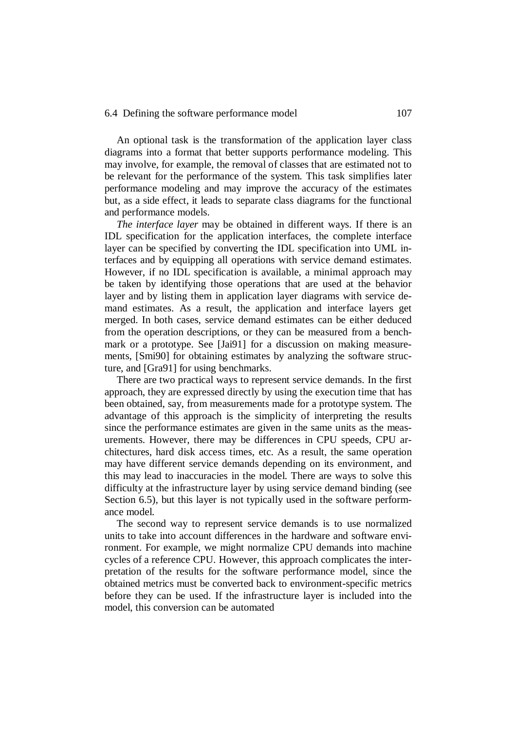An optional task is the transformation of the application layer class diagrams into a format that better supports performance modeling. This may involve, for example, the removal of classes that are estimated not to be relevant for the performance of the system. This task simplifies later performance modeling and may improve the accuracy of the estimates but, as a side effect, it leads to separate class diagrams for the functional and performance models.

*The interface layer* may be obtained in different ways. If there is an IDL specification for the application interfaces, the complete interface layer can be specified by converting the IDL specification into UML interfaces and by equipping all operations with service demand estimates. However, if no IDL specification is available, a minimal approach may be taken by identifying those operations that are used at the behavior layer and by listing them in application layer diagrams with service demand estimates. As a result, the application and interface layers get merged. In both cases, service demand estimates can be either deduced from the operation descriptions, or they can be measured from a benchmark or a prototype. See [Jai91] for a discussion on making measurements, [Smi90] for obtaining estimates by analyzing the software structure, and [Gra91] for using benchmarks.

There are two practical ways to represent service demands. In the first approach, they are expressed directly by using the execution time that has been obtained, say, from measurements made for a prototype system. The advantage of this approach is the simplicity of interpreting the results since the performance estimates are given in the same units as the measurements. However, there may be differences in CPU speeds, CPU architectures, hard disk access times, etc. As a result, the same operation may have different service demands depending on its environment, and this may lead to inaccuracies in the model. There are ways to solve this difficulty at the infrastructure layer by using service demand binding (see Section 6.5), but this layer is not typically used in the software performance model.

The second way to represent service demands is to use normalized units to take into account differences in the hardware and software environment. For example, we might normalize CPU demands into machine cycles of a reference CPU. However, this approach complicates the interpretation of the results for the software performance model, since the obtained metrics must be converted back to environment-specific metrics before they can be used. If the infrastructure layer is included into the model, this conversion can be automated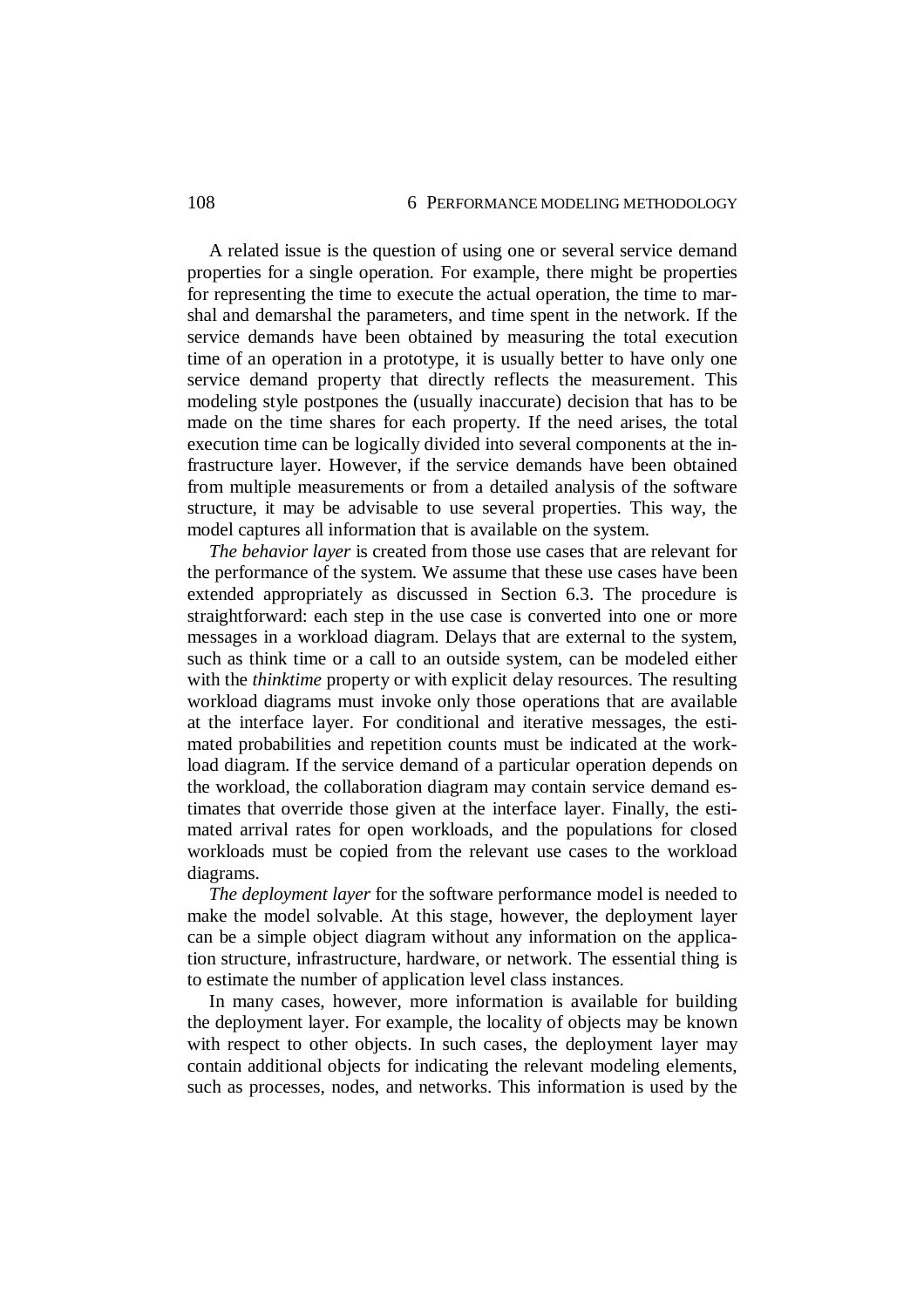A related issue is the question of using one or several service demand properties for a single operation. For example, there might be properties for representing the time to execute the actual operation, the time to marshal and demarshal the parameters, and time spent in the network. If the service demands have been obtained by measuring the total execution time of an operation in a prototype, it is usually better to have only one service demand property that directly reflects the measurement. This modeling style postpones the (usually inaccurate) decision that has to be made on the time shares for each property. If the need arises, the total execution time can be logically divided into several components at the infrastructure layer. However, if the service demands have been obtained from multiple measurements or from a detailed analysis of the software structure, it may be advisable to use several properties. This way, the model captures all information that is available on the system.

*The behavior layer* is created from those use cases that are relevant for the performance of the system. We assume that these use cases have been extended appropriately as discussed in Section 6.3. The procedure is straightforward: each step in the use case is converted into one or more messages in a workload diagram. Delays that are external to the system, such as think time or a call to an outside system, can be modeled either with the *thinktime* property or with explicit delay resources. The resulting workload diagrams must invoke only those operations that are available at the interface layer. For conditional and iterative messages, the estimated probabilities and repetition counts must be indicated at the workload diagram. If the service demand of a particular operation depends on the workload, the collaboration diagram may contain service demand estimates that override those given at the interface layer. Finally, the estimated arrival rates for open workloads, and the populations for closed workloads must be copied from the relevant use cases to the workload diagrams.

*The deployment layer* for the software performance model is needed to make the model solvable. At this stage, however, the deployment layer can be a simple object diagram without any information on the application structure, infrastructure, hardware, or network. The essential thing is to estimate the number of application level class instances.

In many cases, however, more information is available for building the deployment layer. For example, the locality of objects may be known with respect to other objects. In such cases, the deployment layer may contain additional objects for indicating the relevant modeling elements, such as processes, nodes, and networks. This information is used by the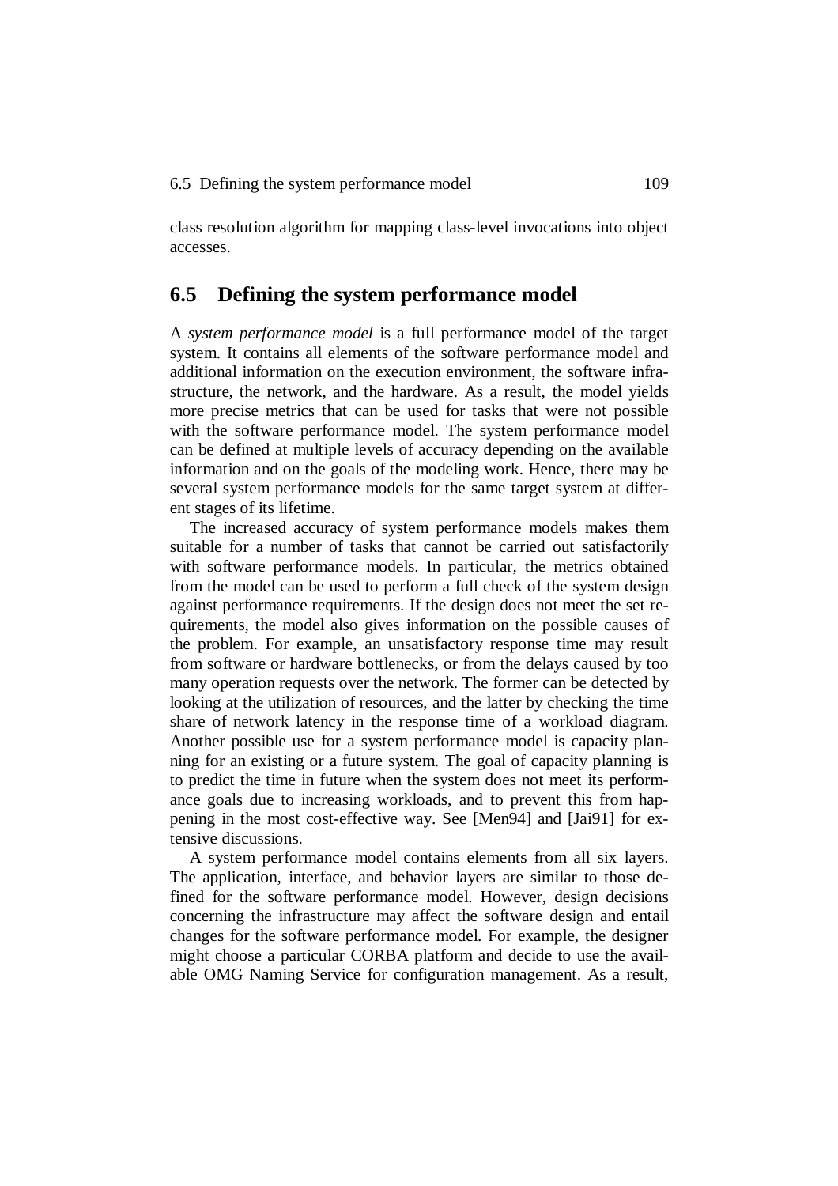class resolution algorithm for mapping class-level invocations into object accesses.

## 6.5 Defining the system performance model

A *system performance model* is a full performance model of the target system. It contains all elements of the software performance model and additional information on the execution environment, the software infrastructure, the network, and the hardware. As a result, the model yields more precise metrics that can be used for tasks that were not possible with the software performance model. The system performance model can be defined at multiple levels of accuracy depending on the available information and on the goals of the modeling work. Hence, there may be several system performance models for the same target system at different stages of its lifetime.

The increased accuracy of system performance models makes them suitable for a number of tasks that cannot be carried out satisfactorily with software performance models. In particular, the metrics obtained from the model can be used to perform a full check of the system design against performance requirements. If the design does not meet the set requirements, the model also gives information on the possible causes of the problem. For example, an unsatisfactory response time may result from software or hardware bottlenecks, or from the delays caused by too many operation requests over the network. The former can be detected by looking at the utilization of resources, and the latter by checking the time share of network latency in the response time of a workload diagram. Another possible use for a system performance model is capacity planning for an existing or a future system. The goal of capacity planning is to predict the time in future when the system does not meet its performance goals due to increasing workloads, and to prevent this from happening in the most cost-effective way. See [Men94] and [Jai91] for extensive discussions.

A system performance model contains elements from all six layers. The application, interface, and behavior layers are similar to those defined for the software performance model. However, design decisions concerning the infrastructure may affect the software design and entail changes for the software performance model. For example, the designer might choose a particular CORBA platform and decide to use the available OMG Naming Service for configuration management. As a result,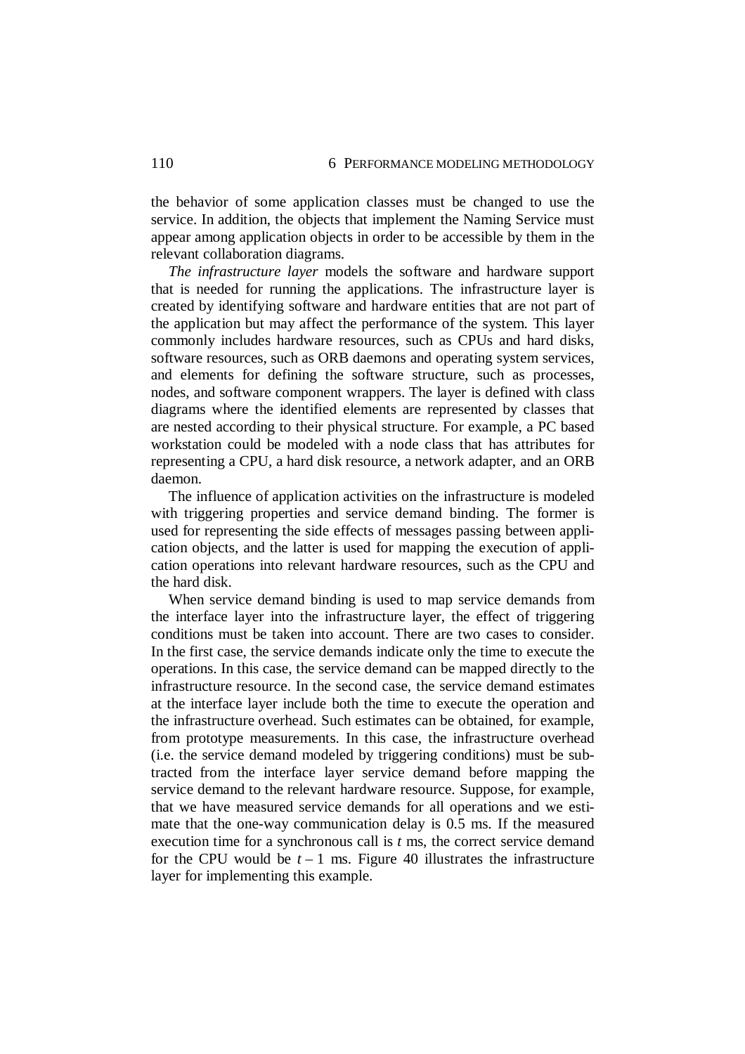the behavior of some application classes must be changed to use the service. In addition, the objects that implement the Naming Service must appear among application objects in order to be accessible by them in the relevant collaboration diagrams.

*The infrastructure layer* models the software and hardware support that is needed for running the applications. The infrastructure layer is created by identifying software and hardware entities that are not part of the application but may affect the performance of the system. This layer commonly includes hardware resources, such as CPUs and hard disks, software resources, such as ORB daemons and operating system services, and elements for defining the software structure, such as processes, nodes, and software component wrappers. The layer is defined with class diagrams where the identified elements are represented by classes that are nested according to their physical structure. For example, a PC based workstation could be modeled with a node class that has attributes for representing a CPU, a hard disk resource, a network adapter, and an ORB daemon.

The influence of application activities on the infrastructure is modeled with triggering properties and service demand binding. The former is used for representing the side effects of messages passing between application objects, and the latter is used for mapping the execution of application operations into relevant hardware resources, such as the CPU and the hard disk.

When service demand binding is used to map service demands from the interface layer into the infrastructure layer, the effect of triggering conditions must be taken into account. There are two cases to consider. In the first case, the service demands indicate only the time to execute the operations. In this case, the service demand can be mapped directly to the infrastructure resource. In the second case, the service demand estimates at the interface layer include both the time to execute the operation and the infrastructure overhead. Such estimates can be obtained, for example, from prototype measurements. In this case, the infrastructure overhead (i.e. the service demand modeled by triggering conditions) must be subtracted from the interface layer service demand before mapping the service demand to the relevant hardware resource. Suppose, for example, that we have measured service demands for all operations and we estimate that the one-way communication delay is 0.5 ms. If the measured execution time for a synchronous call is $t$ ms, the correct service demand for the CPU would be $t - 1$ ms. Figure 40 illustrates the infrastructure layer for implementing this example.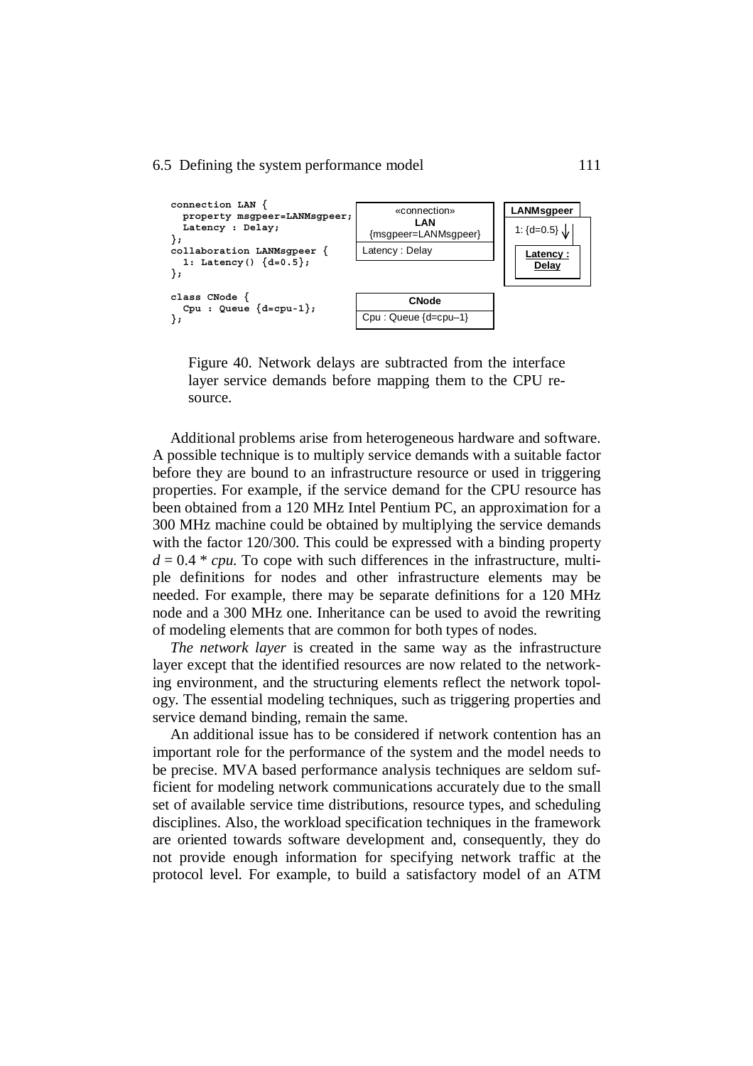```
connection LAN {
  property msgpeer=LANMsgpeer;
  Latency : Delay;
};
collaboration LANMsgpeer {
  1: Latency() {d=0.5};
};

class CNode {
  Cpu : Queue {d=cpu-1};
};
```

| «connection» **LAN** {msgpeer=LANMsgpeer} |
| --- |
| Latency : Delay |

**LANMsgpeer**: 1: {d=0.5} → **Latency : Delay**

| **CNode** |
| --- |
| Cpu : Queue {d=cpu–1} |

Figure 40. Network delays are subtracted from the interface layer service demands before mapping them to the CPU resource.

Additional problems arise from heterogeneous hardware and software. A possible technique is to multiply service demands with a suitable factor before they are bound to an infrastructure resource or used in triggering properties. For example, if the service demand for the CPU resource has been obtained from a 120 MHz Intel Pentium PC, an approximation for a 300 MHz machine could be obtained by multiplying the service demands with the factor 120/300. This could be expressed with a binding property $d = 0.4 * cpu$. To cope with such differences in the infrastructure, multiple definitions for nodes and other infrastructure elements may be needed. For example, there may be separate definitions for a 120 MHz node and a 300 MHz one. Inheritance can be used to avoid the rewriting of modeling elements that are common for both types of nodes.

*The network layer* is created in the same way as the infrastructure layer except that the identified resources are now related to the networking environment, and the structuring elements reflect the network topology. The essential modeling techniques, such as triggering properties and service demand binding, remain the same.

An additional issue has to be considered if network contention has an important role for the performance of the system and the model needs to be precise. MVA based performance analysis techniques are seldom sufficient for modeling network communications accurately due to the small set of available service time distributions, resource types, and scheduling disciplines. Also, the workload specification techniques in the framework are oriented towards software development and, consequently, they do not provide enough information for specifying network traffic at the protocol level. For example, to build a satisfactory model of an ATM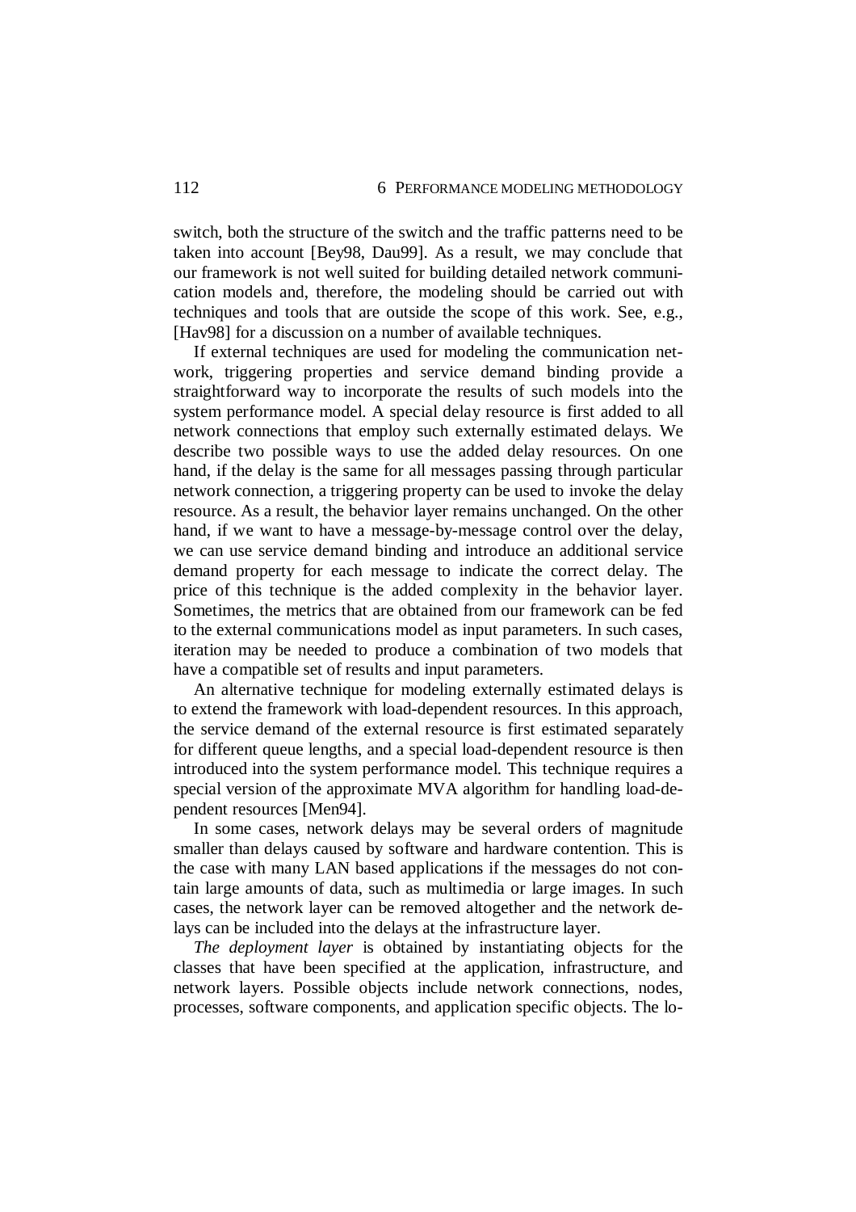switch, both the structure of the switch and the traffic patterns need to be taken into account [Bey98, Dau99]. As a result, we may conclude that our framework is not well suited for building detailed network communication models and, therefore, the modeling should be carried out with techniques and tools that are outside the scope of this work. See, e.g., [Hav98] for a discussion on a number of available techniques.

If external techniques are used for modeling the communication network, triggering properties and service demand binding provide a straightforward way to incorporate the results of such models into the system performance model. A special delay resource is first added to all network connections that employ such externally estimated delays. We describe two possible ways to use the added delay resources. On one hand, if the delay is the same for all messages passing through particular network connection, a triggering property can be used to invoke the delay resource. As a result, the behavior layer remains unchanged. On the other hand, if we want to have a message-by-message control over the delay, we can use service demand binding and introduce an additional service demand property for each message to indicate the correct delay. The price of this technique is the added complexity in the behavior layer. Sometimes, the metrics that are obtained from our framework can be fed to the external communications model as input parameters. In such cases, iteration may be needed to produce a combination of two models that have a compatible set of results and input parameters.

An alternative technique for modeling externally estimated delays is to extend the framework with load-dependent resources. In this approach, the service demand of the external resource is first estimated separately for different queue lengths, and a special load-dependent resource is then introduced into the system performance model. This technique requires a special version of the approximate MVA algorithm for handling load-dependent resources [Men94].

In some cases, network delays may be several orders of magnitude smaller than delays caused by software and hardware contention. This is the case with many LAN based applications if the messages do not contain large amounts of data, such as multimedia or large images. In such cases, the network layer can be removed altogether and the network delays can be included into the delays at the infrastructure layer.

*The deployment layer* is obtained by instantiating objects for the classes that have been specified at the application, infrastructure, and network layers. Possible objects include network connections, nodes, processes, software components, and application specific objects. The lo-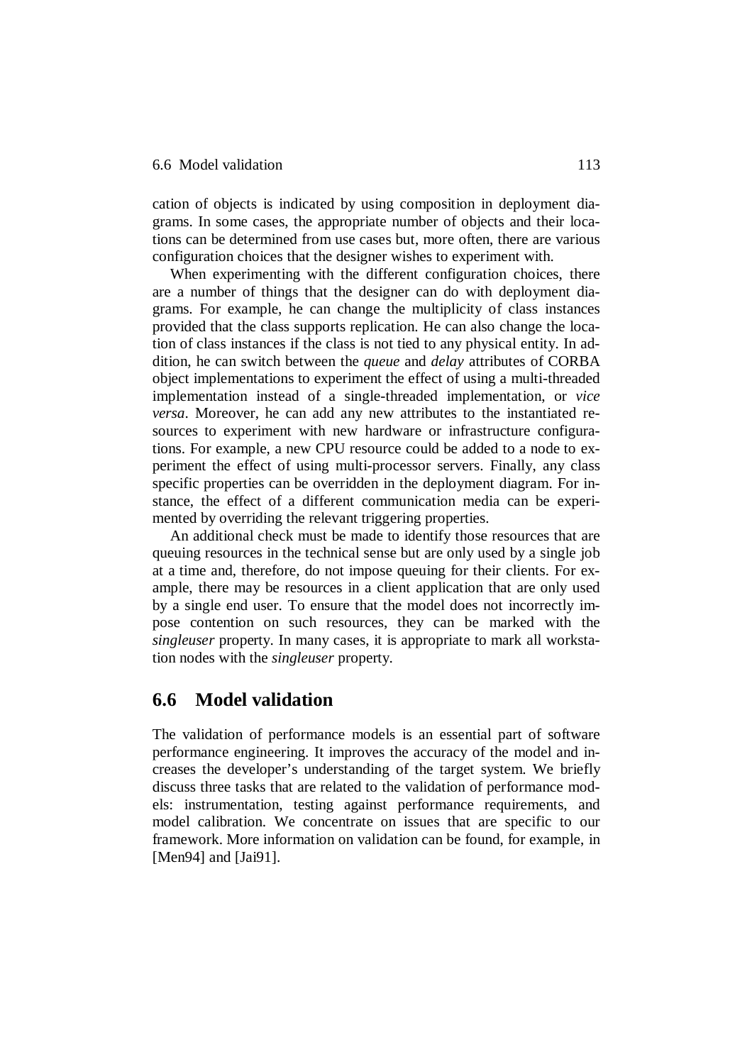cation of objects is indicated by using composition in deployment diagrams. In some cases, the appropriate number of objects and their locations can be determined from use cases but, more often, there are various configuration choices that the designer wishes to experiment with.

When experimenting with the different configuration choices, there are a number of things that the designer can do with deployment diagrams. For example, he can change the multiplicity of class instances provided that the class supports replication. He can also change the location of class instances if the class is not tied to any physical entity. In addition, he can switch between the *queue* and *delay* attributes of CORBA object implementations to experiment the effect of using a multi-threaded implementation instead of a single-threaded implementation, or *vice versa*. Moreover, he can add any new attributes to the instantiated resources to experiment with new hardware or infrastructure configurations. For example, a new CPU resource could be added to a node to experiment the effect of using multi-processor servers. Finally, any class specific properties can be overridden in the deployment diagram. For instance, the effect of a different communication media can be experimented by overriding the relevant triggering properties.

An additional check must be made to identify those resources that are queuing resources in the technical sense but are only used by a single job at a time and, therefore, do not impose queuing for their clients. For example, there may be resources in a client application that are only used by a single end user. To ensure that the model does not incorrectly impose contention on such resources, they can be marked with the *singleuser* property. In many cases, it is appropriate to mark all workstation nodes with the *singleuser* property.

## 6.6 Model validation

The validation of performance models is an essential part of software performance engineering. It improves the accuracy of the model and increases the developer's understanding of the target system. We briefly discuss three tasks that are related to the validation of performance models: instrumentation, testing against performance requirements, and model calibration. We concentrate on issues that are specific to our framework. More information on validation can be found, for example, in [Men94] and [Jai91].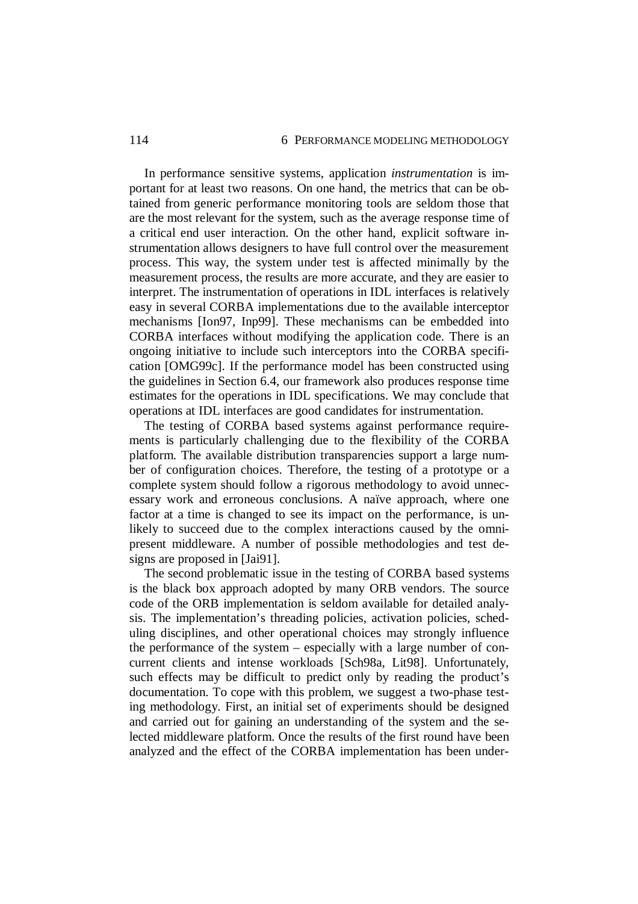In performance sensitive systems, application *instrumentation* is important for at least two reasons. On one hand, the metrics that can be obtained from generic performance monitoring tools are seldom those that are the most relevant for the system, such as the average response time of a critical end user interaction. On the other hand, explicit software instrumentation allows designers to have full control over the measurement process. This way, the system under test is affected minimally by the measurement process, the results are more accurate, and they are easier to interpret. The instrumentation of operations in IDL interfaces is relatively easy in several CORBA implementations due to the available interceptor mechanisms [Ion97, Inp99]. These mechanisms can be embedded into CORBA interfaces without modifying the application code. There is an ongoing initiative to include such interceptors into the CORBA specification [OMG99c]. If the performance model has been constructed using the guidelines in Section 6.4, our framework also produces response time estimates for the operations in IDL specifications. We may conclude that operations at IDL interfaces are good candidates for instrumentation.

The testing of CORBA based systems against performance requirements is particularly challenging due to the flexibility of the CORBA platform. The available distribution transparencies support a large number of configuration choices. Therefore, the testing of a prototype or a complete system should follow a rigorous methodology to avoid unnecessary work and erroneous conclusions. A naïve approach, where one factor at a time is changed to see its impact on the performance, is unlikely to succeed due to the complex interactions caused by the omnipresent middleware. A number of possible methodologies and test designs are proposed in [Jai91].

The second problematic issue in the testing of CORBA based systems is the black box approach adopted by many ORB vendors. The source code of the ORB implementation is seldom available for detailed analysis. The implementation's threading policies, activation policies, scheduling disciplines, and other operational choices may strongly influence the performance of the system – especially with a large number of concurrent clients and intense workloads [Sch98a, Lit98]. Unfortunately, such effects may be difficult to predict only by reading the product's documentation. To cope with this problem, we suggest a two-phase testing methodology. First, an initial set of experiments should be designed and carried out for gaining an understanding of the system and the selected middleware platform. Once the results of the first round have been analyzed and the effect of the CORBA implementation has been under-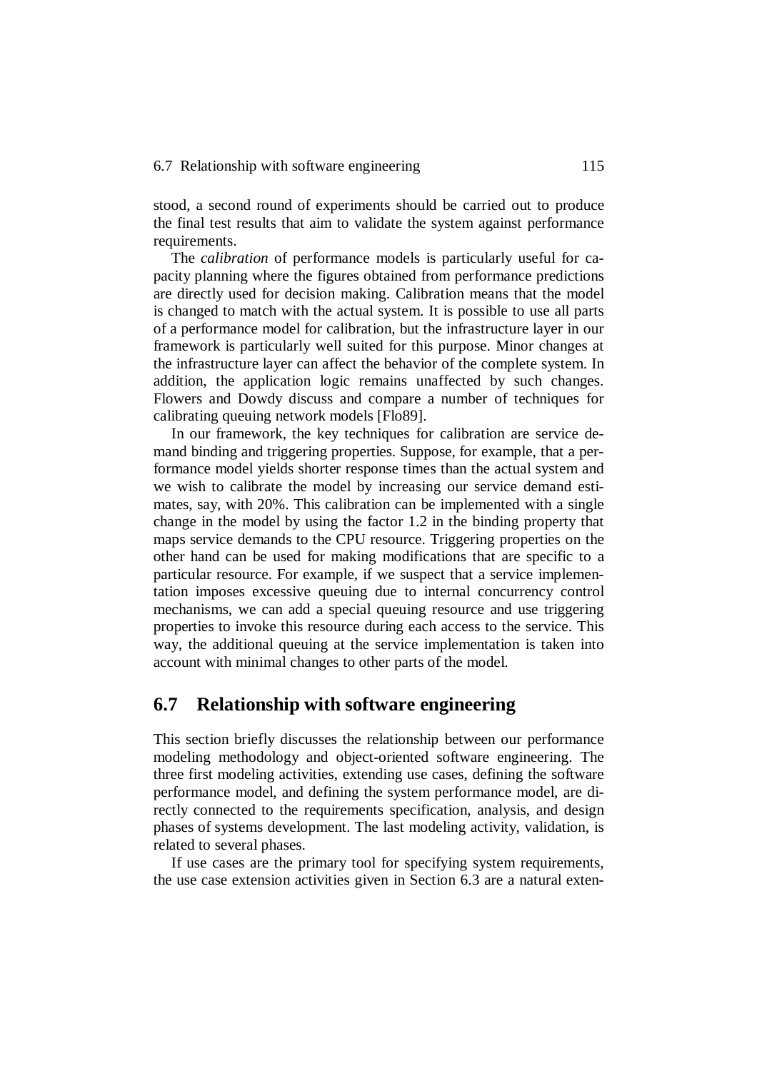stood, a second round of experiments should be carried out to produce the final test results that aim to validate the system against performance requirements.

The *calibration* of performance models is particularly useful for capacity planning where the figures obtained from performance predictions are directly used for decision making. Calibration means that the model is changed to match with the actual system. It is possible to use all parts of a performance model for calibration, but the infrastructure layer in our framework is particularly well suited for this purpose. Minor changes at the infrastructure layer can affect the behavior of the complete system. In addition, the application logic remains unaffected by such changes. Flowers and Dowdy discuss and compare a number of techniques for calibrating queuing network models [Flo89].

In our framework, the key techniques for calibration are service demand binding and triggering properties. Suppose, for example, that a performance model yields shorter response times than the actual system and we wish to calibrate the model by increasing our service demand estimates, say, with 20%. This calibration can be implemented with a single change in the model by using the factor 1.2 in the binding property that maps service demands to the CPU resource. Triggering properties on the other hand can be used for making modifications that are specific to a particular resource. For example, if we suspect that a service implementation imposes excessive queuing due to internal concurrency control mechanisms, we can add a special queuing resource and use triggering properties to invoke this resource during each access to the service. This way, the additional queuing at the service implementation is taken into account with minimal changes to other parts of the model.

## 6.7 Relationship with software engineering

This section briefly discusses the relationship between our performance modeling methodology and object-oriented software engineering. The three first modeling activities, extending use cases, defining the software performance model, and defining the system performance model, are directly connected to the requirements specification, analysis, and design phases of systems development. The last modeling activity, validation, is related to several phases.

If use cases are the primary tool for specifying system requirements, the use case extension activities given in Section 6.3 are a natural exten-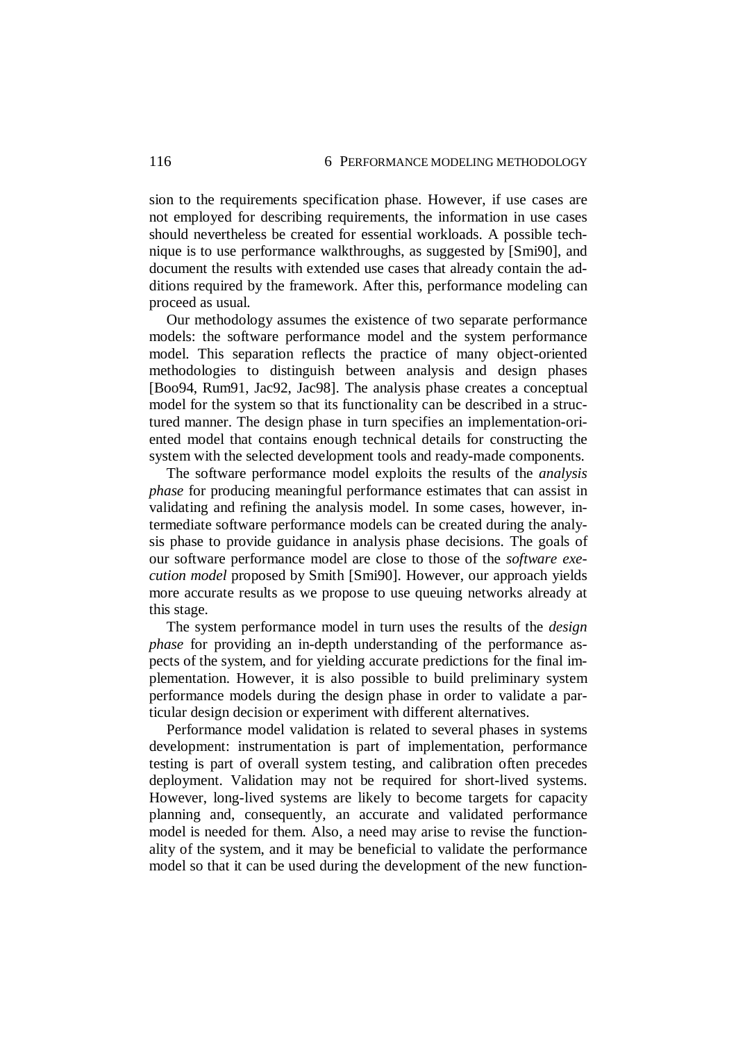sion to the requirements specification phase. However, if use cases are not employed for describing requirements, the information in use cases should nevertheless be created for essential workloads. A possible technique is to use performance walkthroughs, as suggested by [Smi90], and document the results with extended use cases that already contain the additions required by the framework. After this, performance modeling can proceed as usual.

Our methodology assumes the existence of two separate performance models: the software performance model and the system performance model. This separation reflects the practice of many object-oriented methodologies to distinguish between analysis and design phases [Boo94, Rum91, Jac92, Jac98]. The analysis phase creates a conceptual model for the system so that its functionality can be described in a structured manner. The design phase in turn specifies an implementation-oriented model that contains enough technical details for constructing the system with the selected development tools and ready-made components.

The software performance model exploits the results of the *analysis phase* for producing meaningful performance estimates that can assist in validating and refining the analysis model. In some cases, however, intermediate software performance models can be created during the analysis phase to provide guidance in analysis phase decisions. The goals of our software performance model are close to those of the *software execution model* proposed by Smith [Smi90]. However, our approach yields more accurate results as we propose to use queuing networks already at this stage.

The system performance model in turn uses the results of the *design phase* for providing an in-depth understanding of the performance aspects of the system, and for yielding accurate predictions for the final implementation. However, it is also possible to build preliminary system performance models during the design phase in order to validate a particular design decision or experiment with different alternatives.

Performance model validation is related to several phases in systems development: instrumentation is part of implementation, performance testing is part of overall system testing, and calibration often precedes deployment. Validation may not be required for short-lived systems. However, long-lived systems are likely to become targets for capacity planning and, consequently, an accurate and validated performance model is needed for them. Also, a need may arise to revise the functionality of the system, and it may be beneficial to validate the performance model so that it can be used during the development of the new function-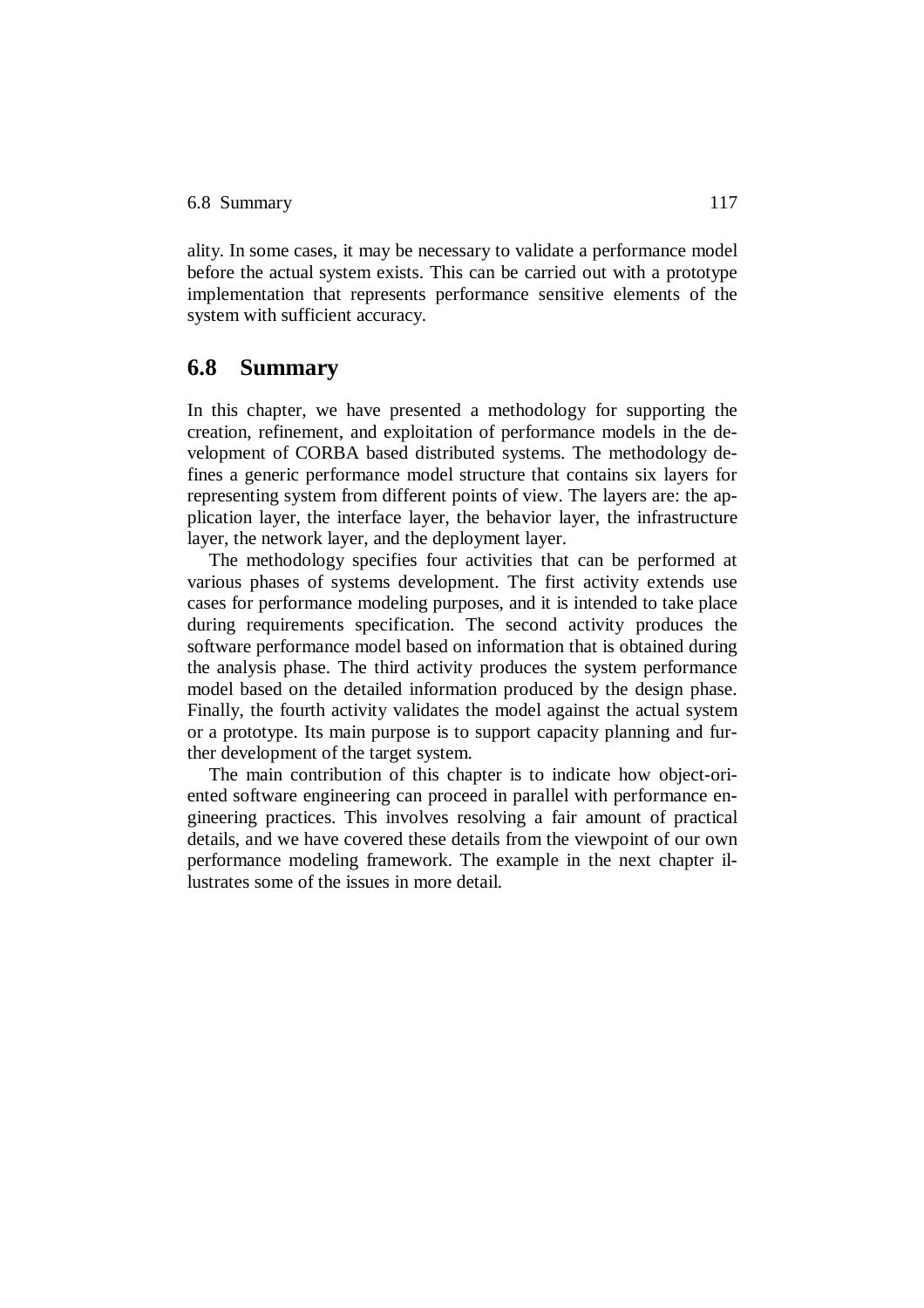ality. In some cases, it may be necessary to validate a performance model before the actual system exists. This can be carried out with a prototype implementation that represents performance sensitive elements of the system with sufficient accuracy.

## 6.8 Summary

In this chapter, we have presented a methodology for supporting the creation, refinement, and exploitation of performance models in the development of CORBA based distributed systems. The methodology defines a generic performance model structure that contains six layers for representing system from different points of view. The layers are: the application layer, the interface layer, the behavior layer, the infrastructure layer, the network layer, and the deployment layer.

The methodology specifies four activities that can be performed at various phases of systems development. The first activity extends use cases for performance modeling purposes, and it is intended to take place during requirements specification. The second activity produces the software performance model based on information that is obtained during the analysis phase. The third activity produces the system performance model based on the detailed information produced by the design phase. Finally, the fourth activity validates the model against the actual system or a prototype. Its main purpose is to support capacity planning and further development of the target system.

The main contribution of this chapter is to indicate how object-oriented software engineering can proceed in parallel with performance engineering practices. This involves resolving a fair amount of practical details, and we have covered these details from the viewpoint of our own performance modeling framework. The example in the next chapter illustrates some of the issues in more detail.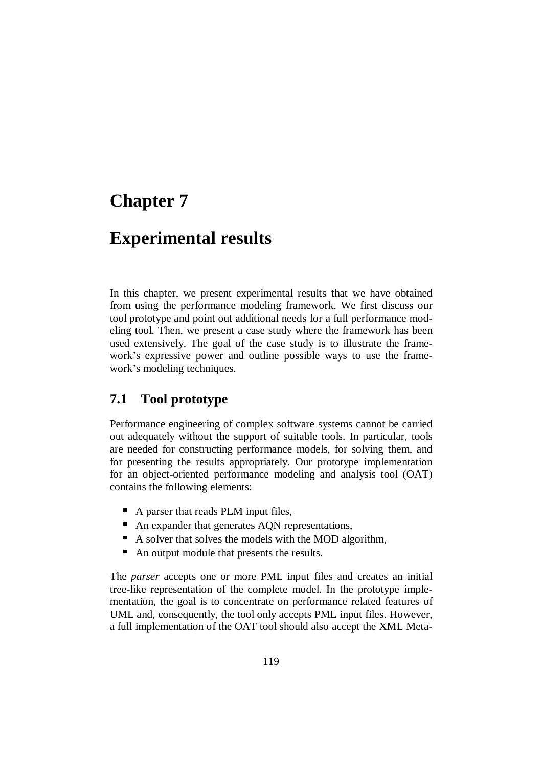# Chapter 7

# Experimental results

In this chapter, we present experimental results that we have obtained from using the performance modeling framework. We first discuss our tool prototype and point out additional needs for a full performance modeling tool. Then, we present a case study where the framework has been used extensively. The goal of the case study is to illustrate the framework's expressive power and outline possible ways to use the framework's modeling techniques.

## 7.1 Tool prototype

Performance engineering of complex software systems cannot be carried out adequately without the support of suitable tools. In particular, tools are needed for constructing performance models, for solving them, and for presenting the results appropriately. Our prototype implementation for an object-oriented performance modeling and analysis tool (OAT) contains the following elements:

- A parser that reads PLM input files,
- An expander that generates AQN representations,
- A solver that solves the models with the MOD algorithm,
- An output module that presents the results.

The *parser* accepts one or more PML input files and creates an initial tree-like representation of the complete model. In the prototype implementation, the goal is to concentrate on performance related features of UML and, consequently, the tool only accepts PML input files. However, a full implementation of the OAT tool should also accept the XML Meta-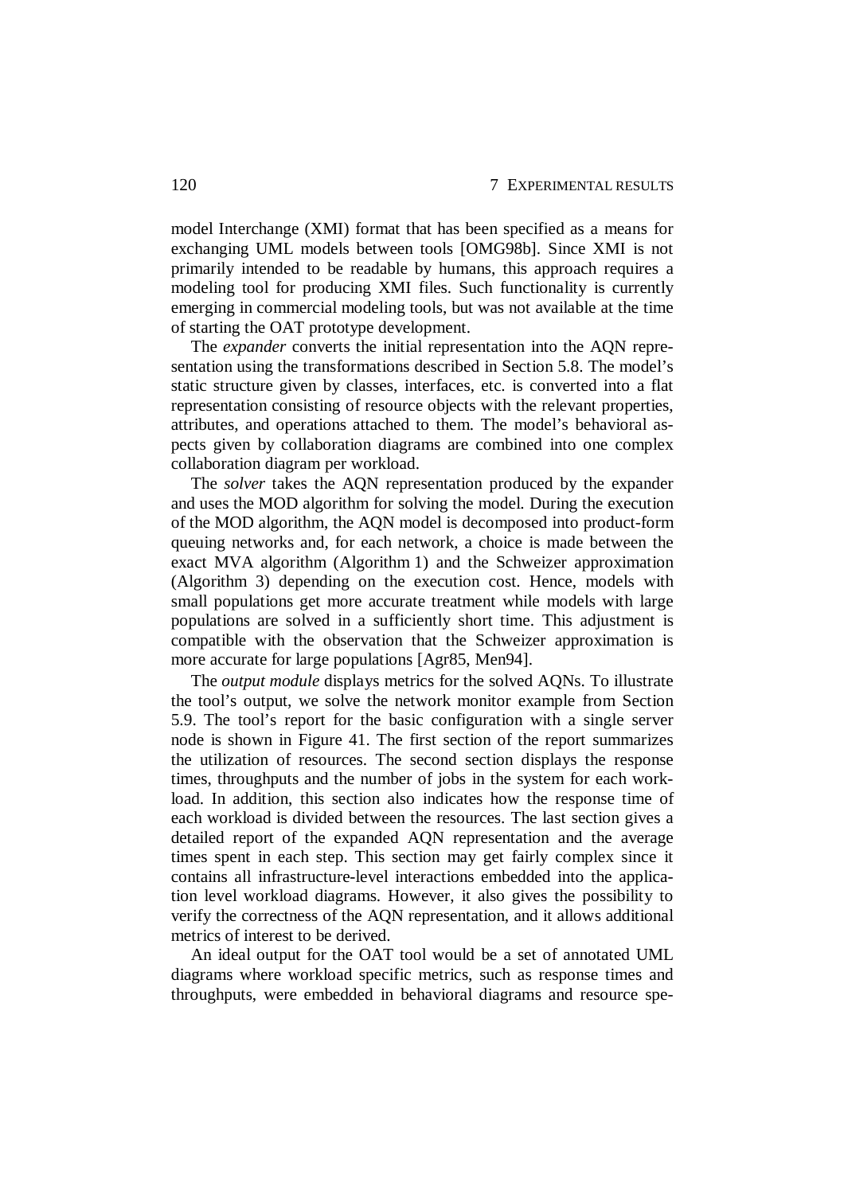model Interchange (XMI) format that has been specified as a means for exchanging UML models between tools [OMG98b]. Since XMI is not primarily intended to be readable by humans, this approach requires a modeling tool for producing XMI files. Such functionality is currently emerging in commercial modeling tools, but was not available at the time of starting the OAT prototype development.

The *expander* converts the initial representation into the AQN representation using the transformations described in Section 5.8. The model's static structure given by classes, interfaces, etc. is converted into a flat representation consisting of resource objects with the relevant properties, attributes, and operations attached to them. The model's behavioral aspects given by collaboration diagrams are combined into one complex collaboration diagram per workload.

The *solver* takes the AQN representation produced by the expander and uses the MOD algorithm for solving the model. During the execution of the MOD algorithm, the AQN model is decomposed into product-form queuing networks and, for each network, a choice is made between the exact MVA algorithm (Algorithm 1) and the Schweizer approximation (Algorithm 3) depending on the execution cost. Hence, models with small populations get more accurate treatment while models with large populations are solved in a sufficiently short time. This adjustment is compatible with the observation that the Schweizer approximation is more accurate for large populations [Agr85, Men94].

The *output module* displays metrics for the solved AQNs. To illustrate the tool's output, we solve the network monitor example from Section 5.9. The tool's report for the basic configuration with a single server node is shown in Figure 41. The first section of the report summarizes the utilization of resources. The second section displays the response times, throughputs and the number of jobs in the system for each workload. In addition, this section also indicates how the response time of each workload is divided between the resources. The last section gives a detailed report of the expanded AQN representation and the average times spent in each step. This section may get fairly complex since it contains all infrastructure-level interactions embedded into the application level workload diagrams. However, it also gives the possibility to verify the correctness of the AQN representation, and it allows additional metrics of interest to be derived.

An ideal output for the OAT tool would be a set of annotated UML diagrams where workload specific metrics, such as response times and throughputs, were embedded in behavioral diagrams and resource spe-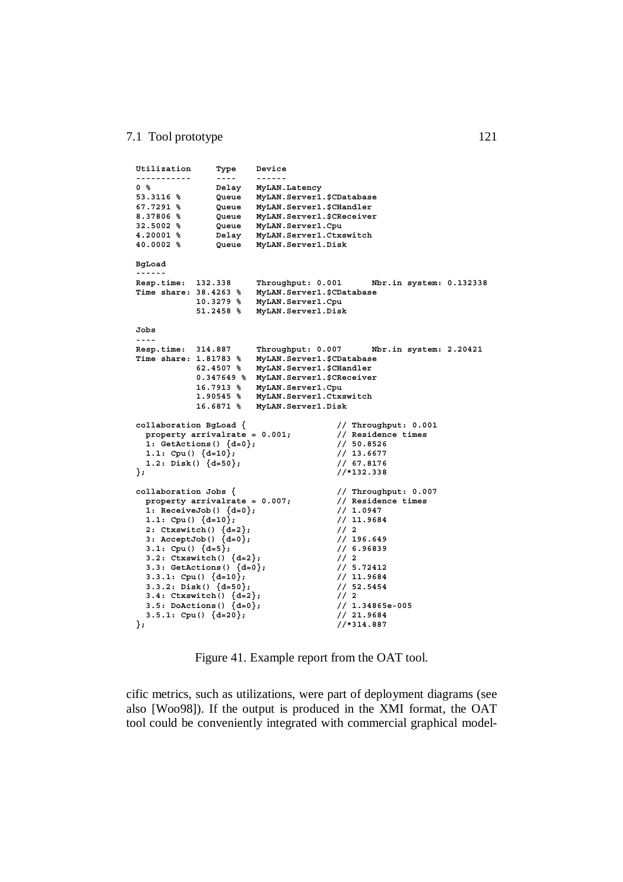```
Utilization     Type    Device
-----------     ----    ------
0 %             Delay   MyLAN.Latency
53.3116 %       Queue   MyLAN.Server1.$CDatabase
67.7291 %       Queue   MyLAN.Server1.$CHandler
8.37806 %       Queue   MyLAN.Server1.$CReceiver
32.5002 %       Queue   MyLAN.Server1.Cpu
4.20001 %       Delay   MyLAN.Server1.Ctxswitch
40.0002 %       Queue   MyLAN.Server1.Disk

BgLoad
------
Resp.time:  132.338     Throughput: 0.001     Nbr.in system: 0.132338
Time share: 38.4263 %   MyLAN.Server1.$CDatabase
            10.3279 %   MyLAN.Server1.Cpu
            51.2458 %   MyLAN.Server1.Disk

Jobs
----
Resp.time:  314.887     Throughput: 0.007     Nbr.in system: 2.20421
Time share: 1.81783 %   MyLAN.Server1.$CDatabase
            62.4507 %   MyLAN.Server1.$CHandler
            0.347649 %  MyLAN.Server1.$CReceiver
            16.7913 %   MyLAN.Server1.Cpu
            1.90545 %   MyLAN.Server1.Ctxswitch
            16.6871 %   MyLAN.Server1.Disk

collaboration BgLoad {                  // Throughput: 0.001
  property arrivalrate = 0.001;         // Residence times
  1: GetActions() {d=0};                // 50.8526
  1.1: Cpu() {d=10};                    // 13.6677
  1.2: Disk() {d=50};                   // 67.8176
};                                      //*132.338

collaboration Jobs {                    // Throughput: 0.007
  property arrivalrate = 0.007;         // Residence times
  1: ReceiveJob() {d=0};                // 1.0947
  1.1: Cpu() {d=10};                    // 11.9684
  2: Ctxswitch() {d=2};                 // 2
  3: AcceptJob() {d=0};                 // 196.649
  3.1: Cpu() {d=5};                     // 6.96839
  3.2: Ctxswitch() {d=2};               // 2
  3.3: GetActions() {d=0};              // 5.72412
  3.3.1: Cpu() {d=10};                  // 11.9684
  3.3.2: Disk() {d=50};                 // 52.5454
  3.4: Ctxswitch() {d=2};               // 2
  3.5: DoActions() {d=0};               // 1.34865e-005
  3.5.1: Cpu() {d=20};                  // 21.9684
};                                      //*314.887
```

Figure 41. Example report from the OAT tool.

cific metrics, such as utilizations, were part of deployment diagrams (see also [Woo98]). If the output is produced in the XMI format, the OAT tool could be conveniently integrated with commercial graphical model-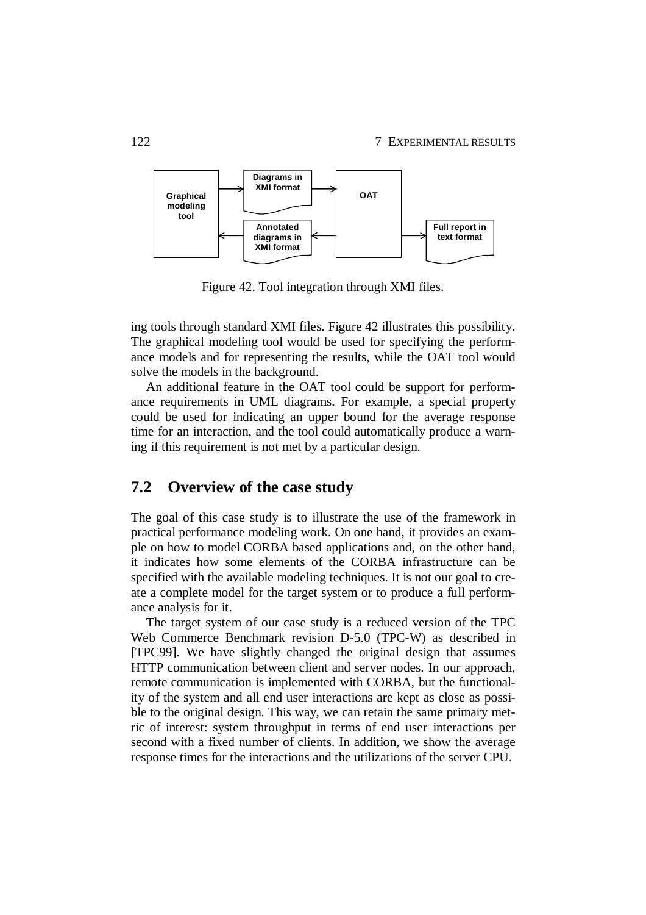Figure 42. Tool integration through XMI files.

ing tools through standard XMI files. Figure 42 illustrates this possibility. The graphical modeling tool would be used for specifying the performance models and for representing the results, while the OAT tool would solve the models in the background.

An additional feature in the OAT tool could be support for performance requirements in UML diagrams. For example, a special property could be used for indicating an upper bound for the average response time for an interaction, and the tool could automatically produce a warning if this requirement is not met by a particular design.

## 7.2 Overview of the case study

The goal of this case study is to illustrate the use of the framework in practical performance modeling work. On one hand, it provides an example on how to model CORBA based applications and, on the other hand, it indicates how some elements of the CORBA infrastructure can be specified with the available modeling techniques. It is not our goal to create a complete model for the target system or to produce a full performance analysis for it.

The target system of our case study is a reduced version of the TPC Web Commerce Benchmark revision D-5.0 (TPC-W) as described in [TPC99]. We have slightly changed the original design that assumes HTTP communication between client and server nodes. In our approach, remote communication is implemented with CORBA, but the functionality of the system and all end user interactions are kept as close as possible to the original design. This way, we can retain the same primary metric of interest: system throughput in terms of end user interactions per second with a fixed number of clients. In addition, we show the average response times for the interactions and the utilizations of the server CPU.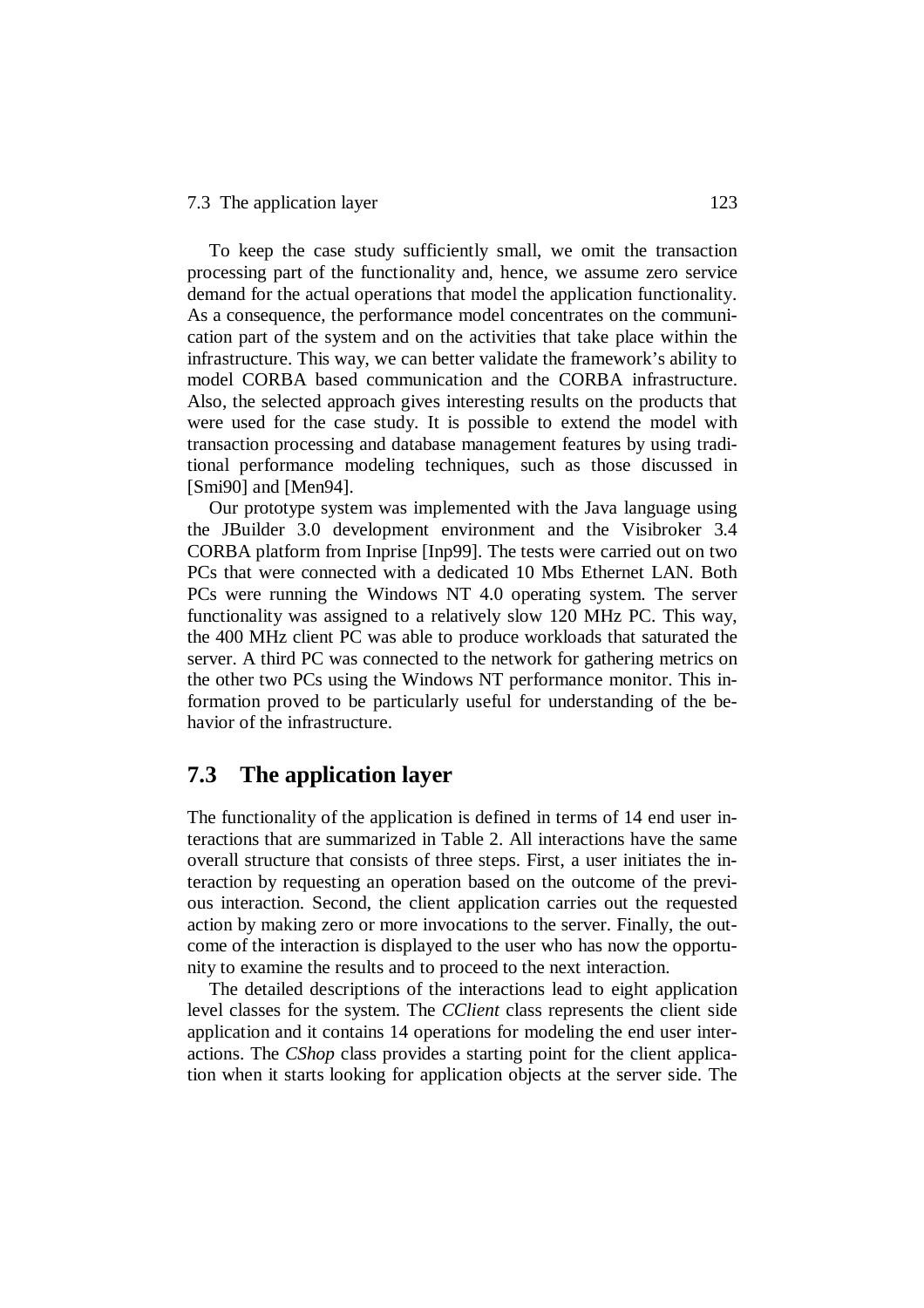To keep the case study sufficiently small, we omit the transaction processing part of the functionality and, hence, we assume zero service demand for the actual operations that model the application functionality. As a consequence, the performance model concentrates on the communication part of the system and on the activities that take place within the infrastructure. This way, we can better validate the framework's ability to model CORBA based communication and the CORBA infrastructure. Also, the selected approach gives interesting results on the products that were used for the case study. It is possible to extend the model with transaction processing and database management features by using traditional performance modeling techniques, such as those discussed in [Smi90] and [Men94].

Our prototype system was implemented with the Java language using the JBuilder 3.0 development environment and the Visibroker 3.4 CORBA platform from Inprise [Inp99]. The tests were carried out on two PCs that were connected with a dedicated 10 Mbs Ethernet LAN. Both PCs were running the Windows NT 4.0 operating system. The server functionality was assigned to a relatively slow 120 MHz PC. This way, the 400 MHz client PC was able to produce workloads that saturated the server. A third PC was connected to the network for gathering metrics on the other two PCs using the Windows NT performance monitor. This information proved to be particularly useful for understanding of the behavior of the infrastructure.

## 7.3 The application layer

The functionality of the application is defined in terms of 14 end user interactions that are summarized in Table 2. All interactions have the same overall structure that consists of three steps. First, a user initiates the interaction by requesting an operation based on the outcome of the previous interaction. Second, the client application carries out the requested action by making zero or more invocations to the server. Finally, the outcome of the interaction is displayed to the user who has now the opportunity to examine the results and to proceed to the next interaction.

The detailed descriptions of the interactions lead to eight application level classes for the system. The *CClient* class represents the client side application and it contains 14 operations for modeling the end user interactions. The *CShop* class provides a starting point for the client application when it starts looking for application objects at the server side. The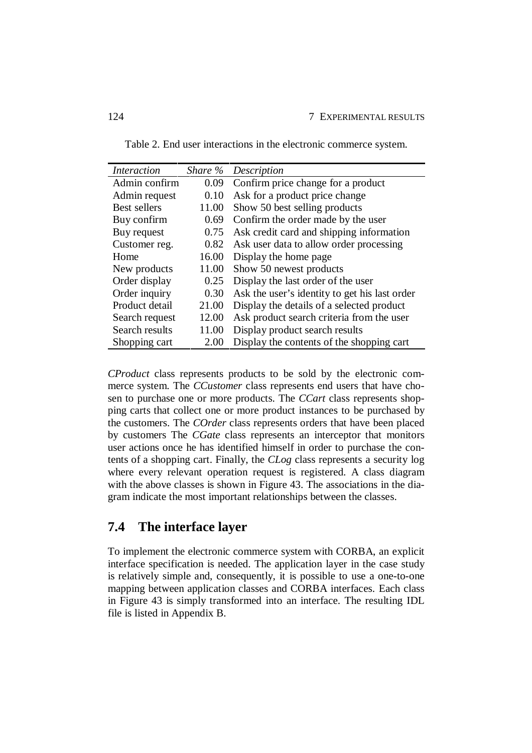Table 2. End user interactions in the electronic commerce system.

| *Interaction* | *Share %* | *Description* |
|---|---|---|
| Admin confirm | 0.09 | Confirm price change for a product |
| Admin request | 0.10 | Ask for a product price change |
| Best sellers | 11.00 | Show 50 best selling products |
| Buy confirm | 0.69 | Confirm the order made by the user |
| Buy request | 0.75 | Ask credit card and shipping information |
| Customer reg. | 0.82 | Ask user data to allow order processing |
| Home | 16.00 | Display the home page |
| New products | 11.00 | Show 50 newest products |
| Order display | 0.25 | Display the last order of the user |
| Order inquiry | 0.30 | Ask the user's identity to get his last order |
| Product detail | 21.00 | Display the details of a selected product |
| Search request | 12.00 | Ask product search criteria from the user |
| Search results | 11.00 | Display product search results |
| Shopping cart | 2.00 | Display the contents of the shopping cart |

*CProduct* class represents products to be sold by the electronic commerce system. The *CCustomer* class represents end users that have chosen to purchase one or more products. The *CCart* class represents shopping carts that collect one or more product instances to be purchased by the customers. The *COrder* class represents orders that have been placed by customers The *CGate* class represents an interceptor that monitors user actions once he has identified himself in order to purchase the contents of a shopping cart. Finally, the *CLog* class represents a security log where every relevant operation request is registered. A class diagram with the above classes is shown in Figure 43. The associations in the diagram indicate the most important relationships between the classes.

## 7.4 The interface layer

To implement the electronic commerce system with CORBA, an explicit interface specification is needed. The application layer in the case study is relatively simple and, consequently, it is possible to use a one-to-one mapping between application classes and CORBA interfaces. Each class in Figure 43 is simply transformed into an interface. The resulting IDL file is listed in Appendix B.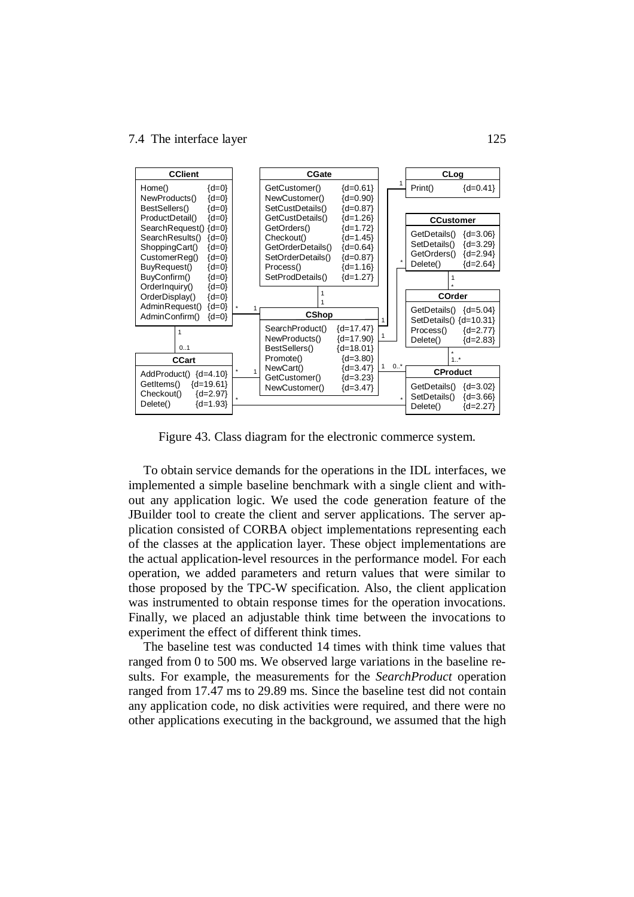| CClient | |
|---|---|
| Home() | {d=0} |
| NewProducts() | {d=0} |
| BestSellers() | {d=0} |
| ProductDetail() | {d=0} |
| SearchRequest() | {d=0} |
| SearchResults() | {d=0} |
| ShoppingCart() | {d=0} |
| CustomerReg() | {d=0} |
| BuyRequest() | {d=0} |
| BuyConfirm() | {d=0} |
| OrderInquiry() | {d=0} |
| OrderDisplay() | {d=0} |
| AdminRequest() | {d=0} |
| AdminConfirm() | {d=0} |

| CGate | |
|---|---|
| GetCustomer() | {d=0.61} |
| NewCustomer() | {d=0.90} |
| SetCustDetails() | {d=0.87} |
| GetCustDetails() | {d=1.26} |
| GetOrders() | {d=1.72} |
| Checkout() | {d=1.45} |
| GetOrderDetails() | {d=0.64} |
| SetOrderDetails() | {d=0.87} |
| Process() | {d=1.16} |
| SetProdDetails() | {d=1.27} |

| CLog | |
|---|---|
| Print() | {d=0.41} |

| CCustomer | |
|---|---|
| GetDetails() | {d=3.06} |
| SetDetails() | {d=3.29} |
| GetOrders() | {d=2.94} |
| Delete() | {d=2.64} |

| CShop | |
|---|---|
| SearchProduct() | {d=17.47} |
| NewProducts() | {d=17.90} |
| BestSellers() | {d=18.01} |
| Promote() | {d=3.80} |
| NewCart() | {d=3.47} |
| GetCustomer() | {d=3.23} |
| NewCustomer() | {d=3.47} |

| COrder | |
|---|---|
| GetDetails() | {d=5.04} |
| SetDetails() | {d=10.31} |
| Process() | {d=2.77} |
| Delete() | {d=2.83} |

| CCart | |
|---|---|
| AddProduct() | {d=4.10} |
| GetItems() | {d=19.61} |
| Checkout() | {d=2.97} |
| Delete() | {d=1.93} |

| CProduct | |
|---|---|
| GetDetails() | {d=3.02} |
| SetDetails() | {d=3.66} |
| Delete() | {d=2.27} |

Figure 43. Class diagram for the electronic commerce system.

To obtain service demands for the operations in the IDL interfaces, we implemented a simple baseline benchmark with a single client and without any application logic. We used the code generation feature of the JBuilder tool to create the client and server applications. The server application consisted of CORBA object implementations representing each of the classes at the application layer. These object implementations are the actual application-level resources in the performance model. For each operation, we added parameters and return values that were similar to those proposed by the TPC-W specification. Also, the client application was instrumented to obtain response times for the operation invocations. Finally, we placed an adjustable think time between the invocations to experiment the effect of different think times.

The baseline test was conducted 14 times with think time values that ranged from 0 to 500 ms. We observed large variations in the baseline results. For example, the measurements for the *SearchProduct* operation ranged from 17.47 ms to 29.89 ms. Since the baseline test did not contain any application code, no disk activities were required, and there were no other applications executing in the background, we assumed that the high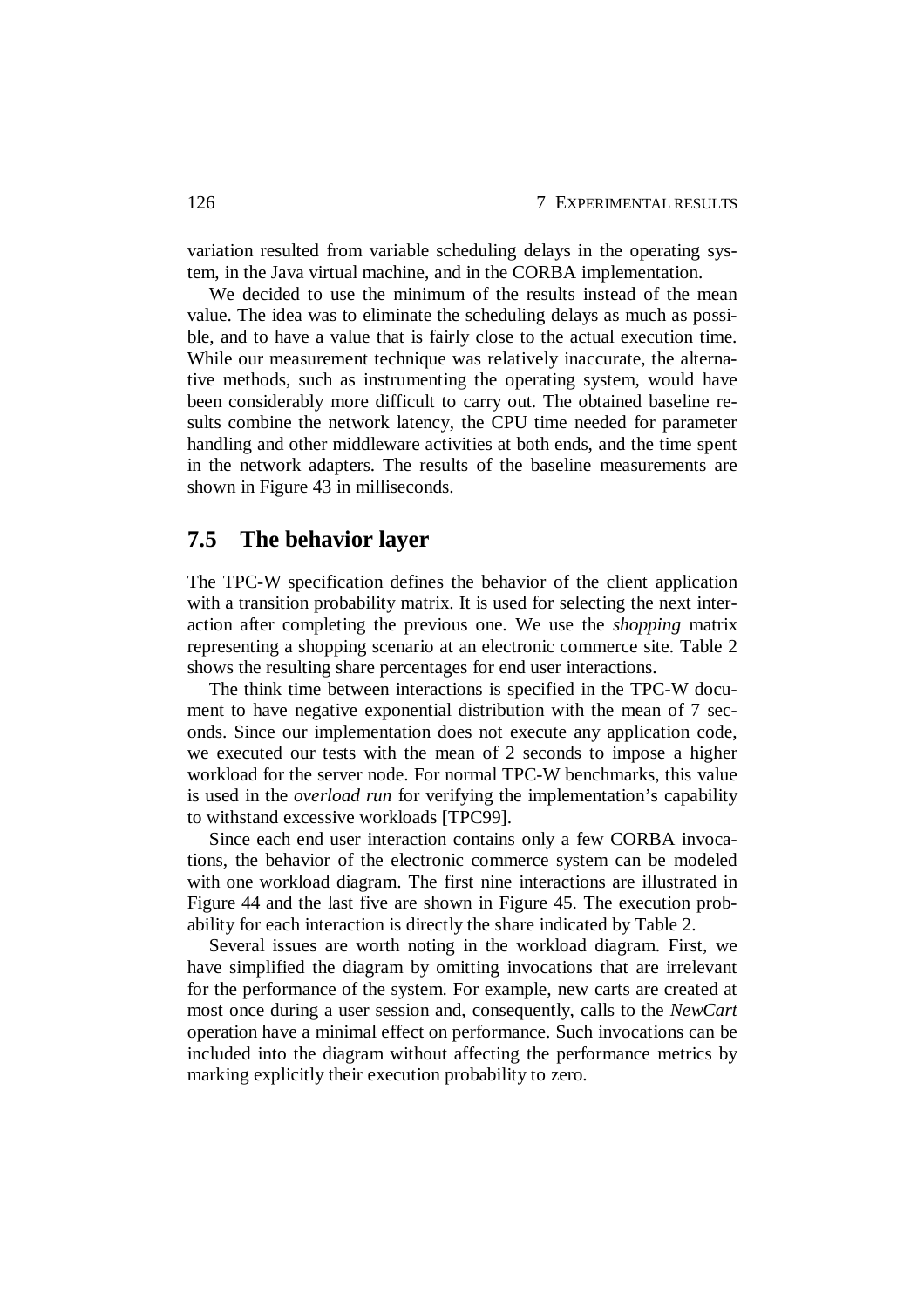variation resulted from variable scheduling delays in the operating system, in the Java virtual machine, and in the CORBA implementation.

We decided to use the minimum of the results instead of the mean value. The idea was to eliminate the scheduling delays as much as possible, and to have a value that is fairly close to the actual execution time. While our measurement technique was relatively inaccurate, the alternative methods, such as instrumenting the operating system, would have been considerably more difficult to carry out. The obtained baseline results combine the network latency, the CPU time needed for parameter handling and other middleware activities at both ends, and the time spent in the network adapters. The results of the baseline measurements are shown in Figure 43 in milliseconds.

## 7.5 The behavior layer

The TPC-W specification defines the behavior of the client application with a transition probability matrix. It is used for selecting the next interaction after completing the previous one. We use the *shopping* matrix representing a shopping scenario at an electronic commerce site. Table 2 shows the resulting share percentages for end user interactions.

The think time between interactions is specified in the TPC-W document to have negative exponential distribution with the mean of 7 seconds. Since our implementation does not execute any application code, we executed our tests with the mean of 2 seconds to impose a higher workload for the server node. For normal TPC-W benchmarks, this value is used in the *overload run* for verifying the implementation's capability to withstand excessive workloads [TPC99].

Since each end user interaction contains only a few CORBA invocations, the behavior of the electronic commerce system can be modeled with one workload diagram. The first nine interactions are illustrated in Figure 44 and the last five are shown in Figure 45. The execution probability for each interaction is directly the share indicated by Table 2.

Several issues are worth noting in the workload diagram. First, we have simplified the diagram by omitting invocations that are irrelevant for the performance of the system. For example, new carts are created at most once during a user session and, consequently, calls to the *NewCart* operation have a minimal effect on performance. Such invocations can be included into the diagram without affecting the performance metrics by marking explicitly their execution probability to zero.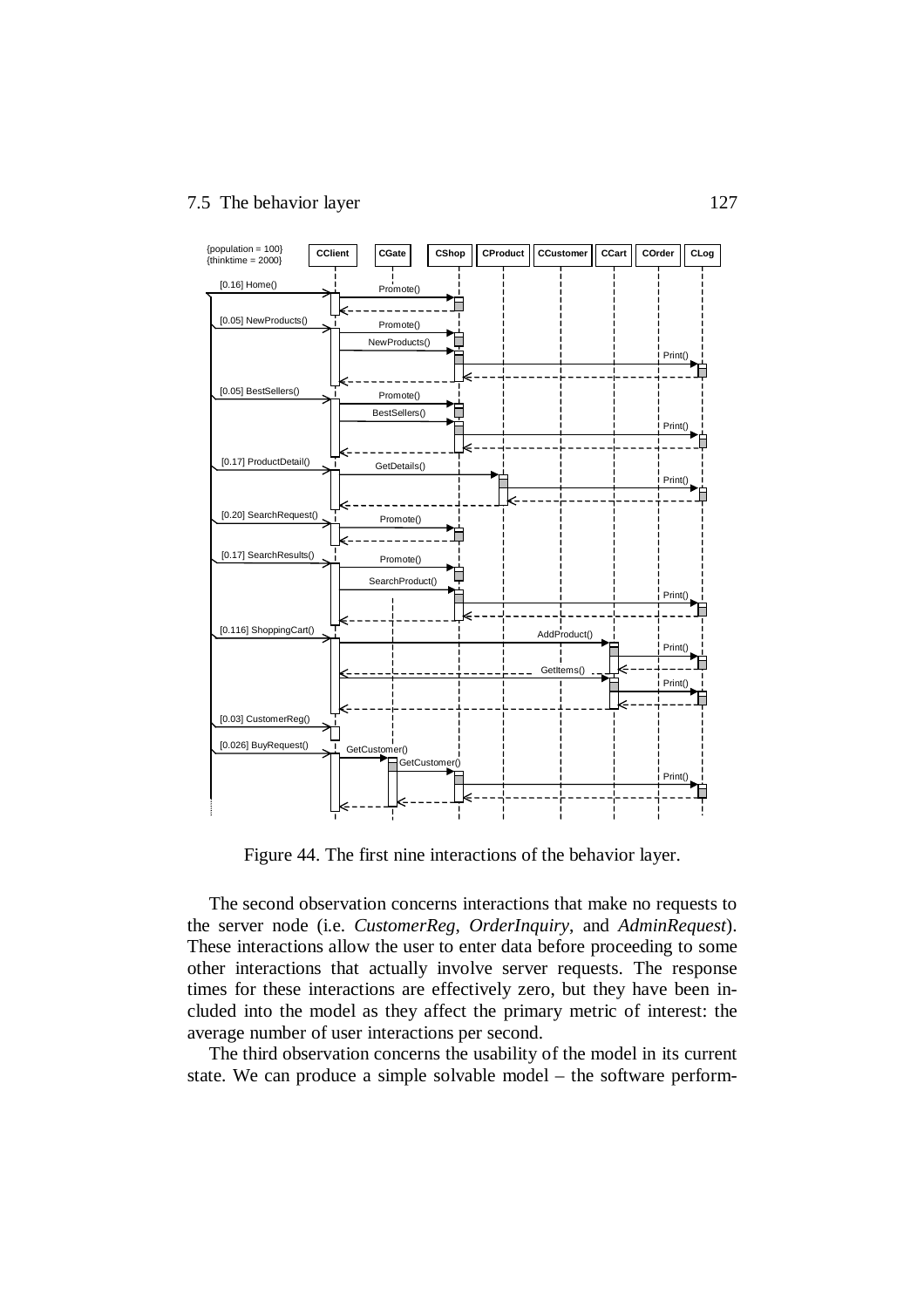Figure 44. The first nine interactions of the behavior layer.

The second observation concerns interactions that make no requests to the server node (i.e. *CustomerReg*, *OrderInquiry*, and *AdminRequest*). These interactions allow the user to enter data before proceeding to some other interactions that actually involve server requests. The response times for these interactions are effectively zero, but they have been included into the model as they affect the primary metric of interest: the average number of user interactions per second.

The third observation concerns the usability of the model in its current state. We can produce a simple solvable model – the software perform-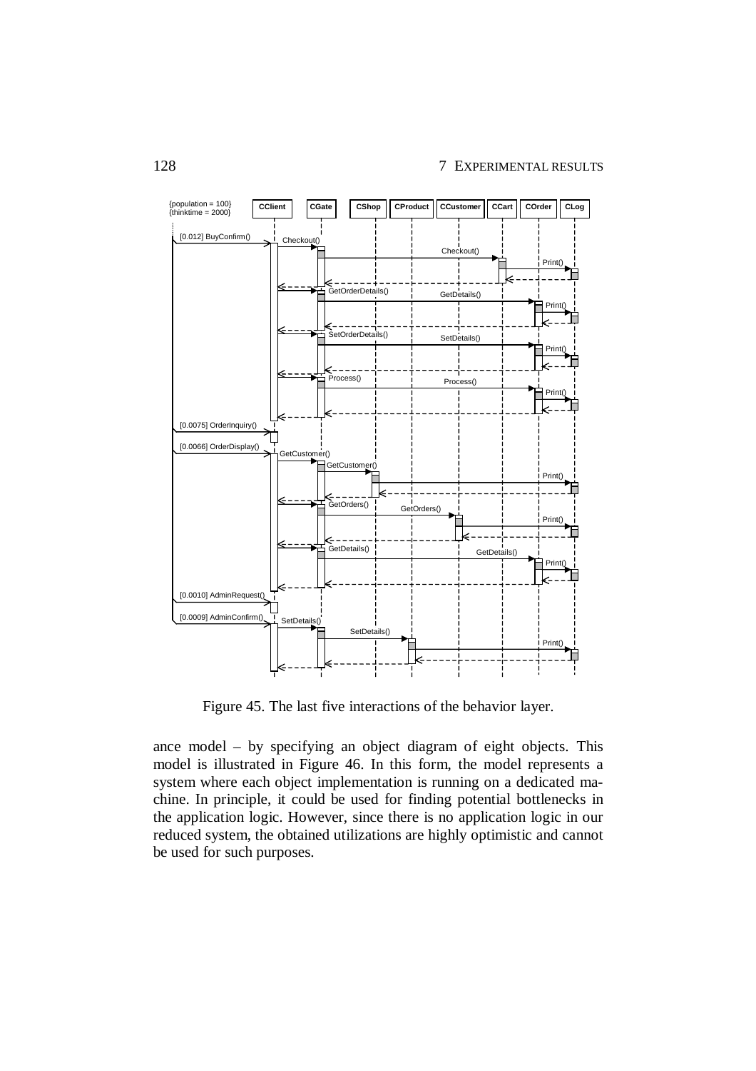Figure 45. The last five interactions of the behavior layer.

ance model – by specifying an object diagram of eight objects. This model is illustrated in Figure 46. In this form, the model represents a system where each object implementation is running on a dedicated machine. In principle, it could be used for finding potential bottlenecks in the application logic. However, since there is no application logic in our reduced system, the obtained utilizations are highly optimistic and cannot be used for such purposes.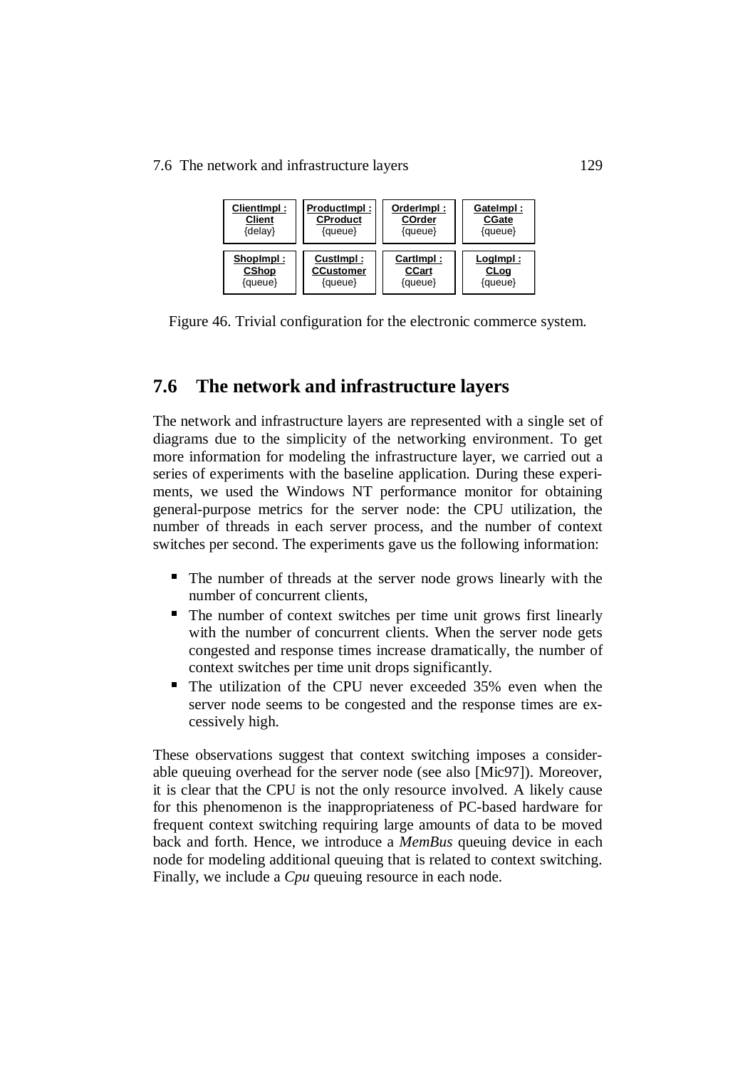| ClientImpl : Client {delay} | ProductImpl : CProduct {queue} | OrderImpl : COrder {queue} | GateImpl : CGate {queue} |
| --- | --- | --- | --- |
| ShopImpl : CShop {queue} | CustImpl : CCustomer {queue} | CartImpl : CCart {queue} | LogImpl : CLog {queue} |

Figure 46. Trivial configuration for the electronic commerce system.

## 7.6 The network and infrastructure layers

The network and infrastructure layers are represented with a single set of diagrams due to the simplicity of the networking environment. To get more information for modeling the infrastructure layer, we carried out a series of experiments with the baseline application. During these experiments, we used the Windows NT performance monitor for obtaining general-purpose metrics for the server node: the CPU utilization, the number of threads in each server process, and the number of context switches per second. The experiments gave us the following information:

- The number of threads at the server node grows linearly with the number of concurrent clients,
- The number of context switches per time unit grows first linearly with the number of concurrent clients. When the server node gets congested and response times increase dramatically, the number of context switches per time unit drops significantly.
- The utilization of the CPU never exceeded 35% even when the server node seems to be congested and the response times are excessively high.

These observations suggest that context switching imposes a considerable queuing overhead for the server node (see also [Mic97]). Moreover, it is clear that the CPU is not the only resource involved. A likely cause for this phenomenon is the inappropriateness of PC-based hardware for frequent context switching requiring large amounts of data to be moved back and forth. Hence, we introduce a *MemBus* queuing device in each node for modeling additional queuing that is related to context switching. Finally, we include a *Cpu* queuing resource in each node.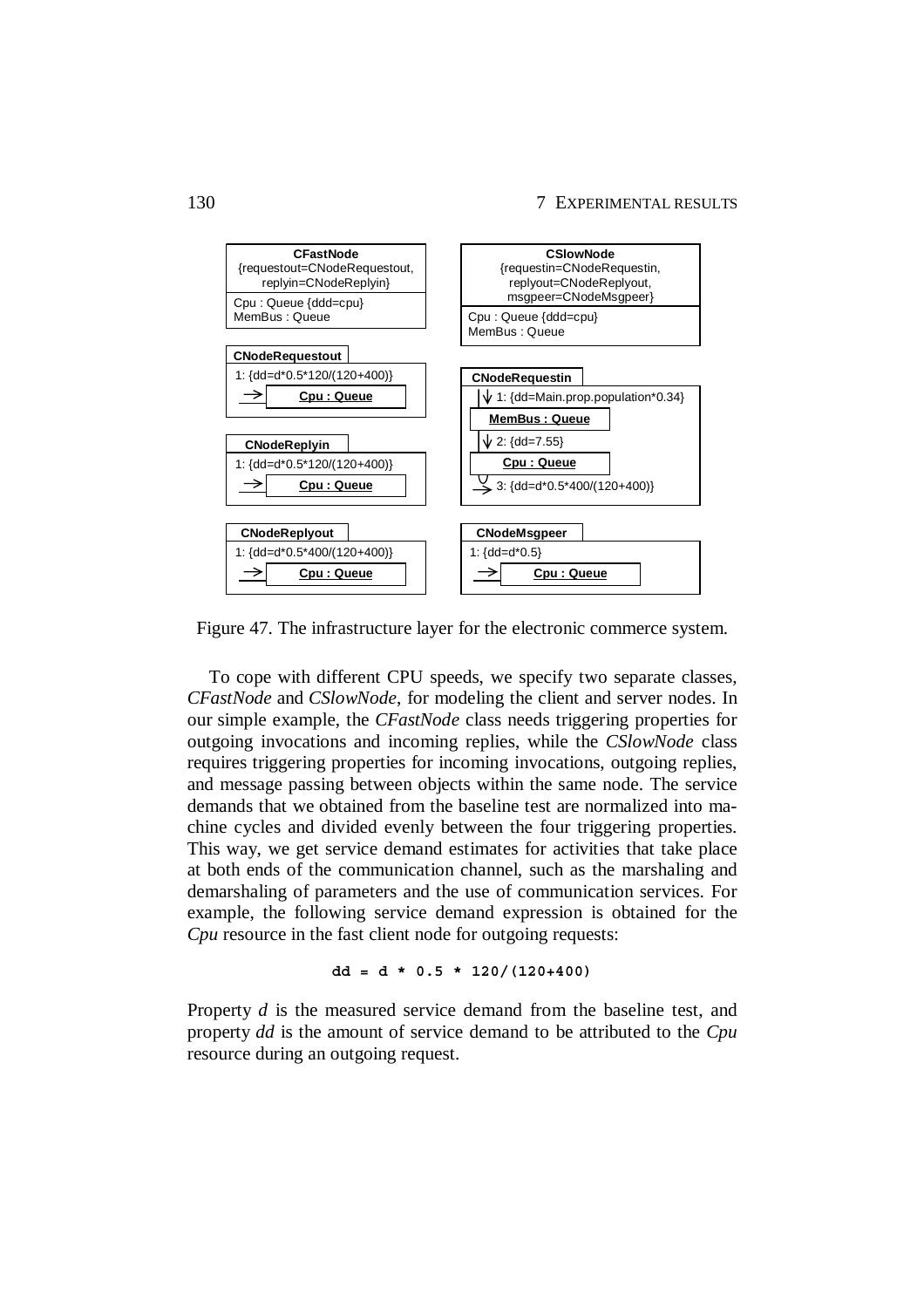**CFastNode**
{requestout=CNodeRequestout, replyin=CNodeReplyin}
Cpu : Queue {ddd=cpu}
MemBus : Queue

**CNodeRequestout**
1: {dd=d*0.5*120/(120+400)}
→ **Cpu : Queue**

**CNodeReplyin**
1: {dd=d*0.5*120/(120+400)}
→ **Cpu : Queue**

**CNodeReplyout**
1: {dd=d*0.5*400/(120+400)}
→ **Cpu : Queue**

**CSlowNode**
{requestin=CNodeRequestin, replyout=CNodeReplyout, msgpeer=CNodeMsgpeer}
Cpu : Queue {ddd=cpu}
MemBus : Queue

**CNodeRequestin**
1: {dd=Main.prop.population*0.34}
**MemBus : Queue**
2: {dd=7.55}
**Cpu : Queue**
3: {dd=d*0.5*400/(120+400)}

**CNodeMsgpeer**
1: {dd=d*0.5}
→ **Cpu : Queue**

Figure 47. The infrastructure layer for the electronic commerce system.

To cope with different CPU speeds, we specify two separate classes, *CFastNode* and *CSlowNode*, for modeling the client and server nodes. In our simple example, the *CFastNode* class needs triggering properties for outgoing invocations and incoming replies, while the *CSlowNode* class requires triggering properties for incoming invocations, outgoing replies, and message passing between objects within the same node. The service demands that we obtained from the baseline test are normalized into machine cycles and divided evenly between the four triggering properties. This way, we get service demand estimates for activities that take place at both ends of the communication channel, such as the marshaling and demarshaling of parameters and the use of communication services. For example, the following service demand expression is obtained for the *Cpu* resource in the fast client node for outgoing requests:

```
dd = d * 0.5 * 120/(120+400)
```

Property *d* is the measured service demand from the baseline test, and property *dd* is the amount of service demand to be attributed to the *Cpu* resource during an outgoing request.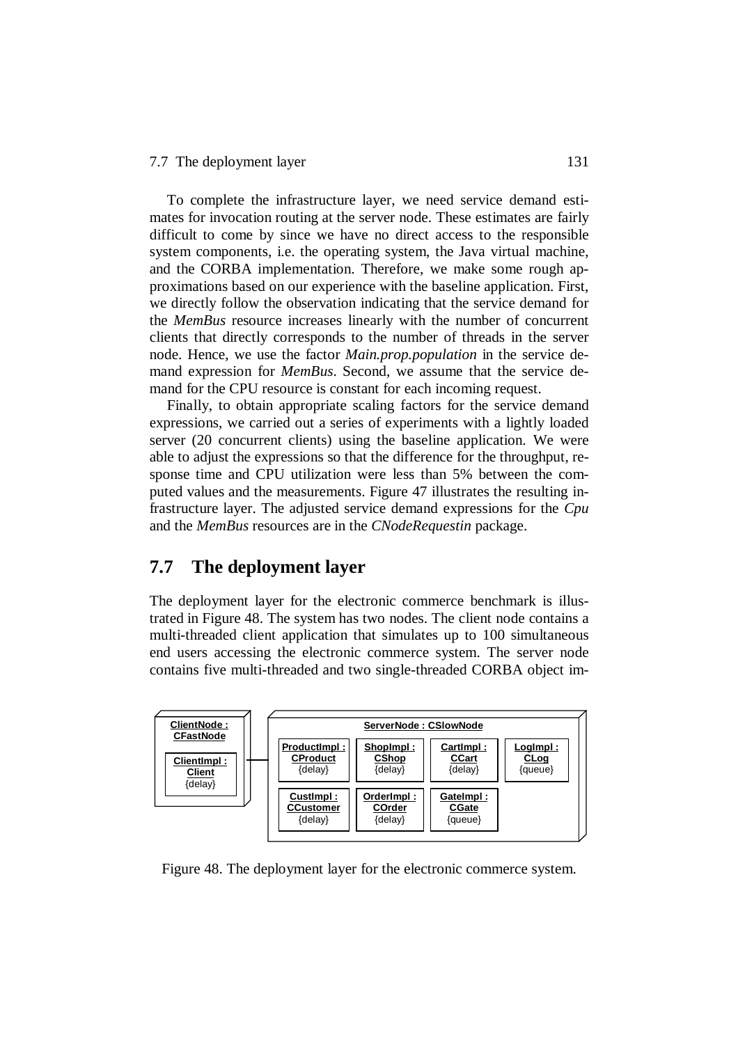To complete the infrastructure layer, we need service demand estimates for invocation routing at the server node. These estimates are fairly difficult to come by since we have no direct access to the responsible system components, i.e. the operating system, the Java virtual machine, and the CORBA implementation. Therefore, we make some rough approximations based on our experience with the baseline application. First, we directly follow the observation indicating that the service demand for the *MemBus* resource increases linearly with the number of concurrent clients that directly corresponds to the number of threads in the server node. Hence, we use the factor *Main.prop.population* in the service demand expression for *MemBus*. Second, we assume that the service demand for the CPU resource is constant for each incoming request.

Finally, to obtain appropriate scaling factors for the service demand expressions, we carried out a series of experiments with a lightly loaded server (20 concurrent clients) using the baseline application. We were able to adjust the expressions so that the difference for the throughput, response time and CPU utilization were less than 5% between the computed values and the measurements. Figure 47 illustrates the resulting infrastructure layer. The adjusted service demand expressions for the *Cpu* and the *MemBus* resources are in the *CNodeRequestin* package.

## 7.7 The deployment layer

The deployment layer for the electronic commerce benchmark is illustrated in Figure 48. The system has two nodes. The client node contains a multi-threaded client application that simulates up to 100 simultaneous end users accessing the electronic commerce system. The server node contains five multi-threaded and two single-threaded CORBA object im-

Figure 48. The deployment layer for the electronic commerce system.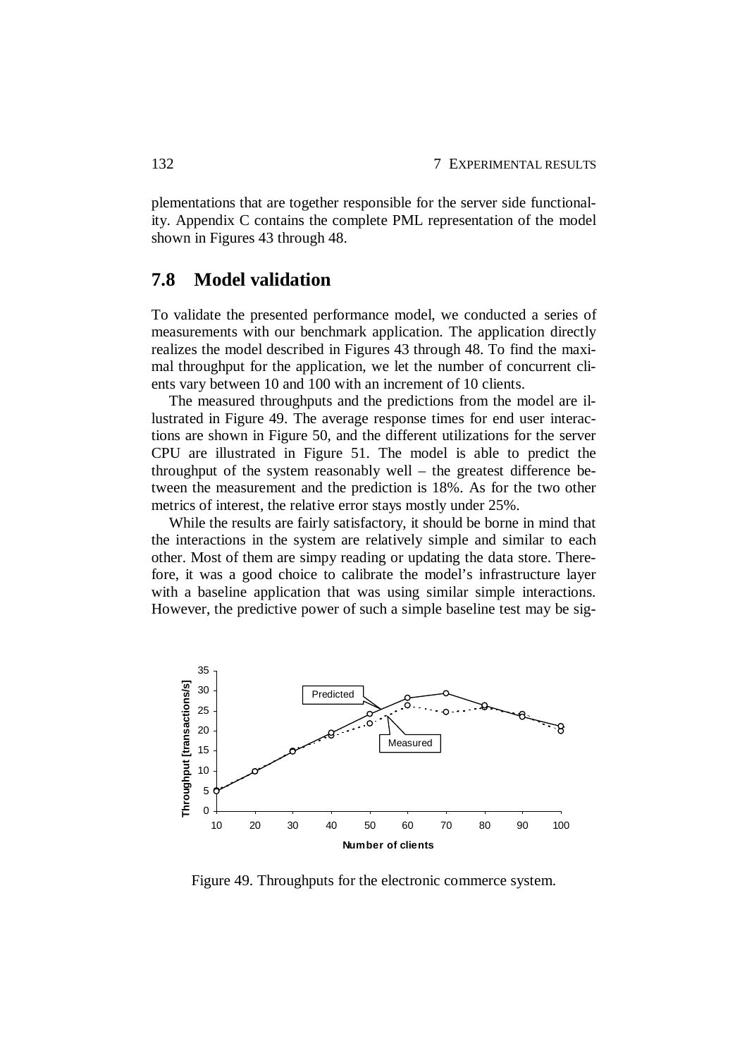plementations that are together responsible for the server side functionality. Appendix C contains the complete PML representation of the model shown in Figures 43 through 48.

## 7.8 Model validation

To validate the presented performance model, we conducted a series of measurements with our benchmark application. The application directly realizes the model described in Figures 43 through 48. To find the maximal throughput for the application, we let the number of concurrent clients vary between 10 and 100 with an increment of 10 clients.

The measured throughputs and the predictions from the model are illustrated in Figure 49. The average response times for end user interactions are shown in Figure 50, and the different utilizations for the server CPU are illustrated in Figure 51. The model is able to predict the throughput of the system reasonably well – the greatest difference between the measurement and the prediction is 18%. As for the two other metrics of interest, the relative error stays mostly under 25%.

While the results are fairly satisfactory, it should be borne in mind that the interactions in the system are relatively simple and similar to each other. Most of them are simpy reading or updating the data store. Therefore, it was a good choice to calibrate the model's infrastructure layer with a baseline application that was using similar simple interactions. However, the predictive power of such a simple baseline test may be sig-

Figure 49. Throughputs for the electronic commerce system.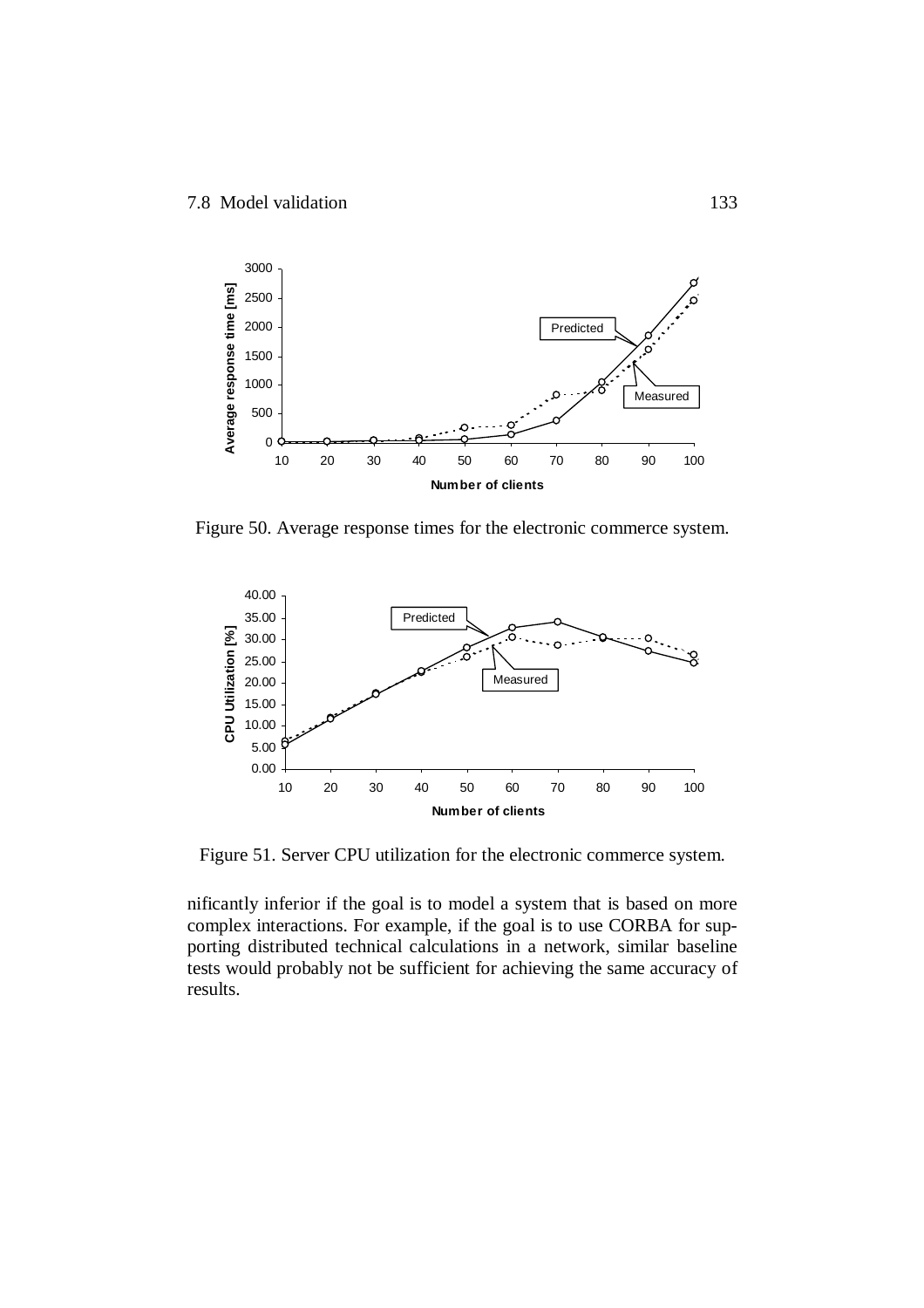Figure 50. Average response times for the electronic commerce system.

Figure 51. Server CPU utilization for the electronic commerce system.

nificantly inferior if the goal is to model a system that is based on more complex interactions. For example, if the goal is to use CORBA for supporting distributed technical calculations in a network, similar baseline tests would probably not be sufficient for achieving the same accuracy of results.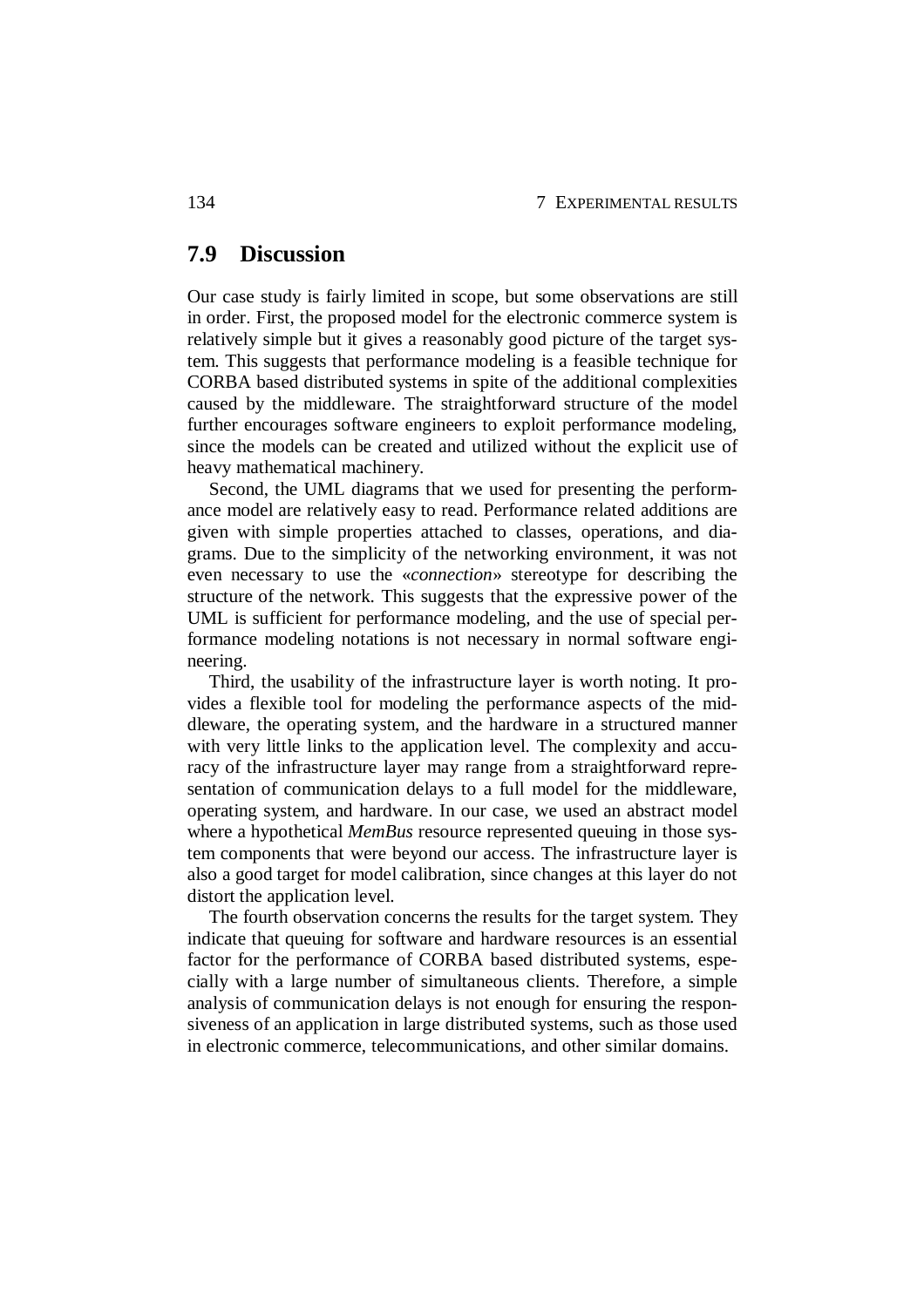## 7.9 Discussion

Our case study is fairly limited in scope, but some observations are still in order. First, the proposed model for the electronic commerce system is relatively simple but it gives a reasonably good picture of the target system. This suggests that performance modeling is a feasible technique for CORBA based distributed systems in spite of the additional complexities caused by the middleware. The straightforward structure of the model further encourages software engineers to exploit performance modeling, since the models can be created and utilized without the explicit use of heavy mathematical machinery.

Second, the UML diagrams that we used for presenting the performance model are relatively easy to read. Performance related additions are given with simple properties attached to classes, operations, and diagrams. Due to the simplicity of the networking environment, it was not even necessary to use the «*connection*» stereotype for describing the structure of the network. This suggests that the expressive power of the UML is sufficient for performance modeling, and the use of special performance modeling notations is not necessary in normal software engineering.

Third, the usability of the infrastructure layer is worth noting. It provides a flexible tool for modeling the performance aspects of the middleware, the operating system, and the hardware in a structured manner with very little links to the application level. The complexity and accuracy of the infrastructure layer may range from a straightforward representation of communication delays to a full model for the middleware, operating system, and hardware. In our case, we used an abstract model where a hypothetical *MemBus* resource represented queuing in those system components that were beyond our access. The infrastructure layer is also a good target for model calibration, since changes at this layer do not distort the application level.

The fourth observation concerns the results for the target system. They indicate that queuing for software and hardware resources is an essential factor for the performance of CORBA based distributed systems, especially with a large number of simultaneous clients. Therefore, a simple analysis of communication delays is not enough for ensuring the responsiveness of an application in large distributed systems, such as those used in electronic commerce, telecommunications, and other similar domains.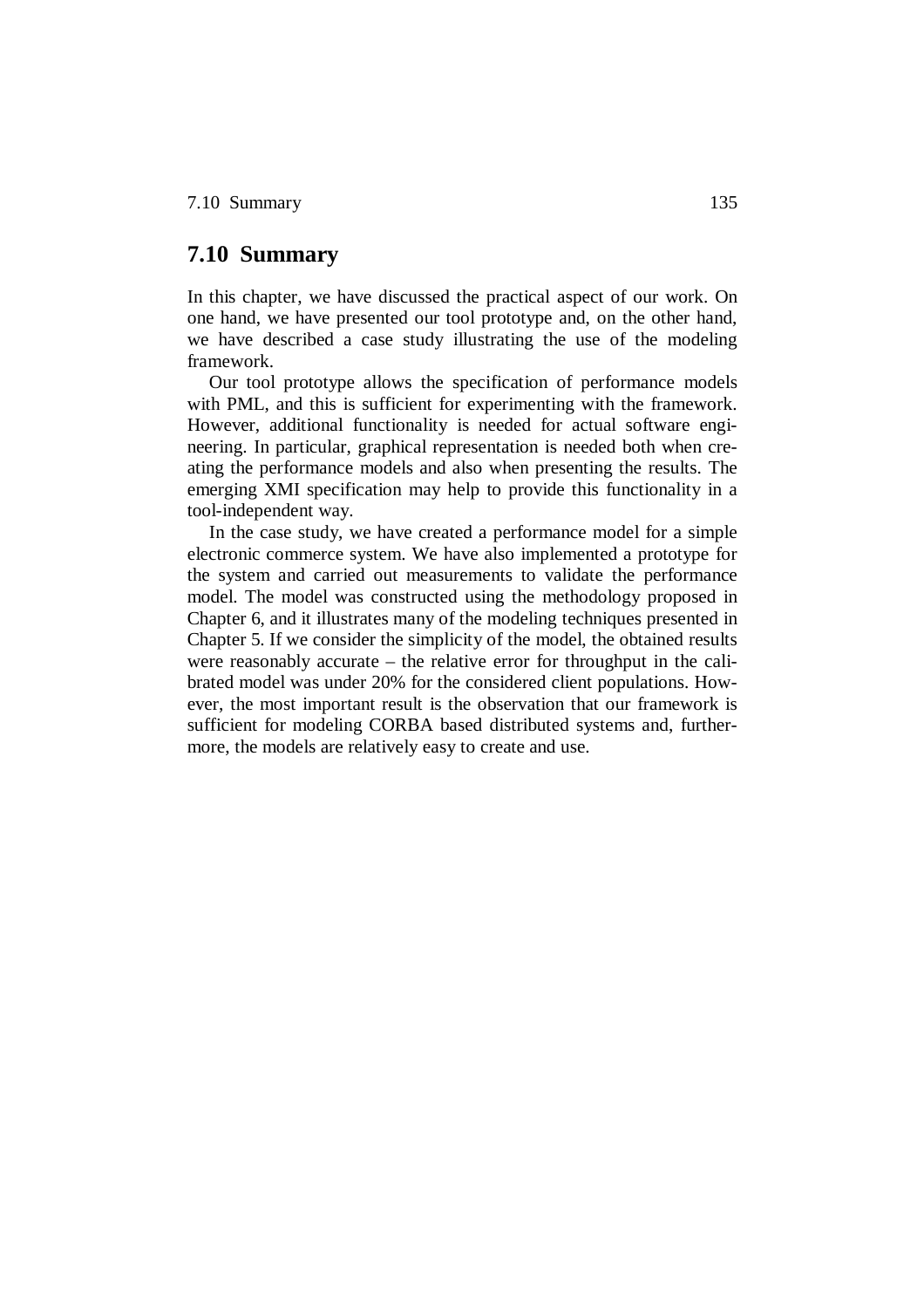## 7.10 Summary

In this chapter, we have discussed the practical aspect of our work. On one hand, we have presented our tool prototype and, on the other hand, we have described a case study illustrating the use of the modeling framework.

Our tool prototype allows the specification of performance models with PML, and this is sufficient for experimenting with the framework. However, additional functionality is needed for actual software engineering. In particular, graphical representation is needed both when creating the performance models and also when presenting the results. The emerging XMI specification may help to provide this functionality in a tool-independent way.

In the case study, we have created a performance model for a simple electronic commerce system. We have also implemented a prototype for the system and carried out measurements to validate the performance model. The model was constructed using the methodology proposed in Chapter 6, and it illustrates many of the modeling techniques presented in Chapter 5. If we consider the simplicity of the model, the obtained results were reasonably accurate – the relative error for throughput in the calibrated model was under 20% for the considered client populations. However, the most important result is the observation that our framework is sufficient for modeling CORBA based distributed systems and, furthermore, the models are relatively easy to create and use.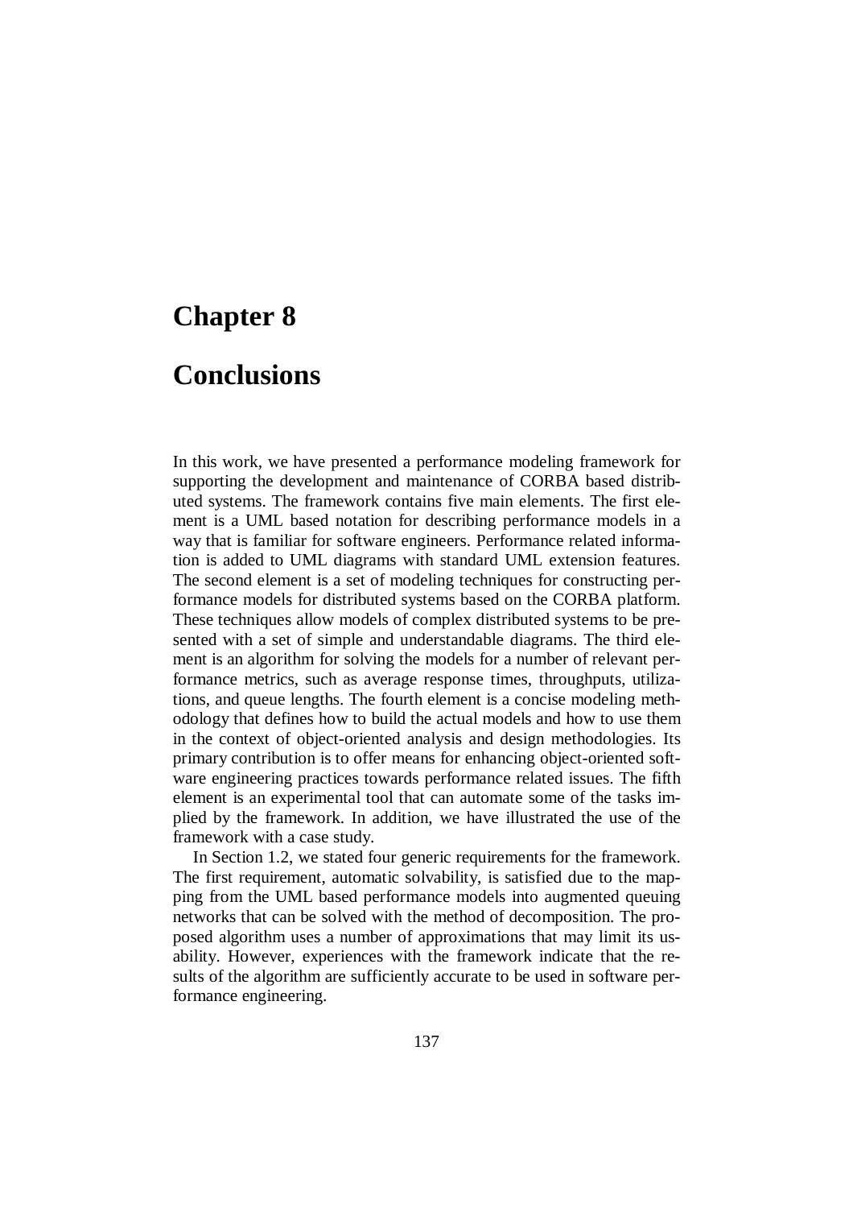# Chapter 8

# Conclusions

In this work, we have presented a performance modeling framework for supporting the development and maintenance of CORBA based distributed systems. The framework contains five main elements. The first element is a UML based notation for describing performance models in a way that is familiar for software engineers. Performance related information is added to UML diagrams with standard UML extension features. The second element is a set of modeling techniques for constructing performance models for distributed systems based on the CORBA platform. These techniques allow models of complex distributed systems to be presented with a set of simple and understandable diagrams. The third element is an algorithm for solving the models for a number of relevant performance metrics, such as average response times, throughputs, utilizations, and queue lengths. The fourth element is a concise modeling methodology that defines how to build the actual models and how to use them in the context of object-oriented analysis and design methodologies. Its primary contribution is to offer means for enhancing object-oriented software engineering practices towards performance related issues. The fifth element is an experimental tool that can automate some of the tasks implied by the framework. In addition, we have illustrated the use of the framework with a case study.

In Section 1.2, we stated four generic requirements for the framework. The first requirement, automatic solvability, is satisfied due to the mapping from the UML based performance models into augmented queuing networks that can be solved with the method of decomposition. The proposed algorithm uses a number of approximations that may limit its usability. However, experiences with the framework indicate that the results of the algorithm are sufficiently accurate to be used in software performance engineering.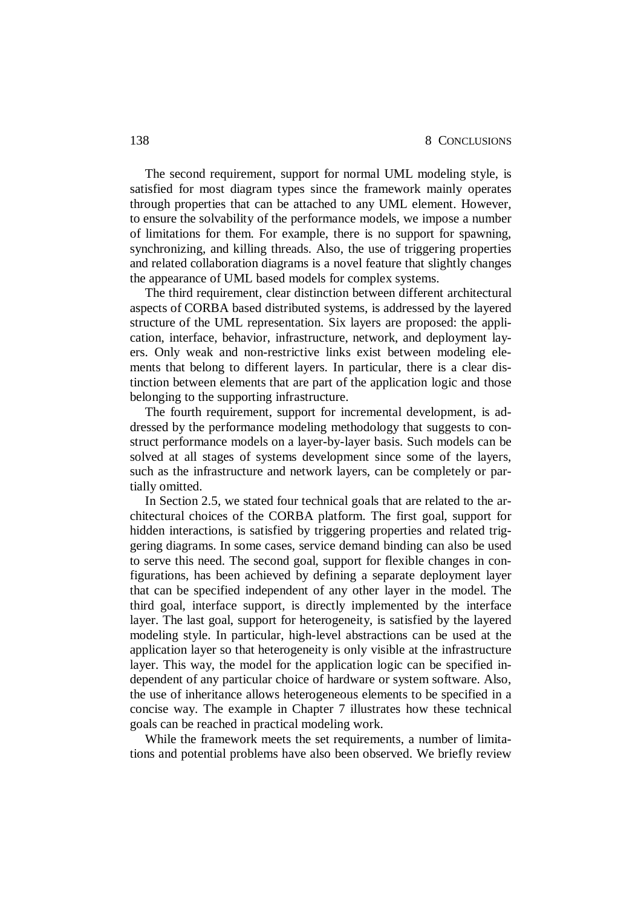The second requirement, support for normal UML modeling style, is satisfied for most diagram types since the framework mainly operates through properties that can be attached to any UML element. However, to ensure the solvability of the performance models, we impose a number of limitations for them. For example, there is no support for spawning, synchronizing, and killing threads. Also, the use of triggering properties and related collaboration diagrams is a novel feature that slightly changes the appearance of UML based models for complex systems.

The third requirement, clear distinction between different architectural aspects of CORBA based distributed systems, is addressed by the layered structure of the UML representation. Six layers are proposed: the application, interface, behavior, infrastructure, network, and deployment layers. Only weak and non-restrictive links exist between modeling elements that belong to different layers. In particular, there is a clear distinction between elements that are part of the application logic and those belonging to the supporting infrastructure.

The fourth requirement, support for incremental development, is addressed by the performance modeling methodology that suggests to construct performance models on a layer-by-layer basis. Such models can be solved at all stages of systems development since some of the layers, such as the infrastructure and network layers, can be completely or partially omitted.

In Section 2.5, we stated four technical goals that are related to the architectural choices of the CORBA platform. The first goal, support for hidden interactions, is satisfied by triggering properties and related triggering diagrams. In some cases, service demand binding can also be used to serve this need. The second goal, support for flexible changes in configurations, has been achieved by defining a separate deployment layer that can be specified independent of any other layer in the model. The third goal, interface support, is directly implemented by the interface layer. The last goal, support for heterogeneity, is satisfied by the layered modeling style. In particular, high-level abstractions can be used at the application layer so that heterogeneity is only visible at the infrastructure layer. This way, the model for the application logic can be specified independent of any particular choice of hardware or system software. Also, the use of inheritance allows heterogeneous elements to be specified in a concise way. The example in Chapter 7 illustrates how these technical goals can be reached in practical modeling work.

While the framework meets the set requirements, a number of limitations and potential problems have also been observed. We briefly review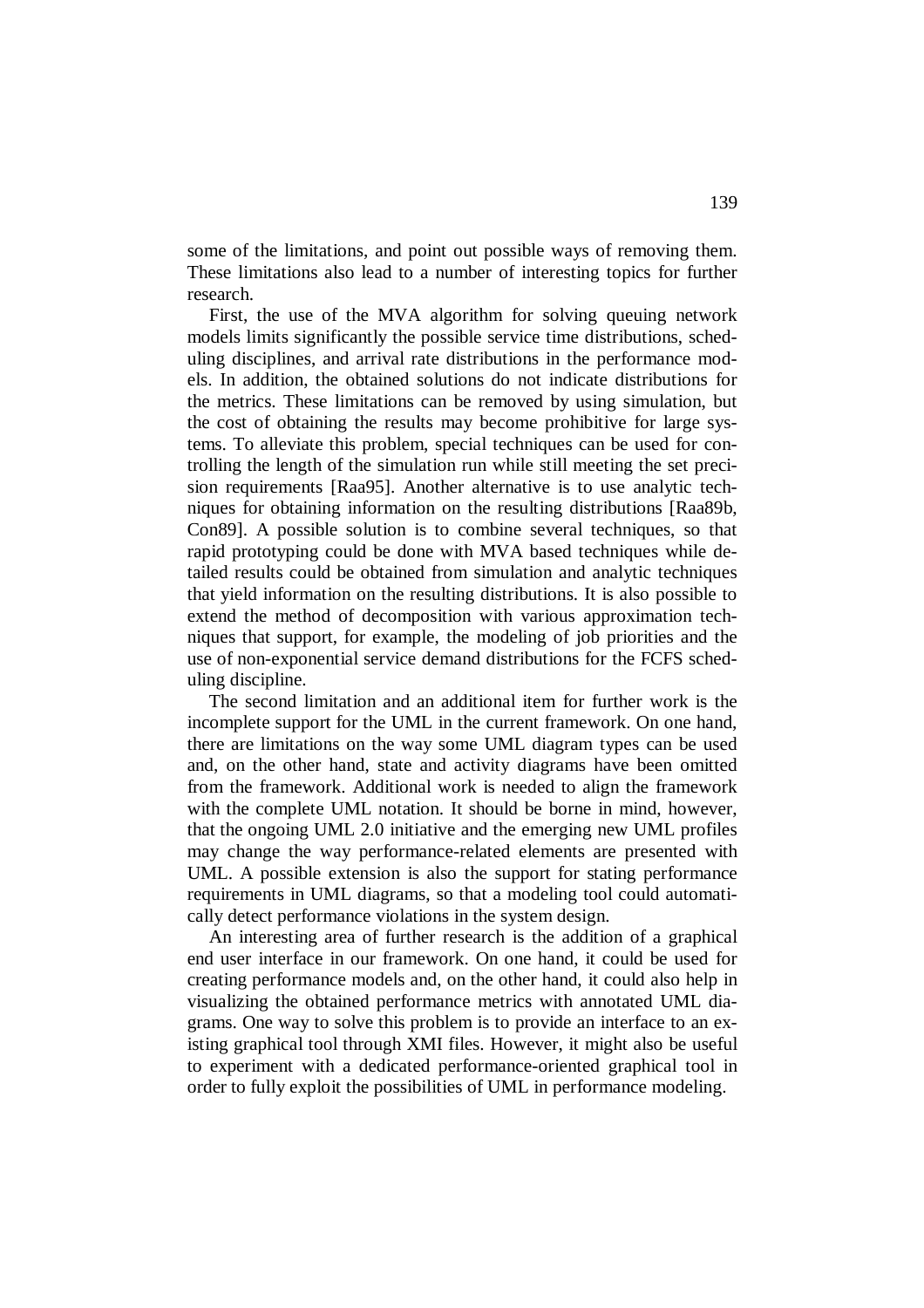some of the limitations, and point out possible ways of removing them. These limitations also lead to a number of interesting topics for further research.

First, the use of the MVA algorithm for solving queuing network models limits significantly the possible service time distributions, scheduling disciplines, and arrival rate distributions in the performance models. In addition, the obtained solutions do not indicate distributions for the metrics. These limitations can be removed by using simulation, but the cost of obtaining the results may become prohibitive for large systems. To alleviate this problem, special techniques can be used for controlling the length of the simulation run while still meeting the set precision requirements [Raa95]. Another alternative is to use analytic techniques for obtaining information on the resulting distributions [Raa89b, Con89]. A possible solution is to combine several techniques, so that rapid prototyping could be done with MVA based techniques while detailed results could be obtained from simulation and analytic techniques that yield information on the resulting distributions. It is also possible to extend the method of decomposition with various approximation techniques that support, for example, the modeling of job priorities and the use of non-exponential service demand distributions for the FCFS scheduling discipline.

The second limitation and an additional item for further work is the incomplete support for the UML in the current framework. On one hand, there are limitations on the way some UML diagram types can be used and, on the other hand, state and activity diagrams have been omitted from the framework. Additional work is needed to align the framework with the complete UML notation. It should be borne in mind, however, that the ongoing UML 2.0 initiative and the emerging new UML profiles may change the way performance-related elements are presented with UML. A possible extension is also the support for stating performance requirements in UML diagrams, so that a modeling tool could automatically detect performance violations in the system design.

An interesting area of further research is the addition of a graphical end user interface in our framework. On one hand, it could be used for creating performance models and, on the other hand, it could also help in visualizing the obtained performance metrics with annotated UML diagrams. One way to solve this problem is to provide an interface to an existing graphical tool through XMI files. However, it might also be useful to experiment with a dedicated performance-oriented graphical tool in order to fully exploit the possibilities of UML in performance modeling.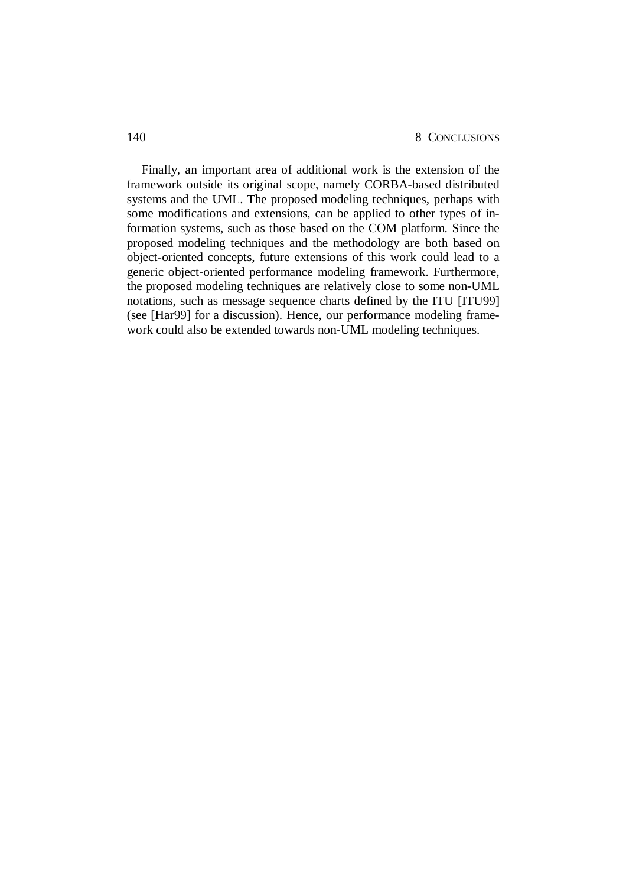Finally, an important area of additional work is the extension of the framework outside its original scope, namely CORBA-based distributed systems and the UML. The proposed modeling techniques, perhaps with some modifications and extensions, can be applied to other types of information systems, such as those based on the COM platform. Since the proposed modeling techniques and the methodology are both based on object-oriented concepts, future extensions of this work could lead to a generic object-oriented performance modeling framework. Furthermore, the proposed modeling techniques are relatively close to some non-UML notations, such as message sequence charts defined by the ITU [ITU99] (see [Har99] for a discussion). Hence, our performance modeling framework could also be extended towards non-UML modeling techniques.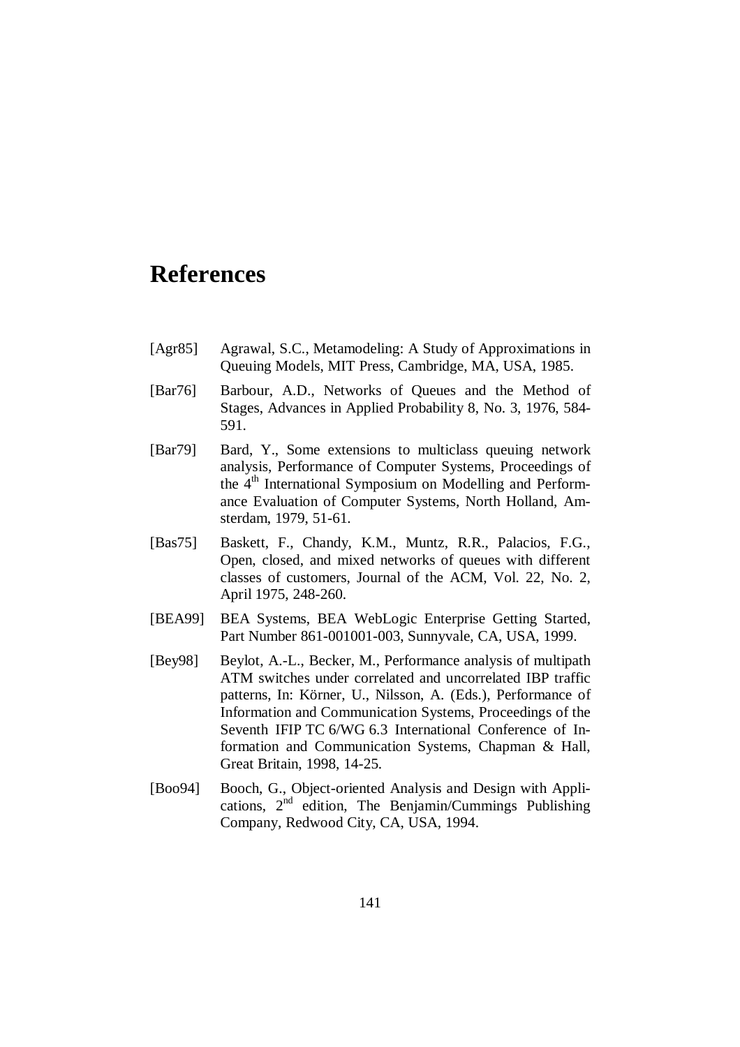# References

[Agr85] Agrawal, S.C., Metamodeling: A Study of Approximations in Queuing Models, MIT Press, Cambridge, MA, USA, 1985.

[Bar76] Barbour, A.D., Networks of Queues and the Method of Stages, Advances in Applied Probability 8, No. 3, 1976, 584-591.

[Bar79] Bard, Y., Some extensions to multiclass queuing network analysis, Performance of Computer Systems, Proceedings of the 4th International Symposium on Modelling and Performance Evaluation of Computer Systems, North Holland, Amsterdam, 1979, 51-61.

[Bas75] Baskett, F., Chandy, K.M., Muntz, R.R., Palacios, F.G., Open, closed, and mixed networks of queues with different classes of customers, Journal of the ACM, Vol. 22, No. 2, April 1975, 248-260.

[BEA99] BEA Systems, BEA WebLogic Enterprise Getting Started, Part Number 861-001001-003, Sunnyvale, CA, USA, 1999.

[Bey98] Beylot, A.-L., Becker, M., Performance analysis of multipath ATM switches under correlated and uncorrelated IBP traffic patterns, In: Körner, U., Nilsson, A. (Eds.), Performance of Information and Communication Systems, Proceedings of the Seventh IFIP TC 6/WG 6.3 International Conference of Information and Communication Systems, Chapman & Hall, Great Britain, 1998, 14-25.

[Boo94] Booch, G., Object-oriented Analysis and Design with Applications, 2nd edition, The Benjamin/Cummings Publishing Company, Redwood City, CA, USA, 1994.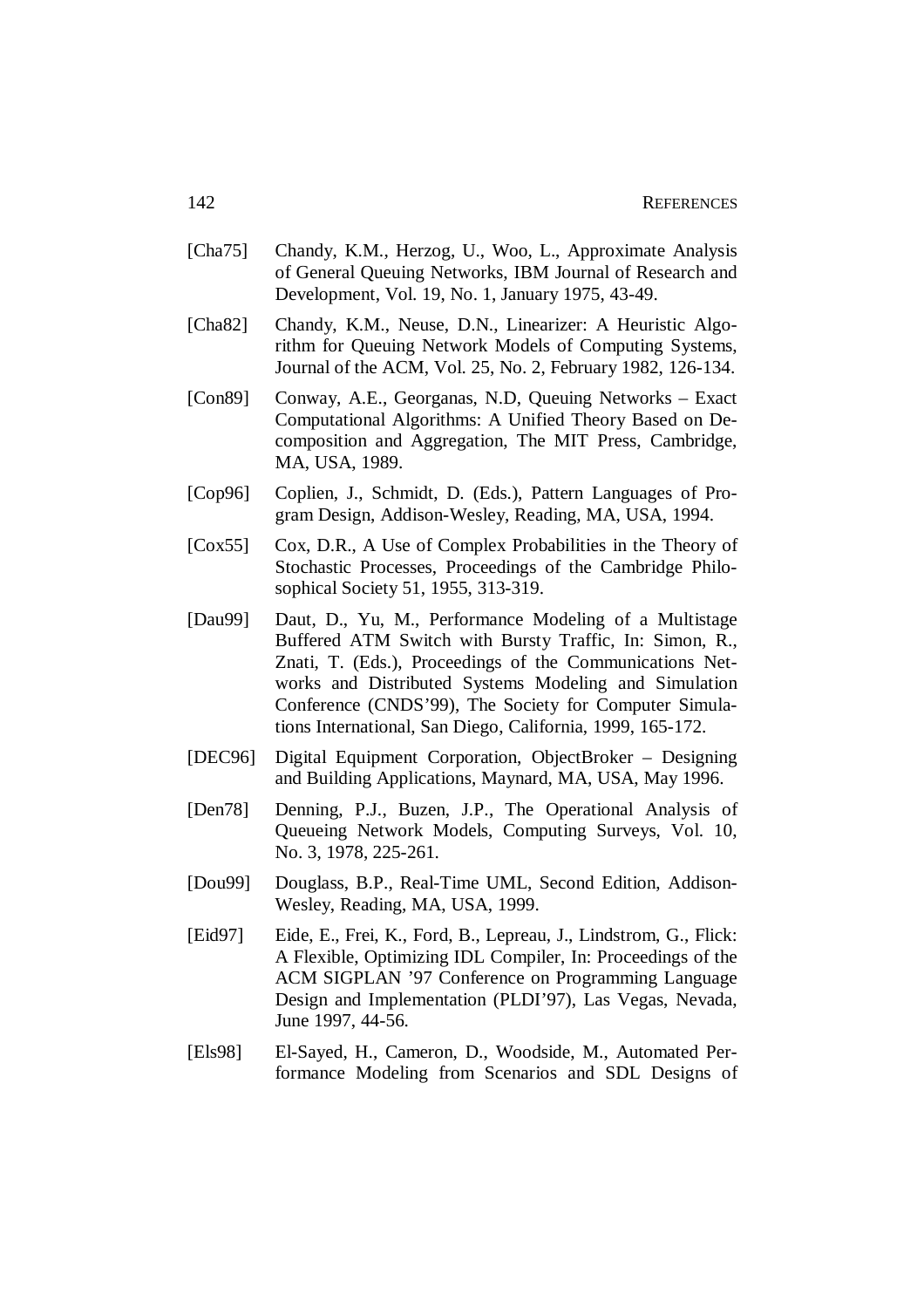[Cha75] Chandy, K.M., Herzog, U., Woo, L., Approximate Analysis of General Queuing Networks, IBM Journal of Research and Development, Vol. 19, No. 1, January 1975, 43-49.

[Cha82] Chandy, K.M., Neuse, D.N., Linearizer: A Heuristic Algorithm for Queuing Network Models of Computing Systems, Journal of the ACM, Vol. 25, No. 2, February 1982, 126-134.

[Con89] Conway, A.E., Georganas, N.D, Queuing Networks – Exact Computational Algorithms: A Unified Theory Based on Decomposition and Aggregation, The MIT Press, Cambridge, MA, USA, 1989.

[Cop96] Coplien, J., Schmidt, D. (Eds.), Pattern Languages of Program Design, Addison-Wesley, Reading, MA, USA, 1994.

[Cox55] Cox, D.R., A Use of Complex Probabilities in the Theory of Stochastic Processes, Proceedings of the Cambridge Philosophical Society 51, 1955, 313-319.

[Dau99] Daut, D., Yu, M., Performance Modeling of a Multistage Buffered ATM Switch with Bursty Traffic, In: Simon, R., Znati, T. (Eds.), Proceedings of the Communications Networks and Distributed Systems Modeling and Simulation Conference (CNDS'99), The Society for Computer Simulations International, San Diego, California, 1999, 165-172.

[DEC96] Digital Equipment Corporation, ObjectBroker – Designing and Building Applications, Maynard, MA, USA, May 1996.

[Den78] Denning, P.J., Buzen, J.P., The Operational Analysis of Queueing Network Models, Computing Surveys, Vol. 10, No. 3, 1978, 225-261.

[Dou99] Douglass, B.P., Real-Time UML, Second Edition, Addison-Wesley, Reading, MA, USA, 1999.

[Eid97] Eide, E., Frei, K., Ford, B., Lepreau, J., Lindstrom, G., Flick: A Flexible, Optimizing IDL Compiler, In: Proceedings of the ACM SIGPLAN '97 Conference on Programming Language Design and Implementation (PLDI'97), Las Vegas, Nevada, June 1997, 44-56.

[Els98] El-Sayed, H., Cameron, D., Woodside, M., Automated Performance Modeling from Scenarios and SDL Designs of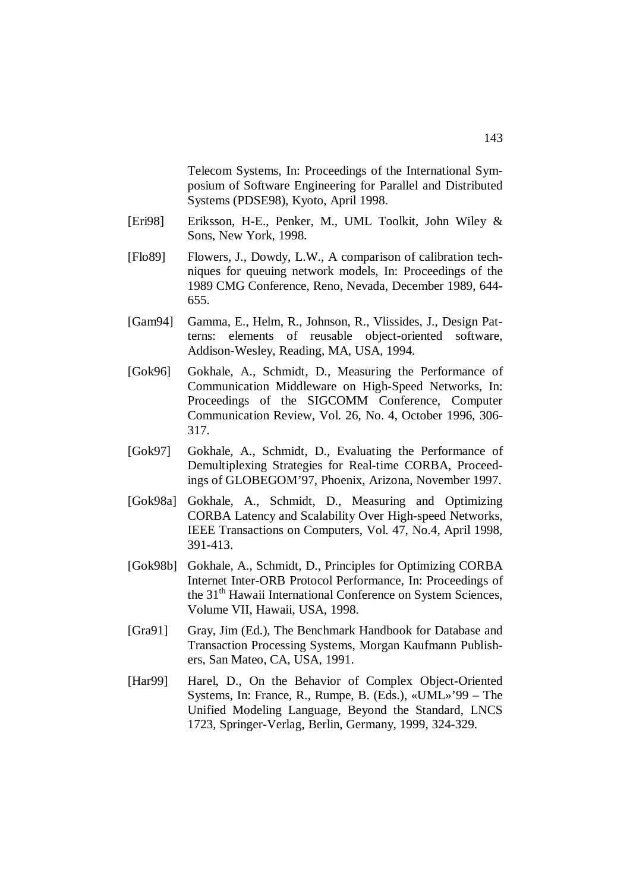Telecom Systems, In: Proceedings of the International Symposium of Software Engineering for Parallel and Distributed Systems (PDSE98), Kyoto, April 1998.

[Eri98] Eriksson, H-E., Penker, M., UML Toolkit, John Wiley & Sons, New York, 1998.

[Flo89] Flowers, J., Dowdy, L.W., A comparison of calibration techniques for queuing network models, In: Proceedings of the 1989 CMG Conference, Reno, Nevada, December 1989, 644-655.

[Gam94] Gamma, E., Helm, R., Johnson, R., Vlissides, J., Design Patterns: elements of reusable object-oriented software, Addison-Wesley, Reading, MA, USA, 1994.

[Gok96] Gokhale, A., Schmidt, D., Measuring the Performance of Communication Middleware on High-Speed Networks, In: Proceedings of the SIGCOMM Conference, Computer Communication Review, Vol. 26, No. 4, October 1996, 306-317.

[Gok97] Gokhale, A., Schmidt, D., Evaluating the Performance of Demultiplexing Strategies for Real-time CORBA, Proceedings of GLOBEGOM'97, Phoenix, Arizona, November 1997.

[Gok98a] Gokhale, A., Schmidt, D., Measuring and Optimizing CORBA Latency and Scalability Over High-speed Networks, IEEE Transactions on Computers, Vol. 47, No.4, April 1998, 391-413.

[Gok98b] Gokhale, A., Schmidt, D., Principles for Optimizing CORBA Internet Inter-ORB Protocol Performance, In: Proceedings of the 31th Hawaii International Conference on System Sciences, Volume VII, Hawaii, USA, 1998.

[Gra91] Gray, Jim (Ed.), The Benchmark Handbook for Database and Transaction Processing Systems, Morgan Kaufmann Publishers, San Mateo, CA, USA, 1991.

[Har99] Harel, D., On the Behavior of Complex Object-Oriented Systems, In: France, R., Rumpe, B. (Eds.), «UML»'99 – The Unified Modeling Language, Beyond the Standard, LNCS 1723, Springer-Verlag, Berlin, Germany, 1999, 324-329.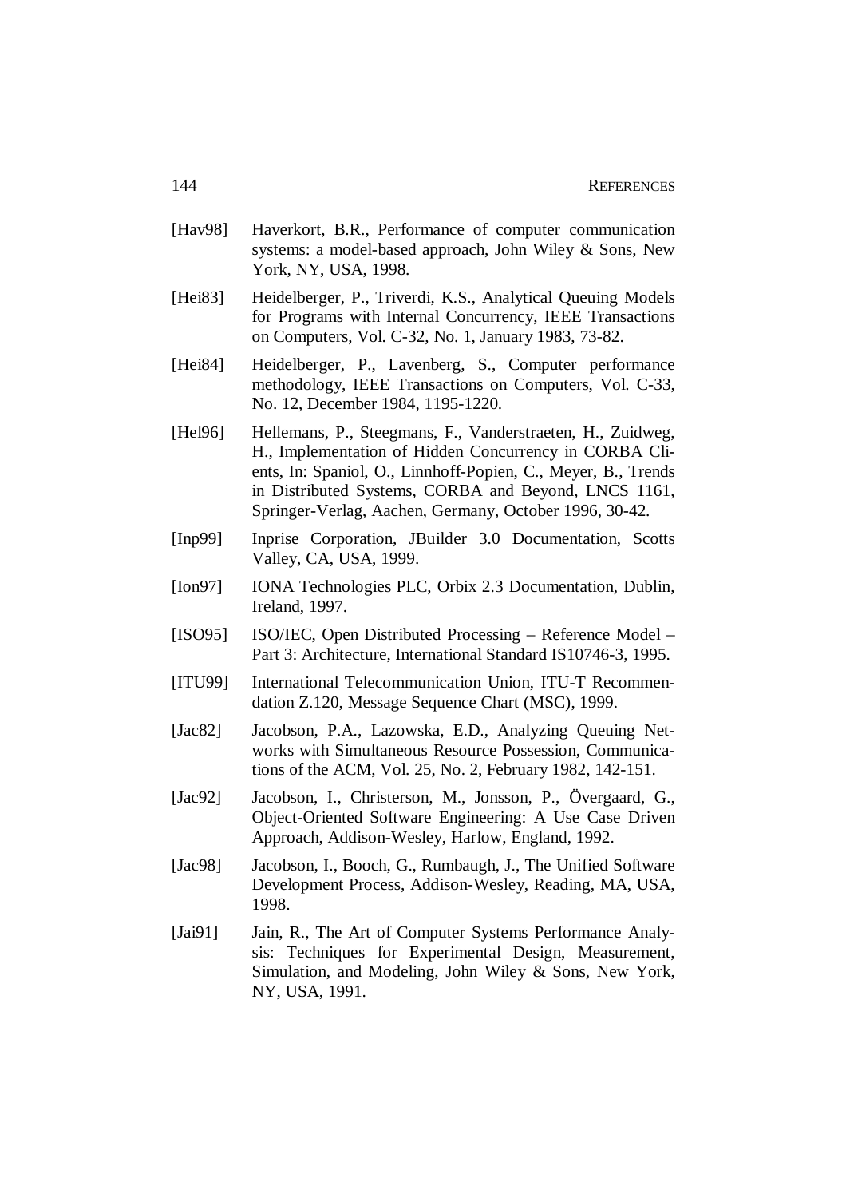[Hav98] Haverkort, B.R., Performance of computer communication systems: a model-based approach, John Wiley & Sons, New York, NY, USA, 1998.

[Hei83] Heidelberger, P., Triverdi, K.S., Analytical Queuing Models for Programs with Internal Concurrency, IEEE Transactions on Computers, Vol. C-32, No. 1, January 1983, 73-82.

[Hei84] Heidelberger, P., Lavenberg, S., Computer performance methodology, IEEE Transactions on Computers, Vol. C-33, No. 12, December 1984, 1195-1220.

[Hel96] Hellemans, P., Steegmans, F., Vanderstraeten, H., Zuidweg, H., Implementation of Hidden Concurrency in CORBA Clients, In: Spaniol, O., Linnhoff-Popien, C., Meyer, B., Trends in Distributed Systems, CORBA and Beyond, LNCS 1161, Springer-Verlag, Aachen, Germany, October 1996, 30-42.

[Inp99] Inprise Corporation, JBuilder 3.0 Documentation, Scotts Valley, CA, USA, 1999.

[Ion97] IONA Technologies PLC, Orbix 2.3 Documentation, Dublin, Ireland, 1997.

[ISO95] ISO/IEC, Open Distributed Processing – Reference Model – Part 3: Architecture, International Standard IS10746-3, 1995.

[ITU99] International Telecommunication Union, ITU-T Recommendation Z.120, Message Sequence Chart (MSC), 1999.

[Jac82] Jacobson, P.A., Lazowska, E.D., Analyzing Queuing Networks with Simultaneous Resource Possession, Communications of the ACM, Vol. 25, No. 2, February 1982, 142-151.

[Jac92] Jacobson, I., Christerson, M., Jonsson, P., Övergaard, G., Object-Oriented Software Engineering: A Use Case Driven Approach, Addison-Wesley, Harlow, England, 1992.

[Jac98] Jacobson, I., Booch, G., Rumbaugh, J., The Unified Software Development Process, Addison-Wesley, Reading, MA, USA, 1998.

[Jai91] Jain, R., The Art of Computer Systems Performance Analysis: Techniques for Experimental Design, Measurement, Simulation, and Modeling, John Wiley & Sons, New York, NY, USA, 1991.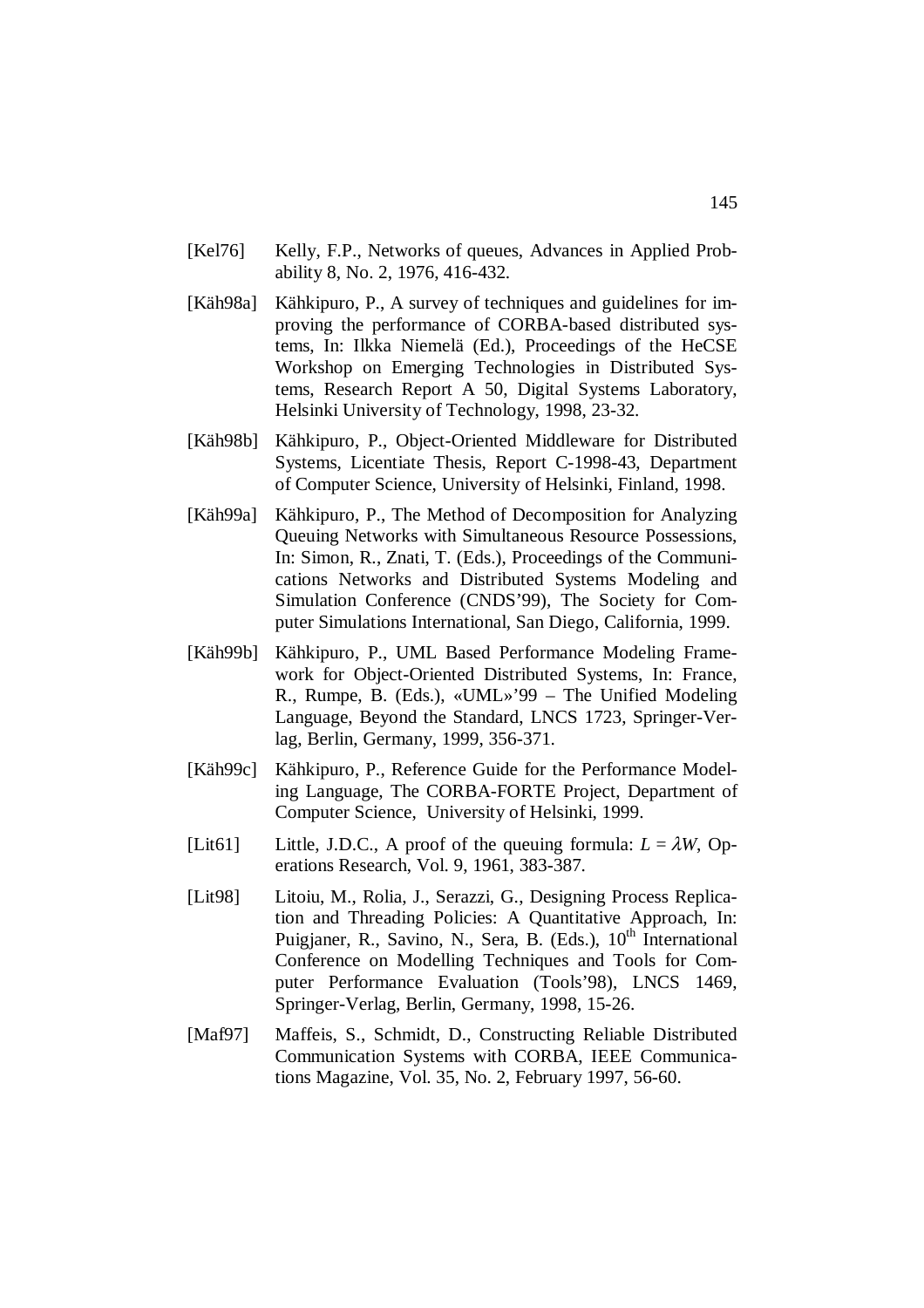[Kel76] Kelly, F.P., Networks of queues, Advances in Applied Probability 8, No. 2, 1976, 416-432.

[Käh98a] Kähkipuro, P., A survey of techniques and guidelines for improving the performance of CORBA-based distributed systems, In: Ilkka Niemelä (Ed.), Proceedings of the HeCSE Workshop on Emerging Technologies in Distributed Systems, Research Report A 50, Digital Systems Laboratory, Helsinki University of Technology, 1998, 23-32.

[Käh98b] Kähkipuro, P., Object-Oriented Middleware for Distributed Systems, Licentiate Thesis, Report C-1998-43, Department of Computer Science, University of Helsinki, Finland, 1998.

[Käh99a] Kähkipuro, P., The Method of Decomposition for Analyzing Queuing Networks with Simultaneous Resource Possessions, In: Simon, R., Znati, T. (Eds.), Proceedings of the Communications Networks and Distributed Systems Modeling and Simulation Conference (CNDS'99), The Society for Computer Simulations International, San Diego, California, 1999.

[Käh99b] Kähkipuro, P., UML Based Performance Modeling Framework for Object-Oriented Distributed Systems, In: France, R., Rumpe, B. (Eds.), «UML»'99 – The Unified Modeling Language, Beyond the Standard, LNCS 1723, Springer-Verlag, Berlin, Germany, 1999, 356-371.

[Käh99c] Kähkipuro, P., Reference Guide for the Performance Modeling Language, The CORBA-FORTE Project, Department of Computer Science, University of Helsinki, 1999.

[Lit61] Little, J.D.C., A proof of the queuing formula: $L = \lambda W$, Operations Research, Vol. 9, 1961, 383-387.

[Lit98] Litoiu, M., Rolia, J., Serazzi, G., Designing Process Replication and Threading Policies: A Quantitative Approach, In: Puigjaner, R., Savino, N., Sera, B. (Eds.), 10th International Conference on Modelling Techniques and Tools for Computer Performance Evaluation (Tools'98), LNCS 1469, Springer-Verlag, Berlin, Germany, 1998, 15-26.

[Maf97] Maffeis, S., Schmidt, D., Constructing Reliable Distributed Communication Systems with CORBA, IEEE Communications Magazine, Vol. 35, No. 2, February 1997, 56-60.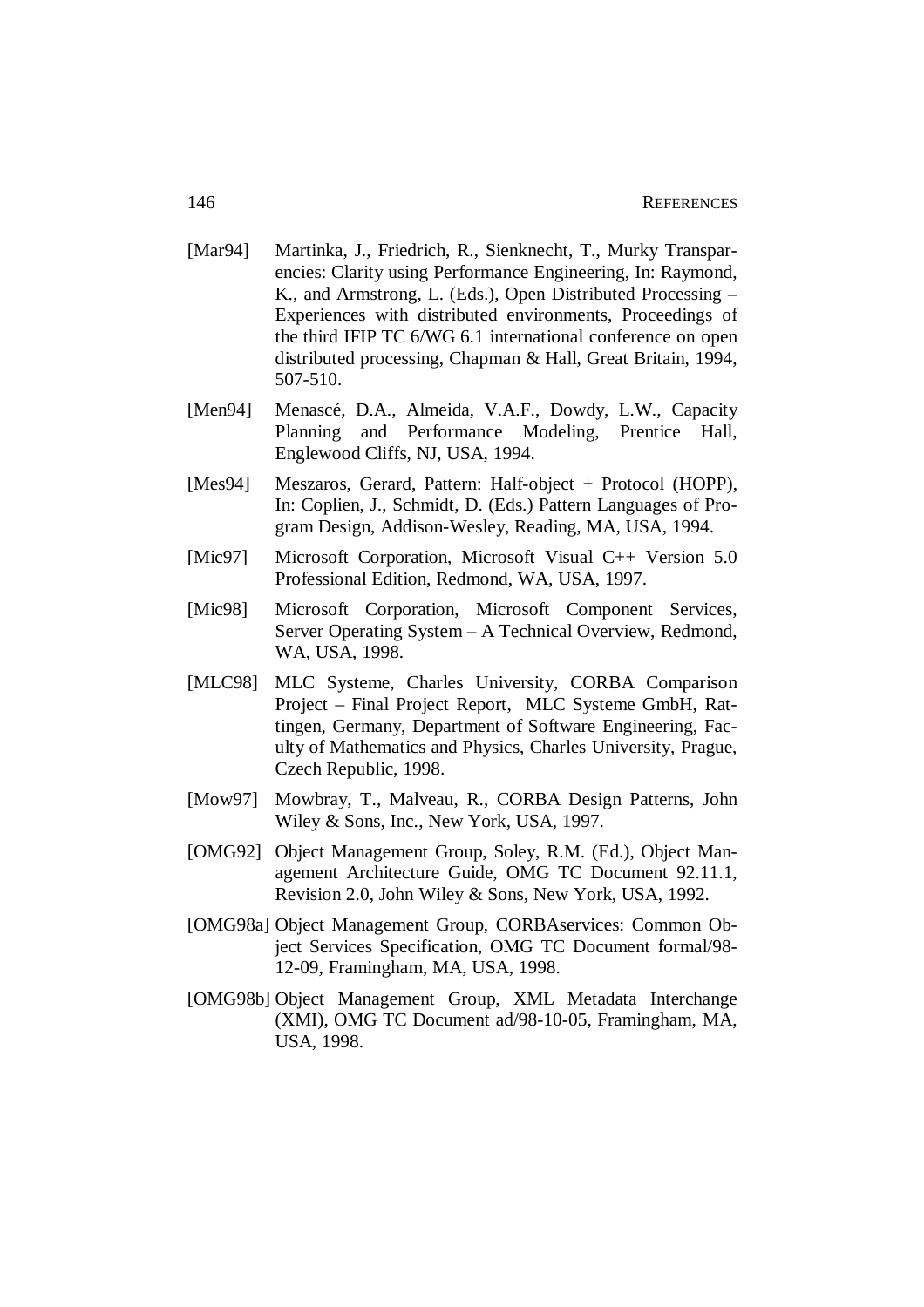[Mar94] Martinka, J., Friedrich, R., Sienknecht, T., Murky Transparencies: Clarity using Performance Engineering, In: Raymond, K., and Armstrong, L. (Eds.), Open Distributed Processing – Experiences with distributed environments, Proceedings of the third IFIP TC 6/WG 6.1 international conference on open distributed processing, Chapman & Hall, Great Britain, 1994, 507-510.

[Men94] Menascé, D.A., Almeida, V.A.F., Dowdy, L.W., Capacity Planning and Performance Modeling, Prentice Hall, Englewood Cliffs, NJ, USA, 1994.

[Mes94] Meszaros, Gerard, Pattern: Half-object + Protocol (HOPP), In: Coplien, J., Schmidt, D. (Eds.) Pattern Languages of Program Design, Addison-Wesley, Reading, MA, USA, 1994.

[Mic97] Microsoft Corporation, Microsoft Visual C++ Version 5.0 Professional Edition, Redmond, WA, USA, 1997.

[Mic98] Microsoft Corporation, Microsoft Component Services, Server Operating System – A Technical Overview, Redmond, WA, USA, 1998.

[MLC98] MLC Systeme, Charles University, CORBA Comparison Project – Final Project Report, MLC Systeme GmbH, Ratingen, Germany, Department of Software Engineering, Faculty of Mathematics and Physics, Charles University, Prague, Czech Republic, 1998.

[Mow97] Mowbray, T., Malveau, R., CORBA Design Patterns, John Wiley & Sons, Inc., New York, USA, 1997.

[OMG92] Object Management Group, Soley, R.M. (Ed.), Object Management Architecture Guide, OMG TC Document 92.11.1, Revision 2.0, John Wiley & Sons, New York, USA, 1992.

[OMG98a] Object Management Group, CORBAservices: Common Object Services Specification, OMG TC Document formal/98-12-09, Framingham, MA, USA, 1998.

[OMG98b] Object Management Group, XML Metadata Interchange (XMI), OMG TC Document ad/98-10-05, Framingham, MA, USA, 1998.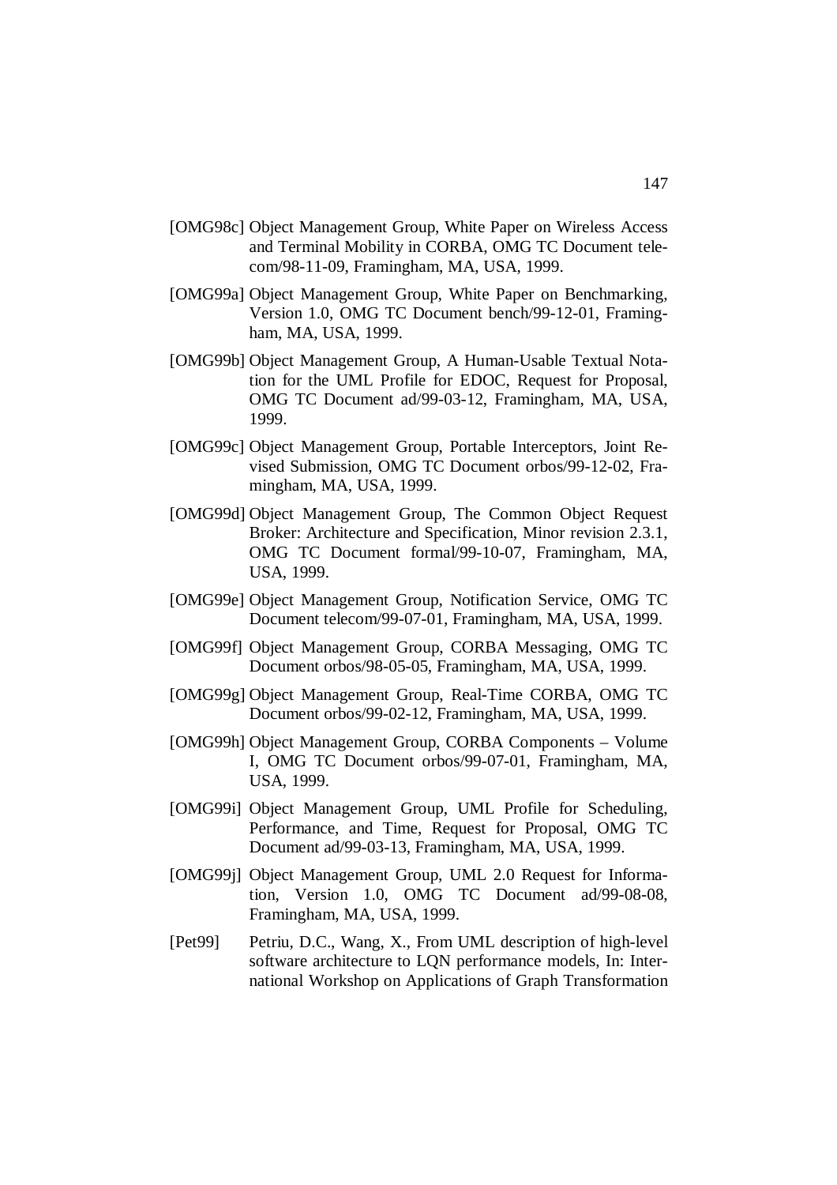[OMG98c] Object Management Group, White Paper on Wireless Access and Terminal Mobility in CORBA, OMG TC Document telecom/98-11-09, Framingham, MA, USA, 1999.

[OMG99a] Object Management Group, White Paper on Benchmarking, Version 1.0, OMG TC Document bench/99-12-01, Framingham, MA, USA, 1999.

[OMG99b] Object Management Group, A Human-Usable Textual Notation for the UML Profile for EDOC, Request for Proposal, OMG TC Document ad/99-03-12, Framingham, MA, USA, 1999.

[OMG99c] Object Management Group, Portable Interceptors, Joint Revised Submission, OMG TC Document orbos/99-12-02, Framingham, MA, USA, 1999.

[OMG99d] Object Management Group, The Common Object Request Broker: Architecture and Specification, Minor revision 2.3.1, OMG TC Document formal/99-10-07, Framingham, MA, USA, 1999.

[OMG99e] Object Management Group, Notification Service, OMG TC Document telecom/99-07-01, Framingham, MA, USA, 1999.

[OMG99f] Object Management Group, CORBA Messaging, OMG TC Document orbos/98-05-05, Framingham, MA, USA, 1999.

[OMG99g] Object Management Group, Real-Time CORBA, OMG TC Document orbos/99-02-12, Framingham, MA, USA, 1999.

[OMG99h] Object Management Group, CORBA Components – Volume I, OMG TC Document orbos/99-07-01, Framingham, MA, USA, 1999.

[OMG99i] Object Management Group, UML Profile for Scheduling, Performance, and Time, Request for Proposal, OMG TC Document ad/99-03-13, Framingham, MA, USA, 1999.

[OMG99j] Object Management Group, UML 2.0 Request for Information, Version 1.0, OMG TC Document ad/99-08-08, Framingham, MA, USA, 1999.

[Pet99] Petriu, D.C., Wang, X., From UML description of high-level software architecture to LQN performance models, In: International Workshop on Applications of Graph Transformation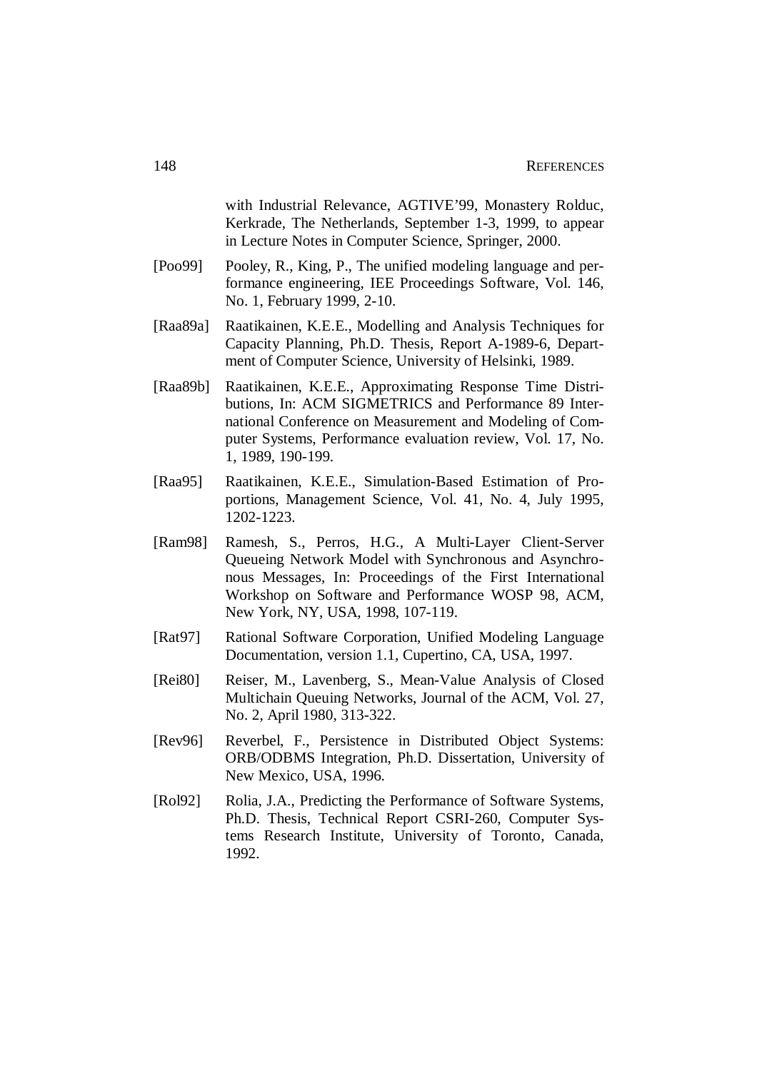with Industrial Relevance, AGTIVE'99, Monastery Rolduc, Kerkrade, The Netherlands, September 1-3, 1999, to appear in Lecture Notes in Computer Science, Springer, 2000.

[Poo99] Pooley, R., King, P., The unified modeling language and performance engineering, IEE Proceedings Software, Vol. 146, No. 1, February 1999, 2-10.

[Raa89a] Raatikainen, K.E.E., Modelling and Analysis Techniques for Capacity Planning, Ph.D. Thesis, Report A-1989-6, Department of Computer Science, University of Helsinki, 1989.

[Raa89b] Raatikainen, K.E.E., Approximating Response Time Distributions, In: ACM SIGMETRICS and Performance 89 International Conference on Measurement and Modeling of Computer Systems, Performance evaluation review, Vol. 17, No. 1, 1989, 190-199.

[Raa95] Raatikainen, K.E.E., Simulation-Based Estimation of Proportions, Management Science, Vol. 41, No. 4, July 1995, 1202-1223.

[Ram98] Ramesh, S., Perros, H.G., A Multi-Layer Client-Server Queueing Network Model with Synchronous and Asynchronous Messages, In: Proceedings of the First International Workshop on Software and Performance WOSP 98, ACM, New York, NY, USA, 1998, 107-119.

[Rat97] Rational Software Corporation, Unified Modeling Language Documentation, version 1.1, Cupertino, CA, USA, 1997.

[Rei80] Reiser, M., Lavenberg, S., Mean-Value Analysis of Closed Multichain Queuing Networks, Journal of the ACM, Vol. 27, No. 2, April 1980, 313-322.

[Rev96] Reverbel, F., Persistence in Distributed Object Systems: ORB/ODBMS Integration, Ph.D. Dissertation, University of New Mexico, USA, 1996.

[Rol92] Rolia, J.A., Predicting the Performance of Software Systems, Ph.D. Thesis, Technical Report CSRI-260, Computer Systems Research Institute, University of Toronto, Canada, 1992.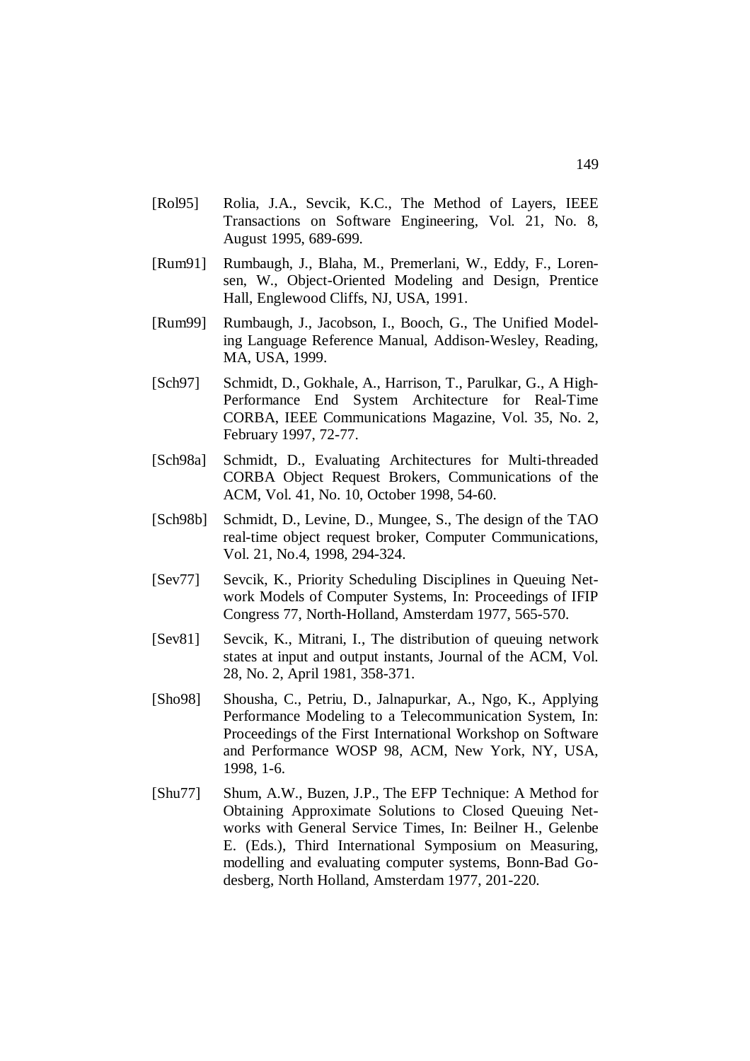[Rol95] Rolia, J.A., Sevcik, K.C., The Method of Layers, IEEE Transactions on Software Engineering, Vol. 21, No. 8, August 1995, 689-699.

[Rum91] Rumbaugh, J., Blaha, M., Premerlani, W., Eddy, F., Lorensen, W., Object-Oriented Modeling and Design, Prentice Hall, Englewood Cliffs, NJ, USA, 1991.

[Rum99] Rumbaugh, J., Jacobson, I., Booch, G., The Unified Modeling Language Reference Manual, Addison-Wesley, Reading, MA, USA, 1999.

[Sch97] Schmidt, D., Gokhale, A., Harrison, T., Parulkar, G., A High-Performance End System Architecture for Real-Time CORBA, IEEE Communications Magazine, Vol. 35, No. 2, February 1997, 72-77.

[Sch98a] Schmidt, D., Evaluating Architectures for Multi-threaded CORBA Object Request Brokers, Communications of the ACM, Vol. 41, No. 10, October 1998, 54-60.

[Sch98b] Schmidt, D., Levine, D., Mungee, S., The design of the TAO real-time object request broker, Computer Communications, Vol. 21, No.4, 1998, 294-324.

[Sev77] Sevcik, K., Priority Scheduling Disciplines in Queuing Network Models of Computer Systems, In: Proceedings of IFIP Congress 77, North-Holland, Amsterdam 1977, 565-570.

[Sev81] Sevcik, K., Mitrani, I., The distribution of queuing network states at input and output instants, Journal of the ACM, Vol. 28, No. 2, April 1981, 358-371.

[Sho98] Shousha, C., Petriu, D., Jalnapurkar, A., Ngo, K., Applying Performance Modeling to a Telecommunication System, In: Proceedings of the First International Workshop on Software and Performance WOSP 98, ACM, New York, NY, USA, 1998, 1-6.

[Shu77] Shum, A.W., Buzen, J.P., The EFP Technique: A Method for Obtaining Approximate Solutions to Closed Queuing Networks with General Service Times, In: Beilner H., Gelenbe E. (Eds.), Third International Symposium on Measuring, modelling and evaluating computer systems, Bonn-Bad Godesberg, North Holland, Amsterdam 1977, 201-220.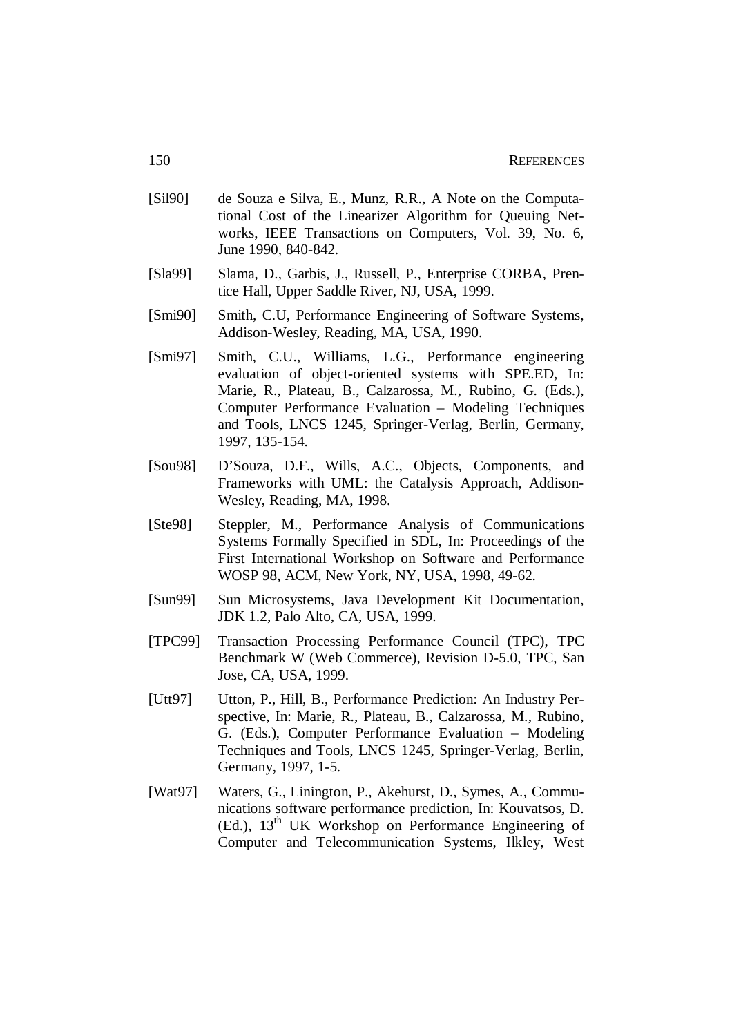[Sil90] de Souza e Silva, E., Munz, R.R., A Note on the Computational Cost of the Linearizer Algorithm for Queuing Networks, IEEE Transactions on Computers, Vol. 39, No. 6, June 1990, 840-842.

[Sla99] Slama, D., Garbis, J., Russell, P., Enterprise CORBA, Prentice Hall, Upper Saddle River, NJ, USA, 1999.

[Smi90] Smith, C.U, Performance Engineering of Software Systems, Addison-Wesley, Reading, MA, USA, 1990.

[Smi97] Smith, C.U., Williams, L.G., Performance engineering evaluation of object-oriented systems with SPE.ED, In: Marie, R., Plateau, B., Calzarossa, M., Rubino, G. (Eds.), Computer Performance Evaluation – Modeling Techniques and Tools, LNCS 1245, Springer-Verlag, Berlin, Germany, 1997, 135-154.

[Sou98] D'Souza, D.F., Wills, A.C., Objects, Components, and Frameworks with UML: the Catalysis Approach, Addison-Wesley, Reading, MA, 1998.

[Ste98] Steppler, M., Performance Analysis of Communications Systems Formally Specified in SDL, In: Proceedings of the First International Workshop on Software and Performance WOSP 98, ACM, New York, NY, USA, 1998, 49-62.

[Sun99] Sun Microsystems, Java Development Kit Documentation, JDK 1.2, Palo Alto, CA, USA, 1999.

[TPC99] Transaction Processing Performance Council (TPC), TPC Benchmark W (Web Commerce), Revision D-5.0, TPC, San Jose, CA, USA, 1999.

[Utt97] Utton, P., Hill, B., Performance Prediction: An Industry Perspective, In: Marie, R., Plateau, B., Calzarossa, M., Rubino, G. (Eds.), Computer Performance Evaluation – Modeling Techniques and Tools, LNCS 1245, Springer-Verlag, Berlin, Germany, 1997, 1-5.

[Wat97] Waters, G., Linington, P., Akehurst, D., Symes, A., Communications software performance prediction, In: Kouvatsos, D. (Ed.), 13th UK Workshop on Performance Engineering of Computer and Telecommunication Systems, Ilkley, West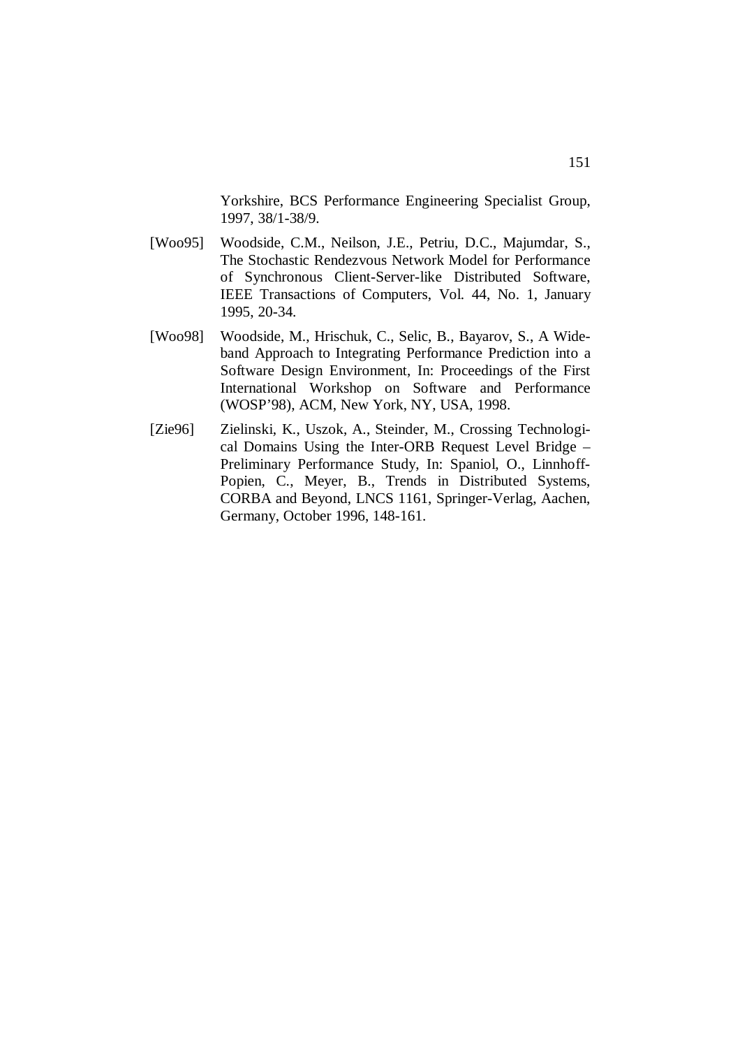Yorkshire, BCS Performance Engineering Specialist Group, 1997, 38/1-38/9.

[Woo95] Woodside, C.M., Neilson, J.E., Petriu, D.C., Majumdar, S., The Stochastic Rendezvous Network Model for Performance of Synchronous Client-Server-like Distributed Software, IEEE Transactions of Computers, Vol. 44, No. 1, January 1995, 20-34.

[Woo98] Woodside, M., Hrischuk, C., Selic, B., Bayarov, S., A Wide-band Approach to Integrating Performance Prediction into a Software Design Environment, In: Proceedings of the First International Workshop on Software and Performance (WOSP'98), ACM, New York, NY, USA, 1998.

[Zie96] Zielinski, K., Uszok, A., Steinder, M., Crossing Technological Domains Using the Inter-ORB Request Level Bridge – Preliminary Performance Study, In: Spaniol, O., Linnhoff-Popien, C., Meyer, B., Trends in Distributed Systems, CORBA and Beyond, LNCS 1161, Springer-Verlag, Aachen, Germany, October 1996, 148-161.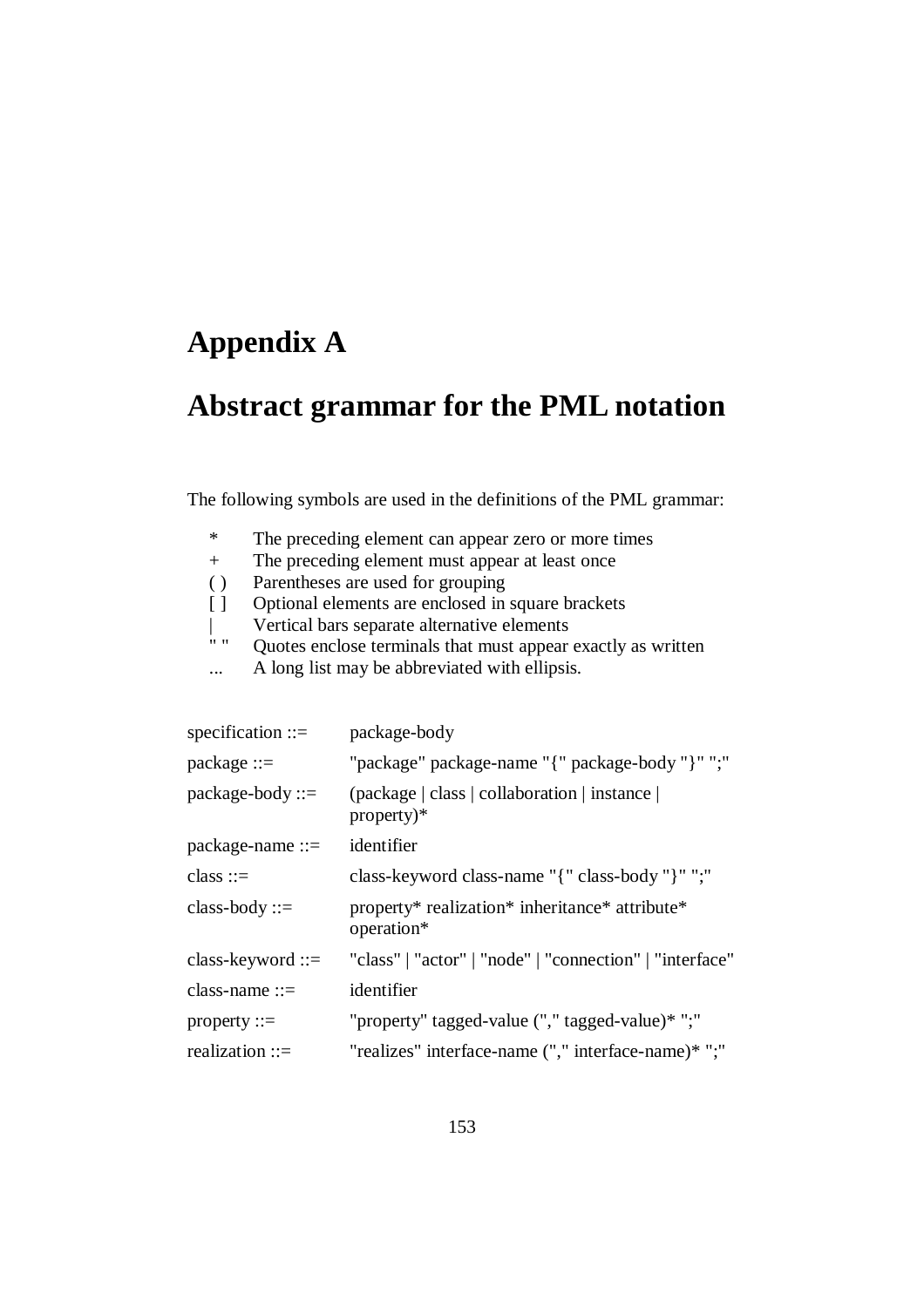# Appendix A

# Abstract grammar for the PML notation

The following symbols are used in the definitions of the PML grammar:

| | |
|---|---|
| * | The preceding element can appear zero or more times |
| + | The preceding element must appear at least once |
| ( ) | Parentheses are used for grouping |
| [ ] | Optional elements are enclosed in square brackets |
| \| | Vertical bars separate alternative elements |
| " " | Quotes enclose terminals that must appear exactly as written |
| ... | A long list may be abbreviated with ellipsis. |

| | |
|---|---|
| specification ::= | package-body |
| package ::= | "package" package-name "{" package-body "}" ";" |
| package-body ::= | (package \| class \| collaboration \| instance \| property)* |
| package-name ::= | identifier |
| class ::= | class-keyword class-name "{" class-body "}" ";" |
| class-body ::= | property* realization* inheritance* attribute* operation* |
| class-keyword ::= | "class" \| "actor" \| "node" \| "connection" \| "interface" |
| class-name ::= | identifier |
| property ::= | "property" tagged-value ("," tagged-value)* ";" |
| realization ::= | "realizes" interface-name ("," interface-name)* ";" |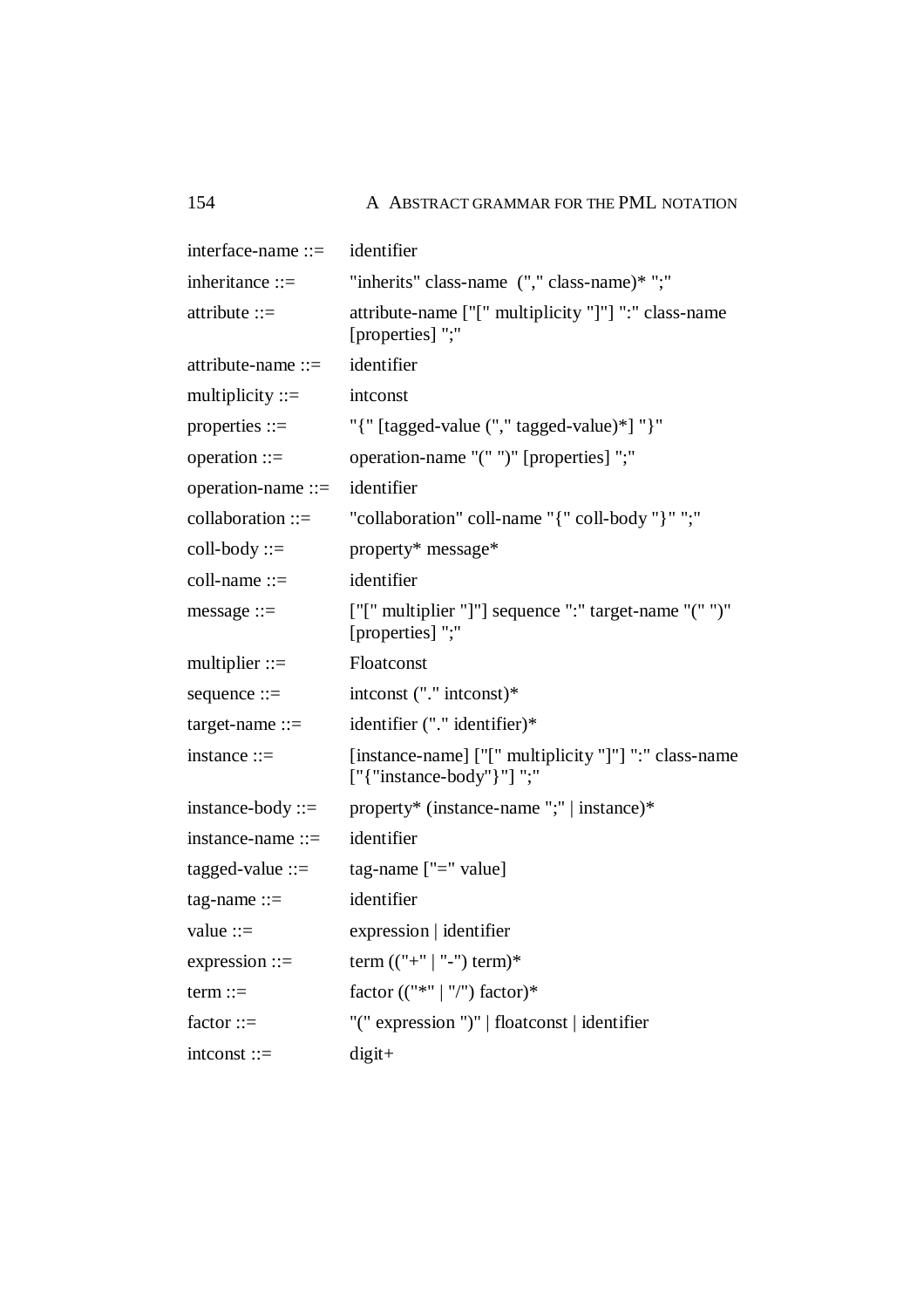interface-name ::= identifier

inheritance ::= "inherits" class-name ("," class-name)* ";"

attribute ::= attribute-name ["[" multiplicity "]"] ":" class-name [properties] ";"

attribute-name ::= identifier

multiplicity ::= intconst

properties ::= "{" [tagged-value ("," tagged-value)*] "}"

operation ::= operation-name "(" ")" [properties] ";"

operation-name ::= identifier

collaboration ::= "collaboration" coll-name "{" coll-body "}" ";"

coll-body ::= property* message*

coll-name ::= identifier

message ::= ["[" multiplier "]"] sequence ":" target-name "(" ")" [properties] ";"

multiplier ::= Floatconst

sequence ::= intconst ("." intconst)*

target-name ::= identifier ("." identifier)*

instance ::= [instance-name] ["[" multiplicity "]"] ":" class-name ["{"instance-body"}"] ";"

instance-body ::= property* (instance-name ";" | instance)*

instance-name ::= identifier

tagged-value ::= tag-name ["=" value]

tag-name ::= identifier

value ::= expression | identifier

expression ::= term (("+" | "-") term)*

term ::= factor (("*" | "/") factor)*

factor ::= "(" expression ")" | floatconst | identifier

intconst ::= digit+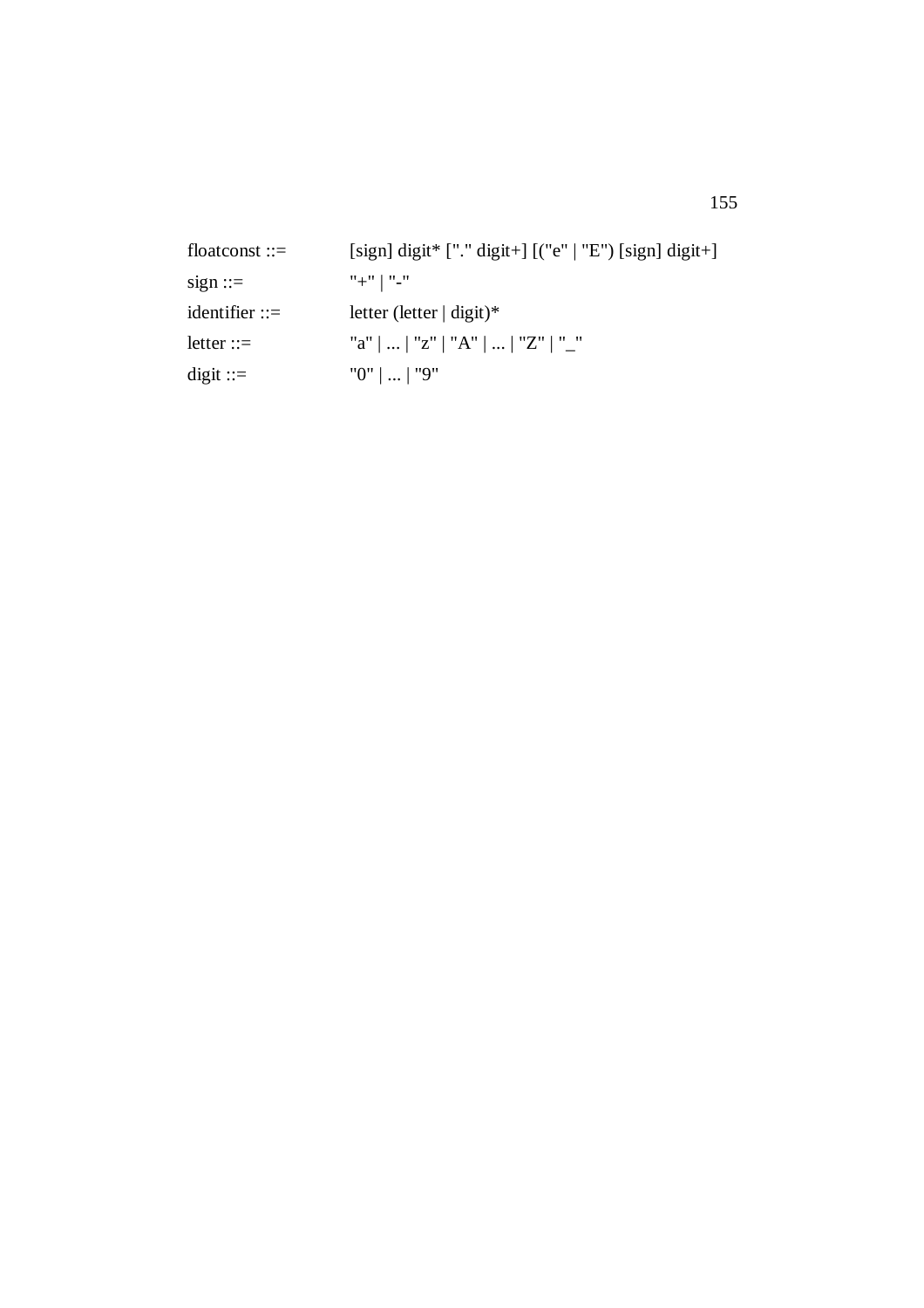```
floatconst ::=    [sign] digit* ["." digit+] [("e" | "E") [sign] digit+]
sign ::=          "+" | "-"
identifier ::=    letter (letter | digit)*
letter ::=        "a" | ... | "z" | "A" | ... | "Z" | "_"
digit ::=         "0" | ... | "9"
```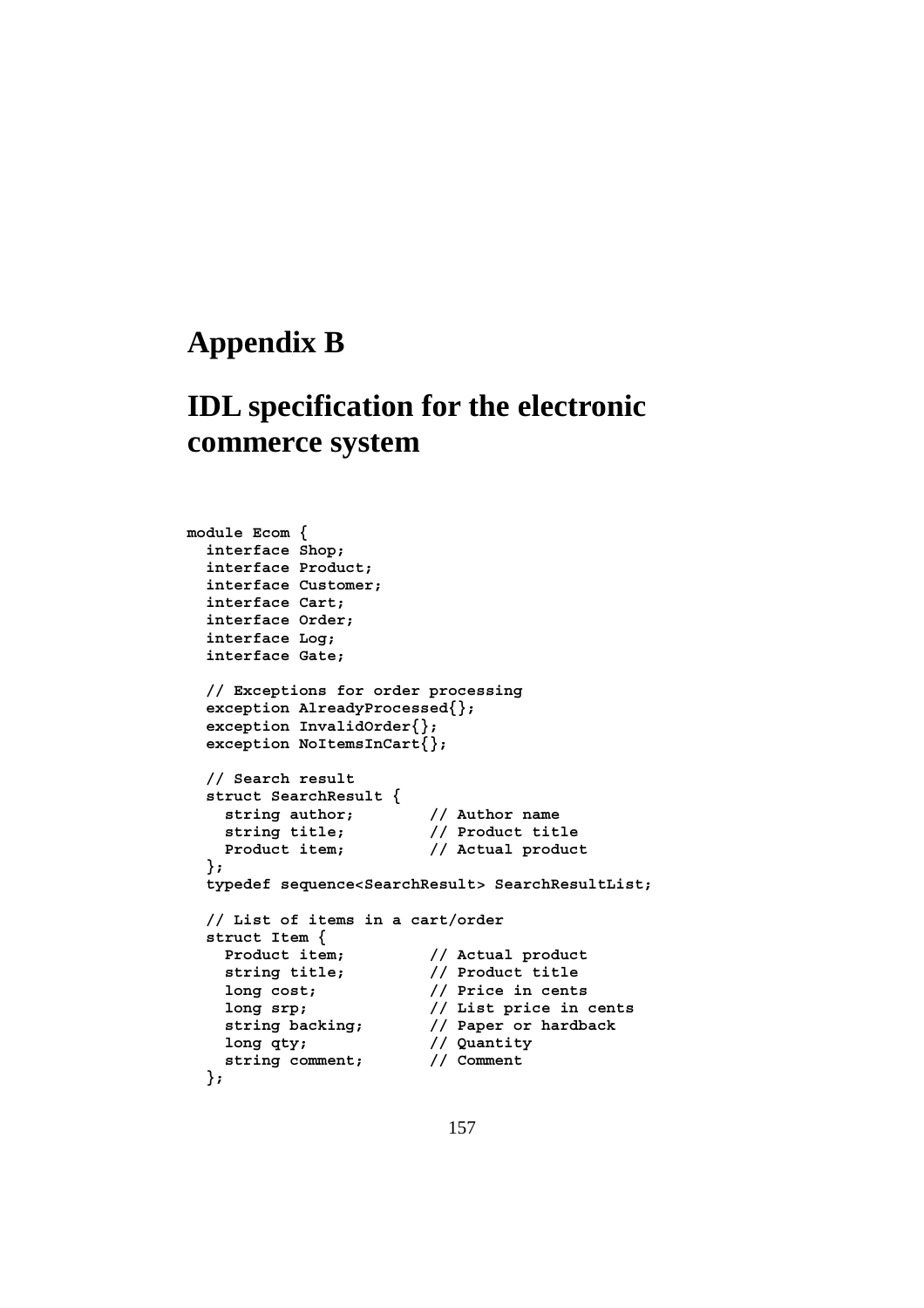# Appendix B

# IDL specification for the electronic commerce system

```
module Ecom {
  interface Shop;
  interface Product;
  interface Customer;
  interface Cart;
  interface Order;
  interface Log;
  interface Gate;

  // Exceptions for order processing
  exception AlreadyProcessed{};
  exception InvalidOrder{};
  exception NoItemsInCart{};

  // Search result
  struct SearchResult {
    string author;        // Author name
    string title;         // Product title
    Product item;         // Actual product
  };
  typedef sequence<SearchResult> SearchResultList;

  // List of items in a cart/order
  struct Item {
    Product item;         // Actual product
    string title;         // Product title
    long cost;            // Price in cents
    long srp;             // List price in cents
    string backing;       // Paper or hardback
    long qty;             // Quantity
    string comment;       // Comment
  };
```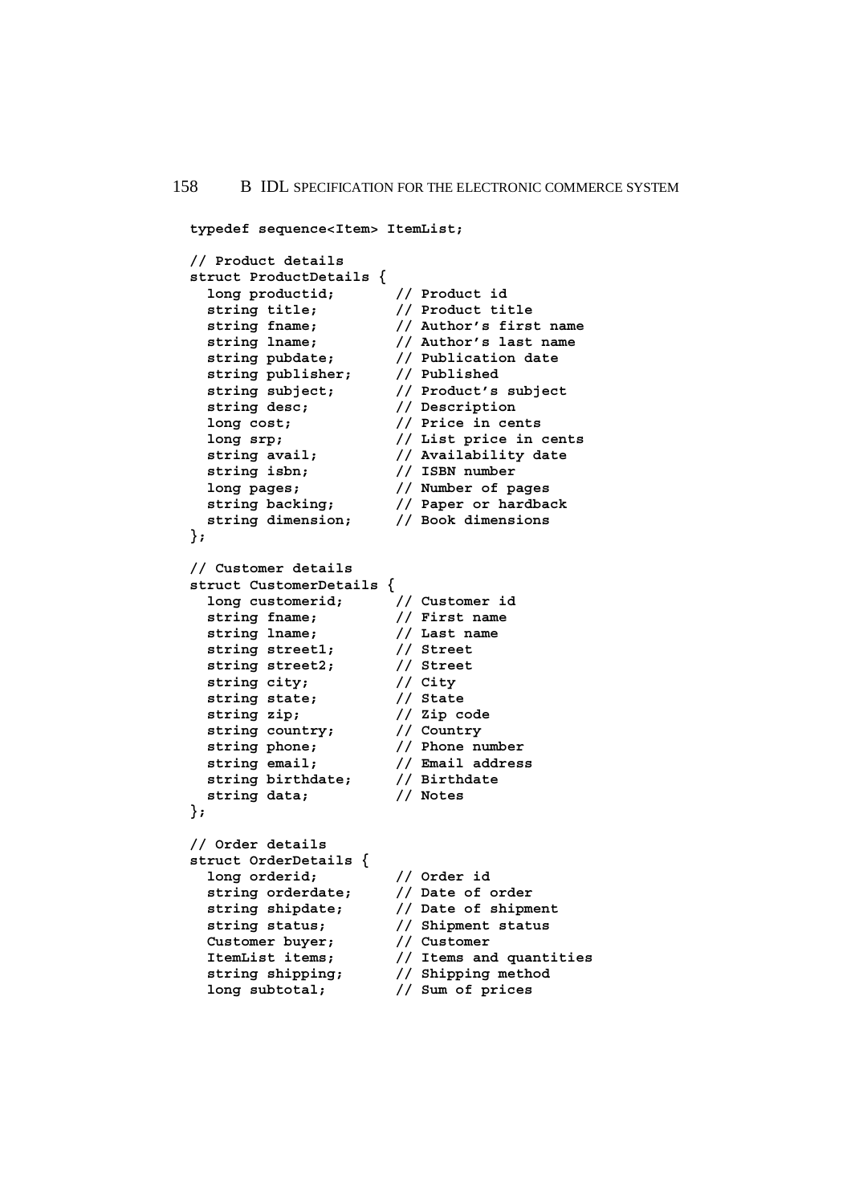```
typedef sequence<Item> ItemList;

// Product details
struct ProductDetails {
  long productid;       // Product id
  string title;         // Product title
  string fname;         // Author's first name
  string lname;         // Author's last name
  string pubdate;       // Publication date
  string publisher;     // Published
  string subject;       // Product's subject
  string desc;          // Description
  long cost;            // Price in cents
  long srp;             // List price in cents
  string avail;         // Availability date
  string isbn;          // ISBN number
  long pages;           // Number of pages
  string backing;       // Paper or hardback
  string dimension;     // Book dimensions
};

// Customer details
struct CustomerDetails {
  long customerid;      // Customer id
  string fname;         // First name
  string lname;         // Last name
  string street1;       // Street
  string street2;       // Street
  string city;          // City
  string state;         // State
  string zip;           // Zip code
  string country;       // Country
  string phone;         // Phone number
  string email;         // Email address
  string birthdate;     // Birthdate
  string data;          // Notes
};

// Order details
struct OrderDetails {
  long orderid;         // Order id
  string orderdate;     // Date of order
  string shipdate;      // Date of shipment
  string status;        // Shipment status
  Customer buyer;       // Customer
  ItemList items;       // Items and quantities
  string shipping;      // Shipping method
  long subtotal;        // Sum of prices
```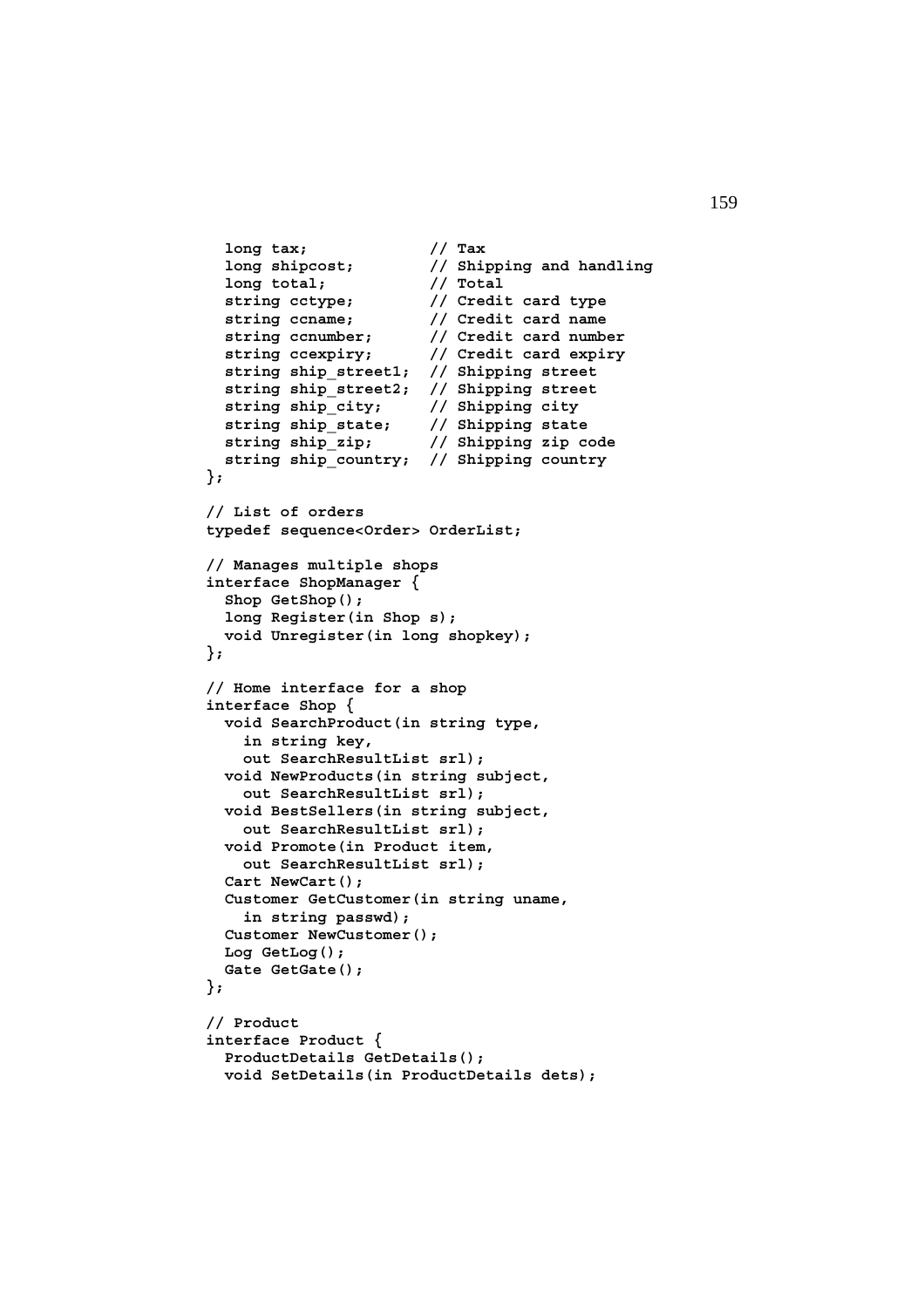```
  long tax;             // Tax
  long shipcost;        // Shipping and handling
  long total;           // Total
  string cctype;        // Credit card type
  string ccname;        // Credit card name
  string ccnumber;      // Credit card number
  string ccexpiry;      // Credit card expiry
  string ship_street1;  // Shipping street
  string ship_street2;  // Shipping street
  string ship_city;     // Shipping city
  string ship_state;    // Shipping state
  string ship_zip;      // Shipping zip code
  string ship_country;  // Shipping country
};

// List of orders
typedef sequence<Order> OrderList;

// Manages multiple shops
interface ShopManager {
  Shop GetShop();
  long Register(in Shop s);
  void Unregister(in long shopkey);
};

// Home interface for a shop
interface Shop {
  void SearchProduct(in string type,
    in string key,
    out SearchResultList srl);
  void NewProducts(in string subject,
    out SearchResultList srl);
  void BestSellers(in string subject,
    out SearchResultList srl);
  void Promote(in Product item,
    out SearchResultList srl);
  Cart NewCart();
  Customer GetCustomer(in string uname,
    in string passwd);
  Customer NewCustomer();
  Log GetLog();
  Gate GetGate();
};

// Product
interface Product {
  ProductDetails GetDetails();
  void SetDetails(in ProductDetails dets);
```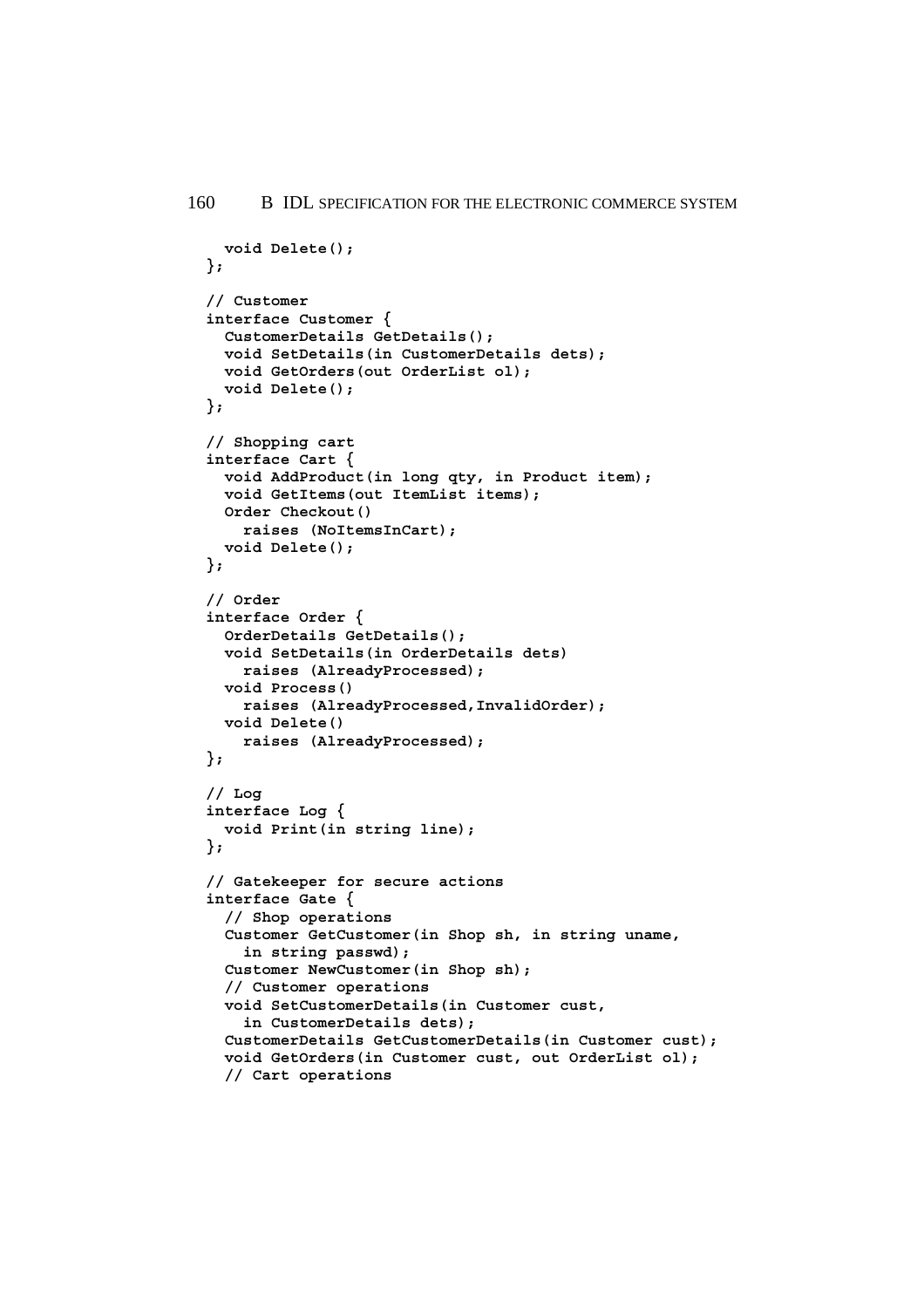```
  void Delete();
};

// Customer
interface Customer {
  CustomerDetails GetDetails();
  void SetDetails(in CustomerDetails dets);
  void GetOrders(out OrderList ol);
  void Delete();
};

// Shopping cart
interface Cart {
  void AddProduct(in long qty, in Product item);
  void GetItems(out ItemList items);
  Order Checkout()
    raises (NoItemsInCart);
  void Delete();
};

// Order
interface Order {
  OrderDetails GetDetails();
  void SetDetails(in OrderDetails dets)
    raises (AlreadyProcessed);
  void Process()
    raises (AlreadyProcessed,InvalidOrder);
  void Delete()
    raises (AlreadyProcessed);
};

// Log
interface Log {
  void Print(in string line);
};

// Gatekeeper for secure actions
interface Gate {
  // Shop operations
  Customer GetCustomer(in Shop sh, in string uname,
    in string passwd);
  Customer NewCustomer(in Shop sh);
  // Customer operations
  void SetCustomerDetails(in Customer cust,
    in CustomerDetails dets);
  CustomerDetails GetCustomerDetails(in Customer cust);
  void GetOrders(in Customer cust, out OrderList ol);
  // Cart operations
```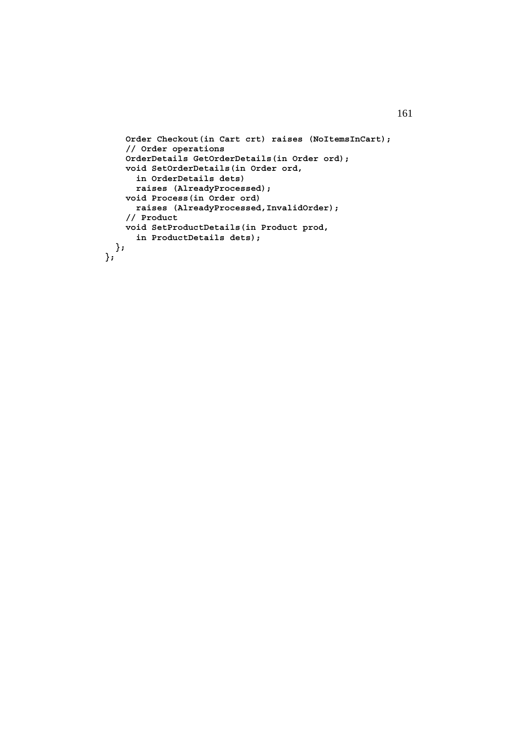```
    Order Checkout(in Cart crt) raises (NoItemsInCart);
    // Order operations
    OrderDetails GetOrderDetails(in Order ord);
    void SetOrderDetails(in Order ord,
      in OrderDetails dets)
      raises (AlreadyProcessed);
    void Process(in Order ord)
      raises (AlreadyProcessed,InvalidOrder);
    // Product
    void SetProductDetails(in Product prod,
      in ProductDetails dets);
  };
};
```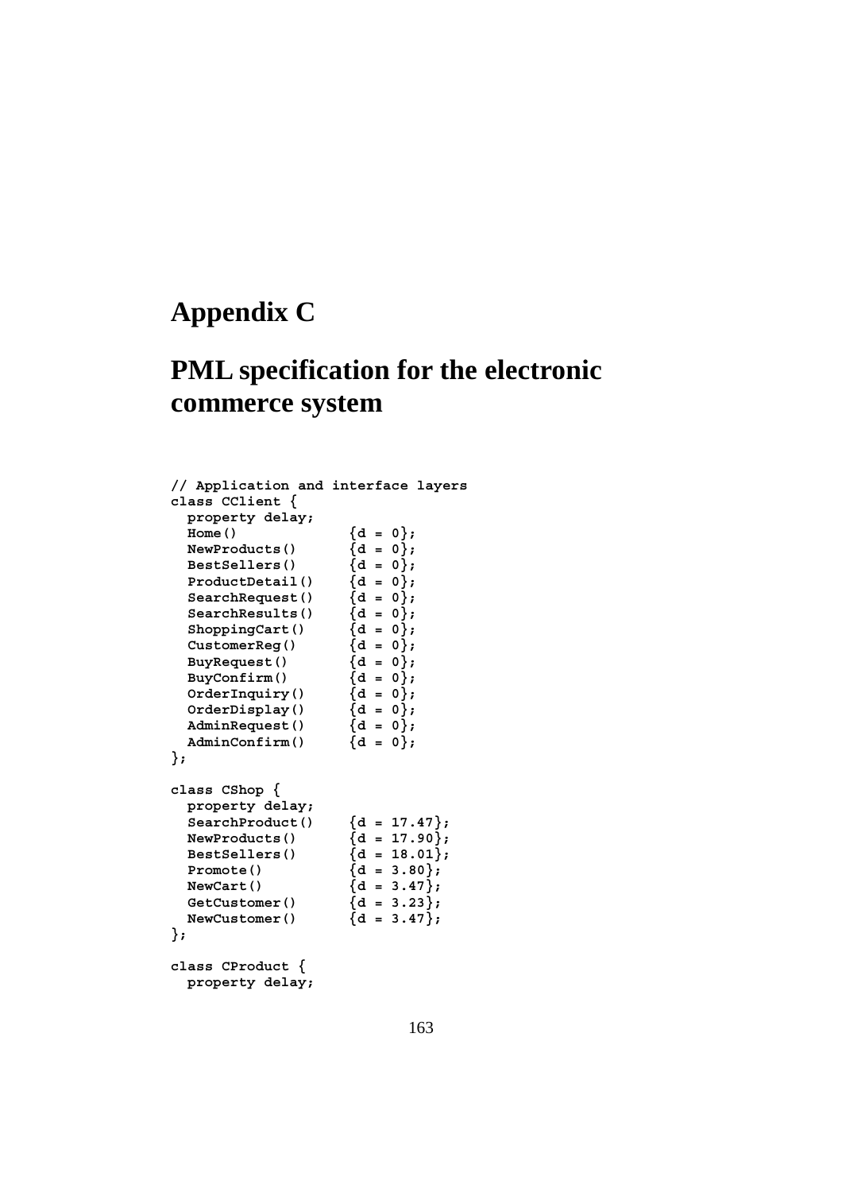# Appendix C

# PML specification for the electronic commerce system

```
// Application and interface layers
class CClient {
  property delay;
  Home()              {d = 0};
  NewProducts()       {d = 0};
  BestSellers()       {d = 0};
  ProductDetail()     {d = 0};
  SearchRequest()     {d = 0};
  SearchResults()     {d = 0};
  ShoppingCart()      {d = 0};
  CustomerReg()       {d = 0};
  BuyRequest()        {d = 0};
  BuyConfirm()        {d = 0};
  OrderInquiry()      {d = 0};
  OrderDisplay()      {d = 0};
  AdminRequest()      {d = 0};
  AdminConfirm()      {d = 0};
};

class CShop {
  property delay;
  SearchProduct()     {d = 17.47};
  NewProducts()       {d = 17.90};
  BestSellers()       {d = 18.01};
  Promote()           {d = 3.80};
  NewCart()           {d = 3.47};
  GetCustomer()       {d = 3.23};
  NewCustomer()       {d = 3.47};
};

class CProduct {
  property delay;
```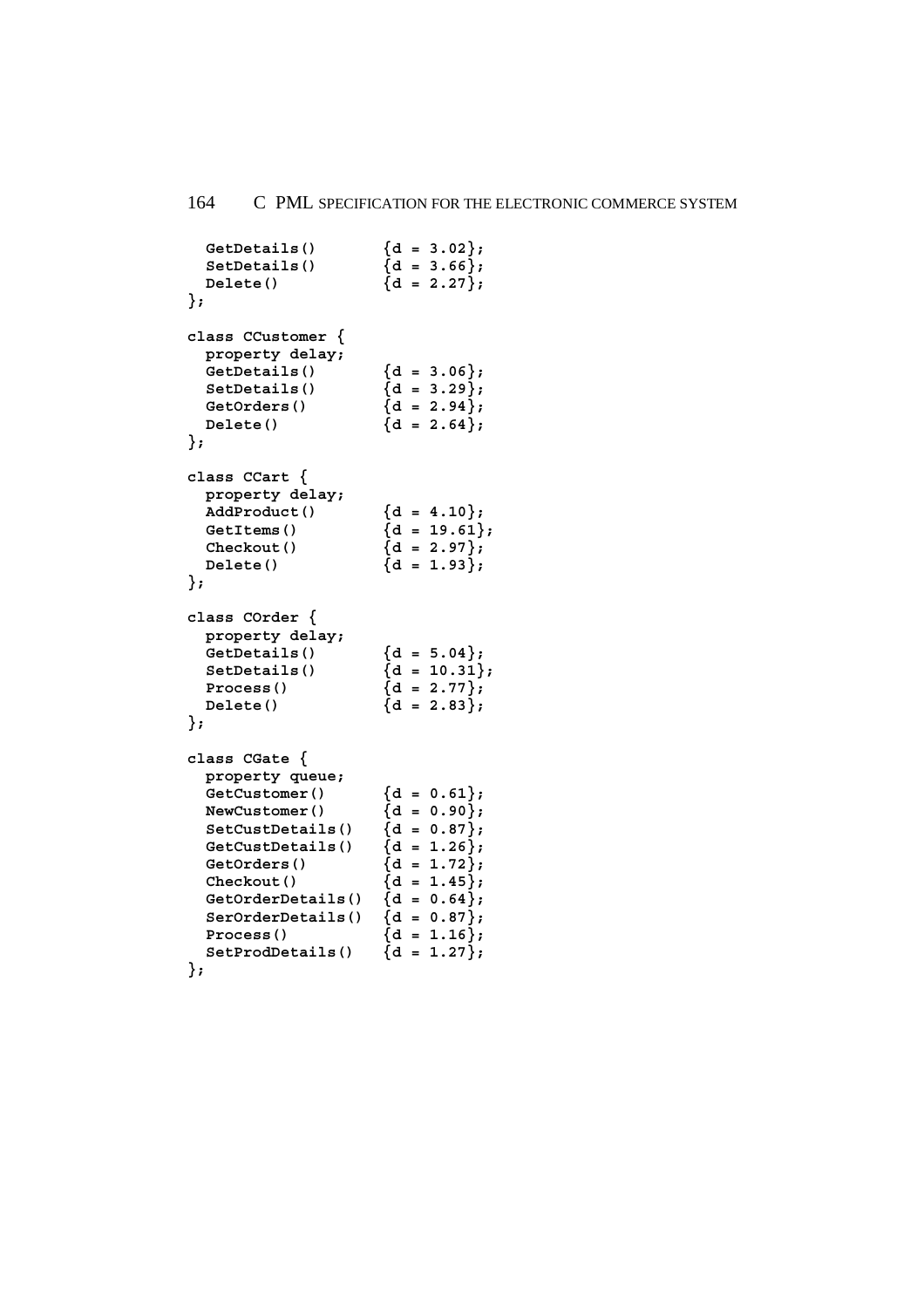```
  GetDetails()       {d = 3.02};
  SetDetails()       {d = 3.66};
  Delete()           {d = 2.27};
};

class CCustomer {
  property delay;
  GetDetails()       {d = 3.06};
  SetDetails()       {d = 3.29};
  GetOrders()        {d = 2.94};
  Delete()           {d = 2.64};
};

class CCart {
  property delay;
  AddProduct()       {d = 4.10};
  GetItems()         {d = 19.61};
  Checkout()         {d = 2.97};
  Delete()           {d = 1.93};
};

class COrder {
  property delay;
  GetDetails()       {d = 5.04};
  SetDetails()       {d = 10.31};
  Process()          {d = 2.77};
  Delete()           {d = 2.83};
};

class CGate {
  property queue;
  GetCustomer()      {d = 0.61};
  NewCustomer()      {d = 0.90};
  SetCustDetails()   {d = 0.87};
  GetCustDetails()   {d = 1.26};
  GetOrders()        {d = 1.72};
  Checkout()         {d = 1.45};
  GetOrderDetails()  {d = 0.64};
  SerOrderDetails()  {d = 0.87};
  Process()          {d = 1.16};
  SetProdDetails()   {d = 1.27};
};
```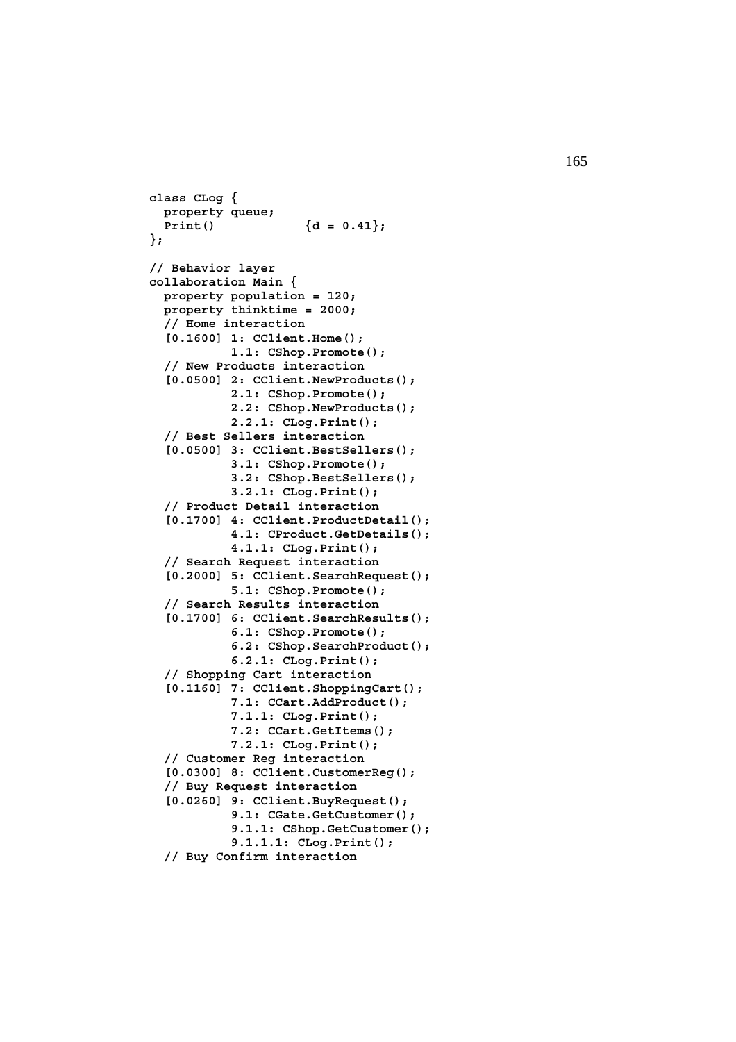```
class CLog {
  property queue;
  Print()             {d = 0.41};
};

// Behavior layer
collaboration Main {
  property population = 120;
  property thinktime = 2000;
  // Home interaction
  [0.1600] 1: CClient.Home();
           1.1: CShop.Promote();
  // New Products interaction
  [0.0500] 2: CClient.NewProducts();
           2.1: CShop.Promote();
           2.2: CShop.NewProducts();
           2.2.1: CLog.Print();
  // Best Sellers interaction
  [0.0500] 3: CClient.BestSellers();
           3.1: CShop.Promote();
           3.2: CShop.BestSellers();
           3.2.1: CLog.Print();
  // Product Detail interaction
  [0.1700] 4: CClient.ProductDetail();
           4.1: CProduct.GetDetails();
           4.1.1: CLog.Print();
  // Search Request interaction
  [0.2000] 5: CClient.SearchRequest();
           5.1: CShop.Promote();
  // Search Results interaction
  [0.1700] 6: CClient.SearchResults();
           6.1: CShop.Promote();
           6.2: CShop.SearchProduct();
           6.2.1: CLog.Print();
  // Shopping Cart interaction
  [0.1160] 7: CClient.ShoppingCart();
           7.1: CCart.AddProduct();
           7.1.1: CLog.Print();
           7.2: CCart.GetItems();
           7.2.1: CLog.Print();
  // Customer Reg interaction
  [0.0300] 8: CClient.CustomerReg();
  // Buy Request interaction
  [0.0260] 9: CClient.BuyRequest();
           9.1: CGate.GetCustomer();
           9.1.1: CShop.GetCustomer();
           9.1.1.1: CLog.Print();
  // Buy Confirm interaction
```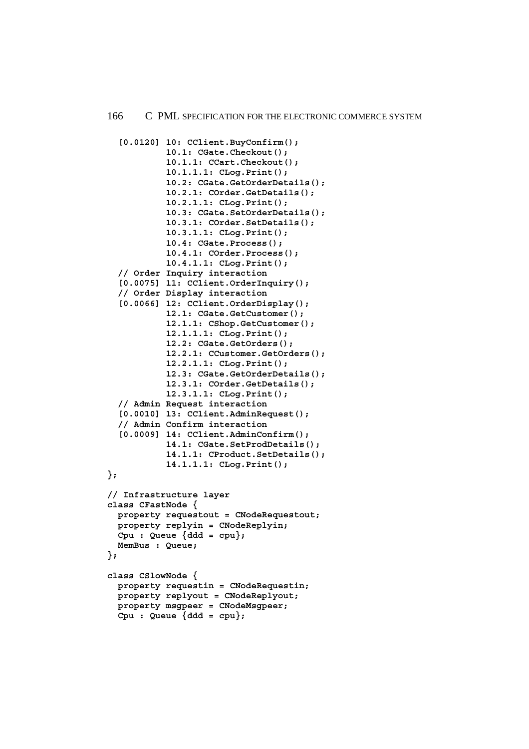```
  [0.0120] 10: CClient.BuyConfirm();
           10.1: CGate.Checkout();
           10.1.1: CCart.Checkout();
           10.1.1.1: CLog.Print();
           10.2: CGate.GetOrderDetails();
           10.2.1: COrder.GetDetails();
           10.2.1.1: CLog.Print();
           10.3: CGate.SetOrderDetails();
           10.3.1: COrder.SetDetails();
           10.3.1.1: CLog.Print();
           10.4: CGate.Process();
           10.4.1: COrder.Process();
           10.4.1.1: CLog.Print();
  // Order Inquiry interaction
  [0.0075] 11: CClient.OrderInquiry();
  // Order Display interaction
  [0.0066] 12: CClient.OrderDisplay();
           12.1: CGate.GetCustomer();
           12.1.1: CShop.GetCustomer();
           12.1.1.1: CLog.Print();
           12.2: CGate.GetOrders();
           12.2.1: CCustomer.GetOrders();
           12.2.1.1: CLog.Print();
           12.3: CGate.GetOrderDetails();
           12.3.1: COrder.GetDetails();
           12.3.1.1: CLog.Print();
  // Admin Request interaction
  [0.0010] 13: CClient.AdminRequest();
  // Admin Confirm interaction
  [0.0009] 14: CClient.AdminConfirm();
           14.1: CGate.SetProdDetails();
           14.1.1: CProduct.SetDetails();
           14.1.1.1: CLog.Print();
};

// Infrastructure layer
class CFastNode {
  property requestout = CNodeRequestout;
  property replyin = CNodeReplyin;
  Cpu : Queue {ddd = cpu};
  MemBus : Queue;
};

class CSlowNode {
  property requestin = CNodeRequestin;
  property replyout = CNodeReplyout;
  property msgpeer = CNodeMsgpeer;
  Cpu : Queue {ddd = cpu};
```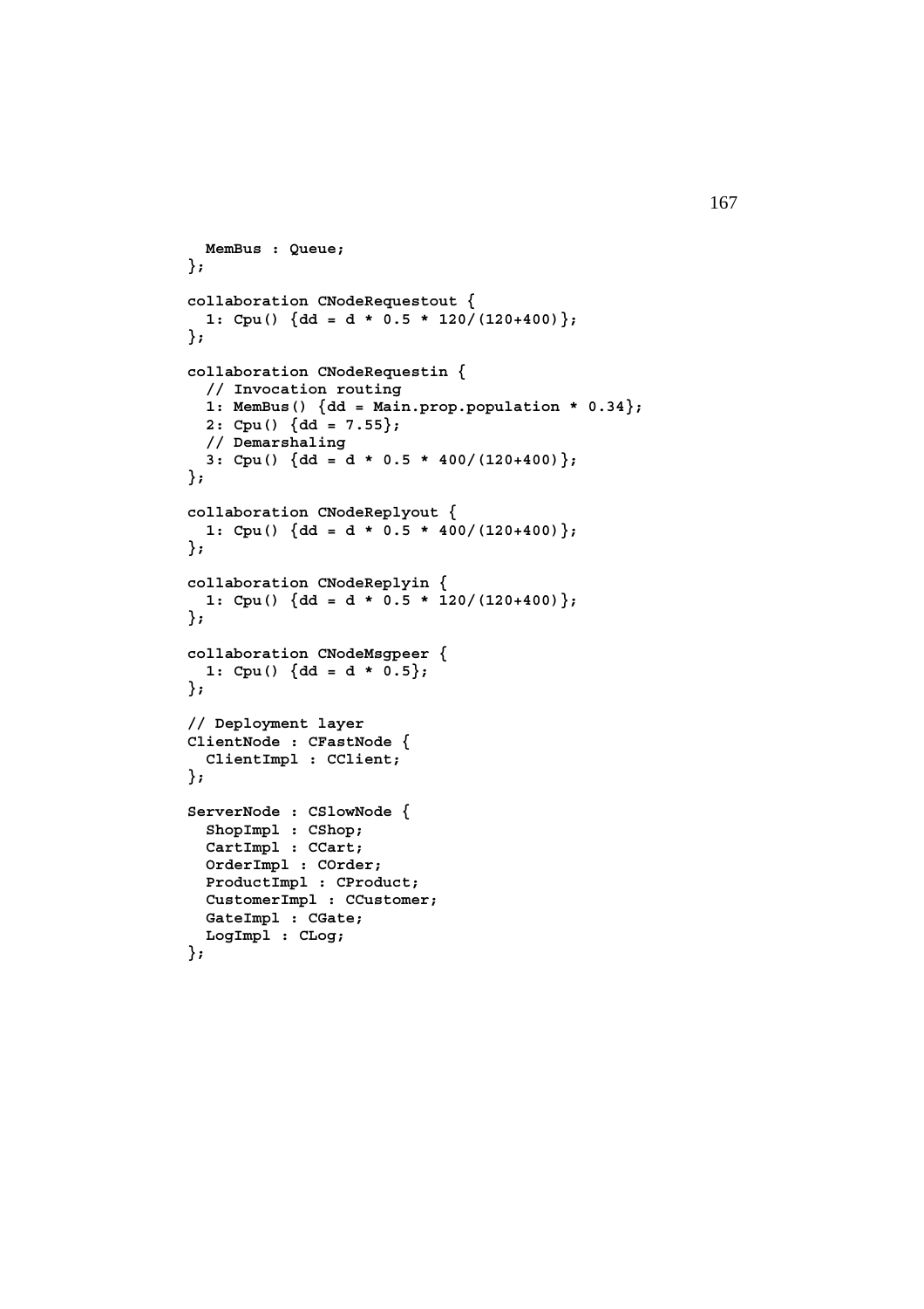```
  MemBus : Queue;
};

collaboration CNodeRequestout {
  1: Cpu() {dd = d * 0.5 * 120/(120+400)};
};

collaboration CNodeRequestin {
  // Invocation routing
  1: MemBus() {dd = Main.prop.population * 0.34};
  2: Cpu() {dd = 7.55};
  // Demarshaling
  3: Cpu() {dd = d * 0.5 * 400/(120+400)};
};

collaboration CNodeReplyout {
  1: Cpu() {dd = d * 0.5 * 400/(120+400)};
};

collaboration CNodeReplyin {
  1: Cpu() {dd = d * 0.5 * 120/(120+400)};
};

collaboration CNodeMsgpeer {
  1: Cpu() {dd = d * 0.5};
};

// Deployment layer
ClientNode : CFastNode {
  ClientImpl : CClient;
};

ServerNode : CSlowNode {
  ShopImpl : CShop;
  CartImpl : CCart;
  OrderImpl : COrder;
  ProductImpl : CProduct;
  CustomerImpl : CCustomer;
  GateImpl : CGate;
  LogImpl : CLog;
};
```